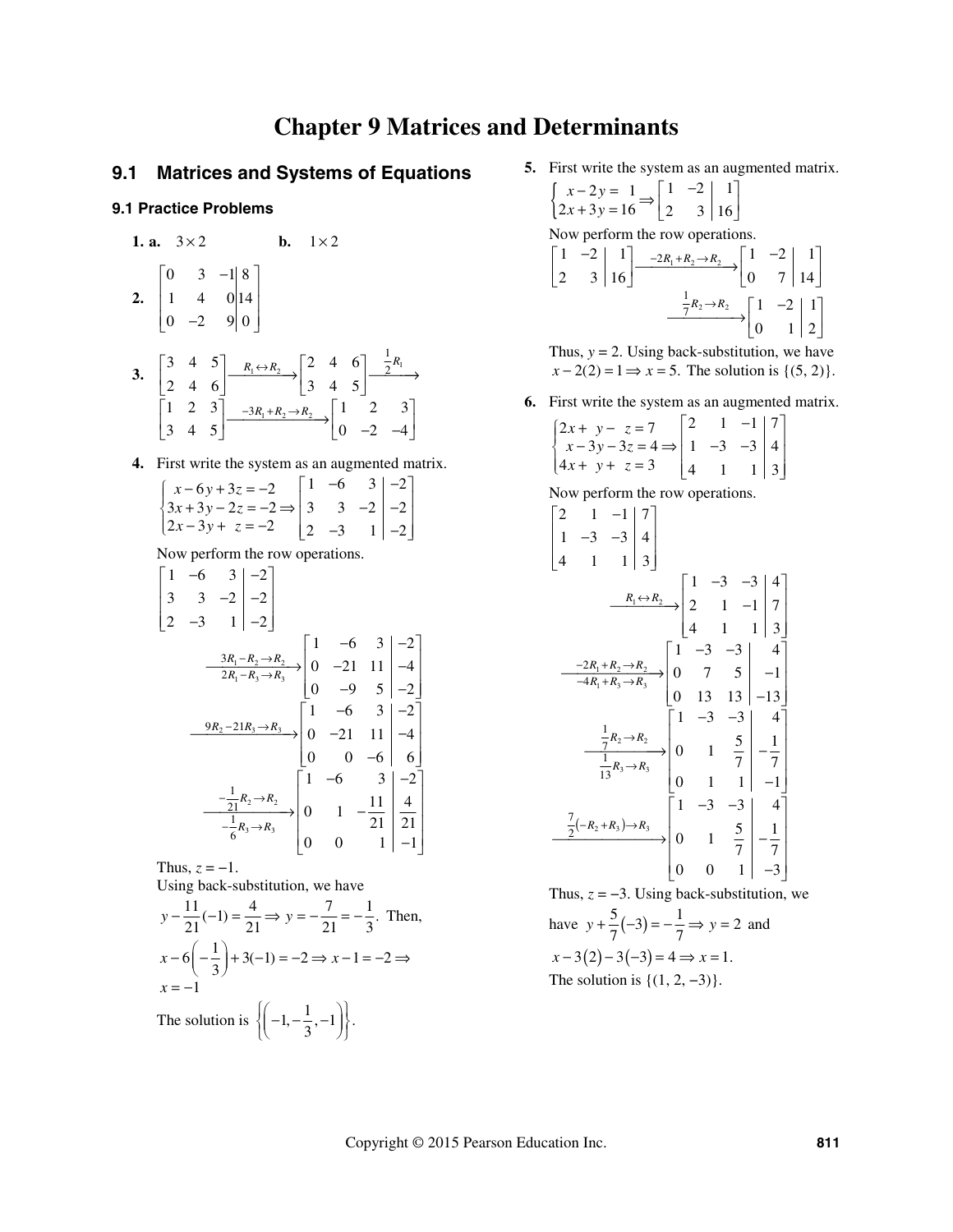# Chapter 9 Matrices and Determinants

## 9.1 Matrices and Systems of Equations

### 9.1 Practice Problems

**1. a.** $3 \times 2$ &emsp; **b.** $1 \times 2$

**2.** $\left[\begin{array}{ccc|c} 0 & 3 & -1 & 8 \\ 1 & 4 & 0 & 14 \\ 0 & -2 & 9 & 0 \end{array}\right]$

**3.** $\begin{bmatrix} 3 & 4 & 5 \\ 2 & 4 & 6 \end{bmatrix} \xrightarrow{R_1 \leftrightarrow R_2} \begin{bmatrix} 2 & 4 & 6 \\ 3 & 4 & 5 \end{bmatrix} \xrightarrow{\frac{1}{2}R_1}$

$\begin{bmatrix} 1 & 2 & 3 \\ 3 & 4 & 5 \end{bmatrix} \xrightarrow{-3R_1 + R_2 \to R_2} \begin{bmatrix} 1 & 2 & 3 \\ 0 & -2 & -4 \end{bmatrix}$

**4.** First write the system as an augmented matrix.

$$\begin{cases} x - 6y + 3z = -2 \\ 3x + 3y - 2z = -2 \\ 2x - 3y + z = -2 \end{cases} \Rightarrow \left[\begin{array}{ccc|c} 1 & -6 & 3 & -2 \\ 3 & 3 & -2 & -2 \\ 2 & -3 & 1 & -2 \end{array}\right]$$

Now perform the row operations.

$$\left[\begin{array}{ccc|c} 1 & -6 & 3 & -2 \\ 3 & 3 & -2 & -2 \\ 2 & -3 & 1 & -2 \end{array}\right]$$

$$\xrightarrow[2R_1 - R_3 \to R_3]{3R_1 - R_2 \to R_2} \left[\begin{array}{ccc|c} 1 & -6 & 3 & -2 \\ 0 & -21 & 11 & -4 \\ 0 & -9 & 5 & -2 \end{array}\right]$$

$$\xrightarrow{9R_2 - 21R_3 \to R_3} \left[\begin{array}{ccc|c} 1 & -6 & 3 & -2 \\ 0 & -21 & 11 & -4 \\ 0 & 0 & -6 & 6 \end{array}\right]$$

$$\xrightarrow[-\frac{1}{6}R_3 \to R_3]{-\frac{1}{21}R_2 \to R_2} \left[\begin{array}{ccc|c} 1 & -6 & 3 & -2 \\ 0 & 1 & -\frac{11}{21} & \frac{4}{21} \\ 0 & 0 & 1 & -1 \end{array}\right]$$

Thus, $z = -1$.

Using back-substitution, we have

$y - \frac{11}{21}(-1) = \frac{4}{21} \Rightarrow y = -\frac{7}{21} = -\frac{1}{3}$. Then,

$x - 6\left(-\frac{1}{3}\right) + 3(-1) = -2 \Rightarrow x - 1 = -2 \Rightarrow$

$x = -1$

The solution is $\left\{\left(-1, -\frac{1}{3}, -1\right)\right\}$.

**5.** First write the system as an augmented matrix.

$$\begin{cases} x - 2y = 1 \\ 2x + 3y = 16 \end{cases} \Rightarrow \left[\begin{array}{cc|c} 1 & -2 & 1 \\ 2 & 3 & 16 \end{array}\right]$$

Now perform the row operations.

$$\left[\begin{array}{cc|c} 1 & -2 & 1 \\ 2 & 3 & 16 \end{array}\right] \xrightarrow{-2R_1 + R_2 \to R_2} \left[\begin{array}{cc|c} 1 & -2 & 1 \\ 0 & 7 & 14 \end{array}\right]$$

$$\xrightarrow{\frac{1}{7}R_2 \to R_2} \left[\begin{array}{cc|c} 1 & -2 & 1 \\ 0 & 1 & 2 \end{array}\right]$$

Thus, $y = 2$. Using back-substitution, we have $x - 2(2) = 1 \Rightarrow x = 5$. The solution is $\{(5, 2)\}$.

**6.** First write the system as an augmented matrix.

$$\begin{cases} 2x + y - z = 7 \\ x - 3y - 3z = 4 \\ 4x + y + z = 3 \end{cases} \Rightarrow \left[\begin{array}{ccc|c} 2 & 1 & -1 & 7 \\ 1 & -3 & -3 & 4 \\ 4 & 1 & 1 & 3 \end{array}\right]$$

Now perform the row operations.

$$\left[\begin{array}{ccc|c} 2 & 1 & -1 & 7 \\ 1 & -3 & -3 & 4 \\ 4 & 1 & 1 & 3 \end{array}\right]$$

$$\xrightarrow{R_1 \leftrightarrow R_2} \left[\begin{array}{ccc|c} 1 & -3 & -3 & 4 \\ 2 & 1 & -1 & 7 \\ 4 & 1 & 1 & 3 \end{array}\right]$$

$$\xrightarrow[-4R_1 + R_3 \to R_3]{-2R_1 + R_2 \to R_2} \left[\begin{array}{ccc|c} 1 & -3 & -3 & 4 \\ 0 & 7 & 5 & -1 \\ 0 & 13 & 13 & -13 \end{array}\right]$$

$$\xrightarrow[\frac{1}{13}R_3 \to R_3]{\frac{1}{7}R_2 \to R_2} \left[\begin{array}{ccc|c} 1 & -3 & -3 & 4 \\ 0 & 1 & \frac{5}{7} & -\frac{1}{7} \\ 0 & 1 & 1 & -1 \end{array}\right]$$

$$\xrightarrow{\frac{7}{2}(-R_2 + R_3) \to R_3} \left[\begin{array}{ccc|c} 1 & -3 & -3 & 4 \\ 0 & 1 & \frac{5}{7} & -\frac{1}{7} \\ 0 & 0 & 1 & -3 \end{array}\right]$$

Thus, $z = -3$. Using back-substitution, we have $y + \frac{5}{7}(-3) = -\frac{1}{7} \Rightarrow y = 2$ and $x - 3(2) - 3(-3) = 4 \Rightarrow x = 1$.

The solution is $\{(1, 2, -3)\}$.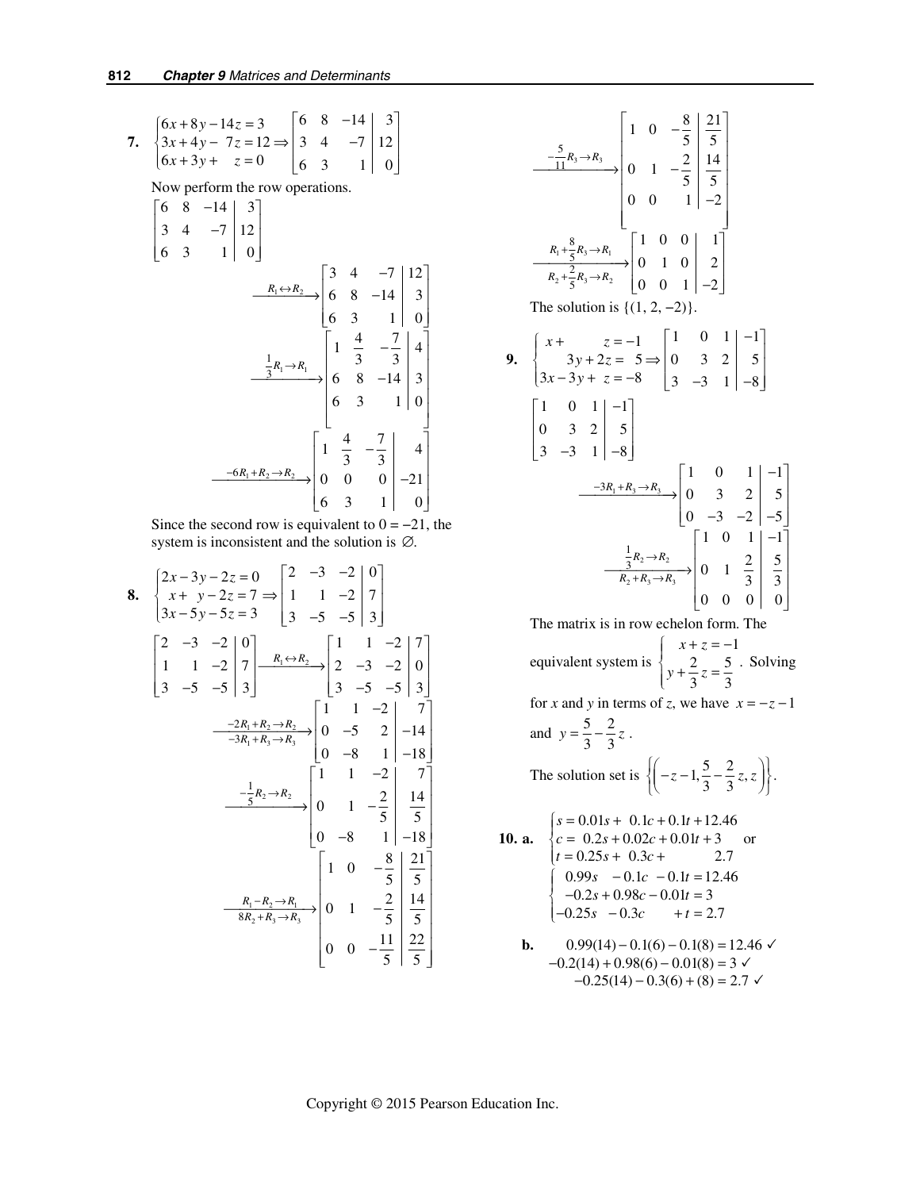**7.** $\begin{cases} 6x + 8y - 14z = 3 \\ 3x + 4y - \ 7z = 12 \\ 6x + 3y + \quad z = 0 \end{cases} \Rightarrow \left[\begin{array}{ccc|c} 6 & 8 & -14 & 3 \\ 3 & 4 & -7 & 12 \\ 6 & 3 & 1 & 0 \end{array}\right]$

Now perform the row operations.

$$\left[\begin{array}{ccc|c} 6 & 8 & -14 & 3 \\ 3 & 4 & -7 & 12 \\ 6 & 3 & 1 & 0 \end{array}\right] \xrightarrow{R_1 \leftrightarrow R_2} \left[\begin{array}{ccc|c} 3 & 4 & -7 & 12 \\ 6 & 8 & -14 & 3 \\ 6 & 3 & 1 & 0 \end{array}\right]$$

$$\xrightarrow{\frac{1}{3}R_1 \to R_1} \left[\begin{array}{ccc|c} 1 & \frac{4}{3} & -\frac{7}{3} & 4 \\ 6 & 8 & -14 & 3 \\ 6 & 3 & 1 & 0 \end{array}\right]$$

$$\xrightarrow{-6R_1 + R_2 \to R_2} \left[\begin{array}{ccc|c} 1 & \frac{4}{3} & -\frac{7}{3} & 4 \\ 0 & 0 & 0 & -21 \\ 6 & 3 & 1 & 0 \end{array}\right]$$

Since the second row is equivalent to $0 = -21$, the system is inconsistent and the solution is $\varnothing$.

**8.** $\begin{cases} 2x - 3y - 2z = 0 \\ x + \ y - 2z = 7 \\ 3x - 5y - 5z = 3 \end{cases} \Rightarrow \left[\begin{array}{ccc|c} 2 & -3 & -2 & 0 \\ 1 & 1 & -2 & 7 \\ 3 & -5 & -5 & 3 \end{array}\right]$

$$\left[\begin{array}{ccc|c} 2 & -3 & -2 & 0 \\ 1 & 1 & -2 & 7 \\ 3 & -5 & -5 & 3 \end{array}\right] \xrightarrow{R_1 \leftrightarrow R_2} \left[\begin{array}{ccc|c} 1 & 1 & -2 & 7 \\ 2 & -3 & -2 & 0 \\ 3 & -5 & -5 & 3 \end{array}\right]$$

$$\xrightarrow[-3R_1 + R_3 \to R_3]{-2R_1 + R_2 \to R_2} \left[\begin{array}{ccc|c} 1 & 1 & -2 & 7 \\ 0 & -5 & 2 & -14 \\ 0 & -8 & 1 & -18 \end{array}\right]$$

$$\xrightarrow{-\frac{1}{5}R_2 \to R_2} \left[\begin{array}{ccc|c} 1 & 1 & -2 & 7 \\ 0 & 1 & -\frac{2}{5} & \frac{14}{5} \\ 0 & -8 & 1 & -18 \end{array}\right]$$

$$\xrightarrow[8R_2 + R_3 \to R_3]{R_1 - R_2 \to R_1} \left[\begin{array}{ccc|c} 1 & 0 & -\frac{8}{5} & \frac{21}{5} \\ 0 & 1 & -\frac{2}{5} & \frac{14}{5} \\ 0 & 0 & -\frac{11}{5} & \frac{22}{5} \end{array}\right]$$

$$\xrightarrow{-\frac{5}{11}R_3 \to R_3} \left[\begin{array}{ccc|c} 1 & 0 & -\frac{8}{5} & \frac{21}{5} \\ 0 & 1 & -\frac{2}{5} & \frac{14}{5} \\ 0 & 0 & 1 & -2 \end{array}\right]$$

$$\xrightarrow[R_2 + \frac{2}{5}R_3 \to R_2]{R_1 + \frac{8}{5}R_3 \to R_1} \left[\begin{array}{ccc|c} 1 & 0 & 0 & 1 \\ 0 & 1 & 0 & 2 \\ 0 & 0 & 1 & -2 \end{array}\right]$$

The solution is $\{(1, 2, -2)\}$.

**9.** $\begin{cases} x + \qquad z = -1 \\ \quad 3y + 2z = \ 5 \\ 3x - 3y + \ z = -8 \end{cases} \Rightarrow \left[\begin{array}{ccc|c} 1 & 0 & 1 & -1 \\ 0 & 3 & 2 & 5 \\ 3 & -3 & 1 & -8 \end{array}\right]$

$$\left[\begin{array}{ccc|c} 1 & 0 & 1 & -1 \\ 0 & 3 & 2 & 5 \\ 3 & -3 & 1 & -8 \end{array}\right] \xrightarrow{-3R_1 + R_3 \to R_3} \left[\begin{array}{ccc|c} 1 & 0 & 1 & -1 \\ 0 & 3 & 2 & 5 \\ 0 & -3 & -2 & -5 \end{array}\right]$$

$$\xrightarrow[R_2 + R_3 \to R_3]{\frac{1}{3}R_2 \to R_2} \left[\begin{array}{ccc|c} 1 & 0 & 1 & -1 \\ 0 & 1 & \frac{2}{3} & \frac{5}{3} \\ 0 & 0 & 0 & 0 \end{array}\right]$$

The matrix is in row echelon form. The equivalent system is $\begin{cases} x + z = -1 \\ y + \frac{2}{3}z = \frac{5}{3} \end{cases}$. Solving for $x$ and $y$ in terms of $z$, we have $x = -z - 1$ and $y = \frac{5}{3} - \frac{2}{3}z$.

The solution set is $\left\{\left(-z - 1, \frac{5}{3} - \frac{2}{3}z, z\right)\right\}$.

**10. a.** $\begin{cases} s = 0.01s + \ 0.1c + 0.1t + 12.46 \\ c = \ 0.2s + 0.02c + 0.01t + 3 \\ t = 0.25s + \ 0.3c + \qquad\quad 2.7 \end{cases}$ or $\begin{cases} 0.99s \quad - 0.1c \ \ - 0.1t = 12.46 \\ -0.2s + 0.98c - 0.01t = 3 \\ -0.25s \ \ - 0.3c \qquad + t = 2.7 \end{cases}$

**b.**
$0.99(14) - 0.1(6) - 0.1(8) = 12.46$ ✓
$-0.2(14) + 0.98(6) - 0.01(8) = 3$ ✓
$-0.25(14) - 0.3(6) + (8) = 2.7$ ✓

Copyright © 2015 Pearson Education Inc.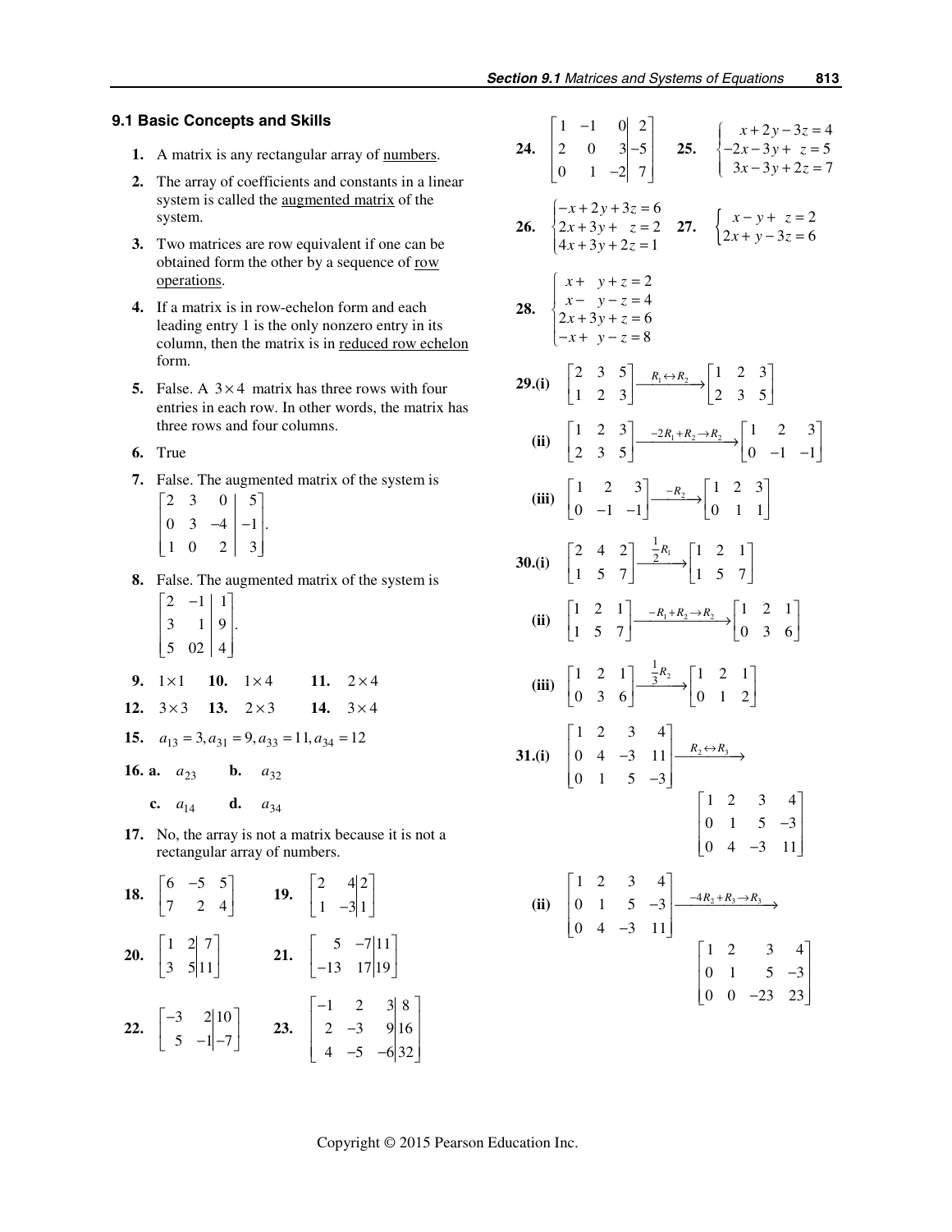## 9.1 Basic Concepts and Skills

1. A matrix is any rectangular array of numbers.

2. The array of coefficients and constants in a linear system is called the augmented matrix of the system.

3. Two matrices are row equivalent if one can be obtained form the other by a sequence of row operations.

4. If a matrix is in row-echelon form and each leading entry 1 is the only nonzero entry in its column, then the matrix is in reduced row echelon form.

5. False. A $3\times 4$ matrix has three rows with four entries in each row. In other words, the matrix has three rows and four columns.

6. True

7. False. The augmented matrix of the system is $\left[\begin{array}{ccc|c} 2 & 3 & 0 & 5 \\ 0 & 3 & -4 & -1 \\ 1 & 0 & 2 & 3 \end{array}\right]$.

8. False. The augmented matrix of the system is $\left[\begin{array}{cc|c} 2 & -1 & 1 \\ 3 & 1 & 9 \\ 5 & 02 & 4 \end{array}\right]$.

9. $1\times 1$ **10.** $1\times 4$ **11.** $2\times 4$

12. $3\times 3$ **13.** $2\times 3$ **14.** $3\times 4$

15. $a_{13}=3, a_{31}=9, a_{33}=11, a_{34}=12$

16. **a.** $a_{23}$ **b.** $a_{32}$ **c.** $a_{14}$ **d.** $a_{34}$

17. No, the array is not a matrix because it is not a rectangular array of numbers.

18. $\begin{bmatrix} 6 & -5 & 5 \\ 7 & 2 & 4 \end{bmatrix}$ **19.** $\left[\begin{array}{cc|c} 2 & 4 & 2 \\ 1 & -3 & 1 \end{array}\right]$

20. $\left[\begin{array}{cc|c} 1 & 2 & 7 \\ 3 & 5 & 11 \end{array}\right]$ **21.** $\left[\begin{array}{cc|c} 5 & -7 & 11 \\ -13 & 17 & 19 \end{array}\right]$

22. $\left[\begin{array}{cc|c} -3 & 2 & 10 \\ 5 & -1 & -7 \end{array}\right]$ **23.** $\left[\begin{array}{ccc|c} -1 & 2 & 3 & 8 \\ 2 & -3 & 9 & 16 \\ 4 & -5 & -6 & 32 \end{array}\right]$

24. $\left[\begin{array}{ccc|c} 1 & -1 & 0 & 2 \\ 2 & 0 & 3 & -5 \\ 0 & 1 & -2 & 7 \end{array}\right]$ **25.** $\begin{cases} x+2y-3z=4 \\ -2x-3y+z=5 \\ 3x-3y+2z=7 \end{cases}$

26. $\begin{cases} -x+2y+3z=6 \\ 2x+3y+z=2 \\ 4x+3y+2z=1 \end{cases}$ **27.** $\begin{cases} x-y+z=2 \\ 2x+y-3z=6 \end{cases}$

28. $\begin{cases} x+y+z=2 \\ x-y-z=4 \\ 2x+3y+z=6 \\ -x+y-z=8 \end{cases}$

29. (i) $\begin{bmatrix} 2 & 3 & 5 \\ 1 & 2 & 3 \end{bmatrix} \xrightarrow{R_1 \leftrightarrow R_2} \begin{bmatrix} 1 & 2 & 3 \\ 2 & 3 & 5 \end{bmatrix}$

(ii) $\begin{bmatrix} 1 & 2 & 3 \\ 2 & 3 & 5 \end{bmatrix} \xrightarrow{-2R_1+R_2 \to R_2} \begin{bmatrix} 1 & 2 & 3 \\ 0 & -1 & -1 \end{bmatrix}$

(iii) $\begin{bmatrix} 1 & 2 & 3 \\ 0 & -1 & -1 \end{bmatrix} \xrightarrow{-R_2} \begin{bmatrix} 1 & 2 & 3 \\ 0 & 1 & 1 \end{bmatrix}$

30. (i) $\begin{bmatrix} 2 & 4 & 2 \\ 1 & 5 & 7 \end{bmatrix} \xrightarrow{\frac{1}{2}R_1} \begin{bmatrix} 1 & 2 & 1 \\ 1 & 5 & 7 \end{bmatrix}$

(ii) $\begin{bmatrix} 1 & 2 & 1 \\ 1 & 5 & 7 \end{bmatrix} \xrightarrow{-R_1+R_2 \to R_2} \begin{bmatrix} 1 & 2 & 1 \\ 0 & 3 & 6 \end{bmatrix}$

(iii) $\begin{bmatrix} 1 & 2 & 1 \\ 0 & 3 & 6 \end{bmatrix} \xrightarrow{\frac{1}{3}R_2} \begin{bmatrix} 1 & 2 & 1 \\ 0 & 1 & 2 \end{bmatrix}$

31. (i) $\begin{bmatrix} 1 & 2 & 3 & 4 \\ 0 & 4 & -3 & 11 \\ 0 & 1 & 5 & -3 \end{bmatrix} \xrightarrow{R_2 \leftrightarrow R_3} \begin{bmatrix} 1 & 2 & 3 & 4 \\ 0 & 1 & 5 & -3 \\ 0 & 4 & -3 & 11 \end{bmatrix}$

(ii) $\begin{bmatrix} 1 & 2 & 3 & 4 \\ 0 & 1 & 5 & -3 \\ 0 & 4 & -3 & 11 \end{bmatrix} \xrightarrow{-4R_2+R_3 \to R_3} \begin{bmatrix} 1 & 2 & 3 & 4 \\ 0 & 1 & 5 & -3 \\ 0 & 0 & -23 & 23 \end{bmatrix}$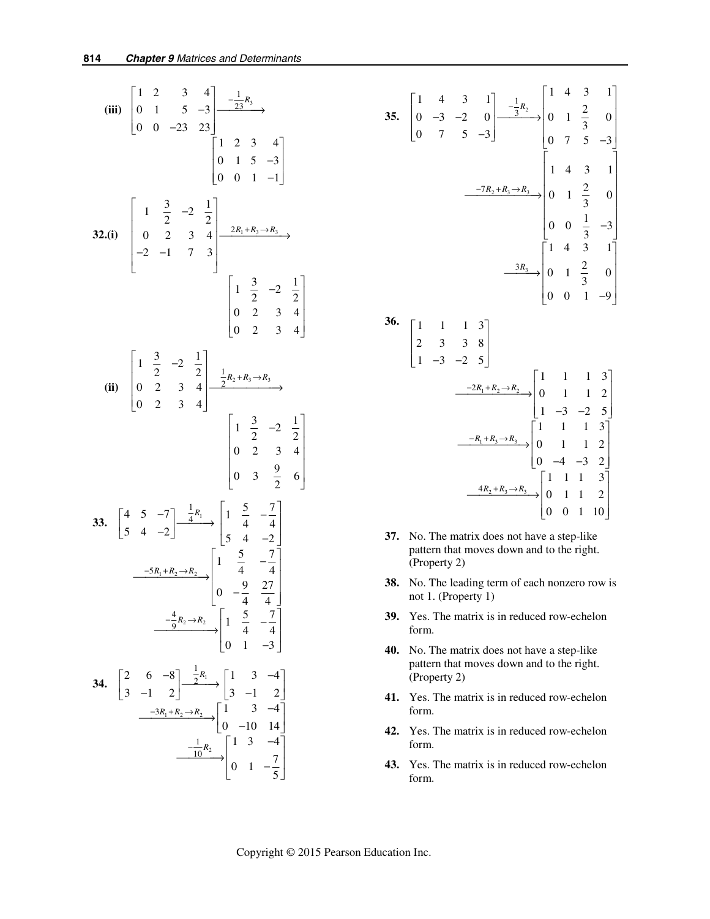**(iii)** $\begin{bmatrix} 1 & 2 & 3 & 4 \\ 0 & 1 & 5 & -3 \\ 0 & 0 & -23 & 23 \end{bmatrix} \xrightarrow{-\frac{1}{23}R_3} \begin{bmatrix} 1 & 2 & 3 & 4 \\ 0 & 1 & 5 & -3 \\ 0 & 0 & 1 & -1 \end{bmatrix}$

**32.(i)** $\begin{bmatrix} 1 & \frac{3}{2} & -2 & \frac{1}{2} \\ 0 & 2 & 3 & 4 \\ -2 & -1 & 7 & 3 \end{bmatrix} \xrightarrow{2R_1 + R_3 \to R_3} \begin{bmatrix} 1 & \frac{3}{2} & -2 & \frac{1}{2} \\ 0 & 2 & 3 & 4 \\ 0 & 2 & 3 & 4 \end{bmatrix}$

**(ii)** $\begin{bmatrix} 1 & \frac{3}{2} & -2 & \frac{1}{2} \\ 0 & 2 & 3 & 4 \\ 0 & 2 & 3 & 4 \end{bmatrix} \xrightarrow{\frac{1}{2}R_2 + R_3 \to R_3} \begin{bmatrix} 1 & \frac{3}{2} & -2 & \frac{1}{2} \\ 0 & 2 & 3 & 4 \\ 0 & 3 & \frac{9}{2} & 6 \end{bmatrix}$

**33.** $\begin{bmatrix} 4 & 5 & -7 \\ 5 & 4 & -2 \end{bmatrix} \xrightarrow{\frac{1}{4}R_1} \begin{bmatrix} 1 & \frac{5}{4} & -\frac{7}{4} \\ 5 & 4 & -2 \end{bmatrix} \xrightarrow{-5R_1 + R_2 \to R_2} \begin{bmatrix} 1 & \frac{5}{4} & -\frac{7}{4} \\ 0 & -\frac{9}{4} & \frac{27}{4} \end{bmatrix} \xrightarrow{-\frac{4}{9}R_2 \to R_2} \begin{bmatrix} 1 & \frac{5}{4} & -\frac{7}{4} \\ 0 & 1 & -3 \end{bmatrix}$

**34.** $\begin{bmatrix} 2 & 6 & -8 \\ 3 & -1 & 2 \end{bmatrix} \xrightarrow{\frac{1}{2}R_1} \begin{bmatrix} 1 & 3 & -4 \\ 3 & -1 & 2 \end{bmatrix} \xrightarrow{-3R_1 + R_2 \to R_2} \begin{bmatrix} 1 & 3 & -4 \\ 0 & -10 & 14 \end{bmatrix} \xrightarrow{-\frac{1}{10}R_2} \begin{bmatrix} 1 & 3 & -4 \\ 0 & 1 & -\frac{7}{5} \end{bmatrix}$

**35.** $\begin{bmatrix} 1 & 4 & 3 & 1 \\ 0 & -3 & -2 & 0 \\ 0 & 7 & 5 & -3 \end{bmatrix} \xrightarrow{-\frac{1}{3}R_2} \begin{bmatrix} 1 & 4 & 3 & 1 \\ 0 & 1 & \frac{2}{3} & 0 \\ 0 & 7 & 5 & -3 \end{bmatrix} \xrightarrow{-7R_2 + R_3 \to R_3} \begin{bmatrix} 1 & 4 & 3 & 1 \\ 0 & 1 & \frac{2}{3} & 0 \\ 0 & 0 & \frac{1}{3} & -3 \end{bmatrix} \xrightarrow{3R_3} \begin{bmatrix} 1 & 4 & 3 & 1 \\ 0 & 1 & \frac{2}{3} & 0 \\ 0 & 0 & 1 & -9 \end{bmatrix}$

**36.** $\begin{bmatrix} 1 & 1 & 1 & 3 \\ 2 & 3 & 3 & 8 \\ 1 & -3 & -2 & 5 \end{bmatrix} \xrightarrow{-2R_1 + R_2 \to R_2} \begin{bmatrix} 1 & 1 & 1 & 3 \\ 0 & 1 & 1 & 2 \\ 1 & -3 & -2 & 5 \end{bmatrix} \xrightarrow{-R_1 + R_3 \to R_3} \begin{bmatrix} 1 & 1 & 1 & 3 \\ 0 & 1 & 1 & 2 \\ 0 & -4 & -3 & 2 \end{bmatrix} \xrightarrow{4R_2 + R_3 \to R_3} \begin{bmatrix} 1 & 1 & 1 & 3 \\ 0 & 1 & 1 & 2 \\ 0 & 0 & 1 & 10 \end{bmatrix}$

**37.** No. The matrix does not have a step-like pattern that moves down and to the right. (Property 2)

**38.** No. The leading term of each nonzero row is not 1. (Property 1)

**39.** Yes. The matrix is in reduced row-echelon form.

**40.** No. The matrix does not have a step-like pattern that moves down and to the right. (Property 2)

**41.** Yes. The matrix is in reduced row-echelon form.

**42.** Yes. The matrix is in reduced row-echelon form.

**43.** Yes. The matrix is in reduced row-echelon form.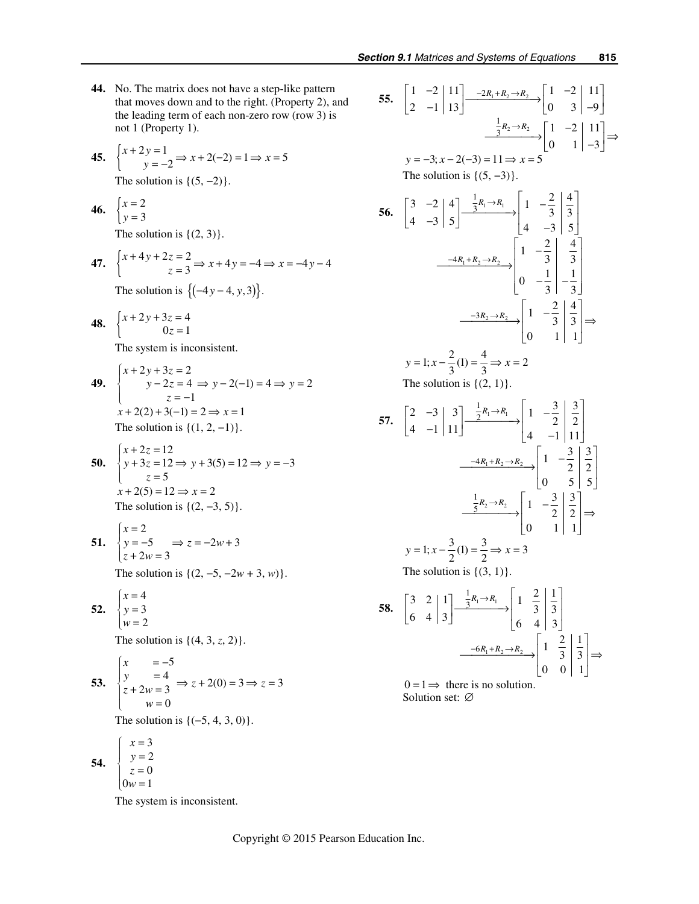**44.** No. The matrix does not have a step-like pattern that moves down and to the right. (Property 2), and the leading term of each non-zero row (row 3) is not 1 (Property 1).

**45.** $\begin{cases} x+2y=1 \\ \quad\;\; y=-2 \end{cases} \Rightarrow x+2(-2)=1 \Rightarrow x=5$

The solution is $\{(5, -2)\}$.

**46.** $\begin{cases} x=2 \\ y=3 \end{cases}$

The solution is $\{(2, 3)\}$.

**47.** $\begin{cases} x+4y+2z=2 \\ \qquad\qquad\; z=3 \end{cases} \Rightarrow x+4y=-4 \Rightarrow x=-4y-4$

The solution is $\{(-4y-4, y, 3)\}$.

**48.** $\begin{cases} x+2y+3z=4 \\ \qquad\quad\; 0z=1 \end{cases}$

The system is inconsistent.

**49.** $\begin{cases} x+2y+3z=2 \\ \quad\;\; y-2z=4 \\ \qquad\quad\; z=-1 \end{cases} \Rightarrow y-2(-1)=4 \Rightarrow y=2$

$x+2(2)+3(-1)=2 \Rightarrow x=1$

The solution is $\{(1, 2, -1)\}$.

**50.** $\begin{cases} x+2z=12 \\ y+3z=12 \\ \quad\;\; z=5 \end{cases} \Rightarrow y+3(5)=12 \Rightarrow y=-3$

$x+2(5)=12 \Rightarrow x=2$

The solution is $\{(2, -3, 5)\}$.

**51.** $\begin{cases} x=2 \\ y=-5 \\ z+2w=3 \end{cases} \Rightarrow z=-2w+3$

The solution is $\{(2, -5, -2w+3, w)\}$.

**52.** $\begin{cases} x=4 \\ y=3 \\ w=2 \end{cases}$

The solution is $\{(4, 3, z, 2)\}$.

**53.** $\begin{cases} x \qquad = -5 \\ y \qquad = 4 \\ z+2w=3 \\ \quad\;\; w=0 \end{cases} \Rightarrow z+2(0)=3 \Rightarrow z=3$

The solution is $\{(-5, 4, 3, 0)\}$.

**54.** $\begin{cases} x=3 \\ y=2 \\ z=0 \\ 0w=1 \end{cases}$

The system is inconsistent.

**55.** $\left[\begin{array}{cc|c} 1 & -2 & 11 \\ 2 & -1 & 13 \end{array}\right] \xrightarrow{-2R_1+R_2 \to R_2} \left[\begin{array}{cc|c} 1 & -2 & 11 \\ 0 & 3 & -9 \end{array}\right] \xrightarrow{\frac{1}{3}R_2 \to R_2} \left[\begin{array}{cc|c} 1 & -2 & 11 \\ 0 & 1 & -3 \end{array}\right] \Rightarrow$

$y=-3;\ x-2(-3)=11 \Rightarrow x=5$

The solution is $\{(5, -3)\}$.

**56.** $\left[\begin{array}{cc|c} 3 & -2 & 4 \\ 4 & -3 & 5 \end{array}\right] \xrightarrow{\frac{1}{3}R_1 \to R_1} \left[\begin{array}{cc|c} 1 & -\frac{2}{3} & \frac{4}{3} \\ 4 & -3 & 5 \end{array}\right] \xrightarrow{-4R_1+R_2 \to R_2} \left[\begin{array}{cc|c} 1 & -\frac{2}{3} & \frac{4}{3} \\ 0 & -\frac{1}{3} & -\frac{1}{3} \end{array}\right] \xrightarrow{-3R_2 \to R_2} \left[\begin{array}{cc|c} 1 & -\frac{2}{3} & \frac{4}{3} \\ 0 & 1 & 1 \end{array}\right] \Rightarrow$

$y=1;\ x-\frac{2}{3}(1)=\frac{4}{3} \Rightarrow x=2$

The solution is $\{(2, 1)\}$.

**57.** $\left[\begin{array}{cc|c} 2 & -3 & 3 \\ 4 & -1 & 11 \end{array}\right] \xrightarrow{\frac{1}{2}R_1 \to R_1} \left[\begin{array}{cc|c} 1 & -\frac{3}{2} & \frac{3}{2} \\ 4 & -1 & 11 \end{array}\right] \xrightarrow{-4R_1+R_2 \to R_2} \left[\begin{array}{cc|c} 1 & -\frac{3}{2} & \frac{3}{2} \\ 0 & 5 & 5 \end{array}\right] \xrightarrow{\frac{1}{5}R_2 \to R_2} \left[\begin{array}{cc|c} 1 & -\frac{3}{2} & \frac{3}{2} \\ 0 & 1 & 1 \end{array}\right] \Rightarrow$

$y=1;\ x-\frac{3}{2}(1)=\frac{3}{2} \Rightarrow x=3$

The solution is $\{(3, 1)\}$.

**58.** $\left[\begin{array}{cc|c} 3 & 2 & 1 \\ 6 & 4 & 3 \end{array}\right] \xrightarrow{\frac{1}{3}R_1 \to R_1} \left[\begin{array}{cc|c} 1 & \frac{2}{3} & \frac{1}{3} \\ 6 & 4 & 3 \end{array}\right] \xrightarrow{-6R_1+R_2 \to R_2} \left[\begin{array}{cc|c} 1 & \frac{2}{3} & \frac{1}{3} \\ 0 & 0 & 1 \end{array}\right] \Rightarrow$

$0=1 \Rightarrow$ there is no solution.

Solution set: $\varnothing$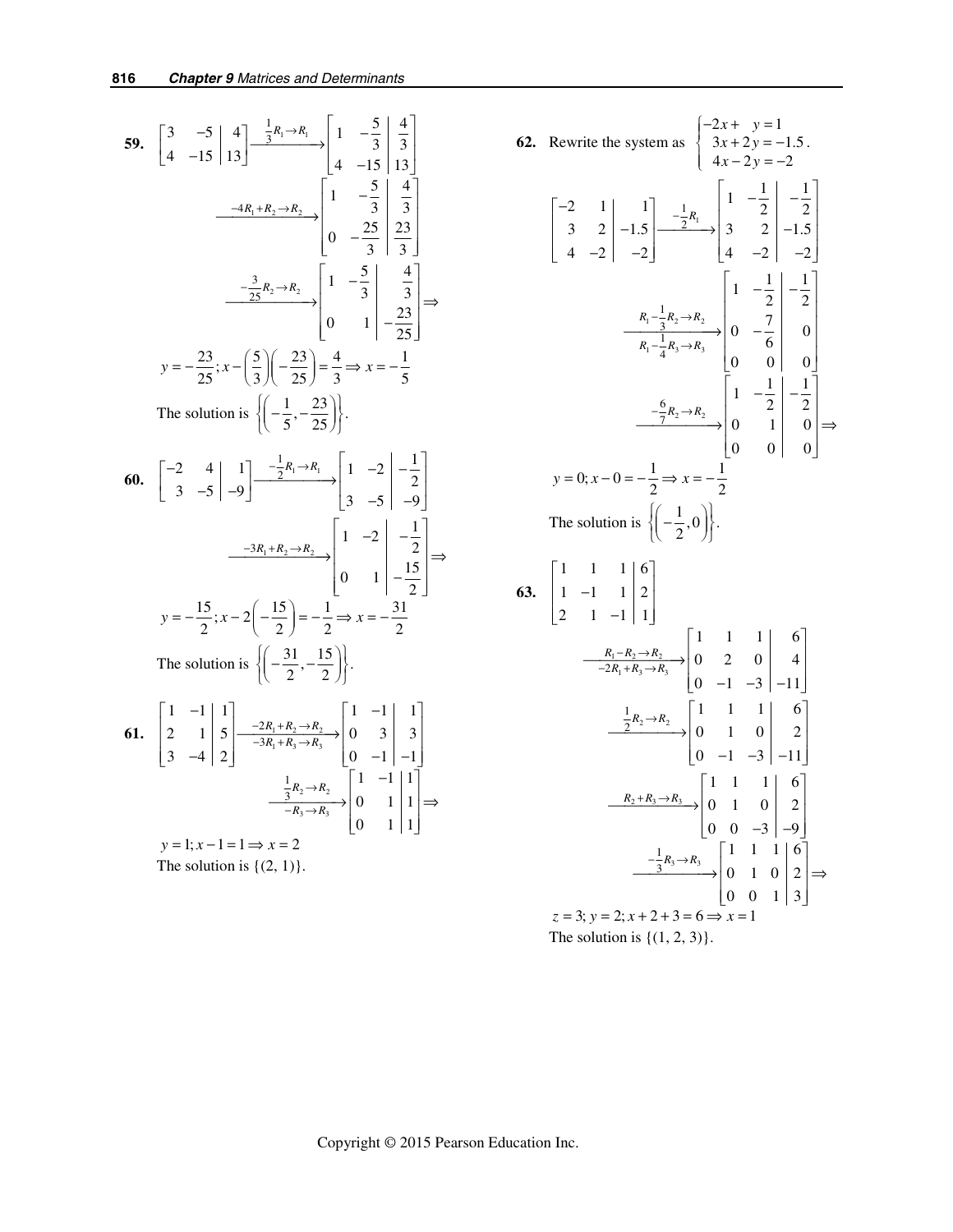**59.** $\left[\begin{array}{cc|c} 3 & -5 & 4 \\ 4 & -15 & 13 \end{array}\right] \xrightarrow{\frac{1}{3}R_1 \to R_1} \left[\begin{array}{cc|c} 1 & -\frac{5}{3} & \frac{4}{3} \\ 4 & -15 & 13 \end{array}\right]$

$\xrightarrow{-4R_1 + R_2 \to R_2} \left[\begin{array}{cc|c} 1 & -\frac{5}{3} & \frac{4}{3} \\ 0 & -\frac{25}{3} & \frac{23}{3} \end{array}\right]$

$\xrightarrow{-\frac{3}{25}R_2 \to R_2} \left[\begin{array}{cc|c} 1 & -\frac{5}{3} & \frac{4}{3} \\ 0 & 1 & -\frac{23}{25} \end{array}\right] \Rightarrow$

$y = -\frac{23}{25}; x - \left(\frac{5}{3}\right)\left(-\frac{23}{25}\right) = \frac{4}{3} \Rightarrow x = -\frac{1}{5}$

The solution is $\left\{\left(-\frac{1}{5}, -\frac{23}{25}\right)\right\}$.

**60.** $\left[\begin{array}{cc|c} -2 & 4 & 1 \\ 3 & -5 & -9 \end{array}\right] \xrightarrow{-\frac{1}{2}R_1 \to R_1} \left[\begin{array}{cc|c} 1 & -2 & -\frac{1}{2} \\ 3 & -5 & -9 \end{array}\right]$

$\xrightarrow{-3R_1 + R_2 \to R_2} \left[\begin{array}{cc|c} 1 & -2 & -\frac{1}{2} \\ 0 & 1 & -\frac{15}{2} \end{array}\right] \Rightarrow$

$y = -\frac{15}{2}; x - 2\left(-\frac{15}{2}\right) = -\frac{1}{2} \Rightarrow x = -\frac{31}{2}$

The solution is $\left\{\left(-\frac{31}{2}, -\frac{15}{2}\right)\right\}$.

**61.** $\left[\begin{array}{cc|c} 1 & -1 & 1 \\ 2 & 1 & 5 \\ 3 & -4 & 2 \end{array}\right] \xrightarrow[-3R_1 + R_3 \to R_3]{-2R_1 + R_2 \to R_2} \left[\begin{array}{cc|c} 1 & -1 & 1 \\ 0 & 3 & 3 \\ 0 & -1 & -1 \end{array}\right]$

$\xrightarrow[-R_3 \to R_3]{\frac{1}{3}R_2 \to R_2} \left[\begin{array}{cc|c} 1 & -1 & 1 \\ 0 & 1 & 1 \\ 0 & 1 & 1 \end{array}\right] \Rightarrow$

$y = 1; x - 1 = 1 \Rightarrow x = 2$

The solution is {(2, 1)}.

**62.** Rewrite the system as $\begin{cases} -2x + y = 1 \\ 3x + 2y = -1.5 \\ 4x - 2y = -2 \end{cases}$.

$\left[\begin{array}{cc|c} -2 & 1 & 1 \\ 3 & 2 & -1.5 \\ 4 & -2 & -2 \end{array}\right] \xrightarrow{-\frac{1}{2}R_1} \left[\begin{array}{cc|c} 1 & -\frac{1}{2} & -\frac{1}{2} \\ 3 & 2 & -1.5 \\ 4 & -2 & -2 \end{array}\right]$

$\xrightarrow[R_1 - \frac{1}{4}R_3 \to R_3]{R_1 - \frac{1}{3}R_2 \to R_2} \left[\begin{array}{cc|c} 1 & -\frac{1}{2} & -\frac{1}{2} \\ 0 & -\frac{7}{6} & 0 \\ 0 & 0 & 0 \end{array}\right]$

$\xrightarrow{-\frac{6}{7}R_2 \to R_2} \left[\begin{array}{cc|c} 1 & -\frac{1}{2} & -\frac{1}{2} \\ 0 & 1 & 0 \\ 0 & 0 & 0 \end{array}\right] \Rightarrow$

$y = 0; x - 0 = -\frac{1}{2} \Rightarrow x = -\frac{1}{2}$

The solution is $\left\{\left(-\frac{1}{2}, 0\right)\right\}$.

**63.** $\left[\begin{array}{ccc|c} 1 & 1 & 1 & 6 \\ 1 & -1 & 1 & 2 \\ 2 & 1 & -1 & 1 \end{array}\right]$

$\xrightarrow[-2R_1 + R_3 \to R_3]{R_1 - R_2 \to R_2} \left[\begin{array}{ccc|c} 1 & 1 & 1 & 6 \\ 0 & 2 & 0 & 4 \\ 0 & -1 & -3 & -11 \end{array}\right]$

$\xrightarrow{\frac{1}{2}R_2 \to R_2} \left[\begin{array}{ccc|c} 1 & 1 & 1 & 6 \\ 0 & 1 & 0 & 2 \\ 0 & -1 & -3 & -11 \end{array}\right]$

$\xrightarrow{R_2 + R_3 \to R_3} \left[\begin{array}{ccc|c} 1 & 1 & 1 & 6 \\ 0 & 1 & 0 & 2 \\ 0 & 0 & -3 & -9 \end{array}\right]$

$\xrightarrow{-\frac{1}{3}R_3 \to R_3} \left[\begin{array}{ccc|c} 1 & 1 & 1 & 6 \\ 0 & 1 & 0 & 2 \\ 0 & 0 & 1 & 3 \end{array}\right] \Rightarrow$

$z = 3; y = 2; x + 2 + 3 = 6 \Rightarrow x = 1$

The solution is {(1, 2, 3)}.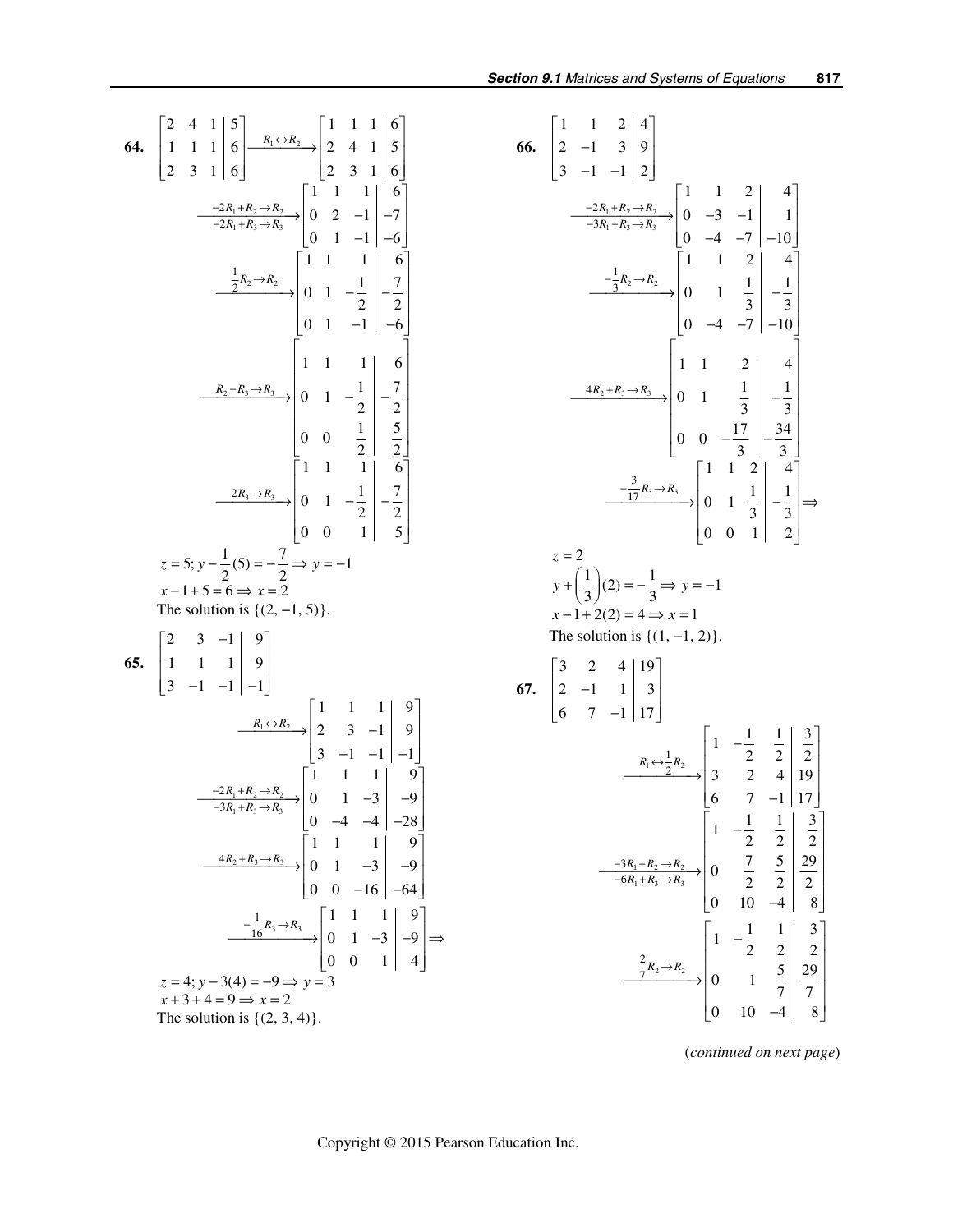**64.** $\left[\begin{array}{ccc|c} 2 & 4 & 1 & 5 \\ 1 & 1 & 1 & 6 \\ 2 & 3 & 1 & 6 \end{array}\right] \xrightarrow{R_1 \leftrightarrow R_2} \left[\begin{array}{ccc|c} 1 & 1 & 1 & 6 \\ 2 & 4 & 1 & 5 \\ 2 & 3 & 1 & 6 \end{array}\right]$

$$\xrightarrow[-2R_1+R_3 \to R_3]{-2R_1+R_2 \to R_2} \left[\begin{array}{ccc|c} 1 & 1 & 1 & 6 \\ 0 & 2 & -1 & -7 \\ 0 & 1 & -1 & -6 \end{array}\right]$$

$$\xrightarrow{\frac{1}{2}R_2 \to R_2} \left[\begin{array}{ccc|c} 1 & 1 & 1 & 6 \\ 0 & 1 & -\frac{1}{2} & -\frac{7}{2} \\ 0 & 1 & -1 & -6 \end{array}\right]$$

$$\xrightarrow{R_2 - R_3 \to R_3} \left[\begin{array}{ccc|c} 1 & 1 & 1 & 6 \\ 0 & 1 & -\frac{1}{2} & -\frac{7}{2} \\ 0 & 0 & \frac{1}{2} & \frac{5}{2} \end{array}\right]$$

$$\xrightarrow{2R_3 \to R_3} \left[\begin{array}{ccc|c} 1 & 1 & 1 & 6 \\ 0 & 1 & -\frac{1}{2} & -\frac{7}{2} \\ 0 & 0 & 1 & 5 \end{array}\right]$$

$z = 5; y - \frac{1}{2}(5) = -\frac{7}{2} \Rightarrow y = -1$

$x - 1 + 5 = 6 \Rightarrow x = 2$

The solution is $\{(2, -1, 5)\}$.

**65.** $\left[\begin{array}{ccc|c} 2 & 3 & -1 & 9 \\ 1 & 1 & 1 & 9 \\ 3 & -1 & -1 & -1 \end{array}\right]$

$$\xrightarrow{R_1 \leftrightarrow R_2} \left[\begin{array}{ccc|c} 1 & 1 & 1 & 9 \\ 2 & 3 & -1 & 9 \\ 3 & -1 & -1 & -1 \end{array}\right]$$

$$\xrightarrow[-3R_1+R_3 \to R_3]{-2R_1+R_2 \to R_2} \left[\begin{array}{ccc|c} 1 & 1 & 1 & 9 \\ 0 & 1 & -3 & -9 \\ 0 & -4 & -4 & -28 \end{array}\right]$$

$$\xrightarrow{4R_2+R_3 \to R_3} \left[\begin{array}{ccc|c} 1 & 1 & 1 & 9 \\ 0 & 1 & -3 & -9 \\ 0 & 0 & -16 & -64 \end{array}\right]$$

$$\xrightarrow{-\frac{1}{16}R_3 \to R_3} \left[\begin{array}{ccc|c} 1 & 1 & 1 & 9 \\ 0 & 1 & -3 & -9 \\ 0 & 0 & 1 & 4 \end{array}\right] \Rightarrow$$

$z = 4; y - 3(4) = -9 \Rightarrow y = 3$

$x + 3 + 4 = 9 \Rightarrow x = 2$

The solution is $\{(2, 3, 4)\}$.

**66.** $\left[\begin{array}{ccc|c} 1 & 1 & 2 & 4 \\ 2 & -1 & 3 & 9 \\ 3 & -1 & -1 & 2 \end{array}\right]$

$$\xrightarrow[-3R_1+R_3 \to R_3]{-2R_1+R_2 \to R_2} \left[\begin{array}{ccc|c} 1 & 1 & 2 & 4 \\ 0 & -3 & -1 & 1 \\ 0 & -4 & -7 & -10 \end{array}\right]$$

$$\xrightarrow{-\frac{1}{3}R_2 \to R_2} \left[\begin{array}{ccc|c} 1 & 1 & 2 & 4 \\ 0 & 1 & \frac{1}{3} & -\frac{1}{3} \\ 0 & -4 & -7 & -10 \end{array}\right]$$

$$\xrightarrow{4R_2+R_3 \to R_3} \left[\begin{array}{ccc|c} 1 & 1 & 2 & 4 \\ 0 & 1 & \frac{1}{3} & -\frac{1}{3} \\ 0 & 0 & -\frac{17}{3} & -\frac{34}{3} \end{array}\right]$$

$$\xrightarrow{-\frac{3}{17}R_3 \to R_3} \left[\begin{array}{ccc|c} 1 & 1 & 2 & 4 \\ 0 & 1 & \frac{1}{3} & -\frac{1}{3} \\ 0 & 0 & 1 & 2 \end{array}\right] \Rightarrow$$

$z = 2$

$y + \left(\frac{1}{3}\right)(2) = -\frac{1}{3} \Rightarrow y = -1$

$x - 1 + 2(2) = 4 \Rightarrow x = 1$

The solution is $\{(1, -1, 2)\}$.

**67.** $\left[\begin{array}{ccc|c} 3 & 2 & 4 & 19 \\ 2 & -1 & 1 & 3 \\ 6 & 7 & -1 & 17 \end{array}\right]$

$$\xrightarrow{R_1 \leftrightarrow \frac{1}{2}R_2} \left[\begin{array}{ccc|c} 1 & -\frac{1}{2} & \frac{1}{2} & \frac{3}{2} \\ 3 & 2 & 4 & 19 \\ 6 & 7 & -1 & 17 \end{array}\right]$$

$$\xrightarrow[-6R_1+R_3 \to R_3]{-3R_1+R_2 \to R_2} \left[\begin{array}{ccc|c} 1 & -\frac{1}{2} & \frac{1}{2} & \frac{3}{2} \\ 0 & \frac{7}{2} & \frac{5}{2} & \frac{29}{2} \\ 0 & 10 & -4 & 8 \end{array}\right]$$

$$\xrightarrow{\frac{2}{7}R_2 \to R_2} \left[\begin{array}{ccc|c} 1 & -\frac{1}{2} & \frac{1}{2} & \frac{3}{2} \\ 0 & 1 & \frac{5}{7} & \frac{29}{7} \\ 0 & 10 & -4 & 8 \end{array}\right]$$

(*continued on next page*)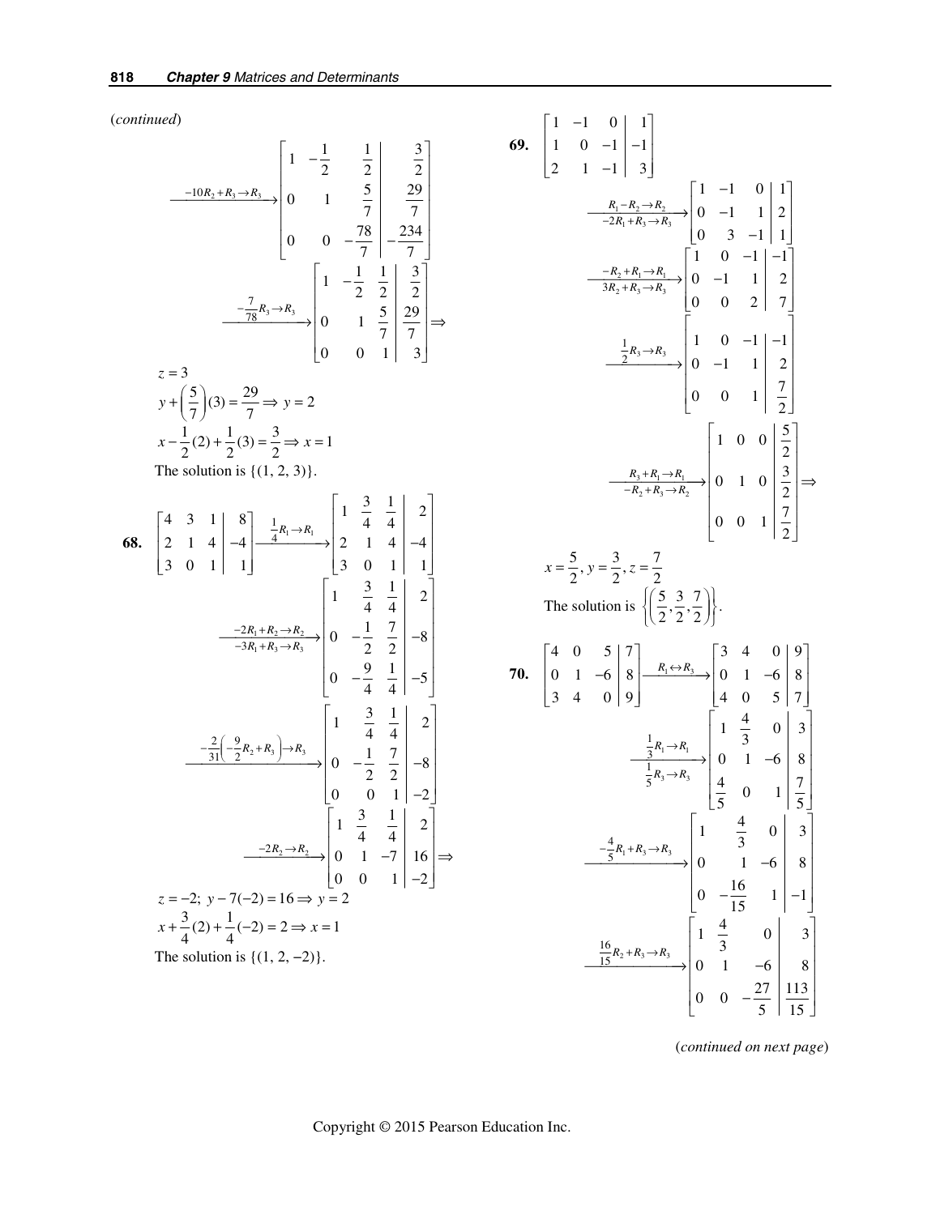(*continued*)

$$\xrightarrow{-10R_2+R_3\to R_3}\left[\begin{array}{ccc|c} 1 & -\frac{1}{2} & \frac{1}{2} & \frac{3}{2} \\ 0 & 1 & \frac{5}{7} & \frac{29}{7} \\ 0 & 0 & -\frac{78}{7} & -\frac{234}{7} \end{array}\right]$$

$$\xrightarrow{-\frac{7}{78}R_3\to R_3}\left[\begin{array}{ccc|c} 1 & -\frac{1}{2} & \frac{1}{2} & \frac{3}{2} \\ 0 & 1 & \frac{5}{7} & \frac{29}{7} \\ 0 & 0 & 1 & 3 \end{array}\right]\Rightarrow$$

$z = 3$

$y + \left(\frac{5}{7}\right)(3) = \frac{29}{7} \Rightarrow y = 2$

$x - \frac{1}{2}(2) + \frac{1}{2}(3) = \frac{3}{2} \Rightarrow x = 1$

The solution is $\{(1, 2, 3)\}$.

**68.** $\left[\begin{array}{ccc|c} 4 & 3 & 1 & 8 \\ 2 & 1 & 4 & -4 \\ 3 & 0 & 1 & 1 \end{array}\right] \xrightarrow{\frac{1}{4}R_1\to R_1}\left[\begin{array}{ccc|c} 1 & \frac{3}{4} & \frac{1}{4} & 2 \\ 2 & 1 & 4 & -4 \\ 3 & 0 & 1 & 1 \end{array}\right]$

$$\xrightarrow[-3R_1+R_3\to R_3]{-2R_1+R_2\to R_2}\left[\begin{array}{ccc|c} 1 & \frac{3}{4} & \frac{1}{4} & 2 \\ 0 & -\frac{1}{2} & \frac{7}{2} & -8 \\ 0 & -\frac{9}{4} & \frac{1}{4} & -5 \end{array}\right]$$

$$\xrightarrow{-\frac{2}{31}\left(-\frac{9}{2}R_2+R_3\right)\to R_3}\left[\begin{array}{ccc|c} 1 & \frac{3}{4} & \frac{1}{4} & 2 \\ 0 & -\frac{1}{2} & \frac{7}{2} & -8 \\ 0 & 0 & 1 & -2 \end{array}\right]$$

$$\xrightarrow{-2R_2\to R_2}\left[\begin{array}{ccc|c} 1 & \frac{3}{4} & \frac{1}{4} & 2 \\ 0 & 1 & -7 & 16 \\ 0 & 0 & 1 & -2 \end{array}\right]\Rightarrow$$

$z = -2;\ y - 7(-2) = 16 \Rightarrow y = 2$

$x + \frac{3}{4}(2) + \frac{1}{4}(-2) = 2 \Rightarrow x = 1$

The solution is $\{(1, 2, -2)\}$.

**69.** $\left[\begin{array}{ccc|c} 1 & -1 & 0 & 1 \\ 1 & 0 & -1 & -1 \\ 2 & 1 & -1 & 3 \end{array}\right]$

$$\xrightarrow[-2R_1+R_3\to R_3]{R_1-R_2\to R_2}\left[\begin{array}{ccc|c} 1 & -1 & 0 & 1 \\ 0 & -1 & 1 & 2 \\ 0 & 3 & -1 & 1 \end{array}\right]$$

$$\xrightarrow[3R_2+R_3\to R_3]{-R_2+R_1\to R_1}\left[\begin{array}{ccc|c} 1 & 0 & -1 & -1 \\ 0 & -1 & 1 & 2 \\ 0 & 0 & 2 & 7 \end{array}\right]$$

$$\xrightarrow{\frac{1}{2}R_3\to R_3}\left[\begin{array}{ccc|c} 1 & 0 & -1 & -1 \\ 0 & -1 & 1 & 2 \\ 0 & 0 & 1 & \frac{7}{2} \end{array}\right]$$

$$\xrightarrow[-R_2+R_3\to R_2]{R_3+R_1\to R_1}\left[\begin{array}{ccc|c} 1 & 0 & 0 & \frac{5}{2} \\ 0 & 1 & 0 & \frac{3}{2} \\ 0 & 0 & 1 & \frac{7}{2} \end{array}\right]\Rightarrow$$

$x = \frac{5}{2},\ y = \frac{3}{2},\ z = \frac{7}{2}$

The solution is $\left\{\left(\frac{5}{2}, \frac{3}{2}, \frac{7}{2}\right)\right\}$.

**70.** $\left[\begin{array}{ccc|c} 4 & 0 & 5 & 7 \\ 0 & 1 & -6 & 8 \\ 3 & 4 & 0 & 9 \end{array}\right] \xrightarrow{R_1\leftrightarrow R_3}\left[\begin{array}{ccc|c} 3 & 4 & 0 & 9 \\ 0 & 1 & -6 & 8 \\ 4 & 0 & 5 & 7 \end{array}\right]$

$$\xrightarrow[\frac{1}{5}R_3\to R_3]{\frac{1}{3}R_1\to R_1}\left[\begin{array}{ccc|c} 1 & \frac{4}{3} & 0 & 3 \\ 0 & 1 & -6 & 8 \\ \frac{4}{5} & 0 & 1 & \frac{7}{5} \end{array}\right]$$

$$\xrightarrow{-\frac{4}{5}R_1+R_3\to R_3}\left[\begin{array}{ccc|c} 1 & \frac{4}{3} & 0 & 3 \\ 0 & 1 & -6 & 8 \\ 0 & -\frac{16}{15} & 1 & -1 \end{array}\right]$$

$$\xrightarrow{\frac{16}{15}R_2+R_3\to R_3}\left[\begin{array}{ccc|c} 1 & \frac{4}{3} & 0 & 3 \\ 0 & 1 & -6 & 8 \\ 0 & 0 & -\frac{27}{5} & \frac{113}{15} \end{array}\right]$$

(*continued on next page*)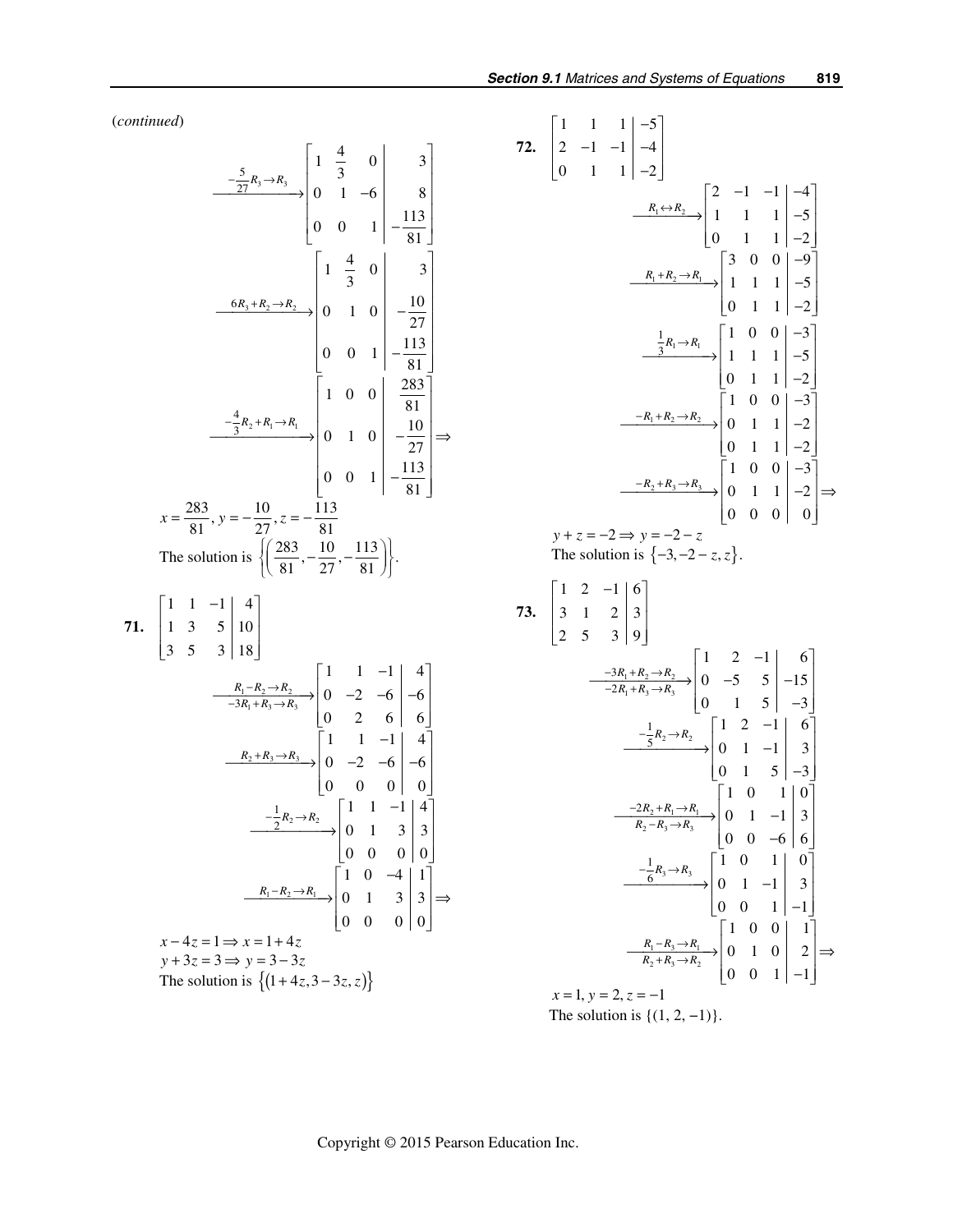(*continued*)

$$\xrightarrow{-\frac{5}{27}R_3 \to R_3} \left[\begin{array}{ccc|c} 1 & \frac{4}{3} & 0 & 3 \\ 0 & 1 & -6 & 8 \\ 0 & 0 & 1 & -\frac{113}{81} \end{array}\right]$$

$$\xrightarrow{6R_3 + R_2 \to R_2} \left[\begin{array}{ccc|c} 1 & \frac{4}{3} & 0 & 3 \\ 0 & 1 & 0 & -\frac{10}{27} \\ 0 & 0 & 1 & -\frac{113}{81} \end{array}\right]$$

$$\xrightarrow{-\frac{4}{3}R_2 + R_1 \to R_1} \left[\begin{array}{ccc|c} 1 & 0 & 0 & \frac{283}{81} \\ 0 & 1 & 0 & -\frac{10}{27} \\ 0 & 0 & 1 & -\frac{113}{81} \end{array}\right] \Rightarrow$$

$x = \frac{283}{81}, y = -\frac{10}{27}, z = -\frac{113}{81}$

The solution is $\left\{\left(\frac{283}{81}, -\frac{10}{27}, -\frac{113}{81}\right)\right\}$.

**71.** $\left[\begin{array}{ccc|c} 1 & 1 & -1 & 4 \\ 1 & 3 & 5 & 10 \\ 3 & 5 & 3 & 18 \end{array}\right]$

$$\xrightarrow[-3R_1 + R_3 \to R_3]{R_1 - R_2 \to R_2} \left[\begin{array}{ccc|c} 1 & 1 & -1 & 4 \\ 0 & -2 & -6 & -6 \\ 0 & 2 & 6 & 6 \end{array}\right]$$

$$\xrightarrow{R_2 + R_3 \to R_3} \left[\begin{array}{ccc|c} 1 & 1 & -1 & 4 \\ 0 & -2 & -6 & -6 \\ 0 & 0 & 0 & 0 \end{array}\right]$$

$$\xrightarrow{-\frac{1}{2}R_2 \to R_2} \left[\begin{array}{ccc|c} 1 & 1 & -1 & 4 \\ 0 & 1 & 3 & 3 \\ 0 & 0 & 0 & 0 \end{array}\right]$$

$$\xrightarrow{R_1 - R_2 \to R_1} \left[\begin{array}{ccc|c} 1 & 0 & -4 & 1 \\ 0 & 1 & 3 & 3 \\ 0 & 0 & 0 & 0 \end{array}\right] \Rightarrow$$

$x - 4z = 1 \Rightarrow x = 1 + 4z$

$y + 3z = 3 \Rightarrow y = 3 - 3z$

The solution is $\{(1 + 4z, 3 - 3z, z)\}$

**72.** $\left[\begin{array}{ccc|c} 1 & 1 & 1 & -5 \\ 2 & -1 & -1 & -4 \\ 0 & 1 & 1 & -2 \end{array}\right]$

$$\xrightarrow{R_1 \leftrightarrow R_2} \left[\begin{array}{ccc|c} 2 & -1 & -1 & -4 \\ 1 & 1 & 1 & -5 \\ 0 & 1 & 1 & -2 \end{array}\right]$$

$$\xrightarrow{R_1 + R_2 \to R_1} \left[\begin{array}{ccc|c} 3 & 0 & 0 & -9 \\ 1 & 1 & 1 & -5 \\ 0 & 1 & 1 & -2 \end{array}\right]$$

$$\xrightarrow{\frac{1}{3}R_1 \to R_1} \left[\begin{array}{ccc|c} 1 & 0 & 0 & -3 \\ 1 & 1 & 1 & -5 \\ 0 & 1 & 1 & -2 \end{array}\right]$$

$$\xrightarrow{-R_1 + R_2 \to R_2} \left[\begin{array}{ccc|c} 1 & 0 & 0 & -3 \\ 0 & 1 & 1 & -2 \\ 0 & 1 & 1 & -2 \end{array}\right]$$

$$\xrightarrow{-R_2 + R_3 \to R_3} \left[\begin{array}{ccc|c} 1 & 0 & 0 & -3 \\ 0 & 1 & 1 & -2 \\ 0 & 0 & 0 & 0 \end{array}\right] \Rightarrow$$

$y + z = -2 \Rightarrow y = -2 - z$

The solution is $\{-3, -2 - z, z\}$.

**73.** $\left[\begin{array}{ccc|c} 1 & 2 & -1 & 6 \\ 3 & 1 & 2 & 3 \\ 2 & 5 & 3 & 9 \end{array}\right]$

$$\xrightarrow[-2R_1 + R_3 \to R_3]{-3R_1 + R_2 \to R_2} \left[\begin{array}{ccc|c} 1 & 2 & -1 & 6 \\ 0 & -5 & 5 & -15 \\ 0 & 1 & 5 & -3 \end{array}\right]$$

$$\xrightarrow{-\frac{1}{5}R_2 \to R_2} \left[\begin{array}{ccc|c} 1 & 2 & -1 & 6 \\ 0 & 1 & -1 & 3 \\ 0 & 1 & 5 & -3 \end{array}\right]$$

$$\xrightarrow[R_2 - R_3 \to R_3]{-2R_2 + R_1 \to R_1} \left[\begin{array}{ccc|c} 1 & 0 & 1 & 0 \\ 0 & 1 & -1 & 3 \\ 0 & 0 & -6 & 6 \end{array}\right]$$

$$\xrightarrow{-\frac{1}{6}R_3 \to R_3} \left[\begin{array}{ccc|c} 1 & 0 & 1 & 0 \\ 0 & 1 & -1 & 3 \\ 0 & 0 & 1 & -1 \end{array}\right]$$

$$\xrightarrow[R_2 + R_3 \to R_2]{R_1 - R_3 \to R_1} \left[\begin{array}{ccc|c} 1 & 0 & 0 & 1 \\ 0 & 1 & 0 & 2 \\ 0 & 0 & 1 & -1 \end{array}\right] \Rightarrow$$

$x = 1, y = 2, z = -1$

The solution is $\{(1, 2, -1)\}$.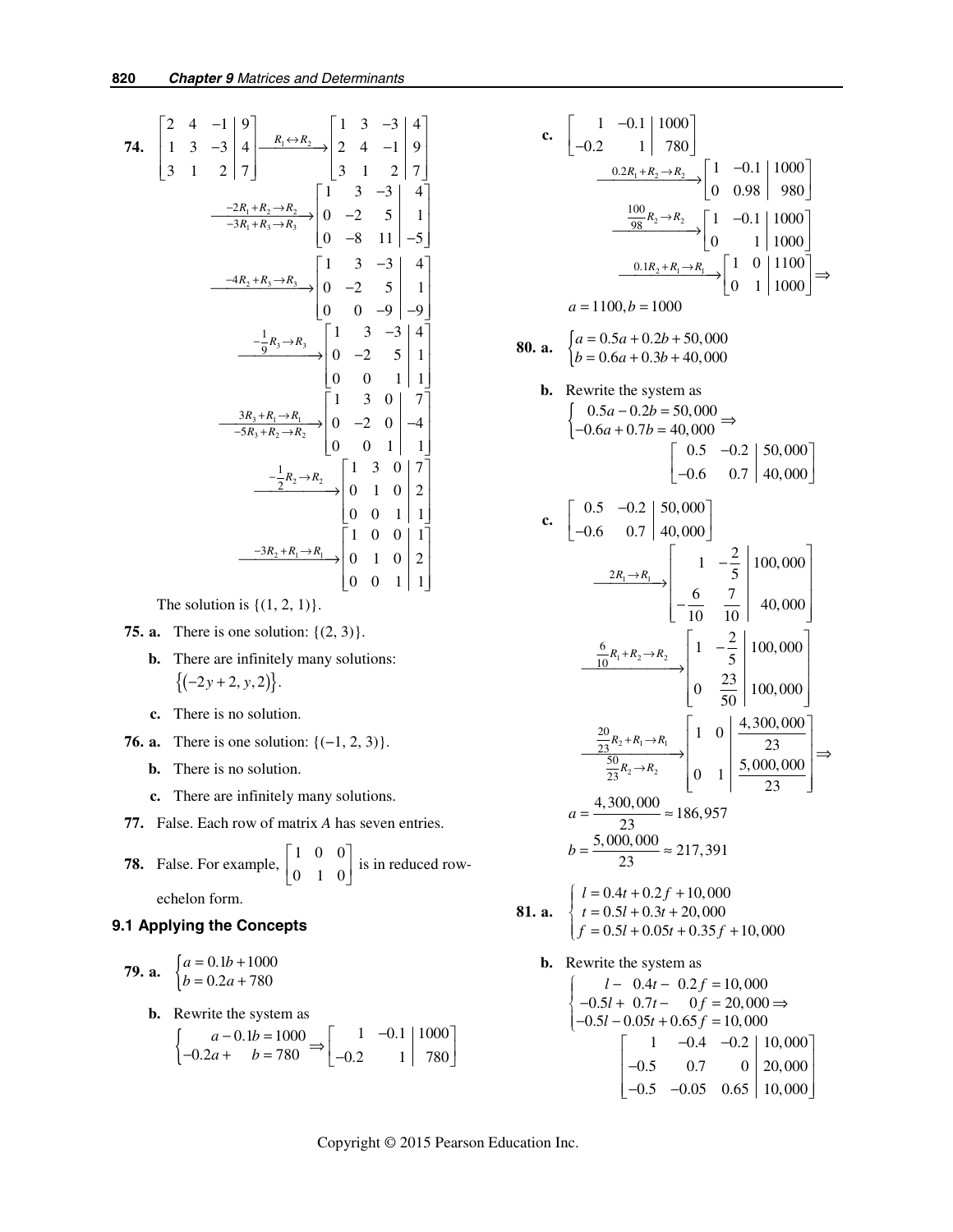**74.** $\left[\begin{array}{ccc|c} 2 & 4 & -1 & 9 \\ 1 & 3 & -3 & 4 \\ 3 & 1 & 2 & 7 \end{array}\right] \xrightarrow{R_1 \leftrightarrow R_2} \left[\begin{array}{ccc|c} 1 & 3 & -3 & 4 \\ 2 & 4 & -1 & 9 \\ 3 & 1 & 2 & 7 \end{array}\right]$

$$\xrightarrow[-3R_1+R_3 \to R_3]{-2R_1+R_2 \to R_2} \left[\begin{array}{ccc|c} 1 & 3 & -3 & 4 \\ 0 & -2 & 5 & 1 \\ 0 & -8 & 11 & -5 \end{array}\right]$$

$$\xrightarrow{-4R_2+R_3 \to R_3} \left[\begin{array}{ccc|c} 1 & 3 & -3 & 4 \\ 0 & -2 & 5 & 1 \\ 0 & 0 & -9 & -9 \end{array}\right]$$

$$\xrightarrow{-\frac{1}{9}R_3 \to R_3} \left[\begin{array}{ccc|c} 1 & 3 & -3 & 4 \\ 0 & -2 & 5 & 1 \\ 0 & 0 & 1 & 1 \end{array}\right]$$

$$\xrightarrow[-5R_3+R_2 \to R_2]{3R_3+R_1 \to R_1} \left[\begin{array}{ccc|c} 1 & 3 & 0 & 7 \\ 0 & -2 & 0 & -4 \\ 0 & 0 & 1 & 1 \end{array}\right]$$

$$\xrightarrow{-\frac{1}{2}R_2 \to R_2} \left[\begin{array}{ccc|c} 1 & 3 & 0 & 7 \\ 0 & 1 & 0 & 2 \\ 0 & 0 & 1 & 1 \end{array}\right]$$

$$\xrightarrow{-3R_2+R_1 \to R_1} \left[\begin{array}{ccc|c} 1 & 0 & 0 & 1 \\ 0 & 1 & 0 & 2 \\ 0 & 0 & 1 & 1 \end{array}\right]$$

The solution is $\{(1, 2, 1)\}$.

**75. a.** There is one solution: $\{(2, 3)\}$.

**b.** There are infinitely many solutions: $\{(-2y+2, y, 2)\}$.

**c.** There is no solution.

**76. a.** There is one solution: $\{(-1, 2, 3)\}$.

**b.** There is no solution.

**c.** There are infinitely many solutions.

**77.** False. Each row of matrix $A$ has seven entries.

**78.** False. For example, $\begin{bmatrix} 1 & 0 & 0 \\ 0 & 1 & 0 \end{bmatrix}$ is in reduced row-echelon form.

### 9.1 Applying the Concepts

**79. a.** $\begin{cases} a = 0.1b + 1000 \\ b = 0.2a + 780 \end{cases}$

**b.** Rewrite the system as

$$\begin{cases} a - 0.1b = 1000 \\ -0.2a + b = 780 \end{cases} \Rightarrow \left[\begin{array}{cc|c} 1 & -0.1 & 1000 \\ -0.2 & 1 & 780 \end{array}\right]$$

**c.** $\left[\begin{array}{cc|c} 1 & -0.1 & 1000 \\ -0.2 & 1 & 780 \end{array}\right]$

$$\xrightarrow{0.2R_1+R_2 \to R_2} \left[\begin{array}{cc|c} 1 & -0.1 & 1000 \\ 0 & 0.98 & 980 \end{array}\right]$$

$$\xrightarrow{\frac{100}{98}R_2 \to R_2} \left[\begin{array}{cc|c} 1 & -0.1 & 1000 \\ 0 & 1 & 1000 \end{array}\right]$$

$$\xrightarrow{0.1R_2+R_1 \to R_1} \left[\begin{array}{cc|c} 1 & 0 & 1100 \\ 0 & 1 & 1000 \end{array}\right] \Rightarrow$$

$a = 1100, b = 1000$

**80. a.** $\begin{cases} a = 0.5a + 0.2b + 50{,}000 \\ b = 0.6a + 0.3b + 40{,}000 \end{cases}$

**b.** Rewrite the system as

$$\begin{cases} 0.5a - 0.2b = 50{,}000 \\ -0.6a + 0.7b = 40{,}000 \end{cases} \Rightarrow \left[\begin{array}{cc|c} 0.5 & -0.2 & 50{,}000 \\ -0.6 & 0.7 & 40{,}000 \end{array}\right]$$

**c.** $\left[\begin{array}{cc|c} 0.5 & -0.2 & 50{,}000 \\ -0.6 & 0.7 & 40{,}000 \end{array}\right]$

$$\xrightarrow{2R_1 \to R_1} \left[\begin{array}{cc|c} 1 & -\frac{2}{5} & 100{,}000 \\ -\frac{6}{10} & \frac{7}{10} & 40{,}000 \end{array}\right]$$

$$\xrightarrow{\frac{6}{10}R_1+R_2 \to R_2} \left[\begin{array}{cc|c} 1 & -\frac{2}{5} & 100{,}000 \\ 0 & \frac{23}{50} & 100{,}000 \end{array}\right]$$

$$\xrightarrow[\frac{50}{23}R_2 \to R_2]{\frac{20}{23}R_2+R_1 \to R_1} \left[\begin{array}{cc|c} 1 & 0 & \frac{4{,}300{,}000}{23} \\ 0 & 1 & \frac{5{,}000{,}000}{23} \end{array}\right] \Rightarrow$$

$a = \dfrac{4{,}300{,}000}{23} \approx 186{,}957$

$b = \dfrac{5{,}000{,}000}{23} \approx 217{,}391$

**81. a.** $\begin{cases} l = 0.4t + 0.2f + 10{,}000 \\ t = 0.5l + 0.3t + 20{,}000 \\ f = 0.5l + 0.05t + 0.35f + 10{,}000 \end{cases}$

**b.** Rewrite the system as

$$\begin{cases} l - 0.4t - 0.2f = 10{,}000 \\ -0.5l + 0.7t - 0f = 20{,}000 \\ -0.5l - 0.05t + 0.65f = 10{,}000 \end{cases} \Rightarrow$$

$$\left[\begin{array}{ccc|c} 1 & -0.4 & -0.2 & 10{,}000 \\ -0.5 & 0.7 & 0 & 20{,}000 \\ -0.5 & -0.05 & 0.65 & 10{,}000 \end{array}\right]$$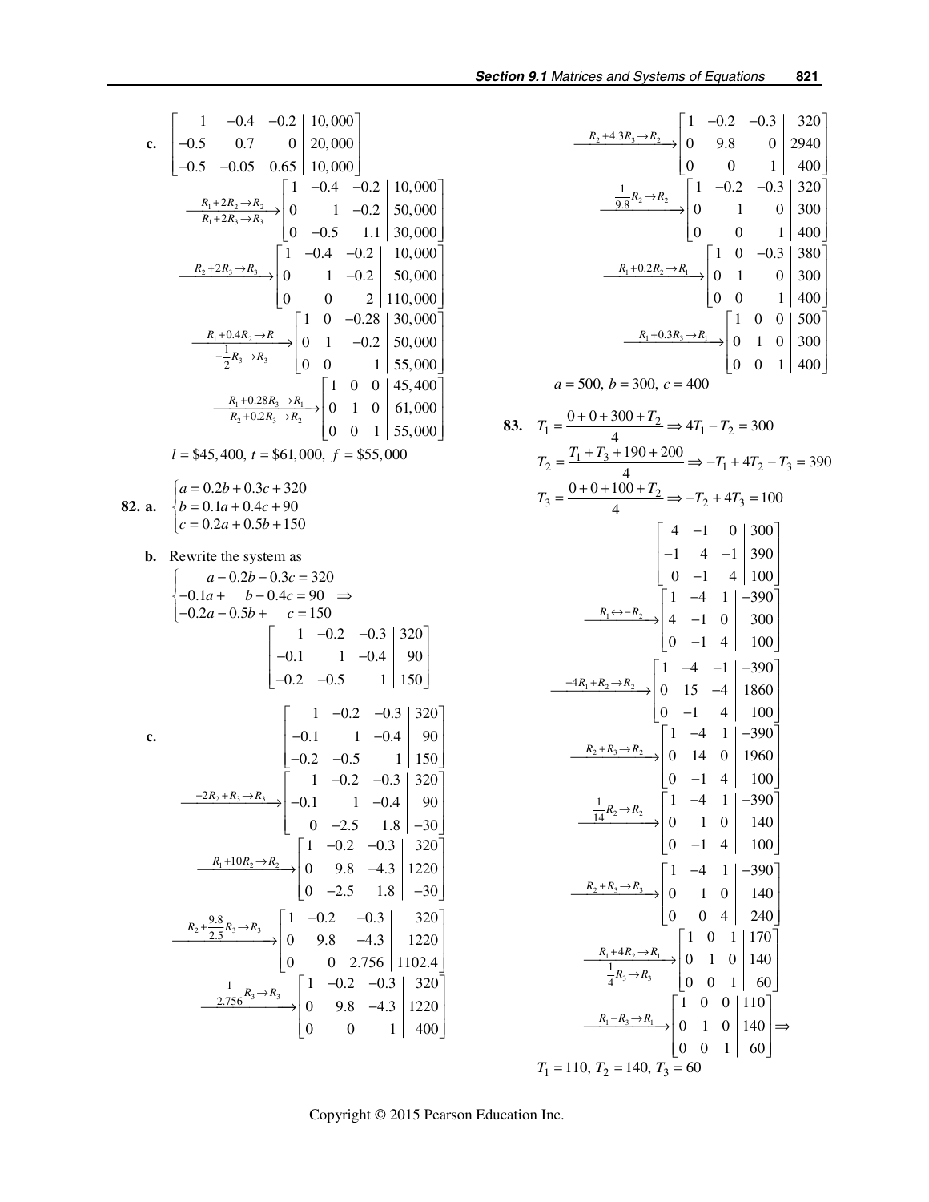**c.** $\left[\begin{array}{ccc|c} 1 & -0.4 & -0.2 & 10,000 \\ -0.5 & 0.7 & 0 & 20,000 \\ -0.5 & -0.05 & 0.65 & 10,000 \end{array}\right]$

$$\xrightarrow[R_1+2R_3 \to R_3]{R_1+2R_2 \to R_2} \left[\begin{array}{ccc|c} 1 & -0.4 & -0.2 & 10,000 \\ 0 & 1 & -0.2 & 50,000 \\ 0 & -0.5 & 1.1 & 30,000 \end{array}\right]$$

$$\xrightarrow{R_2+2R_3 \to R_3} \left[\begin{array}{ccc|c} 1 & -0.4 & -0.2 & 10,000 \\ 0 & 1 & -0.2 & 50,000 \\ 0 & 0 & 2 & 110,000 \end{array}\right]$$

$$\xrightarrow[-\frac{1}{2}R_3 \to R_3]{R_1+0.4R_2 \to R_1} \left[\begin{array}{ccc|c} 1 & 0 & -0.28 & 30,000 \\ 0 & 1 & -0.2 & 50,000 \\ 0 & 0 & 1 & 55,000 \end{array}\right]$$

$$\xrightarrow[R_2+0.2R_3 \to R_2]{R_1+0.28R_3 \to R_1} \left[\begin{array}{ccc|c} 1 & 0 & 0 & 45,400 \\ 0 & 1 & 0 & 61,000 \\ 0 & 0 & 1 & 55,000 \end{array}\right]$$

$l = \$45,400,\ t = \$61,000,\ f = \$55,000$

**82. a.** $\begin{cases} a = 0.2b + 0.3c + 320 \\ b = 0.1a + 0.4c + 90 \\ c = 0.2a + 0.5b + 150 \end{cases}$

**b.** Rewrite the system as

$$\begin{cases} a - 0.2b - 0.3c = 320 \\ -0.1a + \quad b - 0.4c = 90 \\ -0.2a - 0.5b + \quad c = 150 \end{cases} \Rightarrow$$

$$\left[\begin{array}{ccc|c} 1 & -0.2 & -0.3 & 320 \\ -0.1 & 1 & -0.4 & 90 \\ -0.2 & -0.5 & 1 & 150 \end{array}\right]$$

**c.**

$$\left[\begin{array}{ccc|c} 1 & -0.2 & -0.3 & 320 \\ -0.1 & 1 & -0.4 & 90 \\ -0.2 & -0.5 & 1 & 150 \end{array}\right]$$

$$\xrightarrow{-2R_2+R_3 \to R_3} \left[\begin{array}{ccc|c} 1 & -0.2 & -0.3 & 320 \\ -0.1 & 1 & -0.4 & 90 \\ 0 & -2.5 & 1.8 & -30 \end{array}\right]$$

$$\xrightarrow{R_1+10R_2 \to R_2} \left[\begin{array}{ccc|c} 1 & -0.2 & -0.3 & 320 \\ 0 & 9.8 & -4.3 & 1220 \\ 0 & -2.5 & 1.8 & -30 \end{array}\right]$$

$$\xrightarrow{R_2+\frac{9.8}{2.5}R_3 \to R_3} \left[\begin{array}{ccc|c} 1 & -0.2 & -0.3 & 320 \\ 0 & 9.8 & -4.3 & 1220 \\ 0 & 0 & 2.756 & 1102.4 \end{array}\right]$$

$$\xrightarrow{\frac{1}{2.756}R_3 \to R_3} \left[\begin{array}{ccc|c} 1 & -0.2 & -0.3 & 320 \\ 0 & 9.8 & -4.3 & 1220 \\ 0 & 0 & 1 & 400 \end{array}\right]$$

$$\xrightarrow{R_2+4.3R_3 \to R_2} \left[\begin{array}{ccc|c} 1 & -0.2 & -0.3 & 320 \\ 0 & 9.8 & 0 & 2940 \\ 0 & 0 & 1 & 400 \end{array}\right]$$

$$\xrightarrow{\frac{1}{9.8}R_2 \to R_2} \left[\begin{array}{ccc|c} 1 & -0.2 & -0.3 & 320 \\ 0 & 1 & 0 & 300 \\ 0 & 0 & 1 & 400 \end{array}\right]$$

$$\xrightarrow{R_1+0.2R_2 \to R_1} \left[\begin{array}{ccc|c} 1 & 0 & -0.3 & 380 \\ 0 & 1 & 0 & 300 \\ 0 & 0 & 1 & 400 \end{array}\right]$$

$$\xrightarrow{R_1+0.3R_3 \to R_1} \left[\begin{array}{ccc|c} 1 & 0 & 0 & 500 \\ 0 & 1 & 0 & 300 \\ 0 & 0 & 1 & 400 \end{array}\right]$$

$a = 500,\ b = 300,\ c = 400$

**83.** $T_1 = \dfrac{0+0+300+T_2}{4} \Rightarrow 4T_1 - T_2 = 300$

$T_2 = \dfrac{T_1+T_3+190+200}{4} \Rightarrow -T_1 + 4T_2 - T_3 = 390$

$T_3 = \dfrac{0+0+100+T_2}{4} \Rightarrow -T_2 + 4T_3 = 100$

$$\left[\begin{array}{ccc|c} 4 & -1 & 0 & 300 \\ -1 & 4 & -1 & 390 \\ 0 & -1 & 4 & 100 \end{array}\right]$$

$$\xrightarrow{R_1 \leftrightarrow -R_2} \left[\begin{array}{ccc|c} 1 & -4 & 1 & -390 \\ 4 & -1 & 0 & 300 \\ 0 & -1 & 4 & 100 \end{array}\right]$$

$$\xrightarrow{-4R_1+R_2 \to R_2} \left[\begin{array}{ccc|c} 1 & -4 & -1 & -390 \\ 0 & 15 & -4 & 1860 \\ 0 & -1 & 4 & 100 \end{array}\right]$$

$$\xrightarrow{R_2+R_3 \to R_2} \left[\begin{array}{ccc|c} 1 & -4 & 1 & -390 \\ 0 & 14 & 0 & 1960 \\ 0 & -1 & 4 & 100 \end{array}\right]$$

$$\xrightarrow{\frac{1}{14}R_2 \to R_2} \left[\begin{array}{ccc|c} 1 & -4 & 1 & -390 \\ 0 & 1 & 0 & 140 \\ 0 & -1 & 4 & 100 \end{array}\right]$$

$$\xrightarrow{R_2+R_3 \to R_3} \left[\begin{array}{ccc|c} 1 & -4 & 1 & -390 \\ 0 & 1 & 0 & 140 \\ 0 & 0 & 4 & 240 \end{array}\right]$$

$$\xrightarrow[\frac{1}{4}R_3 \to R_3]{R_1+4R_2 \to R_1} \left[\begin{array}{ccc|c} 1 & 0 & 1 & 170 \\ 0 & 1 & 0 & 140 \\ 0 & 0 & 1 & 60 \end{array}\right]$$

$$\xrightarrow{R_1-R_3 \to R_1} \left[\begin{array}{ccc|c} 1 & 0 & 0 & 110 \\ 0 & 1 & 0 & 140 \\ 0 & 0 & 1 & 60 \end{array}\right] \Rightarrow$$

$T_1 = 110,\ T_2 = 140,\ T_3 = 60$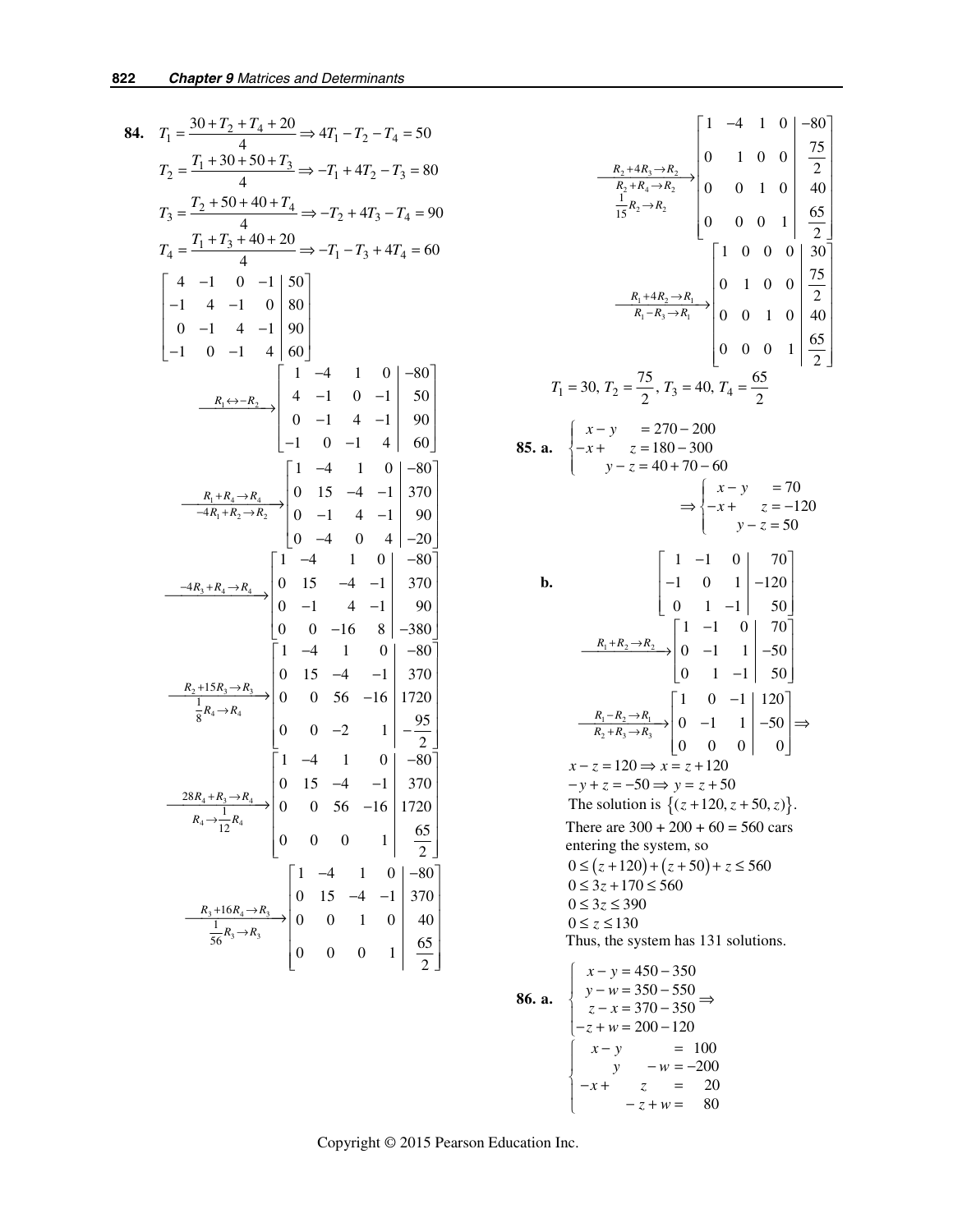**84.** $T_1 = \dfrac{30 + T_2 + T_4 + 20}{4} \Rightarrow 4T_1 - T_2 - T_4 = 50$

$T_2 = \dfrac{T_1 + 30 + 50 + T_3}{4} \Rightarrow -T_1 + 4T_2 - T_3 = 80$

$T_3 = \dfrac{T_2 + 50 + 40 + T_4}{4} \Rightarrow -T_2 + 4T_3 - T_4 = 90$

$T_4 = \dfrac{T_1 + T_3 + 40 + 20}{4} \Rightarrow -T_1 - T_3 + 4T_4 = 60$

$$\left[\begin{array}{cccc|c} 4 & -1 & 0 & -1 & 50 \\ -1 & 4 & -1 & 0 & 80 \\ 0 & -1 & 4 & -1 & 90 \\ -1 & 0 & -1 & 4 & 60 \end{array}\right]$$

$$\xrightarrow{R_1 \leftrightarrow -R_2} \left[\begin{array}{cccc|c} 1 & -4 & 1 & 0 & -80 \\ 4 & -1 & 0 & -1 & 50 \\ 0 & -1 & 4 & -1 & 90 \\ -1 & 0 & -1 & 4 & 60 \end{array}\right]$$

$$\xrightarrow[-4R_1 + R_2 \to R_2]{R_1 + R_4 \to R_4} \left[\begin{array}{cccc|c} 1 & -4 & 1 & 0 & -80 \\ 0 & 15 & -4 & -1 & 370 \\ 0 & -1 & 4 & -1 & 90 \\ 0 & -4 & 0 & 4 & -20 \end{array}\right]$$

$$\xrightarrow{-4R_3 + R_4 \to R_4} \left[\begin{array}{cccc|c} 1 & -4 & 1 & 0 & -80 \\ 0 & 15 & -4 & -1 & 370 \\ 0 & -1 & 4 & -1 & 90 \\ 0 & 0 & -16 & 8 & -380 \end{array}\right]$$

$$\xrightarrow[\frac{1}{8}R_4 \to R_4]{R_2 + 15R_3 \to R_3} \left[\begin{array}{cccc|c} 1 & -4 & 1 & 0 & -80 \\ 0 & 15 & -4 & -1 & 370 \\ 0 & 0 & 56 & -16 & 1720 \\ 0 & 0 & -2 & 1 & -\frac{95}{2} \end{array}\right]$$

$$\xrightarrow[R_4 \to \frac{1}{12}R_4]{28R_4 + R_3 \to R_4} \left[\begin{array}{cccc|c} 1 & -4 & 1 & 0 & -80 \\ 0 & 15 & -4 & -1 & 370 \\ 0 & 0 & 56 & -16 & 1720 \\ 0 & 0 & 0 & 1 & \frac{65}{2} \end{array}\right]$$

$$\xrightarrow[\frac{1}{56}R_3 \to R_3]{R_3 + 16R_4 \to R_3} \left[\begin{array}{cccc|c} 1 & -4 & 1 & 0 & -80 \\ 0 & 15 & -4 & -1 & 370 \\ 0 & 0 & 1 & 0 & 40 \\ 0 & 0 & 0 & 1 & \frac{65}{2} \end{array}\right]$$

$$\xrightarrow[\substack{R_2 + R_4 \to R_2 \\ \frac{1}{15}R_2 \to R_2}]{R_2 + 4R_3 \to R_2} \left[\begin{array}{cccc|c} 1 & -4 & 1 & 0 & -80 \\ 0 & 1 & 0 & 0 & \frac{75}{2} \\ 0 & 0 & 1 & 0 & 40 \\ 0 & 0 & 0 & 1 & \frac{65}{2} \end{array}\right]$$

$$\xrightarrow[R_1 - R_3 \to R_1]{R_1 + 4R_2 \to R_1} \left[\begin{array}{cccc|c} 1 & 0 & 0 & 0 & 30 \\ 0 & 1 & 0 & 0 & \frac{75}{2} \\ 0 & 0 & 1 & 0 & 40 \\ 0 & 0 & 0 & 1 & \frac{65}{2} \end{array}\right]$$

$T_1 = 30,\ T_2 = \dfrac{75}{2},\ T_3 = 40,\ T_4 = \dfrac{65}{2}$

**85. a.** $\begin{cases} x - y = 270 - 200 \\ -x + z = 180 - 300 \\ y - z = 40 + 70 - 60 \end{cases} \Rightarrow \begin{cases} x - y = 70 \\ -x + z = -120 \\ y - z = 50 \end{cases}$

**b.** $$\left[\begin{array}{ccc|c} 1 & -1 & 0 & 70 \\ -1 & 0 & 1 & -120 \\ 0 & 1 & -1 & 50 \end{array}\right]$$

$$\xrightarrow{R_1 + R_2 \to R_2} \left[\begin{array}{ccc|c} 1 & -1 & 0 & 70 \\ 0 & -1 & 1 & -50 \\ 0 & 1 & -1 & 50 \end{array}\right]$$

$$\xrightarrow[R_2 + R_3 \to R_3]{R_1 - R_2 \to R_1} \left[\begin{array}{ccc|c} 1 & 0 & -1 & 120 \\ 0 & -1 & 1 & -50 \\ 0 & 0 & 0 & 0 \end{array}\right] \Rightarrow$$

$x - z = 120 \Rightarrow x = z + 120$

$-y + z = -50 \Rightarrow y = z + 50$

The solution is $\{(z + 120, z + 50, z)\}$.

There are 300 + 200 + 60 = 560 cars entering the system, so

$0 \le (z + 120) + (z + 50) + z \le 560$

$0 \le 3z + 170 \le 560$

$0 \le 3z \le 390$

$0 \le z \le 130$

Thus, the system has 131 solutions.

**86. a.** $\begin{cases} x - y = 450 - 350 \\ y - w = 350 - 550 \\ z - x = 370 - 350 \\ -z + w = 200 - 120 \end{cases} \Rightarrow$

$\begin{cases} x - y = 100 \\ y - w = -200 \\ -x + z = 20 \\ -z + w = 80 \end{cases}$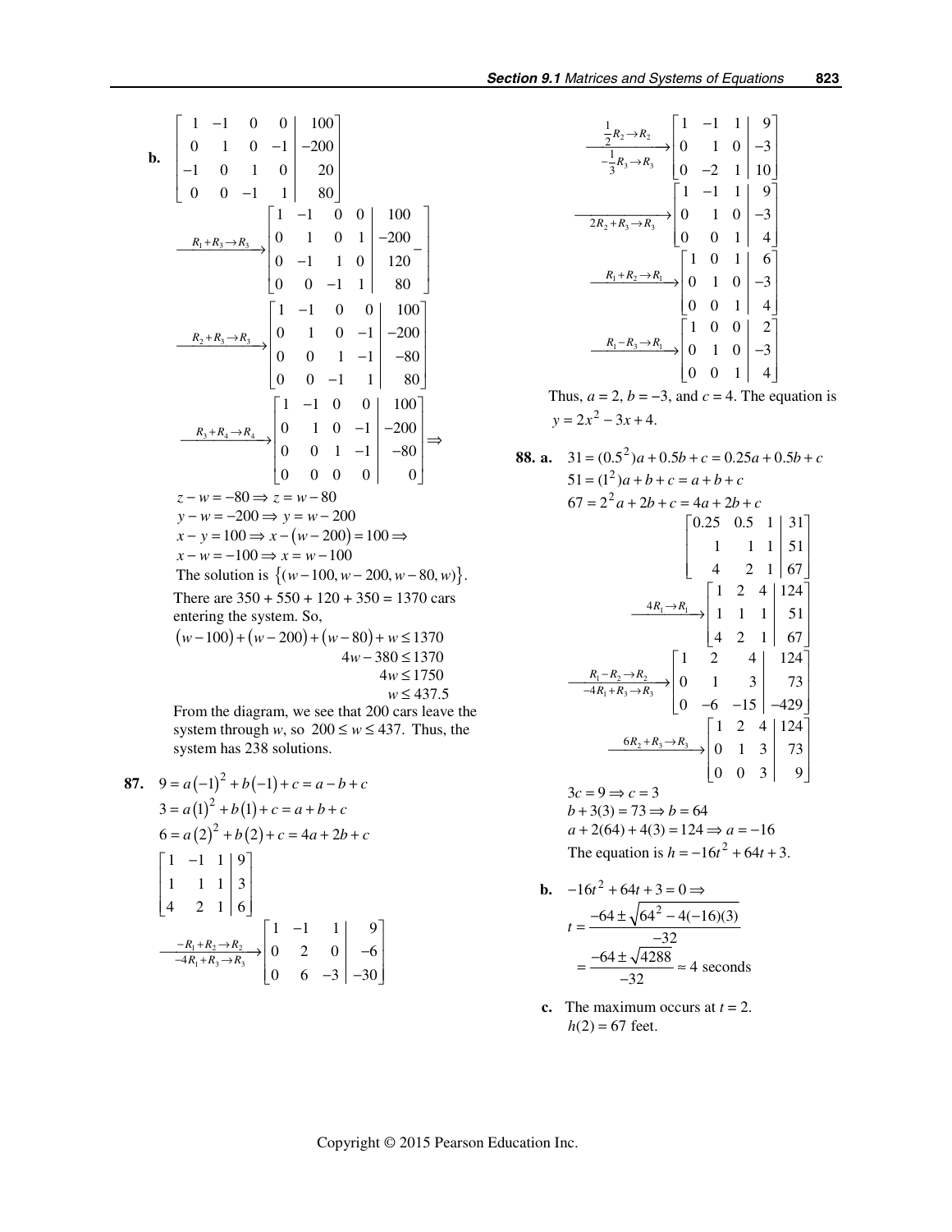**b.** $$\left[\begin{array}{cccc|c} 1 & -1 & 0 & 0 & 100 \\ 0 & 1 & 0 & -1 & -200 \\ -1 & 0 & 1 & 0 & 20 \\ 0 & 0 & -1 & 1 & 80 \end{array}\right]$$

$$\xrightarrow{R_1+R_3 \to R_3} \left[\begin{array}{cccc|c} 1 & -1 & 0 & 0 & 100 \\ 0 & 1 & 0 & 1 & -200 \\ 0 & -1 & 1 & 0 & 120 \\ 0 & 0 & -1 & 1 & 80 \end{array}\right]$$

$$\xrightarrow{R_2+R_3 \to R_3} \left[\begin{array}{cccc|c} 1 & -1 & 0 & 0 & 100 \\ 0 & 1 & 0 & -1 & -200 \\ 0 & 0 & 1 & -1 & -80 \\ 0 & 0 & -1 & 1 & 80 \end{array}\right]$$

$$\xrightarrow{R_3+R_4 \to R_4} \left[\begin{array}{cccc|c} 1 & -1 & 0 & 0 & 100 \\ 0 & 1 & 0 & -1 & -200 \\ 0 & 0 & 1 & -1 & -80 \\ 0 & 0 & 0 & 0 & 0 \end{array}\right] \Rightarrow$$

$z - w = -80 \Rightarrow z = w - 80$
$y - w = -200 \Rightarrow y = w - 200$
$x - y = 100 \Rightarrow x - (w - 200) = 100 \Rightarrow$
$x - w = -100 \Rightarrow x = w - 100$

The solution is $\{(w-100, w-200, w-80, w)\}$.

There are $350 + 550 + 120 + 350 = 1370$ cars entering the system. So,

$$(w-100)+(w-200)+(w-80)+w \le 1370$$
$$4w - 380 \le 1370$$
$$4w \le 1750$$
$$w \le 437.5$$

From the diagram, we see that 200 cars leave the system through $w$, so $200 \le w \le 437$. Thus, the system has 238 solutions.

**87.** $9 = a(-1)^2 + b(-1) + c = a - b + c$
$3 = a(1)^2 + b(1) + c = a + b + c$
$6 = a(2)^2 + b(2) + c = 4a + 2b + c$

$$\left[\begin{array}{ccc|c} 1 & -1 & 1 & 9 \\ 1 & 1 & 1 & 3 \\ 4 & 2 & 1 & 6 \end{array}\right]$$

$$\xrightarrow[-4R_1+R_3 \to R_3]{-R_1+R_2 \to R_2} \left[\begin{array}{ccc|c} 1 & -1 & 1 & 9 \\ 0 & 2 & 0 & -6 \\ 0 & 6 & -3 & -30 \end{array}\right]$$

$$\xrightarrow[-\frac{1}{3}R_3 \to R_3]{\frac{1}{2}R_2 \to R_2} \left[\begin{array}{ccc|c} 1 & -1 & 1 & 9 \\ 0 & 1 & 0 & -3 \\ 0 & -2 & 1 & 10 \end{array}\right]$$

$$\xrightarrow{2R_2+R_3 \to R_3} \left[\begin{array}{ccc|c} 1 & -1 & 1 & 9 \\ 0 & 1 & 0 & -3 \\ 0 & 0 & 1 & 4 \end{array}\right]$$

$$\xrightarrow{R_1+R_2 \to R_1} \left[\begin{array}{ccc|c} 1 & 0 & 1 & 6 \\ 0 & 1 & 0 & -3 \\ 0 & 0 & 1 & 4 \end{array}\right]$$

$$\xrightarrow{R_1-R_3 \to R_1} \left[\begin{array}{ccc|c} 1 & 0 & 0 & 2 \\ 0 & 1 & 0 & -3 \\ 0 & 0 & 1 & 4 \end{array}\right]$$

Thus, $a = 2$, $b = -3$, and $c = 4$. The equation is $y = 2x^2 - 3x + 4$.

**88. a.** $31 = (0.5^2)a + 0.5b + c = 0.25a + 0.5b + c$
$51 = (1^2)a + b + c = a + b + c$
$67 = 2^2a + 2b + c = 4a + 2b + c$

$$\left[\begin{array}{ccc|c} 0.25 & 0.5 & 1 & 31 \\ 1 & 1 & 1 & 51 \\ 4 & 2 & 1 & 67 \end{array}\right]$$

$$\xrightarrow{4R_1 \to R_1} \left[\begin{array}{ccc|c} 1 & 2 & 4 & 124 \\ 1 & 1 & 1 & 51 \\ 4 & 2 & 1 & 67 \end{array}\right]$$

$$\xrightarrow[-4R_1+R_3 \to R_3]{R_1-R_2 \to R_2} \left[\begin{array}{ccc|c} 1 & 2 & 4 & 124 \\ 0 & 1 & 3 & 73 \\ 0 & -6 & -15 & -429 \end{array}\right]$$

$$\xrightarrow{6R_2+R_3 \to R_3} \left[\begin{array}{ccc|c} 1 & 2 & 4 & 124 \\ 0 & 1 & 3 & 73 \\ 0 & 0 & 3 & 9 \end{array}\right]$$

$3c = 9 \Rightarrow c = 3$
$b + 3(3) = 73 \Rightarrow b = 64$
$a + 2(64) + 4(3) = 124 \Rightarrow a = -16$

The equation is $h = -16t^2 + 64t + 3$.

**b.** $-16t^2 + 64t + 3 = 0 \Rightarrow$

$$t = \frac{-64 \pm \sqrt{64^2 - 4(-16)(3)}}{-32}$$
$$= \frac{-64 \pm \sqrt{4288}}{-32} \approx 4 \text{ seconds}$$

**c.** The maximum occurs at $t = 2$. $h(2) = 67$ feet.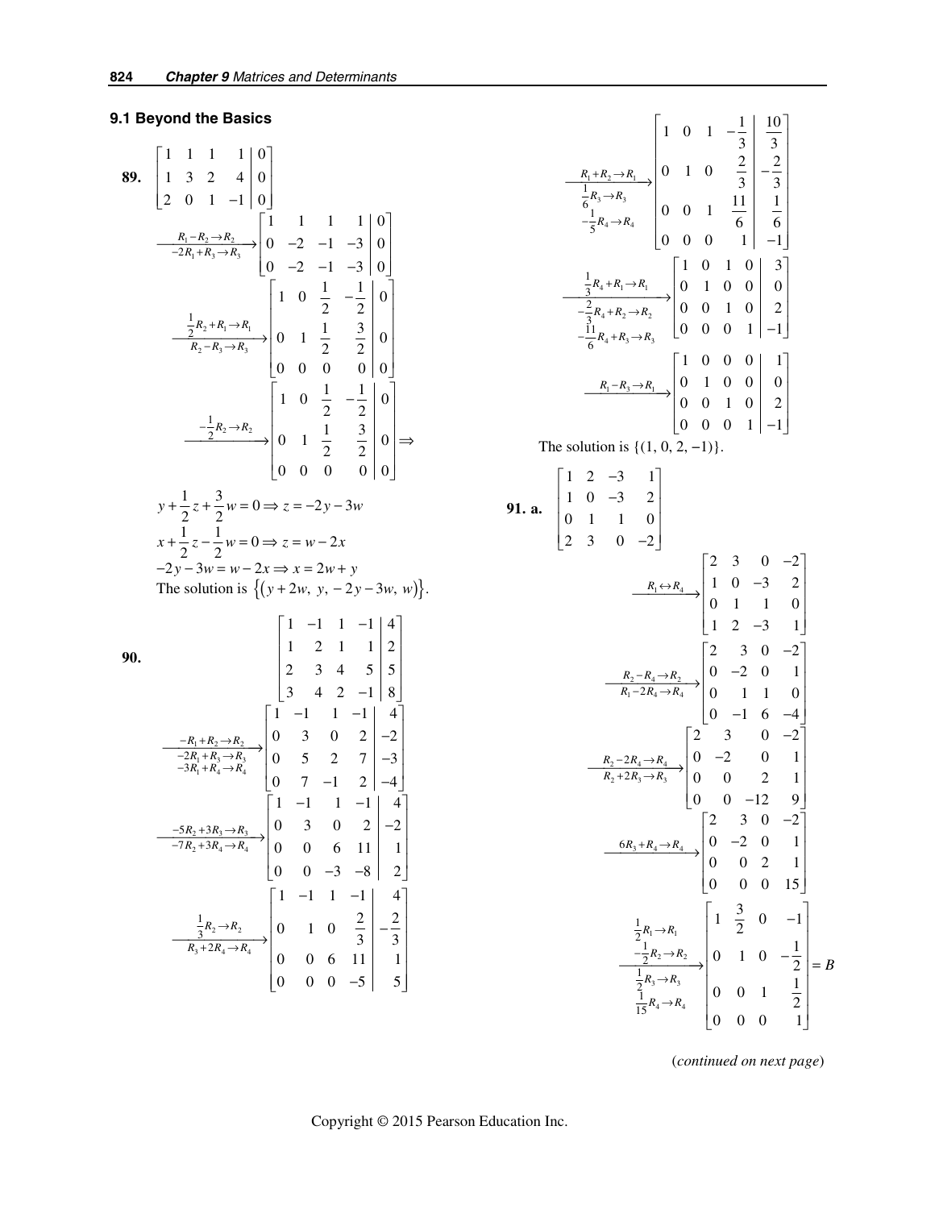## 9.1 Beyond the Basics

**89.** $\left[\begin{array}{cccc|c} 1 & 1 & 1 & 1 & 0 \\ 1 & 3 & 2 & 4 & 0 \\ 2 & 0 & 1 & -1 & 0 \end{array}\right]$

$$\xrightarrow[-2R_1+R_3\to R_3]{R_1-R_2\to R_2} \left[\begin{array}{cccc|c} 1 & 1 & 1 & 1 & 0 \\ 0 & -2 & -1 & -3 & 0 \\ 0 & -2 & -1 & -3 & 0 \end{array}\right]$$

$$\xrightarrow[R_2-R_3\to R_3]{\frac{1}{2}R_2+R_1\to R_1} \left[\begin{array}{cccc|c} 1 & 0 & \frac{1}{2} & -\frac{1}{2} & 0 \\ 0 & 1 & \frac{1}{2} & \frac{3}{2} & 0 \\ 0 & 0 & 0 & 0 & 0 \end{array}\right]$$

$$\xrightarrow{-\frac{1}{2}R_2\to R_2} \left[\begin{array}{cccc|c} 1 & 0 & \frac{1}{2} & -\frac{1}{2} & 0 \\ 0 & 1 & \frac{1}{2} & \frac{3}{2} & 0 \\ 0 & 0 & 0 & 0 & 0 \end{array}\right] \Rightarrow$$

$y+\frac{1}{2}z+\frac{3}{2}w=0 \Rightarrow z=-2y-3w$

$x+\frac{1}{2}z-\frac{1}{2}w=0 \Rightarrow z=w-2x$

$-2y-3w=w-2x \Rightarrow x=2w+y$

The solution is $\{(y+2w,\ y,\ -2y-3w,\ w)\}$.

**90.** $\left[\begin{array}{cccc|c} 1 & -1 & 1 & -1 & 4 \\ 1 & 2 & 1 & 1 & 2 \\ 2 & 3 & 4 & 5 & 5 \\ 3 & 4 & 2 & -1 & 8 \end{array}\right]$

$$\xrightarrow[\substack{-2R_1+R_3\to R_3 \\ -3R_1+R_4\to R_4}]{-R_1+R_2\to R_2} \left[\begin{array}{cccc|c} 1 & -1 & 1 & -1 & 4 \\ 0 & 3 & 0 & 2 & -2 \\ 0 & 5 & 2 & 7 & -3 \\ 0 & 7 & -1 & 2 & -4 \end{array}\right]$$

$$\xrightarrow[-7R_2+3R_4\to R_4]{-5R_2+3R_3\to R_3} \left[\begin{array}{cccc|c} 1 & -1 & 1 & -1 & 4 \\ 0 & 3 & 0 & 2 & -2 \\ 0 & 0 & 6 & 11 & 1 \\ 0 & 0 & -3 & -8 & 2 \end{array}\right]$$

$$\xrightarrow[R_3+2R_4\to R_4]{\frac{1}{3}R_2\to R_2} \left[\begin{array}{cccc|c} 1 & -1 & 1 & -1 & 4 \\ 0 & 1 & 0 & \frac{2}{3} & -\frac{2}{3} \\ 0 & 0 & 6 & 11 & 1 \\ 0 & 0 & 0 & -5 & 5 \end{array}\right]$$

$$\xrightarrow[\substack{\frac{1}{6}R_3\to R_3 \\ -\frac{1}{5}R_4\to R_4}]{R_1+R_2\to R_1} \left[\begin{array}{cccc|c} 1 & 0 & 1 & -\frac{1}{3} & \frac{10}{3} \\ 0 & 1 & 0 & \frac{2}{3} & -\frac{2}{3} \\ 0 & 0 & 1 & \frac{11}{6} & \frac{1}{6} \\ 0 & 0 & 0 & 1 & -1 \end{array}\right]$$

$$\xrightarrow[\substack{-\frac{2}{3}R_4+R_2\to R_2 \\ -\frac{11}{6}R_4+R_3\to R_3}]{\frac{1}{3}R_4+R_1\to R_1} \left[\begin{array}{cccc|c} 1 & 0 & 1 & 0 & 3 \\ 0 & 1 & 0 & 0 & 0 \\ 0 & 0 & 1 & 0 & 2 \\ 0 & 0 & 0 & 1 & -1 \end{array}\right]$$

$$\xrightarrow{R_1-R_3\to R_1} \left[\begin{array}{cccc|c} 1 & 0 & 0 & 0 & 1 \\ 0 & 1 & 0 & 0 & 0 \\ 0 & 0 & 1 & 0 & 2 \\ 0 & 0 & 0 & 1 & -1 \end{array}\right]$$

The solution is $\{(1, 0, 2, -1)\}$.

**91. a.** $\begin{bmatrix} 1 & 2 & -3 & 1 \\ 1 & 0 & -3 & 2 \\ 0 & 1 & 1 & 0 \\ 2 & 3 & 0 & -2 \end{bmatrix}$

$$\xrightarrow{R_1\leftrightarrow R_4} \begin{bmatrix} 2 & 3 & 0 & -2 \\ 1 & 0 & -3 & 2 \\ 0 & 1 & 1 & 0 \\ 1 & 2 & -3 & 1 \end{bmatrix}$$

$$\xrightarrow[R_1-2R_4\to R_4]{R_2-R_4\to R_2} \begin{bmatrix} 2 & 3 & 0 & -2 \\ 0 & -2 & 0 & 1 \\ 0 & 1 & 1 & 0 \\ 0 & -1 & 6 & -4 \end{bmatrix}$$

$$\xrightarrow[R_2+2R_3\to R_3]{R_2-2R_4\to R_4} \begin{bmatrix} 2 & 3 & 0 & -2 \\ 0 & -2 & 0 & 1 \\ 0 & 0 & 2 & 1 \\ 0 & 0 & -12 & 9 \end{bmatrix}$$

$$\xrightarrow{6R_3+R_4\to R_4} \begin{bmatrix} 2 & 3 & 0 & -2 \\ 0 & -2 & 0 & 1 \\ 0 & 0 & 2 & 1 \\ 0 & 0 & 0 & 15 \end{bmatrix}$$

$$\xrightarrow[\substack{-\frac{1}{2}R_2\to R_2 \\ \frac{1}{2}R_3\to R_3 \\ \frac{1}{15}R_4\to R_4}]{\frac{1}{2}R_1\to R_1} \begin{bmatrix} 1 & \frac{3}{2} & 0 & -1 \\ 0 & 1 & 0 & -\frac{1}{2} \\ 0 & 0 & 1 & \frac{1}{2} \\ 0 & 0 & 0 & 1 \end{bmatrix} = B$$

(*continued on next page*)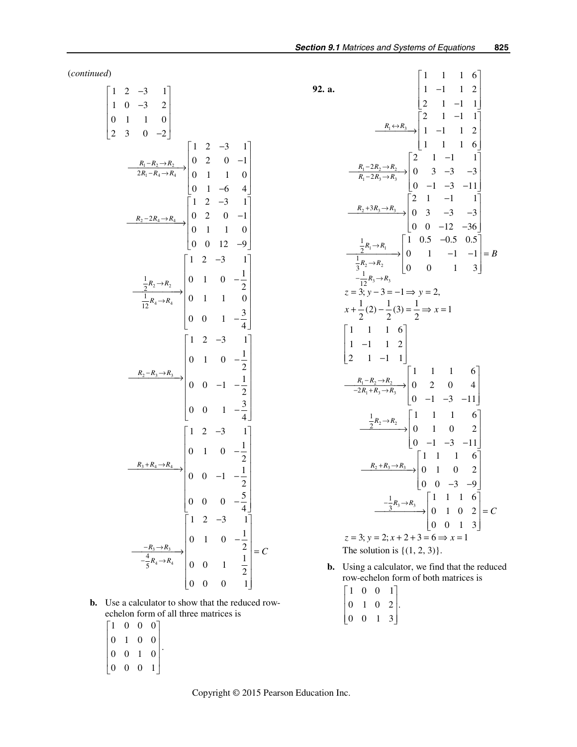(*continued*)

$$\begin{bmatrix} 1 & 2 & -3 & 1 \\ 1 & 0 & -3 & 2 \\ 0 & 1 & 1 & 0 \\ 2 & 3 & 0 & -2 \end{bmatrix}$$

$$\xrightarrow[2R_1 - R_4 \to R_4]{R_1 - R_2 \to R_2} \begin{bmatrix} 1 & 2 & -3 & 1 \\ 0 & 2 & 0 & -1 \\ 0 & 1 & 1 & 0 \\ 0 & 1 & -6 & 4 \end{bmatrix}$$

$$\xrightarrow{R_2 - 2R_4 \to R_4} \begin{bmatrix} 1 & 2 & -3 & 1 \\ 0 & 2 & 0 & -1 \\ 0 & 1 & 1 & 0 \\ 0 & 0 & 12 & -9 \end{bmatrix}$$

$$\xrightarrow[\frac{1}{12}R_4 \to R_4]{\frac{1}{2}R_2 \to R_2} \begin{bmatrix} 1 & 2 & -3 & 1 \\ 0 & 1 & 0 & -\frac{1}{2} \\ 0 & 1 & 1 & 0 \\ 0 & 0 & 1 & -\frac{3}{4} \end{bmatrix}$$

$$\xrightarrow{R_2 - R_3 \to R_3} \begin{bmatrix} 1 & 2 & -3 & 1 \\ 0 & 1 & 0 & -\frac{1}{2} \\ 0 & 0 & -1 & -\frac{1}{2} \\ 0 & 0 & 1 & -\frac{3}{4} \end{bmatrix}$$

$$\xrightarrow{R_3 + R_4 \to R_4} \begin{bmatrix} 1 & 2 & -3 & 1 \\ 0 & 1 & 0 & -\frac{1}{2} \\ 0 & 0 & -1 & -\frac{1}{2} \\ 0 & 0 & 0 & -\frac{5}{4} \end{bmatrix}$$

$$\xrightarrow[-\frac{4}{5}R_4 \to R_4]{-R_3 \to R_3} \begin{bmatrix} 1 & 2 & -3 & 1 \\ 0 & 1 & 0 & -\frac{1}{2} \\ 0 & 0 & 1 & \frac{1}{2} \\ 0 & 0 & 0 & 1 \end{bmatrix} = C$$

**b.** Use a calculator to show that the reduced row-echelon form of all three matrices is

$$\begin{bmatrix} 1 & 0 & 0 & 0 \\ 0 & 1 & 0 & 0 \\ 0 & 0 & 1 & 0 \\ 0 & 0 & 0 & 1 \end{bmatrix}.$$

**92. a.**

$$\begin{bmatrix} 1 & 1 & 1 & 6 \\ 1 & -1 & 1 & 2 \\ 2 & 1 & -1 & 1 \end{bmatrix}$$

$$\xrightarrow{R_1 \leftrightarrow R_3} \begin{bmatrix} 2 & 1 & -1 & 1 \\ 1 & -1 & 1 & 2 \\ 1 & 1 & 1 & 6 \end{bmatrix}$$

$$\xrightarrow[R_1 - 2R_3 \to R_3]{R_1 - 2R_2 \to R_2} \begin{bmatrix} 2 & 1 & -1 & 1 \\ 0 & 3 & -3 & -3 \\ 0 & -1 & -3 & -11 \end{bmatrix}$$

$$\xrightarrow{R_2 + 3R_3 \to R_3} \begin{bmatrix} 2 & 1 & -1 & 1 \\ 0 & 3 & -3 & -3 \\ 0 & 0 & -12 & -36 \end{bmatrix}$$

$$\xrightarrow[\substack{\frac{1}{3}R_2 \to R_2 \\ -\frac{1}{12}R_3 \to R_3}]{\frac{1}{2}R_1 \to R_1} \begin{bmatrix} 1 & 0.5 & -0.5 & 0.5 \\ 0 & 1 & -1 & -1 \\ 0 & 0 & 1 & 3 \end{bmatrix} = B$$

$z = 3;\ y - 3 = -1 \Rightarrow y = 2,$

$x + \frac{1}{2}(2) - \frac{1}{2}(3) = \frac{1}{2} \Rightarrow x = 1$

$$\begin{bmatrix} 1 & 1 & 1 & 6 \\ 1 & -1 & 1 & 2 \\ 2 & 1 & -1 & 1 \end{bmatrix}$$

$$\xrightarrow[-2R_1 + R_3 \to R_3]{R_1 - R_2 \to R_2} \begin{bmatrix} 1 & 1 & 1 & 6 \\ 0 & 2 & 0 & 4 \\ 0 & -1 & -3 & -11 \end{bmatrix}$$

$$\xrightarrow{\frac{1}{2}R_2 \to R_2} \begin{bmatrix} 1 & 1 & 1 & 6 \\ 0 & 1 & 0 & 2 \\ 0 & -1 & -3 & -11 \end{bmatrix}$$

$$\xrightarrow{R_2 + R_3 \to R_3} \begin{bmatrix} 1 & 1 & 1 & 6 \\ 0 & 1 & 0 & 2 \\ 0 & 0 & -3 & -9 \end{bmatrix}$$

$$\xrightarrow{-\frac{1}{3}R_3 \to R_3} \begin{bmatrix} 1 & 1 & 1 & 6 \\ 0 & 1 & 0 & 2 \\ 0 & 0 & 1 & 3 \end{bmatrix} = C$$

$z = 3;\ y = 2;\ x + 2 + 3 = 6 \Rightarrow x = 1$

The solution is $\{(1, 2, 3)\}$.

**b.** Using a calculator, we find that the reduced row-echelon form of both matrices is

$$\begin{bmatrix} 1 & 0 & 0 & 1 \\ 0 & 1 & 0 & 2 \\ 0 & 0 & 1 & 3 \end{bmatrix}.$$

Copyright © 2015 Pearson Education Inc.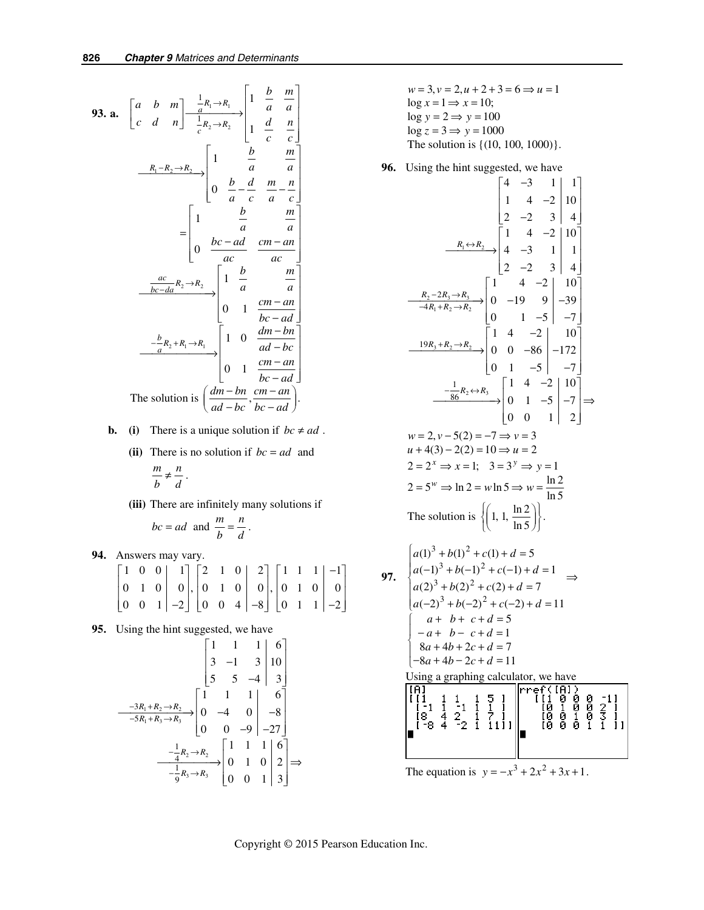**93. a.** 
$$\begin{bmatrix} a & b & m \\ c & d & n \end{bmatrix} \xrightarrow[\frac{1}{c}R_2 \to R_2]{\frac{1}{a}R_1 \to R_1} \begin{bmatrix} 1 & \frac{b}{a} & \frac{m}{a} \\ 1 & \frac{d}{c} & \frac{n}{c} \end{bmatrix}$$

$$\xrightarrow{R_1 - R_2 \to R_2} \begin{bmatrix} 1 & \frac{b}{a} & \frac{m}{a} \\ 0 & \frac{b}{a} - \frac{d}{c} & \frac{m}{a} - \frac{n}{c} \end{bmatrix}$$

$$= \begin{bmatrix} 1 & \frac{b}{a} & \frac{m}{a} \\ 0 & \frac{bc - ad}{ac} & \frac{cm - an}{ac} \end{bmatrix}$$

$$\xrightarrow{\frac{ac}{bc - da}R_2 \to R_2} \begin{bmatrix} 1 & \frac{b}{a} & \frac{m}{a} \\ 0 & 1 & \frac{cm - an}{bc - ad} \end{bmatrix}$$

$$\xrightarrow{-\frac{b}{a}R_2 + R_1 \to R_1} \begin{bmatrix} 1 & 0 & \frac{dm - bn}{ad - bc} \\ 0 & 1 & \frac{cm - an}{bc - ad} \end{bmatrix}$$

The solution is $\left( \dfrac{dm - bn}{ad - bc}, \dfrac{cm - an}{bc - ad} \right)$.

**b.** **(i)** There is a unique solution if $bc \neq ad$.

**(ii)** There is no solution if $bc = ad$ and $\dfrac{m}{b} \neq \dfrac{n}{d}$.

**(iii)** There are infinitely many solutions if $bc = ad$ and $\dfrac{m}{b} = \dfrac{n}{d}$.

**94.** Answers may vary.

$$\left[\begin{array}{ccc|c} 1 & 0 & 0 & 1 \\ 0 & 1 & 0 & 0 \\ 0 & 0 & 1 & -2 \end{array}\right], \left[\begin{array}{ccc|c} 2 & 1 & 0 & 2 \\ 0 & 1 & 0 & 0 \\ 0 & 0 & 4 & -8 \end{array}\right], \left[\begin{array}{ccc|c} 1 & 1 & 1 & -1 \\ 0 & 1 & 0 & 0 \\ 0 & 1 & 1 & -2 \end{array}\right]$$

**95.** Using the hint suggested, we have

$$\left[\begin{array}{ccc|c} 1 & 1 & 1 & 6 \\ 3 & -1 & 3 & 10 \\ 5 & 5 & -4 & 3 \end{array}\right]$$

$$\xrightarrow[-5R_1 + R_3 \to R_3]{-3R_1 + R_2 \to R_2} \left[\begin{array}{ccc|c} 1 & 1 & 1 & 6 \\ 0 & -4 & 0 & -8 \\ 0 & 0 & -9 & -27 \end{array}\right]$$

$$\xrightarrow[-\frac{1}{9}R_3 \to R_3]{-\frac{1}{4}R_2 \to R_2} \left[\begin{array}{ccc|c} 1 & 1 & 1 & 6 \\ 0 & 1 & 0 & 2 \\ 0 & 0 & 1 & 3 \end{array}\right] \Rightarrow$$

$w = 3, v = 2, u + 2 + 3 = 6 \Rightarrow u = 1$
$\log x = 1 \Rightarrow x = 10;$
$\log y = 2 \Rightarrow y = 100$
$\log z = 3 \Rightarrow y = 1000$
The solution is $\{(10, 100, 1000)\}$.

**96.** Using the hint suggested, we have

$$\left[\begin{array}{ccc|c} 4 & -3 & 1 & 1 \\ 1 & 4 & -2 & 10 \\ 2 & -2 & 3 & 4 \end{array}\right]$$

$$\xrightarrow{R_1 \leftrightarrow R_2} \left[\begin{array}{ccc|c} 1 & 4 & -2 & 10 \\ 4 & -3 & 1 & 1 \\ 2 & -2 & 3 & 4 \end{array}\right]$$

$$\xrightarrow[-4R_1 + R_2 \to R_2]{R_2 - 2R_3 \to R_3} \left[\begin{array}{ccc|c} 1 & 4 & -2 & 10 \\ 0 & -19 & 9 & -39 \\ 0 & 1 & -5 & -7 \end{array}\right]$$

$$\xrightarrow{19R_3 + R_2 \to R_2} \left[\begin{array}{ccc|c} 1 & 4 & -2 & 10 \\ 0 & 0 & -86 & -172 \\ 0 & 1 & -5 & -7 \end{array}\right]$$

$$\xrightarrow{-\frac{1}{86}R_2 \leftrightarrow R_3} \left[\begin{array}{ccc|c} 1 & 4 & -2 & 10 \\ 0 & 1 & -5 & -7 \\ 0 & 0 & 1 & 2 \end{array}\right] \Rightarrow$$

$w = 2, v - 5(2) = -7 \Rightarrow v = 3$
$u + 4(3) - 2(2) = 10 \Rightarrow u = 2$
$2 = 2^x \Rightarrow x = 1; \quad 3 = 3^y \Rightarrow y = 1$
$2 = 5^w \Rightarrow \ln 2 = w \ln 5 \Rightarrow w = \dfrac{\ln 2}{\ln 5}$
The solution is $\left\{ \left( 1, 1, \dfrac{\ln 2}{\ln 5} \right) \right\}$.

**97.**
$$\begin{cases} a(1)^3 + b(1)^2 + c(1) + d = 5 \\ a(-1)^3 + b(-1)^2 + c(-1) + d = 1 \\ a(2)^3 + b(2)^2 + c(2) + d = 7 \\ a(-2)^3 + b(-2)^2 + c(-2) + d = 11 \end{cases} \Rightarrow$$

$$\begin{cases} a + b + c + d = 5 \\ -a + b - c + d = 1 \\ 8a + 4b + 2c + d = 7 \\ -8a + 4b - 2c + d = 11 \end{cases}$$

Using a graphing calculator, we have

```
[A]
[[1   1  1  1 5 ]
 [-1  1 -1  1 1 ]
 [8   4  2  1 7 ]
 [-8  4 -2  1 11]]
```

```
rref([A])
 [[1 0 0 0 -1]
  [0 1 0 0 2 ]
  [0 0 1 0 3 ]
  [0 0 0 1 1 ]]
```

The equation is $y = -x^3 + 2x^2 + 3x + 1$.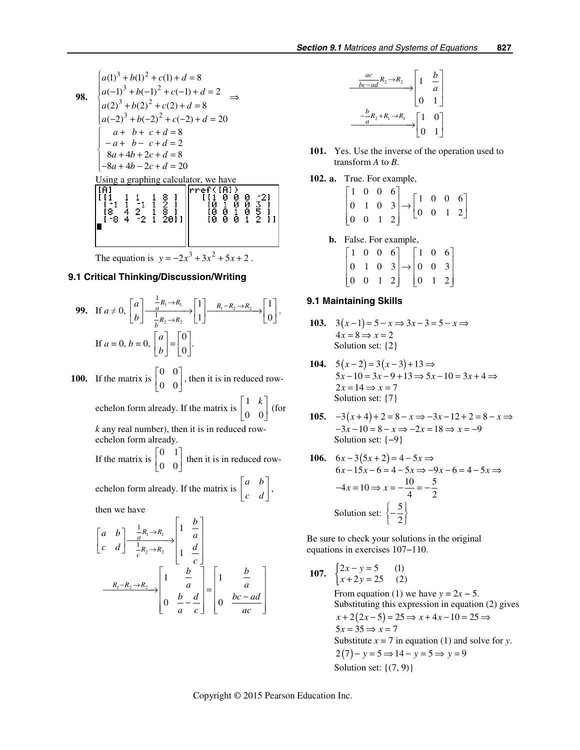**98.** 
$$\begin{cases} a(1)^3 + b(1)^2 + c(1) + d = 8 \\ a(-1)^3 + b(-1)^2 + c(-1) + d = 2 \\ a(2)^3 + b(2)^2 + c(2) + d = 8 \\ a(-2)^3 + b(-2)^2 + c(-2) + d = 20 \end{cases} \Rightarrow$$

$$\begin{cases} a + b + c + d = 8 \\ -a + b - c + d = 2 \\ 8a + 4b + 2c + d = 8 \\ -8a + 4b - 2c + d = 20 \end{cases}$$

Using a graphing calculator, we have

```
[A]                        rref([A])
[[1  1  1  1  8 ]           [[1 0 0 0 -2]
 [-1 1 -1 1  2 ]             [0 1 0 0 3 ]
 [8  4  2  1  8 ]            [0 0 1 0 5 ]
 [-8 4 -2  1 20]]            [0 0 0 1 2 ]]
```

The equation is $y = -2x^3 + 3x^2 + 5x + 2$.

### 9.1 Critical Thinking/Discussion/Writing

**99.** If $a \neq 0$, $\begin{bmatrix} a \\ b \end{bmatrix} \xrightarrow[\frac{1}{b}R_2 \to R_2]{\frac{1}{a}R_1 \to R_1} \begin{bmatrix} 1 \\ 1 \end{bmatrix} \xrightarrow{R_1 - R_2 \to R_2} \begin{bmatrix} 1 \\ 0 \end{bmatrix}$.

If $a = 0$, $b = 0$, $\begin{bmatrix} a \\ b \end{bmatrix} = \begin{bmatrix} 0 \\ 0 \end{bmatrix}$.

**100.** If the matrix is $\begin{bmatrix} 0 & 0 \\ 0 & 0 \end{bmatrix}$, then it is in reduced row-echelon form already. If the matrix is $\begin{bmatrix} 1 & k \\ 0 & 0 \end{bmatrix}$ (for $k$ any real number), then it is in reduced row-echelon form already.

If the matrix is $\begin{bmatrix} 0 & 1 \\ 0 & 0 \end{bmatrix}$ then it is in reduced row-echelon form already. If the matrix is $\begin{bmatrix} a & b \\ c & d \end{bmatrix}$, then we have

$$\begin{bmatrix} a & b \\ c & d \end{bmatrix} \xrightarrow[\frac{1}{c}R_2 \to R_2]{\frac{1}{a}R_1 \to R_1} \begin{bmatrix} 1 & \frac{b}{a} \\ 1 & \frac{d}{c} \end{bmatrix}$$

$$\xrightarrow{R_1 - R_2 \to R_2} \begin{bmatrix} 1 & \frac{b}{a} \\ 0 & \frac{b}{a} - \frac{d}{c} \end{bmatrix} = \begin{bmatrix} 1 & \frac{b}{a} \\ 0 & \frac{bc - ad}{ac} \end{bmatrix}$$

$$\xrightarrow{\frac{ac}{bc-ad}R_2 \to R_2} \begin{bmatrix} 1 & \frac{b}{a} \\ 0 & 1 \end{bmatrix}$$

$$\xrightarrow{-\frac{b}{a}R_2 + R_1 \to R_1} \begin{bmatrix} 1 & 0 \\ 0 & 1 \end{bmatrix}$$

**101.** Yes. Use the inverse of the operation used to transform $A$ to $B$.

**102.**
**a.** True. For example,

$$\begin{bmatrix} 1 & 0 & 0 & 6 \\ 0 & 1 & 0 & 3 \\ 0 & 0 & 1 & 2 \end{bmatrix} \to \begin{bmatrix} 1 & 0 & 0 & 6 \\ 0 & 0 & 1 & 2 \end{bmatrix}$$

**b.** False. For example,

$$\begin{bmatrix} 1 & 0 & 0 & 6 \\ 0 & 1 & 0 & 3 \\ 0 & 0 & 1 & 2 \end{bmatrix} \to \begin{bmatrix} 1 & 0 & 6 \\ 0 & 0 & 3 \\ 0 & 1 & 2 \end{bmatrix}$$

### 9.1 Maintaining Skills

**103.** $3(x-1) = 5 - x \Rightarrow 3x - 3 = 5 - x \Rightarrow$
$4x = 8 \Rightarrow x = 2$
Solution set: $\{2\}$

**104.** $5(x-2) = 3(x-3) + 13 \Rightarrow$
$5x - 10 = 3x - 9 + 13 \Rightarrow 5x - 10 = 3x + 4 \Rightarrow$
$2x = 14 \Rightarrow x = 7$
Solution set: $\{7\}$

**105.** $-3(x+4) + 2 = 8 - x \Rightarrow -3x - 12 + 2 = 8 - x \Rightarrow$
$-3x - 10 = 8 - x \Rightarrow -2x = 18 \Rightarrow x = -9$
Solution set: $\{-9\}$

**106.** $6x - 3(5x + 2) = 4 - 5x \Rightarrow$
$6x - 15x - 6 = 4 - 5x \Rightarrow -9x - 6 = 4 - 5x \Rightarrow$
$-4x = 10 \Rightarrow x = -\frac{10}{4} = -\frac{5}{2}$
Solution set: $\left\{-\frac{5}{2}\right\}$

Be sure to check your solutions in the original equations in exercises 107–110.

**107.** $\begin{cases} 2x - y = 5 & (1) \\ x + 2y = 25 & (2) \end{cases}$

From equation (1) we have $y = 2x - 5$.
Substituting this expression in equation (2) gives
$x + 2(2x - 5) = 25 \Rightarrow x + 4x - 10 = 25 \Rightarrow$
$5x = 35 \Rightarrow x = 7$
Substitute $x = 7$ in equation (1) and solve for $y$.
$2(7) - y = 5 \Rightarrow 14 - y = 5 \Rightarrow y = 9$
Solution set: $\{(7, 9)\}$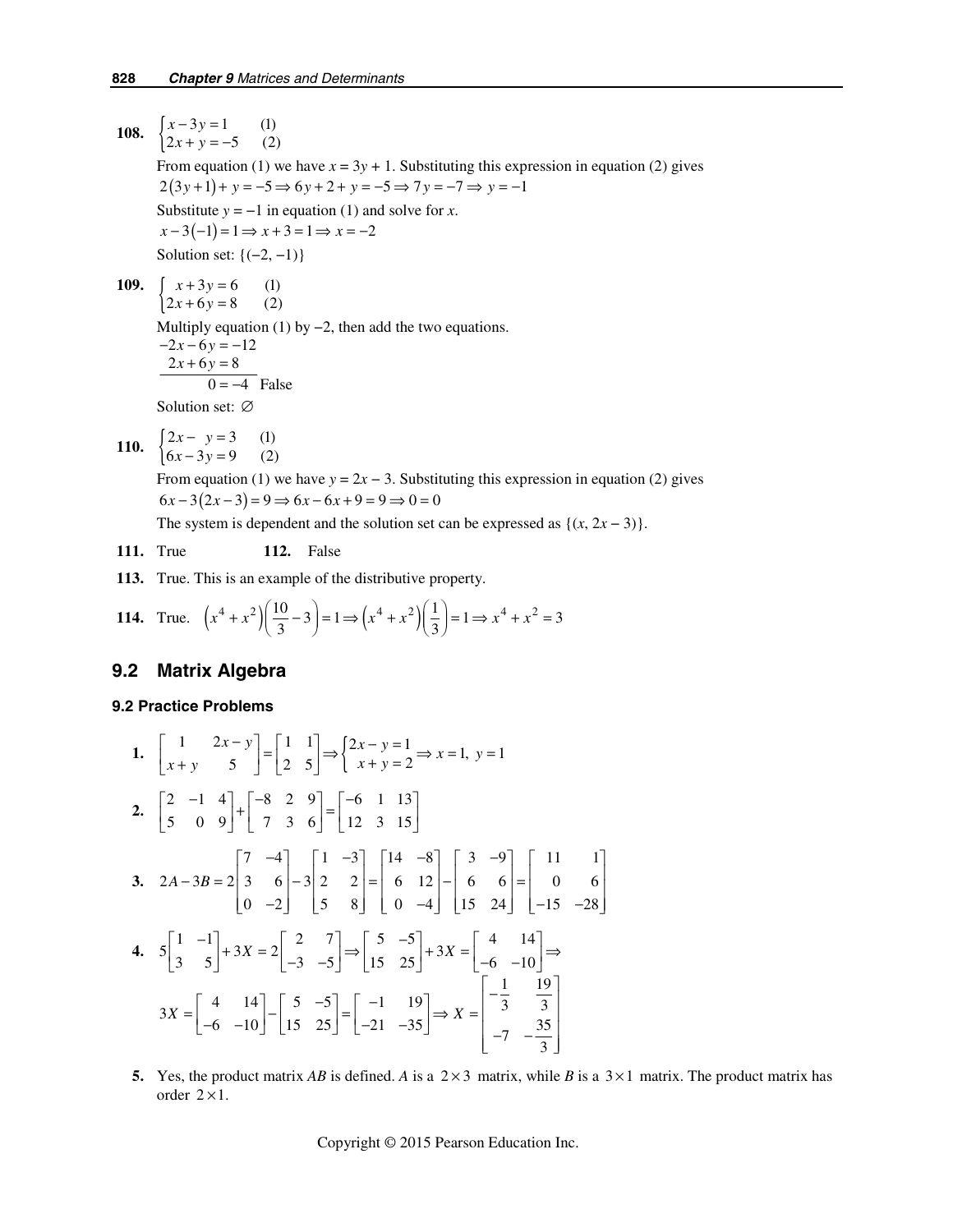**108.** $\begin{cases} x - 3y = 1 & (1) \\ 2x + y = -5 & (2) \end{cases}$

From equation (1) we have $x = 3y + 1$. Substituting this expression in equation (2) gives

$2(3y+1) + y = -5 \Rightarrow 6y + 2 + y = -5 \Rightarrow 7y = -7 \Rightarrow y = -1$

Substitute $y = -1$ in equation (1) and solve for $x$.

$x - 3(-1) = 1 \Rightarrow x + 3 = 1 \Rightarrow x = -2$

Solution set: $\{(-2, -1)\}$

**109.** $\begin{cases} x + 3y = 6 & (1) \\ 2x + 6y = 8 & (2) \end{cases}$

Multiply equation (1) by $-2$, then add the two equations.

$$\begin{array}{r} -2x - 6y = -12 \\ 2x + 6y = 8 \\ \hline 0 = -4 \end{array} \quad \text{False}$$

Solution set: $\varnothing$

**110.** $\begin{cases} 2x - \ \ y = 3 & (1) \\ 6x - 3y = 9 & (2) \end{cases}$

From equation (1) we have $y = 2x - 3$. Substituting this expression in equation (2) gives

$6x - 3(2x - 3) = 9 \Rightarrow 6x - 6x + 9 = 9 \Rightarrow 0 = 0$

The system is dependent and the solution set can be expressed as $\{(x, 2x - 3)\}$.

**111.** True  **112.** False

**113.** True. This is an example of the distributive property.

**114.** True. $\left(x^4 + x^2\right)\left(\frac{10}{3} - 3\right) = 1 \Rightarrow \left(x^4 + x^2\right)\left(\frac{1}{3}\right) = 1 \Rightarrow x^4 + x^2 = 3$

## 9.2 Matrix Algebra

### 9.2 Practice Problems

**1.** $\begin{bmatrix} 1 & 2x - y \\ x + y & 5 \end{bmatrix} = \begin{bmatrix} 1 & 1 \\ 2 & 5 \end{bmatrix} \Rightarrow \begin{cases} 2x - y = 1 \\ x + y = 2 \end{cases} \Rightarrow x = 1,\ y = 1$

**2.** $\begin{bmatrix} 2 & -1 & 4 \\ 5 & 0 & 9 \end{bmatrix} + \begin{bmatrix} -8 & 2 & 9 \\ 7 & 3 & 6 \end{bmatrix} = \begin{bmatrix} -6 & 1 & 13 \\ 12 & 3 & 15 \end{bmatrix}$

**3.** $2A - 3B = 2\begin{bmatrix} 7 & -4 \\ 3 & 6 \\ 0 & -2 \end{bmatrix} - 3\begin{bmatrix} 1 & -3 \\ 2 & 2 \\ 5 & 8 \end{bmatrix} = \begin{bmatrix} 14 & -8 \\ 6 & 12 \\ 0 & -4 \end{bmatrix} - \begin{bmatrix} 3 & -9 \\ 6 & 6 \\ 15 & 24 \end{bmatrix} = \begin{bmatrix} 11 & 1 \\ 0 & 6 \\ -15 & -28 \end{bmatrix}$

**4.** $5\begin{bmatrix} 1 & -1 \\ 3 & 5 \end{bmatrix} + 3X = 2\begin{bmatrix} 2 & 7 \\ -3 & -5 \end{bmatrix} \Rightarrow \begin{bmatrix} 5 & -5 \\ 15 & 25 \end{bmatrix} + 3X = \begin{bmatrix} 4 & 14 \\ -6 & -10 \end{bmatrix} \Rightarrow$

$3X = \begin{bmatrix} 4 & 14 \\ -6 & -10 \end{bmatrix} - \begin{bmatrix} 5 & -5 \\ 15 & 25 \end{bmatrix} = \begin{bmatrix} -1 & 19 \\ -21 & -35 \end{bmatrix} \Rightarrow X = \begin{bmatrix} -\frac{1}{3} & \frac{19}{3} \\ -7 & -\frac{35}{3} \end{bmatrix}$

**5.** Yes, the product matrix $AB$ is defined. $A$ is a $2 \times 3$ matrix, while $B$ is a $3 \times 1$ matrix. The product matrix has order $2 \times 1$.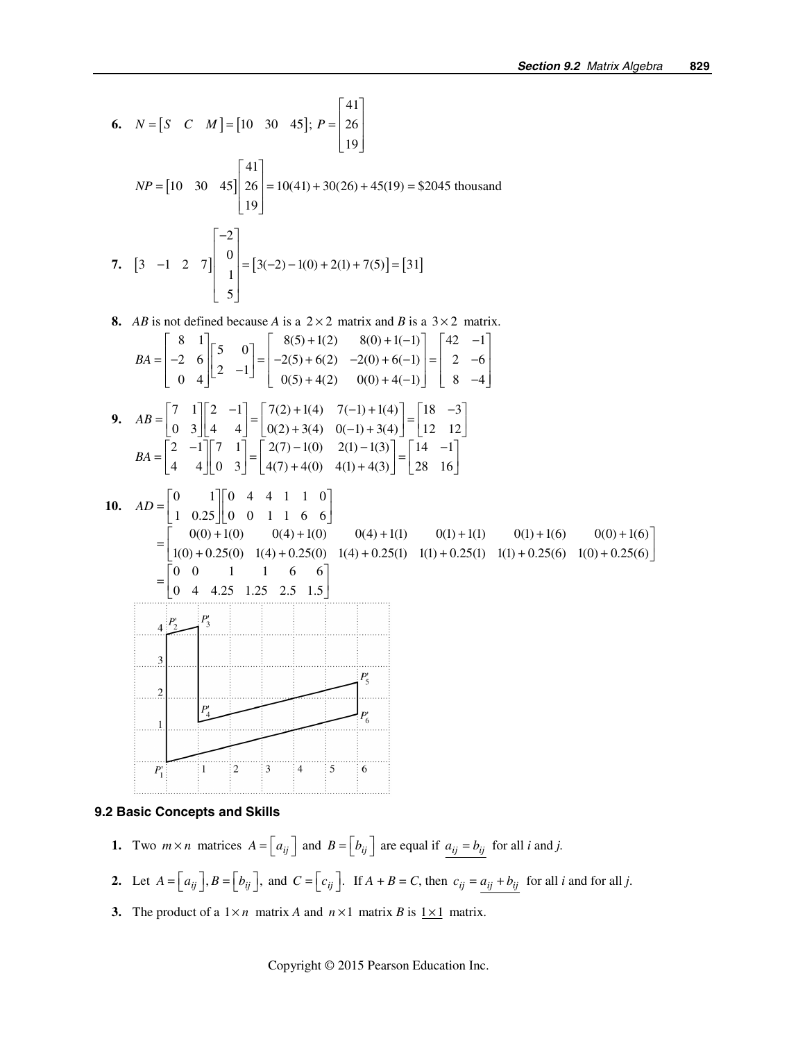**6.** $N = \begin{bmatrix} S & C & M \end{bmatrix} = \begin{bmatrix} 10 & 30 & 45 \end{bmatrix}$; $P = \begin{bmatrix} 41 \\ 26 \\ 19 \end{bmatrix}$

$$NP = \begin{bmatrix} 10 & 30 & 45 \end{bmatrix} \begin{bmatrix} 41 \\ 26 \\ 19 \end{bmatrix} = 10(41) + 30(26) + 45(19) = \$2045 \text{ thousand}$$

**7.** $$\begin{bmatrix} 3 & -1 & 2 & 7 \end{bmatrix} \begin{bmatrix} -2 \\ 0 \\ 1 \\ 5 \end{bmatrix} = \begin{bmatrix} 3(-2) - 1(0) + 2(1) + 7(5) \end{bmatrix} = \begin{bmatrix} 31 \end{bmatrix}$$

**8.** $AB$ is not defined because $A$ is a $2 \times 2$ matrix and $B$ is a $3 \times 2$ matrix.

$$BA = \begin{bmatrix} 8 & 1 \\ -2 & 6 \\ 0 & 4 \end{bmatrix} \begin{bmatrix} 5 & 0 \\ 2 & -1 \end{bmatrix} = \begin{bmatrix} 8(5)+1(2) & 8(0)+1(-1) \\ -2(5)+6(2) & -2(0)+6(-1) \\ 0(5)+4(2) & 0(0)+4(-1) \end{bmatrix} = \begin{bmatrix} 42 & -1 \\ 2 & -6 \\ 8 & -4 \end{bmatrix}$$

**9.** $$AB = \begin{bmatrix} 7 & 1 \\ 0 & 3 \end{bmatrix} \begin{bmatrix} 2 & -1 \\ 4 & 4 \end{bmatrix} = \begin{bmatrix} 7(2)+1(4) & 7(-1)+1(4) \\ 0(2)+3(4) & 0(-1)+3(4) \end{bmatrix} = \begin{bmatrix} 18 & -3 \\ 12 & 12 \end{bmatrix}$$

$$BA = \begin{bmatrix} 2 & -1 \\ 4 & 4 \end{bmatrix} \begin{bmatrix} 7 & 1 \\ 0 & 3 \end{bmatrix} = \begin{bmatrix} 2(7)-1(0) & 2(1)-1(3) \\ 4(7)+4(0) & 4(1)+4(3) \end{bmatrix} = \begin{bmatrix} 14 & -1 \\ 28 & 16 \end{bmatrix}$$

**10.** $$AD = \begin{bmatrix} 0 & 1 \\ 1 & 0.25 \end{bmatrix} \begin{bmatrix} 0 & 4 & 4 & 1 & 1 & 0 \\ 0 & 0 & 1 & 1 & 6 & 6 \end{bmatrix}$$

$$= \begin{bmatrix} 0(0)+1(0) & 0(4)+1(0) & 0(4)+1(1) & 0(1)+1(1) & 0(1)+1(6) & 0(0)+1(6) \\ 1(0)+0.25(0) & 1(4)+0.25(0) & 1(4)+0.25(1) & 1(1)+0.25(1) & 1(1)+0.25(6) & 1(0)+0.25(6) \end{bmatrix}$$

$$= \begin{bmatrix} 0 & 0 & 1 & 1 & 6 & 6 \\ 0 & 4 & 4.25 & 1.25 & 2.5 & 1.5 \end{bmatrix}$$

## 9.2 Basic Concepts and Skills

**1.** Two $m \times n$ matrices $A = \left[a_{ij}\right]$ and $B = \left[b_{ij}\right]$ are equal if $\underline{a_{ij} = b_{ij}}$ for all *i* and *j*.

**2.** Let $A = \left[a_{ij}\right], B = \left[b_{ij}\right]$, and $C = \left[c_{ij}\right]$. If $A + B = C$, then $\underline{c_{ij} = a_{ij} + b_{ij}}$ for all *i* and for all *j*.

**3.** The product of a $1 \times n$ matrix $A$ and $n \times 1$ matrix $B$ is $\underline{1 \times 1}$ matrix.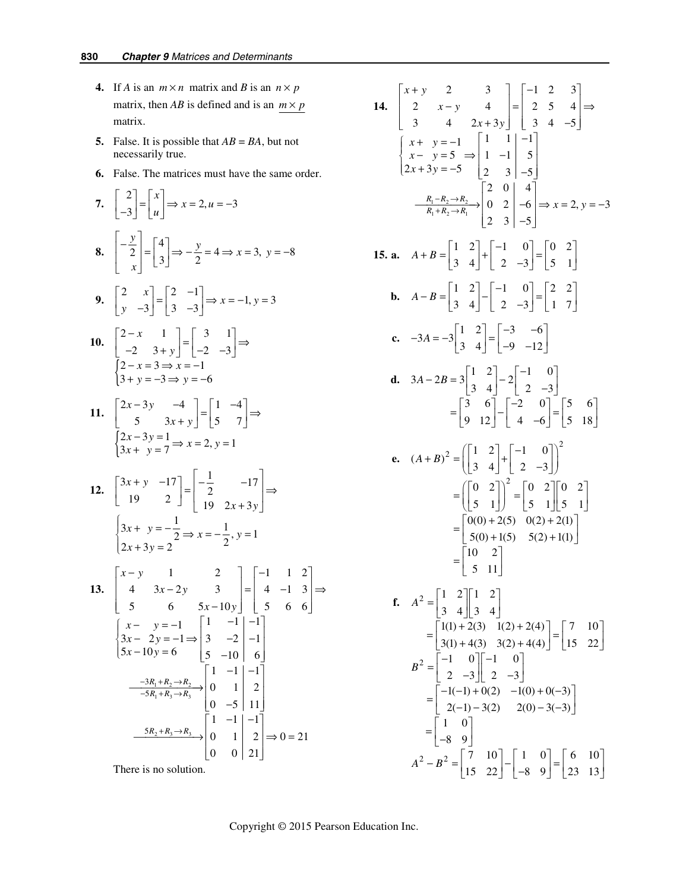**4.** If $A$ is an $m \times n$ matrix and $B$ is an $n \times p$ matrix, then $AB$ is defined and is an $\underline{m \times p}$ matrix.

**5.** False. It is possible that $AB = BA$, but not necessarily true.

**6.** False. The matrices must have the same order.

**7.** $\begin{bmatrix} 2 \\ -3 \end{bmatrix} = \begin{bmatrix} x \\ u \end{bmatrix} \Rightarrow x = 2, u = -3$

**8.** $\begin{bmatrix} -\frac{y}{2} \\ x \end{bmatrix} = \begin{bmatrix} 4 \\ 3 \end{bmatrix} \Rightarrow -\frac{y}{2} = 4 \Rightarrow x = 3,\ y = -8$

**9.** $\begin{bmatrix} 2 & x \\ y & -3 \end{bmatrix} = \begin{bmatrix} 2 & -1 \\ 3 & -3 \end{bmatrix} \Rightarrow x = -1, y = 3$

**10.** $\begin{bmatrix} 2-x & 1 \\ -2 & 3+y \end{bmatrix} = \begin{bmatrix} 3 & 1 \\ -2 & -3 \end{bmatrix} \Rightarrow$

$$\begin{cases} 2 - x = 3 \Rightarrow x = -1 \\ 3 + y = -3 \Rightarrow y = -6 \end{cases}$$

**11.** $\begin{bmatrix} 2x-3y & -4 \\ 5 & 3x+y \end{bmatrix} = \begin{bmatrix} 1 & -4 \\ 5 & 7 \end{bmatrix} \Rightarrow$

$$\begin{cases} 2x - 3y = 1 \\ 3x + \ \ y = 7 \end{cases} \Rightarrow x = 2, y = 1$$

**12.** $\begin{bmatrix} 3x+y & -17 \\ 19 & 2 \end{bmatrix} = \begin{bmatrix} -\frac{1}{2} & -17 \\ 19 & 2x+3y \end{bmatrix} \Rightarrow$

$$\begin{cases} 3x + \ \ y = -\frac{1}{2} \\ 2x + 3y = 2 \end{cases} \Rightarrow x = -\frac{1}{2}, y = 1$$

**13.** $\begin{bmatrix} x-y & 1 & 2 \\ 4 & 3x-2y & 3 \\ 5 & 6 & 5x-10y \end{bmatrix} = \begin{bmatrix} -1 & 1 & 2 \\ 4 & -1 & 3 \\ 5 & 6 & 6 \end{bmatrix} \Rightarrow$

$$\begin{cases} x - \ \ y = -1 \\ 3x - \ 2y = -1 \\ 5x - 10y = 6 \end{cases} \Rightarrow \left[\begin{array}{cc|c} 1 & -1 & -1 \\ 3 & -2 & -1 \\ 5 & -10 & 6 \end{array}\right]$$

$$\xrightarrow[-5R_1+R_3 \to R_3]{-3R_1+R_2 \to R_2} \left[\begin{array}{cc|c} 1 & -1 & -1 \\ 0 & 1 & 2 \\ 0 & -5 & 11 \end{array}\right]$$

$$\xrightarrow{5R_2+R_3 \to R_3} \left[\begin{array}{cc|c} 1 & -1 & -1 \\ 0 & 1 & 2 \\ 0 & 0 & 21 \end{array}\right] \Rightarrow 0 = 21$$

There is no solution.

**14.** $\begin{bmatrix} x+y & 2 & 3 \\ 2 & x-y & 4 \\ 3 & 4 & 2x+3y \end{bmatrix} = \begin{bmatrix} -1 & 2 & 3 \\ 2 & 5 & 4 \\ 3 & 4 & -5 \end{bmatrix} \Rightarrow$

$$\begin{cases} x + \ \ y = -1 \\ x - \ \ y = 5 \\ 2x + 3y = -5 \end{cases} \Rightarrow \left[\begin{array}{cc|c} 1 & 1 & -1 \\ 1 & -1 & 5 \\ 2 & 3 & -5 \end{array}\right]$$

$$\xrightarrow[R_1+R_2 \to R_1]{R_1-R_2 \to R_2} \left[\begin{array}{cc|c} 2 & 0 & 4 \\ 0 & 2 & -6 \\ 2 & 3 & -5 \end{array}\right] \Rightarrow x = 2, y = -3$$

**15. a.** $A + B = \begin{bmatrix} 1 & 2 \\ 3 & 4 \end{bmatrix} + \begin{bmatrix} -1 & 0 \\ 2 & -3 \end{bmatrix} = \begin{bmatrix} 0 & 2 \\ 5 & 1 \end{bmatrix}$

**b.** $A - B = \begin{bmatrix} 1 & 2 \\ 3 & 4 \end{bmatrix} - \begin{bmatrix} -1 & 0 \\ 2 & -3 \end{bmatrix} = \begin{bmatrix} 2 & 2 \\ 1 & 7 \end{bmatrix}$

**c.** $-3A = -3\begin{bmatrix} 1 & 2 \\ 3 & 4 \end{bmatrix} = \begin{bmatrix} -3 & -6 \\ -9 & -12 \end{bmatrix}$

**d.**
$$\begin{aligned} 3A - 2B &= 3\begin{bmatrix} 1 & 2 \\ 3 & 4 \end{bmatrix} - 2\begin{bmatrix} -1 & 0 \\ 2 & -3 \end{bmatrix} \\ &= \begin{bmatrix} 3 & 6 \\ 9 & 12 \end{bmatrix} - \begin{bmatrix} -2 & 0 \\ 4 & -6 \end{bmatrix} = \begin{bmatrix} 5 & 6 \\ 5 & 18 \end{bmatrix} \end{aligned}$$

**e.**
$$\begin{aligned} (A+B)^2 &= \left(\begin{bmatrix} 1 & 2 \\ 3 & 4 \end{bmatrix} + \begin{bmatrix} -1 & 0 \\ 2 & -3 \end{bmatrix}\right)^2 \\ &= \left(\begin{bmatrix} 0 & 2 \\ 5 & 1 \end{bmatrix}\right)^2 = \begin{bmatrix} 0 & 2 \\ 5 & 1 \end{bmatrix}\begin{bmatrix} 0 & 2 \\ 5 & 1 \end{bmatrix} \\ &= \begin{bmatrix} 0(0)+2(5) & 0(2)+2(1) \\ 5(0)+1(5) & 5(2)+1(1) \end{bmatrix} \\ &= \begin{bmatrix} 10 & 2 \\ 5 & 11 \end{bmatrix} \end{aligned}$$

**f.**
$$\begin{aligned} A^2 &= \begin{bmatrix} 1 & 2 \\ 3 & 4 \end{bmatrix}\begin{bmatrix} 1 & 2 \\ 3 & 4 \end{bmatrix} \\ &= \begin{bmatrix} 1(1)+2(3) & 1(2)+2(4) \\ 3(1)+4(3) & 3(2)+4(4) \end{bmatrix} = \begin{bmatrix} 7 & 10 \\ 15 & 22 \end{bmatrix} \end{aligned}$$

$$\begin{aligned} B^2 &= \begin{bmatrix} -1 & 0 \\ 2 & -3 \end{bmatrix}\begin{bmatrix} -1 & 0 \\ 2 & -3 \end{bmatrix} \\ &= \begin{bmatrix} -1(-1)+0(2) & -1(0)+0(-3) \\ 2(-1)-3(2) & 2(0)-3(-3) \end{bmatrix} \\ &= \begin{bmatrix} 1 & 0 \\ -8 & 9 \end{bmatrix} \end{aligned}$$

$$A^2 - B^2 = \begin{bmatrix} 7 & 10 \\ 15 & 22 \end{bmatrix} - \begin{bmatrix} 1 & 0 \\ -8 & 9 \end{bmatrix} = \begin{bmatrix} 6 & 10 \\ 23 & 13 \end{bmatrix}$$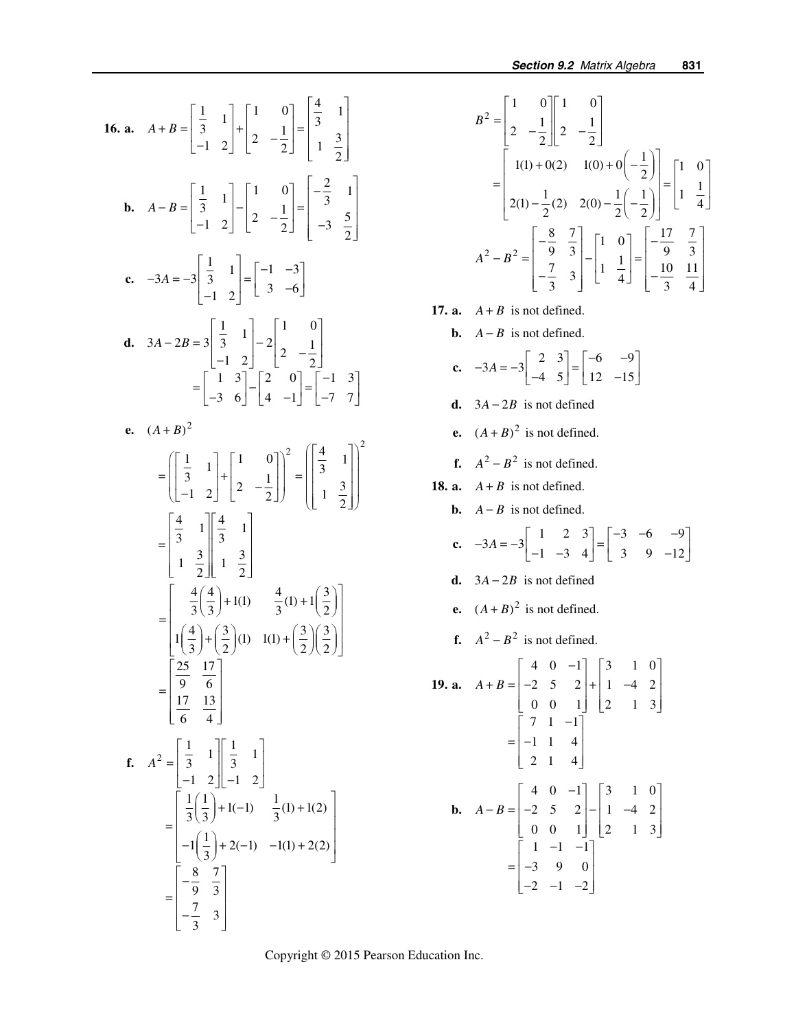**16. a.** $A+B=\begin{bmatrix}\frac{1}{3} & 1\\ -1 & 2\end{bmatrix}+\begin{bmatrix}1 & 0\\ 2 & -\frac{1}{2}\end{bmatrix}=\begin{bmatrix}\frac{4}{3} & 1\\ 1 & \frac{3}{2}\end{bmatrix}$

**b.** $A-B=\begin{bmatrix}\frac{1}{3} & 1\\ -1 & 2\end{bmatrix}-\begin{bmatrix}1 & 0\\ 2 & -\frac{1}{2}\end{bmatrix}=\begin{bmatrix}-\frac{2}{3} & 1\\ -3 & \frac{5}{2}\end{bmatrix}$

**c.** $-3A=-3\begin{bmatrix}\frac{1}{3} & 1\\ -1 & 2\end{bmatrix}=\begin{bmatrix}-1 & -3\\ 3 & -6\end{bmatrix}$

**d.** $3A-2B=3\begin{bmatrix}\frac{1}{3} & 1\\ -1 & 2\end{bmatrix}-2\begin{bmatrix}1 & 0\\ 2 & -\frac{1}{2}\end{bmatrix}$

$=\begin{bmatrix}1 & 3\\ -3 & 6\end{bmatrix}-\begin{bmatrix}2 & 0\\ 4 & -1\end{bmatrix}=\begin{bmatrix}-1 & 3\\ -7 & 7\end{bmatrix}$

**e.** $(A+B)^2$

$=\left(\begin{bmatrix}\frac{1}{3} & 1\\ -1 & 2\end{bmatrix}+\begin{bmatrix}1 & 0\\ 2 & -\frac{1}{2}\end{bmatrix}\right)^2=\left(\begin{bmatrix}\frac{4}{3} & 1\\ 1 & \frac{3}{2}\end{bmatrix}\right)^2$

$=\begin{bmatrix}\frac{4}{3} & 1\\ 1 & \frac{3}{2}\end{bmatrix}\begin{bmatrix}\frac{4}{3} & 1\\ 1 & \frac{3}{2}\end{bmatrix}$

$=\begin{bmatrix}\frac{4}{3}\left(\frac{4}{3}\right)+1(1) & \frac{4}{3}(1)+1\left(\frac{3}{2}\right)\\ 1\left(\frac{4}{3}\right)+\left(\frac{3}{2}\right)(1) & 1(1)+\left(\frac{3}{2}\right)\left(\frac{3}{2}\right)\end{bmatrix}$

$=\begin{bmatrix}\frac{25}{9} & \frac{17}{6}\\ \frac{17}{6} & \frac{13}{4}\end{bmatrix}$

**f.** $A^2=\begin{bmatrix}\frac{1}{3} & 1\\ -1 & 2\end{bmatrix}\begin{bmatrix}\frac{1}{3} & 1\\ -1 & 2\end{bmatrix}$

$=\begin{bmatrix}\frac{1}{3}\left(\frac{1}{3}\right)+1(-1) & \frac{1}{3}(1)+1(2)\\ -1\left(\frac{1}{3}\right)+2(-1) & -1(1)+2(2)\end{bmatrix}$

$=\begin{bmatrix}-\frac{8}{9} & \frac{7}{3}\\ -\frac{7}{3} & 3\end{bmatrix}$

$B^2=\begin{bmatrix}1 & 0\\ 2 & -\frac{1}{2}\end{bmatrix}\begin{bmatrix}1 & 0\\ 2 & -\frac{1}{2}\end{bmatrix}$

$=\begin{bmatrix}1(1)+0(2) & 1(0)+0\left(-\frac{1}{2}\right)\\ 2(1)-\frac{1}{2}(2) & 2(0)-\frac{1}{2}\left(-\frac{1}{2}\right)\end{bmatrix}=\begin{bmatrix}1 & 0\\ 1 & \frac{1}{4}\end{bmatrix}$

$A^2-B^2=\begin{bmatrix}-\frac{8}{9} & \frac{7}{3}\\ -\frac{7}{3} & 3\end{bmatrix}-\begin{bmatrix}1 & 0\\ 1 & \frac{1}{4}\end{bmatrix}=\begin{bmatrix}-\frac{17}{9} & \frac{7}{3}\\ -\frac{10}{3} & \frac{11}{4}\end{bmatrix}$

**17. a.** $A+B$ is not defined.

**b.** $A-B$ is not defined.

**c.** $-3A=-3\begin{bmatrix}2 & 3\\ -4 & 5\end{bmatrix}=\begin{bmatrix}-6 & -9\\ 12 & -15\end{bmatrix}$

**d.** $3A-2B$ is not defined

**e.** $(A+B)^2$ is not defined.

**f.** $A^2-B^2$ is not defined.

**18. a.** $A+B$ is not defined.

**b.** $A-B$ is not defined.

**c.** $-3A=-3\begin{bmatrix}1 & 2 & 3\\ -1 & -3 & 4\end{bmatrix}=\begin{bmatrix}-3 & -6 & -9\\ 3 & 9 & -12\end{bmatrix}$

**d.** $3A-2B$ is not defined

**e.** $(A+B)^2$ is not defined.

**f.** $A^2-B^2$ is not defined.

**19. a.** $A+B=\begin{bmatrix}4 & 0 & -1\\ -2 & 5 & 2\\ 0 & 0 & 1\end{bmatrix}+\begin{bmatrix}3 & 1 & 0\\ 1 & -4 & 2\\ 2 & 1 & 3\end{bmatrix}$

$=\begin{bmatrix}7 & 1 & -1\\ -1 & 1 & 4\\ 2 & 1 & 4\end{bmatrix}$

**b.** $A-B=\begin{bmatrix}4 & 0 & -1\\ -2 & 5 & 2\\ 0 & 0 & 1\end{bmatrix}-\begin{bmatrix}3 & 1 & 0\\ 1 & -4 & 2\\ 2 & 1 & 3\end{bmatrix}$

$=\begin{bmatrix}1 & -1 & -1\\ -3 & 9 & 0\\ -2 & -1 & -2\end{bmatrix}$

Copyright © 2015 Pearson Education Inc.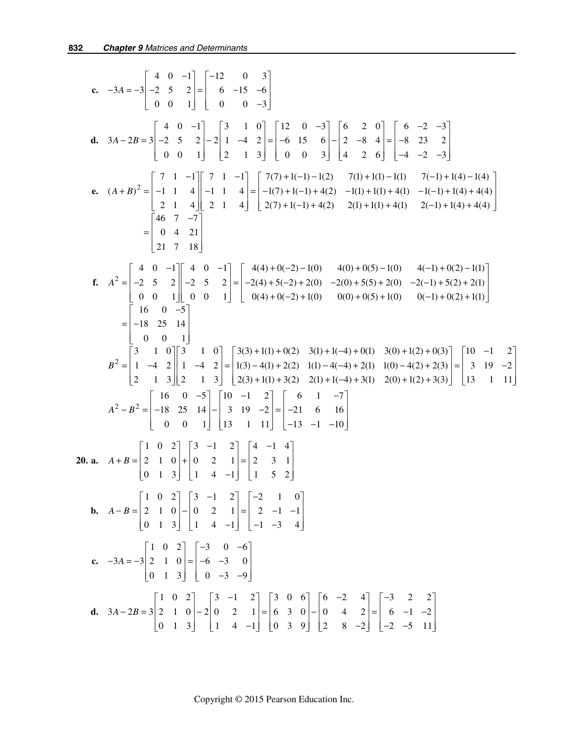**c.** $-3A = -3\begin{bmatrix} 4 & 0 & -1 \\ -2 & 5 & 2 \\ 0 & 0 & 1 \end{bmatrix} = \begin{bmatrix} -12 & 0 & 3 \\ 6 & -15 & -6 \\ 0 & 0 & -3 \end{bmatrix}$

**d.** $3A - 2B = 3\begin{bmatrix} 4 & 0 & -1 \\ -2 & 5 & 2 \\ 0 & 0 & 1 \end{bmatrix} - 2\begin{bmatrix} 3 & 1 & 0 \\ 1 & -4 & 2 \\ 2 & 1 & 3 \end{bmatrix} = \begin{bmatrix} 12 & 0 & -3 \\ -6 & 15 & 6 \\ 0 & 0 & 3 \end{bmatrix} - \begin{bmatrix} 6 & 2 & 0 \\ 2 & -8 & 4 \\ 4 & 2 & 6 \end{bmatrix} = \begin{bmatrix} 6 & -2 & -3 \\ -8 & 23 & 2 \\ -4 & -2 & -3 \end{bmatrix}$

**e.**

$$(A+B)^2 = \begin{bmatrix} 7 & 1 & -1 \\ -1 & 1 & 4 \\ 2 & 1 & 4 \end{bmatrix}\begin{bmatrix} 7 & 1 & -1 \\ -1 & 1 & 4 \\ 2 & 1 & 4 \end{bmatrix} = \begin{bmatrix} 7(7)+1(-1)-1(2) & 7(1)+1(1)-1(1) & 7(-1)+1(4)-1(4) \\ -1(7)+1(-1)+4(2) & -1(1)+1(1)+4(1) & -1(-1)+1(4)+4(4) \\ 2(7)+1(-1)+4(2) & 2(1)+1(1)+4(1) & 2(-1)+1(4)+4(4) \end{bmatrix}$$

$$= \begin{bmatrix} 46 & 7 & -7 \\ 0 & 4 & 21 \\ 21 & 7 & 18 \end{bmatrix}$$

**f.**

$$A^2 = \begin{bmatrix} 4 & 0 & -1 \\ -2 & 5 & 2 \\ 0 & 0 & 1 \end{bmatrix}\begin{bmatrix} 4 & 0 & -1 \\ -2 & 5 & 2 \\ 0 & 0 & 1 \end{bmatrix} = \begin{bmatrix} 4(4)+0(-2)-1(0) & 4(0)+0(5)-1(0) & 4(-1)+0(2)-1(1) \\ -2(4)+5(-2)+2(0) & -2(0)+5(5)+2(0) & -2(-1)+5(2)+2(1) \\ 0(4)+0(-2)+1(0) & 0(0)+0(5)+1(0) & 0(-1)+0(2)+1(1) \end{bmatrix}$$

$$= \begin{bmatrix} 16 & 0 & -5 \\ -18 & 25 & 14 \\ 0 & 0 & 1 \end{bmatrix}$$

$$B^2 = \begin{bmatrix} 3 & 1 & 0 \\ 1 & -4 & 2 \\ 2 & 1 & 3 \end{bmatrix}\begin{bmatrix} 3 & 1 & 0 \\ 1 & -4 & 2 \\ 2 & 1 & 3 \end{bmatrix} = \begin{bmatrix} 3(3)+1(1)+0(2) & 3(1)+1(-4)+0(1) & 3(0)+1(2)+0(3) \\ 1(3)-4(1)+2(2) & 1(1)-4(-4)+2(1) & 1(0)-4(2)+2(3) \\ 2(3)+1(1)+3(2) & 2(1)+1(-4)+3(1) & 2(0)+1(2)+3(3) \end{bmatrix} = \begin{bmatrix} 10 & -1 & 2 \\ 3 & 19 & -2 \\ 13 & 1 & 11 \end{bmatrix}$$

$$A^2 - B^2 = \begin{bmatrix} 16 & 0 & -5 \\ -18 & 25 & 14 \\ 0 & 0 & 1 \end{bmatrix} - \begin{bmatrix} 10 & -1 & 2 \\ 3 & 19 & -2 \\ 13 & 1 & 11 \end{bmatrix} = \begin{bmatrix} 6 & 1 & -7 \\ -21 & 6 & 16 \\ -13 & -1 & -10 \end{bmatrix}$$

**20. a.** $A + B = \begin{bmatrix} 1 & 0 & 2 \\ 2 & 1 & 0 \\ 0 & 1 & 3 \end{bmatrix} + \begin{bmatrix} 3 & -1 & 2 \\ 0 & 2 & 1 \\ 1 & 4 & -1 \end{bmatrix} = \begin{bmatrix} 4 & -1 & 4 \\ 2 & 3 & 1 \\ 1 & 5 & 2 \end{bmatrix}$

**b.** $A - B = \begin{bmatrix} 1 & 0 & 2 \\ 2 & 1 & 0 \\ 0 & 1 & 3 \end{bmatrix} - \begin{bmatrix} 3 & -1 & 2 \\ 0 & 2 & 1 \\ 1 & 4 & -1 \end{bmatrix} = \begin{bmatrix} -2 & 1 & 0 \\ 2 & -1 & -1 \\ -1 & -3 & 4 \end{bmatrix}$

**c.** $-3A = -3\begin{bmatrix} 1 & 0 & 2 \\ 2 & 1 & 0 \\ 0 & 1 & 3 \end{bmatrix} = \begin{bmatrix} -3 & 0 & -6 \\ -6 & -3 & 0 \\ 0 & -3 & -9 \end{bmatrix}$

**d.** $3A - 2B = 3\begin{bmatrix} 1 & 0 & 2 \\ 2 & 1 & 0 \\ 0 & 1 & 3 \end{bmatrix} - 2\begin{bmatrix} 3 & -1 & 2 \\ 0 & 2 & 1 \\ 1 & 4 & -1 \end{bmatrix} = \begin{bmatrix} 3 & 0 & 6 \\ 6 & 3 & 0 \\ 0 & 3 & 9 \end{bmatrix} - \begin{bmatrix} 6 & -2 & 4 \\ 0 & 4 & 2 \\ 2 & 8 & -2 \end{bmatrix} = \begin{bmatrix} -3 & 2 & 2 \\ 6 & -1 & -2 \\ -2 & -5 & 11 \end{bmatrix}$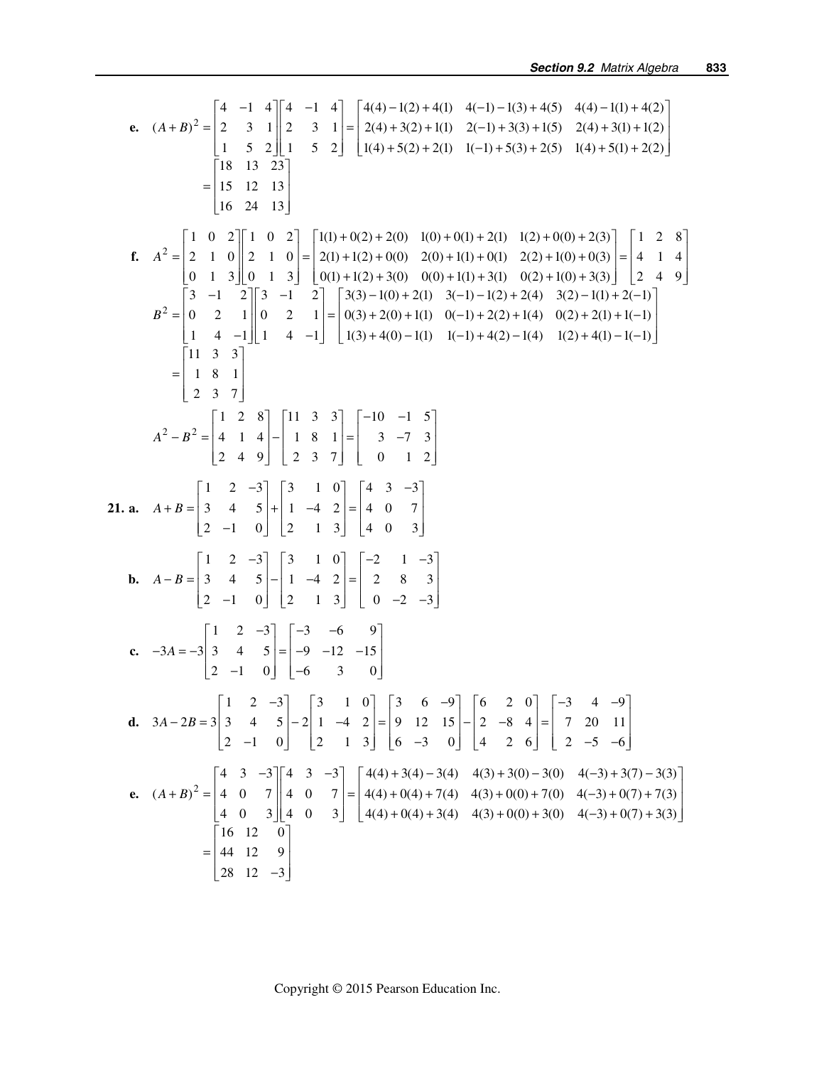**e.** $(A+B)^2 = \begin{bmatrix} 4 & -1 & 4 \\ 2 & 3 & 1 \\ 1 & 5 & 2 \end{bmatrix}\begin{bmatrix} 4 & -1 & 4 \\ 2 & 3 & 1 \\ 1 & 5 & 2 \end{bmatrix} = \begin{bmatrix} 4(4)-1(2)+4(1) & 4(-1)-1(3)+4(5) & 4(4)-1(1)+4(2) \\ 2(4)+3(2)+1(1) & 2(-1)+3(3)+1(5) & 2(4)+3(1)+1(2) \\ 1(4)+5(2)+2(1) & 1(-1)+5(3)+2(5) & 1(4)+5(1)+2(2) \end{bmatrix}$

$= \begin{bmatrix} 18 & 13 & 23 \\ 15 & 12 & 13 \\ 16 & 24 & 13 \end{bmatrix}$

**f.** $A^2 = \begin{bmatrix} 1 & 0 & 2 \\ 2 & 1 & 0 \\ 0 & 1 & 3 \end{bmatrix}\begin{bmatrix} 1 & 0 & 2 \\ 2 & 1 & 0 \\ 0 & 1 & 3 \end{bmatrix} = \begin{bmatrix} 1(1)+0(2)+2(0) & 1(0)+0(1)+2(1) & 1(2)+0(0)+2(3) \\ 2(1)+1(2)+0(0) & 2(0)+1(1)+0(1) & 2(2)+1(0)+0(3) \\ 0(1)+1(2)+3(0) & 0(0)+1(1)+3(1) & 0(2)+1(0)+3(3) \end{bmatrix} = \begin{bmatrix} 1 & 2 & 8 \\ 4 & 1 & 4 \\ 2 & 4 & 9 \end{bmatrix}$

$B^2 = \begin{bmatrix} 3 & -1 & 2 \\ 0 & 2 & 1 \\ 1 & 4 & -1 \end{bmatrix}\begin{bmatrix} 3 & -1 & 2 \\ 0 & 2 & 1 \\ 1 & 4 & -1 \end{bmatrix} = \begin{bmatrix} 3(3)-1(0)+2(1) & 3(-1)-1(2)+2(4) & 3(2)-1(1)+2(-1) \\ 0(3)+2(0)+1(1) & 0(-1)+2(2)+1(4) & 0(2)+2(1)+1(-1) \\ 1(3)+4(0)-1(1) & 1(-1)+4(2)-1(4) & 1(2)+4(1)-1(-1) \end{bmatrix}$

$= \begin{bmatrix} 11 & 3 & 3 \\ 1 & 8 & 1 \\ 2 & 3 & 7 \end{bmatrix}$

$A^2 - B^2 = \begin{bmatrix} 1 & 2 & 8 \\ 4 & 1 & 4 \\ 2 & 4 & 9 \end{bmatrix} - \begin{bmatrix} 11 & 3 & 3 \\ 1 & 8 & 1 \\ 2 & 3 & 7 \end{bmatrix} = \begin{bmatrix} -10 & -1 & 5 \\ 3 & -7 & 3 \\ 0 & 1 & 2 \end{bmatrix}$

**21. a.** $A+B = \begin{bmatrix} 1 & 2 & -3 \\ 3 & 4 & 5 \\ 2 & -1 & 0 \end{bmatrix} + \begin{bmatrix} 3 & 1 & 0 \\ 1 & -4 & 2 \\ 2 & 1 & 3 \end{bmatrix} = \begin{bmatrix} 4 & 3 & -3 \\ 4 & 0 & 7 \\ 4 & 0 & 3 \end{bmatrix}$

**b.** $A-B = \begin{bmatrix} 1 & 2 & -3 \\ 3 & 4 & 5 \\ 2 & -1 & 0 \end{bmatrix} - \begin{bmatrix} 3 & 1 & 0 \\ 1 & -4 & 2 \\ 2 & 1 & 3 \end{bmatrix} = \begin{bmatrix} -2 & 1 & -3 \\ 2 & 8 & 3 \\ 0 & -2 & -3 \end{bmatrix}$

**c.** $-3A = -3\begin{bmatrix} 1 & 2 & -3 \\ 3 & 4 & 5 \\ 2 & -1 & 0 \end{bmatrix} = \begin{bmatrix} -3 & -6 & 9 \\ -9 & -12 & -15 \\ -6 & 3 & 0 \end{bmatrix}$

**d.** $3A-2B = 3\begin{bmatrix} 1 & 2 & -3 \\ 3 & 4 & 5 \\ 2 & -1 & 0 \end{bmatrix} - 2\begin{bmatrix} 3 & 1 & 0 \\ 1 & -4 & 2 \\ 2 & 1 & 3 \end{bmatrix} = \begin{bmatrix} 3 & 6 & -9 \\ 9 & 12 & 15 \\ 6 & -3 & 0 \end{bmatrix} - \begin{bmatrix} 6 & 2 & 0 \\ 2 & -8 & 4 \\ 4 & 2 & 6 \end{bmatrix} = \begin{bmatrix} -3 & 4 & -9 \\ 7 & 20 & 11 \\ 2 & -5 & -6 \end{bmatrix}$

**e.** $(A+B)^2 = \begin{bmatrix} 4 & 3 & -3 \\ 4 & 0 & 7 \\ 4 & 0 & 3 \end{bmatrix}\begin{bmatrix} 4 & 3 & -3 \\ 4 & 0 & 7 \\ 4 & 0 & 3 \end{bmatrix} = \begin{bmatrix} 4(4)+3(4)-3(4) & 4(3)+3(0)-3(0) & 4(-3)+3(7)-3(3) \\ 4(4)+0(4)+7(4) & 4(3)+0(0)+7(0) & 4(-3)+0(7)+7(3) \\ 4(4)+0(4)+3(4) & 4(3)+0(0)+3(0) & 4(-3)+0(7)+3(3) \end{bmatrix}$

$= \begin{bmatrix} 16 & 12 & 0 \\ 44 & 12 & 9 \\ 28 & 12 & -3 \end{bmatrix}$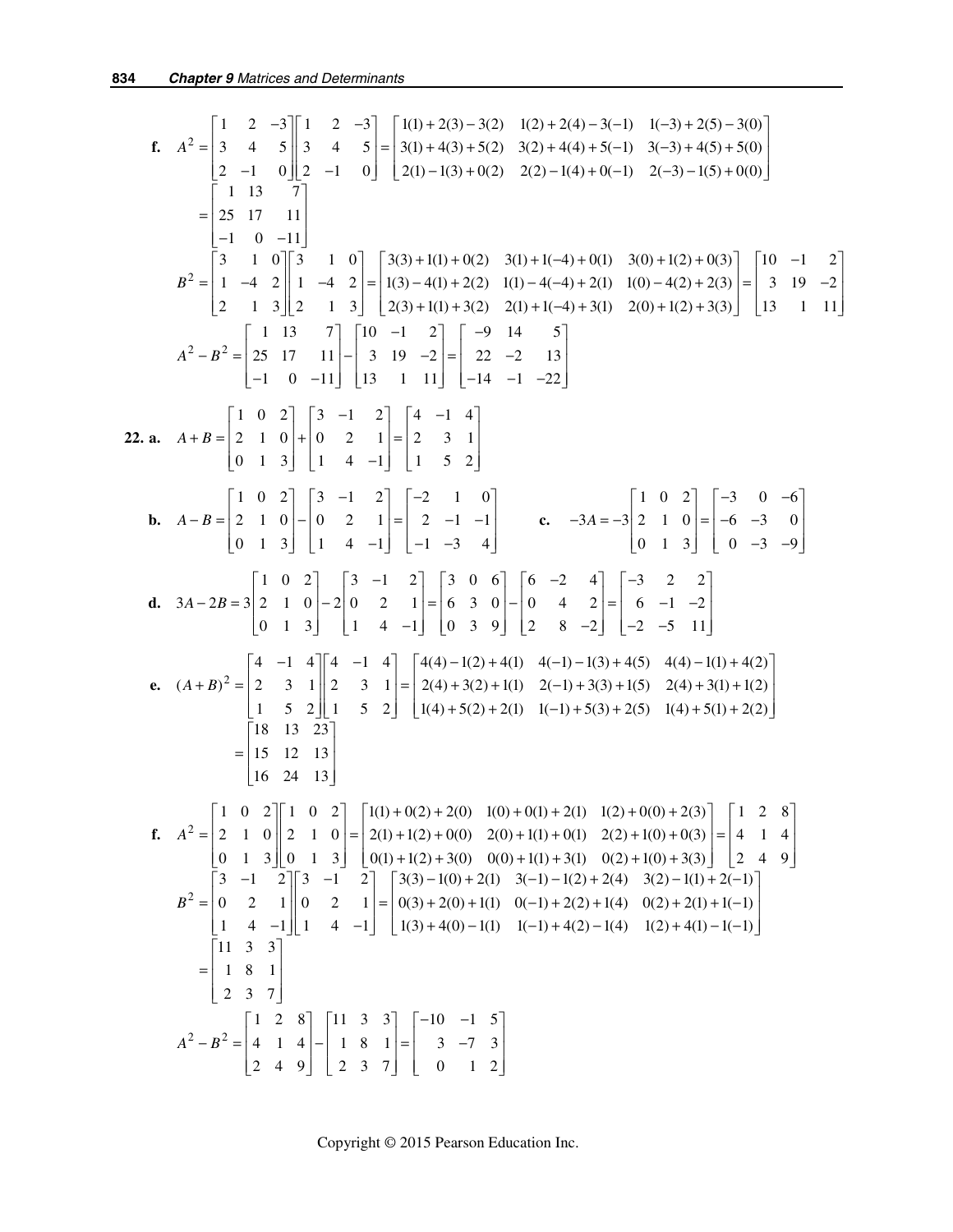**f.** $A^2 = \begin{bmatrix} 1 & 2 & -3 \\ 3 & 4 & 5 \\ 2 & -1 & 0 \end{bmatrix}\begin{bmatrix} 1 & 2 & -3 \\ 3 & 4 & 5 \\ 2 & -1 & 0 \end{bmatrix} = \begin{bmatrix} 1(1)+2(3)-3(2) & 1(2)+2(4)-3(-1) & 1(-3)+2(5)-3(0) \\ 3(1)+4(3)+5(2) & 3(2)+4(4)+5(-1) & 3(-3)+4(5)+5(0) \\ 2(1)-1(3)+0(2) & 2(2)-1(4)+0(-1) & 2(-3)-1(5)+0(0) \end{bmatrix}$

$= \begin{bmatrix} 1 & 13 & 7 \\ 25 & 17 & 11 \\ -1 & 0 & -11 \end{bmatrix}$

$B^2 = \begin{bmatrix} 3 & 1 & 0 \\ 1 & -4 & 2 \\ 2 & 1 & 3 \end{bmatrix}\begin{bmatrix} 3 & 1 & 0 \\ 1 & -4 & 2 \\ 2 & 1 & 3 \end{bmatrix} = \begin{bmatrix} 3(3)+1(1)+0(2) & 3(1)+1(-4)+0(1) & 3(0)+1(2)+0(3) \\ 1(3)-4(1)+2(2) & 1(1)-4(-4)+2(1) & 1(0)-4(2)+2(3) \\ 2(3)+1(1)+3(2) & 2(1)+1(-4)+3(1) & 2(0)+1(2)+3(3) \end{bmatrix} = \begin{bmatrix} 10 & -1 & 2 \\ 3 & 19 & -2 \\ 13 & 1 & 11 \end{bmatrix}$

$A^2 - B^2 = \begin{bmatrix} 1 & 13 & 7 \\ 25 & 17 & 11 \\ -1 & 0 & -11 \end{bmatrix} - \begin{bmatrix} 10 & -1 & 2 \\ 3 & 19 & -2 \\ 13 & 1 & 11 \end{bmatrix} = \begin{bmatrix} -9 & 14 & 5 \\ 22 & -2 & 13 \\ -14 & -1 & -22 \end{bmatrix}$

**22. a.** $A + B = \begin{bmatrix} 1 & 0 & 2 \\ 2 & 1 & 0 \\ 0 & 1 & 3 \end{bmatrix} + \begin{bmatrix} 3 & -1 & 2 \\ 0 & 2 & 1 \\ 1 & 4 & -1 \end{bmatrix} = \begin{bmatrix} 4 & -1 & 4 \\ 2 & 3 & 1 \\ 1 & 5 & 2 \end{bmatrix}$

**b.** $A - B = \begin{bmatrix} 1 & 0 & 2 \\ 2 & 1 & 0 \\ 0 & 1 & 3 \end{bmatrix} - \begin{bmatrix} 3 & -1 & 2 \\ 0 & 2 & 1 \\ 1 & 4 & -1 \end{bmatrix} = \begin{bmatrix} -2 & 1 & 0 \\ 2 & -1 & -1 \\ -1 & -3 & 4 \end{bmatrix}$

**c.** $-3A = -3\begin{bmatrix} 1 & 0 & 2 \\ 2 & 1 & 0 \\ 0 & 1 & 3 \end{bmatrix} = \begin{bmatrix} -3 & 0 & -6 \\ -6 & -3 & 0 \\ 0 & -3 & -9 \end{bmatrix}$

**d.** $3A - 2B = 3\begin{bmatrix} 1 & 0 & 2 \\ 2 & 1 & 0 \\ 0 & 1 & 3 \end{bmatrix} - 2\begin{bmatrix} 3 & -1 & 2 \\ 0 & 2 & 1 \\ 1 & 4 & -1 \end{bmatrix} = \begin{bmatrix} 3 & 0 & 6 \\ 6 & 3 & 0 \\ 0 & 3 & 9 \end{bmatrix} - \begin{bmatrix} 6 & -2 & 4 \\ 0 & 4 & 2 \\ 2 & 8 & -2 \end{bmatrix} = \begin{bmatrix} -3 & 2 & 2 \\ 6 & -1 & -2 \\ -2 & -5 & 11 \end{bmatrix}$

**e.** $(A+B)^2 = \begin{bmatrix} 4 & -1 & 4 \\ 2 & 3 & 1 \\ 1 & 5 & 2 \end{bmatrix}\begin{bmatrix} 4 & -1 & 4 \\ 2 & 3 & 1 \\ 1 & 5 & 2 \end{bmatrix} = \begin{bmatrix} 4(4)-1(2)+4(1) & 4(-1)-1(3)+4(5) & 4(4)-1(1)+4(2) \\ 2(4)+3(2)+1(1) & 2(-1)+3(3)+1(5) & 2(4)+3(1)+1(2) \\ 1(4)+5(2)+2(1) & 1(-1)+5(3)+2(5) & 1(4)+5(1)+2(2) \end{bmatrix}$

$= \begin{bmatrix} 18 & 13 & 23 \\ 15 & 12 & 13 \\ 16 & 24 & 13 \end{bmatrix}$

**f.** $A^2 = \begin{bmatrix} 1 & 0 & 2 \\ 2 & 1 & 0 \\ 0 & 1 & 3 \end{bmatrix}\begin{bmatrix} 1 & 0 & 2 \\ 2 & 1 & 0 \\ 0 & 1 & 3 \end{bmatrix} = \begin{bmatrix} 1(1)+0(2)+2(0) & 1(0)+0(1)+2(1) & 1(2)+0(0)+2(3) \\ 2(1)+1(2)+0(0) & 2(0)+1(1)+0(1) & 2(2)+1(0)+0(3) \\ 0(1)+1(2)+3(0) & 0(0)+1(1)+3(1) & 0(2)+1(0)+3(3) \end{bmatrix} = \begin{bmatrix} 1 & 2 & 8 \\ 4 & 1 & 4 \\ 2 & 4 & 9 \end{bmatrix}$

$B^2 = \begin{bmatrix} 3 & -1 & 2 \\ 0 & 2 & 1 \\ 1 & 4 & -1 \end{bmatrix}\begin{bmatrix} 3 & -1 & 2 \\ 0 & 2 & 1 \\ 1 & 4 & -1 \end{bmatrix} = \begin{bmatrix} 3(3)-1(0)+2(1) & 3(-1)-1(2)+2(4) & 3(2)-1(1)+2(-1) \\ 0(3)+2(0)+1(1) & 0(-1)+2(2)+1(4) & 0(2)+2(1)+1(-1) \\ 1(3)+4(0)-1(1) & 1(-1)+4(2)-1(4) & 1(2)+4(1)-1(-1) \end{bmatrix}$

$= \begin{bmatrix} 11 & 3 & 3 \\ 1 & 8 & 1 \\ 2 & 3 & 7 \end{bmatrix}$

$A^2 - B^2 = \begin{bmatrix} 1 & 2 & 8 \\ 4 & 1 & 4 \\ 2 & 4 & 9 \end{bmatrix} - \begin{bmatrix} 11 & 3 & 3 \\ 1 & 8 & 1 \\ 2 & 3 & 7 \end{bmatrix} = \begin{bmatrix} -10 & -1 & 5 \\ 3 & -7 & 3 \\ 0 & 1 & 2 \end{bmatrix}$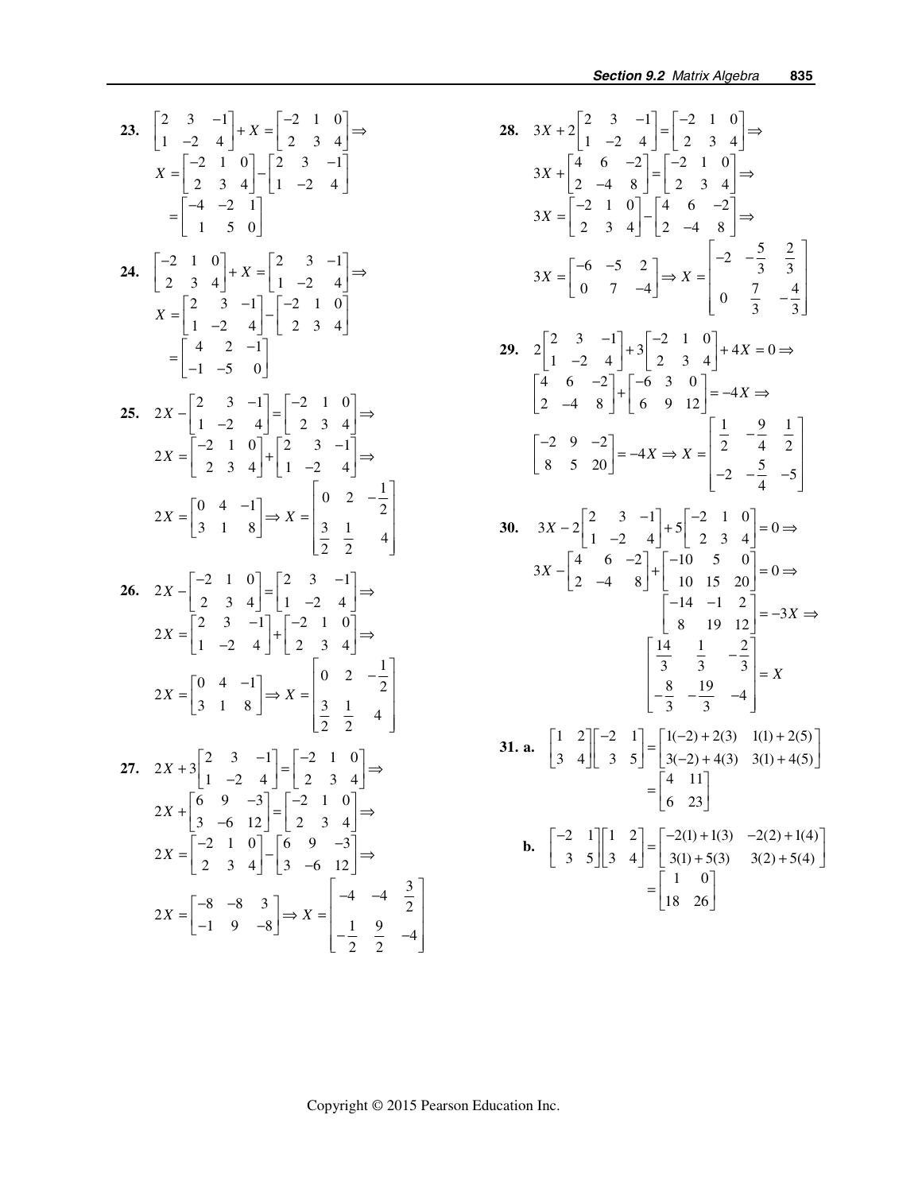**23.** $\begin{bmatrix} 2 & 3 & -1 \\ 1 & -2 & 4 \end{bmatrix} + X = \begin{bmatrix} -2 & 1 & 0 \\ 2 & 3 & 4 \end{bmatrix} \Rightarrow$

$$X = \begin{bmatrix} -2 & 1 & 0 \\ 2 & 3 & 4 \end{bmatrix} - \begin{bmatrix} 2 & 3 & -1 \\ 1 & -2 & 4 \end{bmatrix} = \begin{bmatrix} -4 & -2 & 1 \\ 1 & 5 & 0 \end{bmatrix}$$

**24.** $\begin{bmatrix} -2 & 1 & 0 \\ 2 & 3 & 4 \end{bmatrix} + X = \begin{bmatrix} 2 & 3 & -1 \\ 1 & -2 & 4 \end{bmatrix} \Rightarrow$

$$X = \begin{bmatrix} 2 & 3 & -1 \\ 1 & -2 & 4 \end{bmatrix} - \begin{bmatrix} -2 & 1 & 0 \\ 2 & 3 & 4 \end{bmatrix} = \begin{bmatrix} 4 & 2 & -1 \\ -1 & -5 & 0 \end{bmatrix}$$

**25.** $2X - \begin{bmatrix} 2 & 3 & -1 \\ 1 & -2 & 4 \end{bmatrix} = \begin{bmatrix} -2 & 1 & 0 \\ 2 & 3 & 4 \end{bmatrix} \Rightarrow$

$$2X = \begin{bmatrix} -2 & 1 & 0 \\ 2 & 3 & 4 \end{bmatrix} + \begin{bmatrix} 2 & 3 & -1 \\ 1 & -2 & 4 \end{bmatrix} \Rightarrow$$

$$2X = \begin{bmatrix} 0 & 4 & -1 \\ 3 & 1 & 8 \end{bmatrix} \Rightarrow X = \begin{bmatrix} 0 & 2 & -\frac{1}{2} \\ \frac{3}{2} & \frac{1}{2} & 4 \end{bmatrix}$$

**26.** $2X - \begin{bmatrix} -2 & 1 & 0 \\ 2 & 3 & 4 \end{bmatrix} = \begin{bmatrix} 2 & 3 & -1 \\ 1 & -2 & 4 \end{bmatrix} \Rightarrow$

$$2X = \begin{bmatrix} 2 & 3 & -1 \\ 1 & -2 & 4 \end{bmatrix} + \begin{bmatrix} -2 & 1 & 0 \\ 2 & 3 & 4 \end{bmatrix} \Rightarrow$$

$$2X = \begin{bmatrix} 0 & 4 & -1 \\ 3 & 1 & 8 \end{bmatrix} \Rightarrow X = \begin{bmatrix} 0 & 2 & -\frac{1}{2} \\ \frac{3}{2} & \frac{1}{2} & 4 \end{bmatrix}$$

**27.** $2X + 3\begin{bmatrix} 2 & 3 & -1 \\ 1 & -2 & 4 \end{bmatrix} = \begin{bmatrix} -2 & 1 & 0 \\ 2 & 3 & 4 \end{bmatrix} \Rightarrow$

$$2X + \begin{bmatrix} 6 & 9 & -3 \\ 3 & -6 & 12 \end{bmatrix} = \begin{bmatrix} -2 & 1 & 0 \\ 2 & 3 & 4 \end{bmatrix} \Rightarrow$$

$$2X = \begin{bmatrix} -2 & 1 & 0 \\ 2 & 3 & 4 \end{bmatrix} - \begin{bmatrix} 6 & 9 & -3 \\ 3 & -6 & 12 \end{bmatrix} \Rightarrow$$

$$2X = \begin{bmatrix} -8 & -8 & 3 \\ -1 & 9 & -8 \end{bmatrix} \Rightarrow X = \begin{bmatrix} -4 & -4 & \frac{3}{2} \\ -\frac{1}{2} & \frac{9}{2} & -4 \end{bmatrix}$$

**28.** $3X + 2\begin{bmatrix} 2 & 3 & -1 \\ 1 & -2 & 4 \end{bmatrix} = \begin{bmatrix} -2 & 1 & 0 \\ 2 & 3 & 4 \end{bmatrix} \Rightarrow$

$$3X + \begin{bmatrix} 4 & 6 & -2 \\ 2 & -4 & 8 \end{bmatrix} = \begin{bmatrix} -2 & 1 & 0 \\ 2 & 3 & 4 \end{bmatrix} \Rightarrow$$

$$3X = \begin{bmatrix} -2 & 1 & 0 \\ 2 & 3 & 4 \end{bmatrix} - \begin{bmatrix} 4 & 6 & -2 \\ 2 & -4 & 8 \end{bmatrix} \Rightarrow$$

$$3X = \begin{bmatrix} -6 & -5 & 2 \\ 0 & 7 & -4 \end{bmatrix} \Rightarrow X = \begin{bmatrix} -2 & -\frac{5}{3} & \frac{2}{3} \\ 0 & \frac{7}{3} & -\frac{4}{3} \end{bmatrix}$$

**29.** $2\begin{bmatrix} 2 & 3 & -1 \\ 1 & -2 & 4 \end{bmatrix} + 3\begin{bmatrix} -2 & 1 & 0 \\ 2 & 3 & 4 \end{bmatrix} + 4X = 0 \Rightarrow$

$$\begin{bmatrix} 4 & 6 & -2 \\ 2 & -4 & 8 \end{bmatrix} + \begin{bmatrix} -6 & 3 & 0 \\ 6 & 9 & 12 \end{bmatrix} = -4X \Rightarrow$$

$$\begin{bmatrix} -2 & 9 & -2 \\ 8 & 5 & 20 \end{bmatrix} = -4X \Rightarrow X = \begin{bmatrix} \frac{1}{2} & -\frac{9}{4} & \frac{1}{2} \\ -2 & -\frac{5}{4} & -5 \end{bmatrix}$$

**30.** $3X - 2\begin{bmatrix} 2 & 3 & -1 \\ 1 & -2 & 4 \end{bmatrix} + 5\begin{bmatrix} -2 & 1 & 0 \\ 2 & 3 & 4 \end{bmatrix} = 0 \Rightarrow$

$$3X - \begin{bmatrix} 4 & 6 & -2 \\ 2 & -4 & 8 \end{bmatrix} + \begin{bmatrix} -10 & 5 & 0 \\ 10 & 15 & 20 \end{bmatrix} = 0 \Rightarrow$$

$$\begin{bmatrix} -14 & -1 & 2 \\ 8 & 19 & 12 \end{bmatrix} = -3X \Rightarrow$$

$$\begin{bmatrix} \frac{14}{3} & \frac{1}{3} & -\frac{2}{3} \\ -\frac{8}{3} & -\frac{19}{3} & -4 \end{bmatrix} = X$$

**31. a.** $\begin{bmatrix} 1 & 2 \\ 3 & 4 \end{bmatrix}\begin{bmatrix} -2 & 1 \\ 3 & 5 \end{bmatrix} = \begin{bmatrix} 1(-2)+2(3) & 1(1)+2(5) \\ 3(-2)+4(3) & 3(1)+4(5) \end{bmatrix} = \begin{bmatrix} 4 & 11 \\ 6 & 23 \end{bmatrix}$

**b.** $\begin{bmatrix} -2 & 1 \\ 3 & 5 \end{bmatrix}\begin{bmatrix} 1 & 2 \\ 3 & 4 \end{bmatrix} = \begin{bmatrix} -2(1)+1(3) & -2(2)+1(4) \\ 3(1)+5(3) & 3(2)+5(4) \end{bmatrix} = \begin{bmatrix} 1 & 0 \\ 18 & 26 \end{bmatrix}$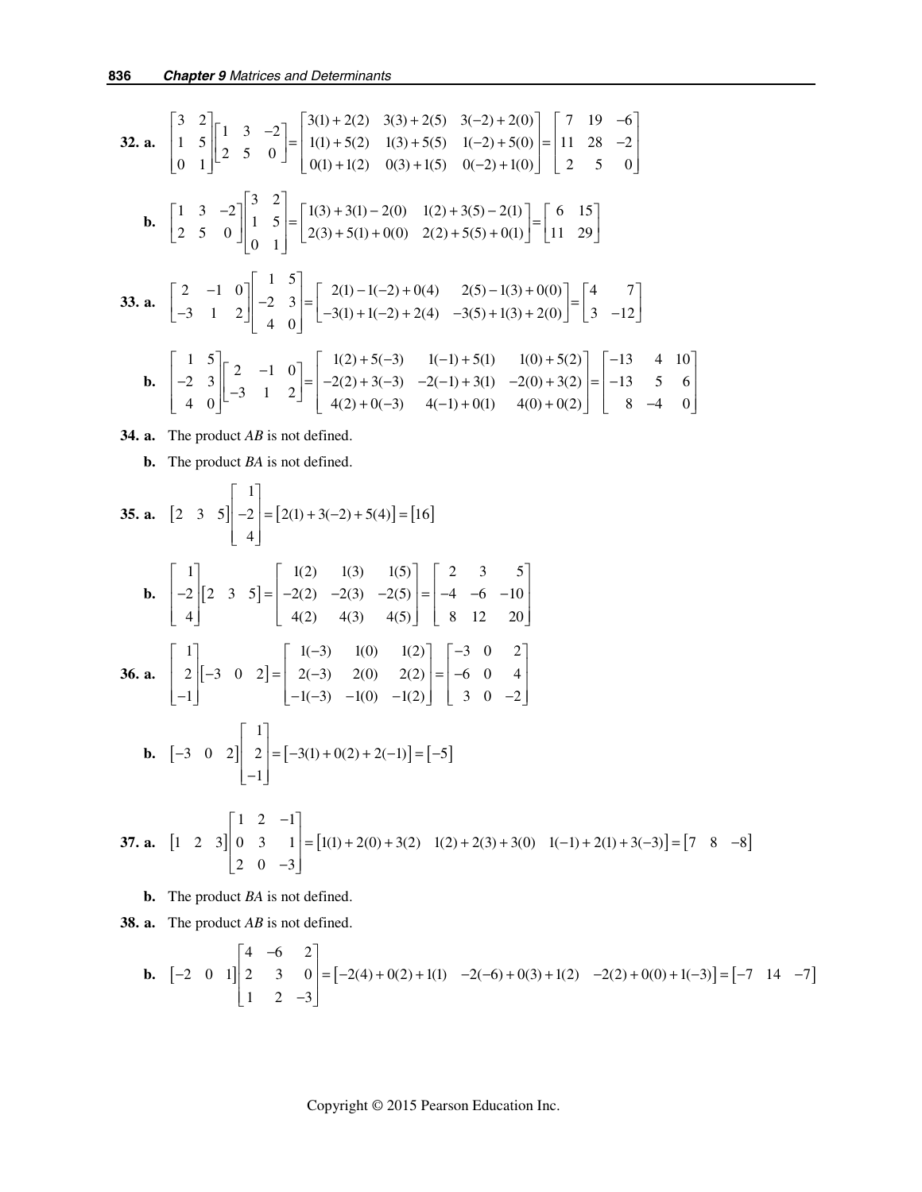**32. a.** $\begin{bmatrix} 3 & 2 \\ 1 & 5 \\ 0 & 1 \end{bmatrix}\begin{bmatrix} 1 & 3 & -2 \\ 2 & 5 & 0 \end{bmatrix} = \begin{bmatrix} 3(1)+2(2) & 3(3)+2(5) & 3(-2)+2(0) \\ 1(1)+5(2) & 1(3)+5(5) & 1(-2)+5(0) \\ 0(1)+1(2) & 0(3)+1(5) & 0(-2)+1(0) \end{bmatrix} = \begin{bmatrix} 7 & 19 & -6 \\ 11 & 28 & -2 \\ 2 & 5 & 0 \end{bmatrix}$

**b.** $\begin{bmatrix} 1 & 3 & -2 \\ 2 & 5 & 0 \end{bmatrix}\begin{bmatrix} 3 & 2 \\ 1 & 5 \\ 0 & 1 \end{bmatrix} = \begin{bmatrix} 1(3)+3(1)-2(0) & 1(2)+3(5)-2(1) \\ 2(3)+5(1)+0(0) & 2(2)+5(5)+0(1) \end{bmatrix} = \begin{bmatrix} 6 & 15 \\ 11 & 29 \end{bmatrix}$

**33. a.** $\begin{bmatrix} 2 & -1 & 0 \\ -3 & 1 & 2 \end{bmatrix}\begin{bmatrix} 1 & 5 \\ -2 & 3 \\ 4 & 0 \end{bmatrix} = \begin{bmatrix} 2(1)-1(-2)+0(4) & 2(5)-1(3)+0(0) \\ -3(1)+1(-2)+2(4) & -3(5)+1(3)+2(0) \end{bmatrix} = \begin{bmatrix} 4 & 7 \\ 3 & -12 \end{bmatrix}$

**b.** $\begin{bmatrix} 1 & 5 \\ -2 & 3 \\ 4 & 0 \end{bmatrix}\begin{bmatrix} 2 & -1 & 0 \\ -3 & 1 & 2 \end{bmatrix} = \begin{bmatrix} 1(2)+5(-3) & 1(-1)+5(1) & 1(0)+5(2) \\ -2(2)+3(-3) & -2(-1)+3(1) & -2(0)+3(2) \\ 4(2)+0(-3) & 4(-1)+0(1) & 4(0)+0(2) \end{bmatrix} = \begin{bmatrix} -13 & 4 & 10 \\ -13 & 5 & 6 \\ 8 & -4 & 0 \end{bmatrix}$

**34. a.** The product *AB* is not defined.

**b.** The product *BA* is not defined.

**35. a.** $\begin{bmatrix} 2 & 3 & 5 \end{bmatrix}\begin{bmatrix} 1 \\ -2 \\ 4 \end{bmatrix} = \begin{bmatrix} 2(1)+3(-2)+5(4) \end{bmatrix} = \begin{bmatrix} 16 \end{bmatrix}$

**b.** $\begin{bmatrix} 1 \\ -2 \\ 4 \end{bmatrix}\begin{bmatrix} 2 & 3 & 5 \end{bmatrix} = \begin{bmatrix} 1(2) & 1(3) & 1(5) \\ -2(2) & -2(3) & -2(5) \\ 4(2) & 4(3) & 4(5) \end{bmatrix} = \begin{bmatrix} 2 & 3 & 5 \\ -4 & -6 & -10 \\ 8 & 12 & 20 \end{bmatrix}$

**36. a.** $\begin{bmatrix} 1 \\ 2 \\ -1 \end{bmatrix}\begin{bmatrix} -3 & 0 & 2 \end{bmatrix} = \begin{bmatrix} 1(-3) & 1(0) & 1(2) \\ 2(-3) & 2(0) & 2(2) \\ -1(-3) & -1(0) & -1(2) \end{bmatrix} = \begin{bmatrix} -3 & 0 & 2 \\ -6 & 0 & 4 \\ 3 & 0 & -2 \end{bmatrix}$

**b.** $\begin{bmatrix} -3 & 0 & 2 \end{bmatrix}\begin{bmatrix} 1 \\ 2 \\ -1 \end{bmatrix} = \begin{bmatrix} -3(1)+0(2)+2(-1) \end{bmatrix} = \begin{bmatrix} -5 \end{bmatrix}$

**37. a.** $\begin{bmatrix} 1 & 2 & 3 \end{bmatrix}\begin{bmatrix} 1 & 2 & -1 \\ 0 & 3 & 1 \\ 2 & 0 & -3 \end{bmatrix} = \begin{bmatrix} 1(1)+2(0)+3(2) & 1(2)+2(3)+3(0) & 1(-1)+2(1)+3(-3) \end{bmatrix} = \begin{bmatrix} 7 & 8 & -8 \end{bmatrix}$

**b.** The product *BA* is not defined.

**38. a.** The product *AB* is not defined.

**b.** $\begin{bmatrix} -2 & 0 & 1 \end{bmatrix}\begin{bmatrix} 4 & -6 & 2 \\ 2 & 3 & 0 \\ 1 & 2 & -3 \end{bmatrix} = \begin{bmatrix} -2(4)+0(2)+1(1) & -2(-6)+0(3)+1(2) & -2(2)+0(0)+1(-3) \end{bmatrix} = \begin{bmatrix} -7 & 14 & -7 \end{bmatrix}$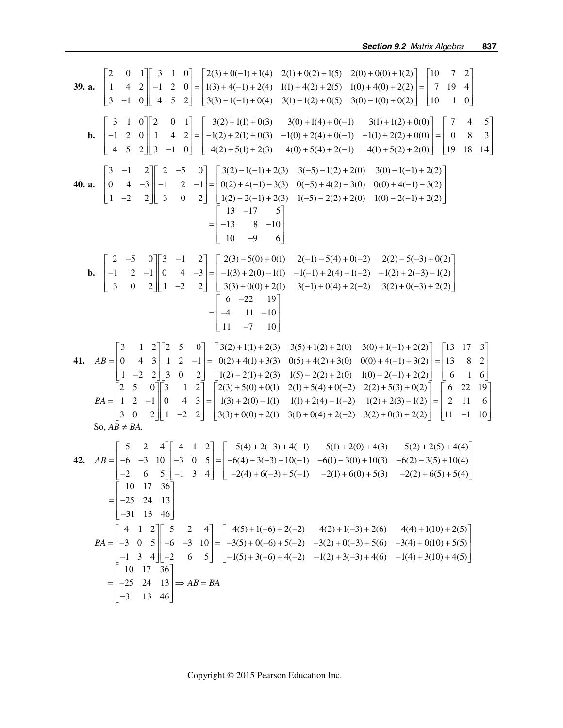**39. a.** $\begin{bmatrix} 2 & 0 & 1 \\ 1 & 4 & 2 \\ 3 & -1 & 0 \end{bmatrix}\begin{bmatrix} 3 & 1 & 0 \\ -1 & 2 & 0 \\ 4 & 5 & 2 \end{bmatrix} = \begin{bmatrix} 2(3)+0(-1)+1(4) & 2(1)+0(2)+1(5) & 2(0)+0(0)+1(2) \\ 1(3)+4(-1)+2(4) & 1(1)+4(2)+2(5) & 1(0)+4(0)+2(2) \\ 3(3)-1(-1)+0(4) & 3(1)-1(2)+0(5) & 3(0)-1(0)+0(2) \end{bmatrix} = \begin{bmatrix} 10 & 7 & 2 \\ 7 & 19 & 4 \\ 10 & 1 & 0 \end{bmatrix}$

**b.** $\begin{bmatrix} 3 & 1 & 0 \\ -1 & 2 & 0 \\ 4 & 5 & 2 \end{bmatrix}\begin{bmatrix} 2 & 0 & 1 \\ 1 & 4 & 2 \\ 3 & -1 & 0 \end{bmatrix} = \begin{bmatrix} 3(2)+1(1)+0(3) & 3(0)+1(4)+0(-1) & 3(1)+1(2)+0(0) \\ -1(2)+2(1)+0(3) & -1(0)+2(4)+0(-1) & -1(1)+2(2)+0(0) \\ 4(2)+5(1)+2(3) & 4(0)+5(4)+2(-1) & 4(1)+5(2)+2(0) \end{bmatrix} = \begin{bmatrix} 7 & 4 & 5 \\ 0 & 8 & 3 \\ 19 & 18 & 14 \end{bmatrix}$

**40. a.** $\begin{bmatrix} 3 & -1 & 2 \\ 0 & 4 & -3 \\ 1 & -2 & 2 \end{bmatrix}\begin{bmatrix} 2 & -5 & 0 \\ -1 & 2 & -1 \\ 3 & 0 & 2 \end{bmatrix} = \begin{bmatrix} 3(2)-1(-1)+2(3) & 3(-5)-1(2)+2(0) & 3(0)-1(-1)+2(2) \\ 0(2)+4(-1)-3(3) & 0(-5)+4(2)-3(0) & 0(0)+4(-1)-3(2) \\ 1(2)-2(-1)+2(3) & 1(-5)-2(2)+2(0) & 1(0)-2(-1)+2(2) \end{bmatrix}$

$$= \begin{bmatrix} 13 & -17 & 5 \\ -13 & 8 & -10 \\ 10 & -9 & 6 \end{bmatrix}$$

**b.** $\begin{bmatrix} 2 & -5 & 0 \\ -1 & 2 & -1 \\ 3 & 0 & 2 \end{bmatrix}\begin{bmatrix} 3 & -1 & 2 \\ 0 & 4 & -3 \\ 1 & -2 & 2 \end{bmatrix} = \begin{bmatrix} 2(3)-5(0)+0(1) & 2(-1)-5(4)+0(-2) & 2(2)-5(-3)+0(2) \\ -1(3)+2(0)-1(1) & -1(-1)+2(4)-1(-2) & -1(2)+2(-3)-1(2) \\ 3(3)+0(0)+2(1) & 3(-1)+0(4)+2(-2) & 3(2)+0(-3)+2(2) \end{bmatrix}$

$$= \begin{bmatrix} 6 & -22 & 19 \\ -4 & 11 & -10 \\ 11 & -7 & 10 \end{bmatrix}$$

**41.** $AB = \begin{bmatrix} 3 & 1 & 2 \\ 0 & 4 & 3 \\ 1 & -2 & 2 \end{bmatrix}\begin{bmatrix} 2 & 5 & 0 \\ 1 & 2 & -1 \\ 3 & 0 & 2 \end{bmatrix} = \begin{bmatrix} 3(2)+1(1)+2(3) & 3(5)+1(2)+2(0) & 3(0)+1(-1)+2(2) \\ 0(2)+4(1)+3(3) & 0(5)+4(2)+3(0) & 0(0)+4(-1)+3(2) \\ 1(2)-2(1)+2(3) & 1(5)-2(2)+2(0) & 1(0)-2(-1)+2(2) \end{bmatrix} = \begin{bmatrix} 13 & 17 & 3 \\ 13 & 8 & 2 \\ 6 & 1 & 6 \end{bmatrix}$

$BA = \begin{bmatrix} 2 & 5 & 0 \\ 1 & 2 & -1 \\ 3 & 0 & 2 \end{bmatrix}\begin{bmatrix} 3 & 1 & 2 \\ 0 & 4 & 3 \\ 1 & -2 & 2 \end{bmatrix} = \begin{bmatrix} 2(3)+5(0)+0(1) & 2(1)+5(4)+0(-2) & 2(2)+5(3)+0(2) \\ 1(3)+2(0)-1(1) & 1(1)+2(4)-1(-2) & 1(2)+2(3)-1(2) \\ 3(3)+0(0)+2(1) & 3(1)+0(4)+2(-2) & 3(2)+0(3)+2(2) \end{bmatrix} = \begin{bmatrix} 6 & 22 & 19 \\ 2 & 11 & 6 \\ 11 & -1 & 10 \end{bmatrix}$

So, $AB \neq BA$.

**42.** $AB = \begin{bmatrix} 5 & 2 & 4 \\ -6 & -3 & 10 \\ -2 & 6 & 5 \end{bmatrix}\begin{bmatrix} 4 & 1 & 2 \\ -3 & 0 & 5 \\ -1 & 3 & 4 \end{bmatrix} = \begin{bmatrix} 5(4)+2(-3)+4(-1) & 5(1)+2(0)+4(3) & 5(2)+2(5)+4(4) \\ -6(4)-3(-3)+10(-1) & -6(1)-3(0)+10(3) & -6(2)-3(5)+10(4) \\ -2(4)+6(-3)+5(-1) & -2(1)+6(0)+5(3) & -2(2)+6(5)+5(4) \end{bmatrix}$

$$= \begin{bmatrix} 10 & 17 & 36 \\ -25 & 24 & 13 \\ -31 & 13 & 46 \end{bmatrix}$$

$BA = \begin{bmatrix} 4 & 1 & 2 \\ -3 & 0 & 5 \\ -1 & 3 & 4 \end{bmatrix}\begin{bmatrix} 5 & 2 & 4 \\ -6 & -3 & 10 \\ -2 & 6 & 5 \end{bmatrix} = \begin{bmatrix} 4(5)+1(-6)+2(-2) & 4(2)+1(-3)+2(6) & 4(4)+1(10)+2(5) \\ -3(5)+0(-6)+5(-2) & -3(2)+0(-3)+5(6) & -3(4)+0(10)+5(5) \\ -1(5)+3(-6)+4(-2) & -1(2)+3(-3)+4(6) & -1(4)+3(10)+4(5) \end{bmatrix}$

$$= \begin{bmatrix} 10 & 17 & 36 \\ -25 & 24 & 13 \\ -31 & 13 & 46 \end{bmatrix} \Rightarrow AB = BA$$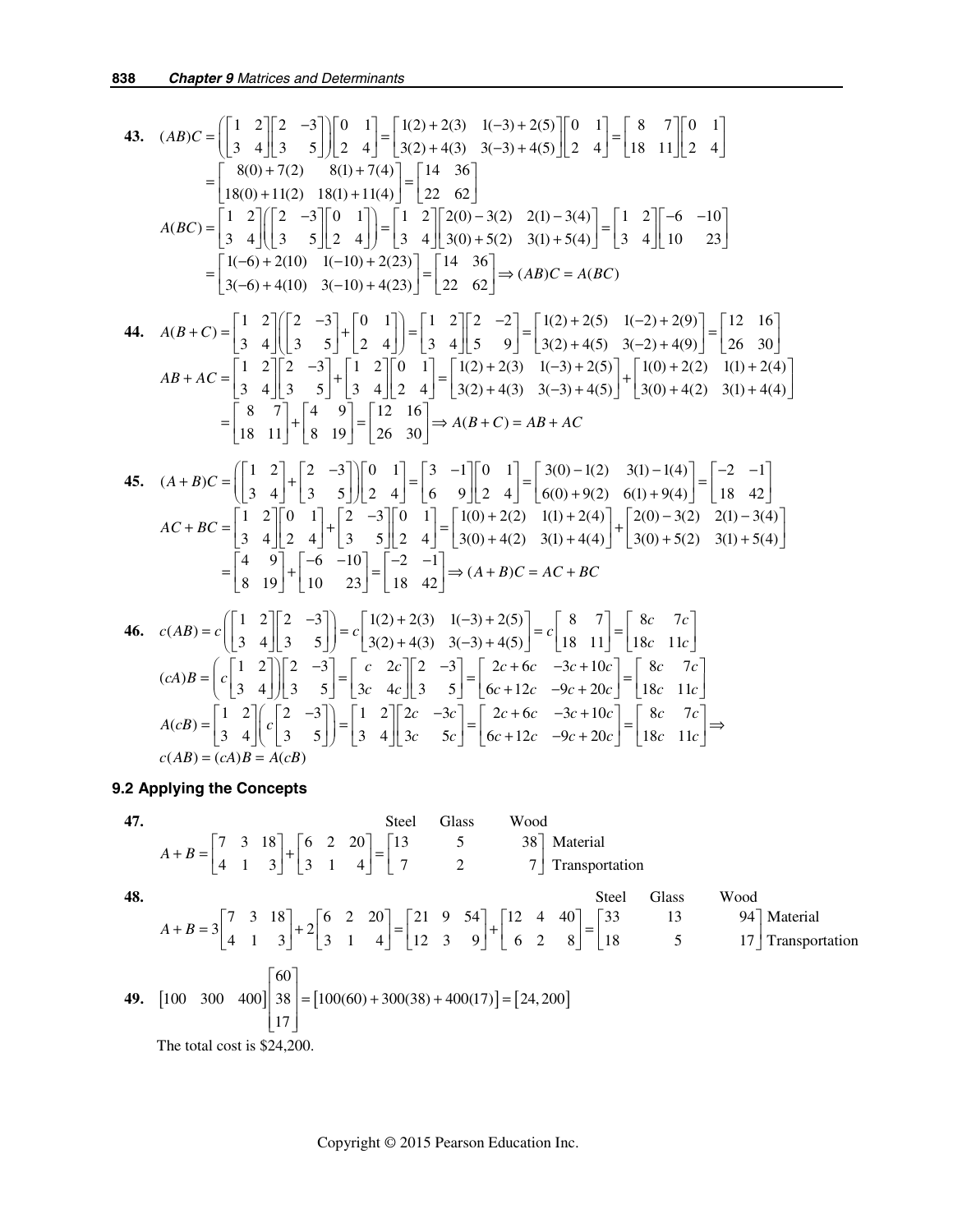**43.** $(AB)C = \left(\begin{bmatrix}1 & 2\\3 & 4\end{bmatrix}\begin{bmatrix}2 & -3\\3 & 5\end{bmatrix}\right)\begin{bmatrix}0 & 1\\2 & 4\end{bmatrix} = \begin{bmatrix}1(2)+2(3) & 1(-3)+2(5)\\3(2)+4(3) & 3(-3)+4(5)\end{bmatrix}\begin{bmatrix}0 & 1\\2 & 4\end{bmatrix} = \begin{bmatrix}8 & 7\\18 & 11\end{bmatrix}\begin{bmatrix}0 & 1\\2 & 4\end{bmatrix}$

$= \begin{bmatrix}8(0)+7(2) & 8(1)+7(4)\\18(0)+11(2) & 18(1)+11(4)\end{bmatrix} = \begin{bmatrix}14 & 36\\22 & 62\end{bmatrix}$

$A(BC) = \begin{bmatrix}1 & 2\\3 & 4\end{bmatrix}\left(\begin{bmatrix}2 & -3\\3 & 5\end{bmatrix}\begin{bmatrix}0 & 1\\2 & 4\end{bmatrix}\right) = \begin{bmatrix}1 & 2\\3 & 4\end{bmatrix}\begin{bmatrix}2(0)-3(2) & 2(1)-3(4)\\3(0)+5(2) & 3(1)+5(4)\end{bmatrix} = \begin{bmatrix}1 & 2\\3 & 4\end{bmatrix}\begin{bmatrix}-6 & -10\\10 & 23\end{bmatrix}$

$= \begin{bmatrix}1(-6)+2(10) & 1(-10)+2(23)\\3(-6)+4(10) & 3(-10)+4(23)\end{bmatrix} = \begin{bmatrix}14 & 36\\22 & 62\end{bmatrix} \Rightarrow (AB)C = A(BC)$

**44.** $A(B+C) = \begin{bmatrix}1 & 2\\3 & 4\end{bmatrix}\left(\begin{bmatrix}2 & -3\\3 & 5\end{bmatrix}+\begin{bmatrix}0 & 1\\2 & 4\end{bmatrix}\right) = \begin{bmatrix}1 & 2\\3 & 4\end{bmatrix}\begin{bmatrix}2 & -2\\5 & 9\end{bmatrix} = \begin{bmatrix}1(2)+2(5) & 1(-2)+2(9)\\3(2)+4(5) & 3(-2)+4(9)\end{bmatrix} = \begin{bmatrix}12 & 16\\26 & 30\end{bmatrix}$

$AB+AC = \begin{bmatrix}1 & 2\\3 & 4\end{bmatrix}\begin{bmatrix}2 & -3\\3 & 5\end{bmatrix}+\begin{bmatrix}1 & 2\\3 & 4\end{bmatrix}\begin{bmatrix}0 & 1\\2 & 4\end{bmatrix} = \begin{bmatrix}1(2)+2(3) & 1(-3)+2(5)\\3(2)+4(3) & 3(-3)+4(5)\end{bmatrix}+\begin{bmatrix}1(0)+2(2) & 1(1)+2(4)\\3(0)+4(2) & 3(1)+4(4)\end{bmatrix}$

$= \begin{bmatrix}8 & 7\\18 & 11\end{bmatrix}+\begin{bmatrix}4 & 9\\8 & 19\end{bmatrix} = \begin{bmatrix}12 & 16\\26 & 30\end{bmatrix} \Rightarrow A(B+C) = AB+AC$

**45.** $(A+B)C = \left(\begin{bmatrix}1 & 2\\3 & 4\end{bmatrix}+\begin{bmatrix}2 & -3\\3 & 5\end{bmatrix}\right)\begin{bmatrix}0 & 1\\2 & 4\end{bmatrix} = \begin{bmatrix}3 & -1\\6 & 9\end{bmatrix}\begin{bmatrix}0 & 1\\2 & 4\end{bmatrix} = \begin{bmatrix}3(0)-1(2) & 3(1)-1(4)\\6(0)+9(2) & 6(1)+9(4)\end{bmatrix} = \begin{bmatrix}-2 & -1\\18 & 42\end{bmatrix}$

$AC+BC = \begin{bmatrix}1 & 2\\3 & 4\end{bmatrix}\begin{bmatrix}0 & 1\\2 & 4\end{bmatrix}+\begin{bmatrix}2 & -3\\3 & 5\end{bmatrix}\begin{bmatrix}0 & 1\\2 & 4\end{bmatrix} = \begin{bmatrix}1(0)+2(2) & 1(1)+2(4)\\3(0)+4(2) & 3(1)+4(4)\end{bmatrix}+\begin{bmatrix}2(0)-3(2) & 2(1)-3(4)\\3(0)+5(2) & 3(1)+5(4)\end{bmatrix}$

$= \begin{bmatrix}4 & 9\\8 & 19\end{bmatrix}+\begin{bmatrix}-6 & -10\\10 & 23\end{bmatrix} = \begin{bmatrix}-2 & -1\\18 & 42\end{bmatrix} \Rightarrow (A+B)C = AC+BC$

**46.** $c(AB) = c\left(\begin{bmatrix}1 & 2\\3 & 4\end{bmatrix}\begin{bmatrix}2 & -3\\3 & 5\end{bmatrix}\right) = c\begin{bmatrix}1(2)+2(3) & 1(-3)+2(5)\\3(2)+4(3) & 3(-3)+4(5)\end{bmatrix} = c\begin{bmatrix}8 & 7\\18 & 11\end{bmatrix} = \begin{bmatrix}8c & 7c\\18c & 11c\end{bmatrix}$

$(cA)B = \left(c\begin{bmatrix}1 & 2\\3 & 4\end{bmatrix}\right)\begin{bmatrix}2 & -3\\3 & 5\end{bmatrix} = \begin{bmatrix}c & 2c\\3c & 4c\end{bmatrix}\begin{bmatrix}2 & -3\\3 & 5\end{bmatrix} = \begin{bmatrix}2c+6c & -3c+10c\\6c+12c & -9c+20c\end{bmatrix} = \begin{bmatrix}8c & 7c\\18c & 11c\end{bmatrix}$

$A(cB) = \begin{bmatrix}1 & 2\\3 & 4\end{bmatrix}\left(c\begin{bmatrix}2 & -3\\3 & 5\end{bmatrix}\right) = \begin{bmatrix}1 & 2\\3 & 4\end{bmatrix}\begin{bmatrix}2c & -3c\\3c & 5c\end{bmatrix} = \begin{bmatrix}2c+6c & -3c+10c\\6c+12c & -9c+20c\end{bmatrix} = \begin{bmatrix}8c & 7c\\18c & 11c\end{bmatrix} \Rightarrow$

$c(AB) = (cA)B = A(cB)$

## 9.2 Applying the Concepts

**47.**

$$A+B = \begin{bmatrix}7 & 3 & 18\\4 & 1 & 3\end{bmatrix}+\begin{bmatrix}6 & 2 & 20\\3 & 1 & 4\end{bmatrix} = \begin{matrix} & \text{Steel} & \text{Glass} & \text{Wood} & \\ & \left[\begin{matrix}13\\7\end{matrix}\right. & \begin{matrix}5\\2\end{matrix} & \left.\begin{matrix}38\\7\end{matrix}\right] & \begin{matrix}\text{Material}\\\text{Transportation}\end{matrix}\end{matrix}$$

**48.**

$$A+B = 3\begin{bmatrix}7 & 3 & 18\\4 & 1 & 3\end{bmatrix}+2\begin{bmatrix}6 & 2 & 20\\3 & 1 & 4\end{bmatrix} = \begin{bmatrix}21 & 9 & 54\\12 & 3 & 9\end{bmatrix}+\begin{bmatrix}12 & 4 & 40\\6 & 2 & 8\end{bmatrix} = \begin{matrix} & \text{Steel} & \text{Glass} & \text{Wood} & \\ & \left[\begin{matrix}33\\18\end{matrix}\right. & \begin{matrix}13\\5\end{matrix} & \left.\begin{matrix}94\\17\end{matrix}\right] & \begin{matrix}\text{Material}\\\text{Transportation}\end{matrix}\end{matrix}$$

**49.** $\begin{bmatrix}100 & 300 & 400\end{bmatrix}\begin{bmatrix}60\\38\\17\end{bmatrix} = \begin{bmatrix}100(60)+300(38)+400(17)\end{bmatrix} = \begin{bmatrix}24,200\end{bmatrix}$

The total cost is $24,200.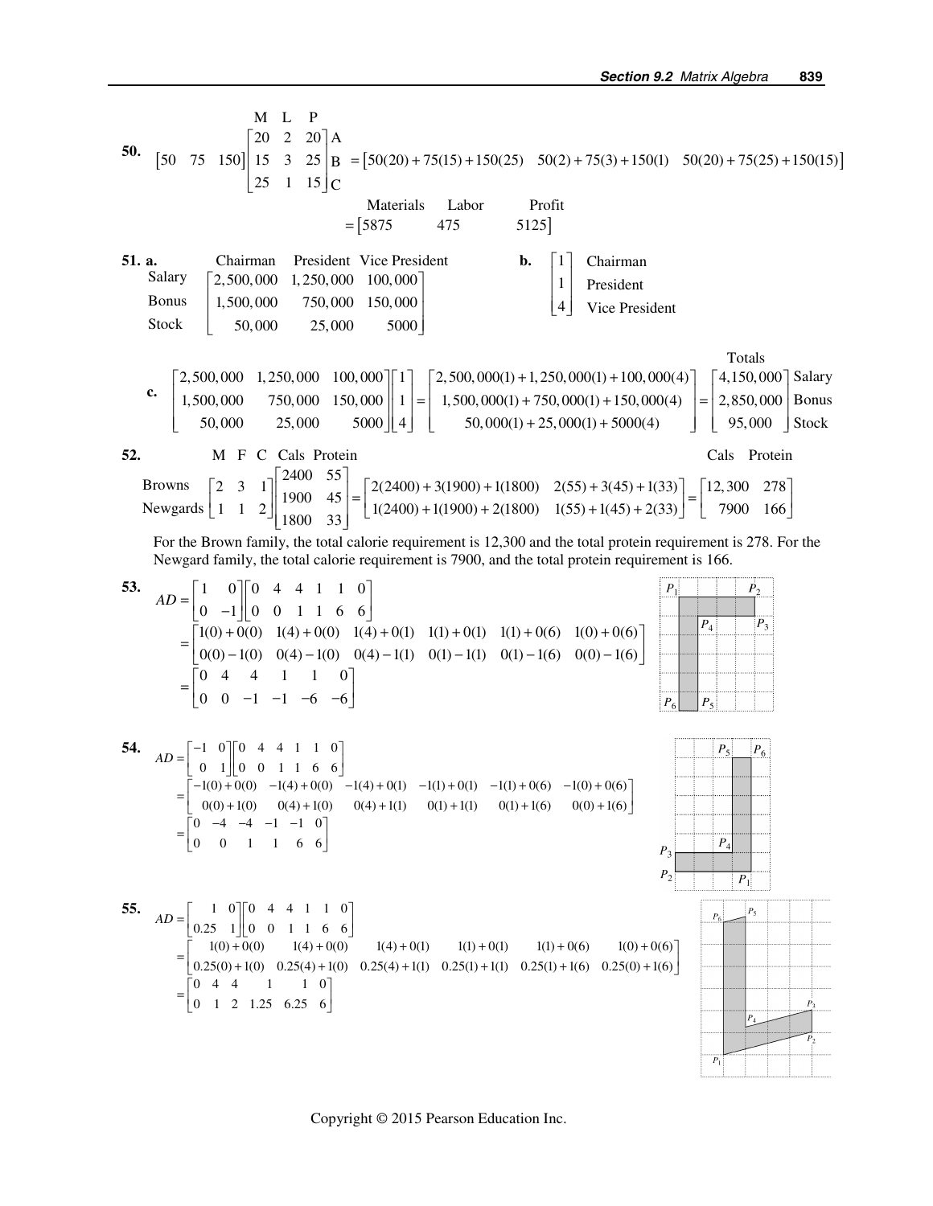**50.**

$$\begin{bmatrix} 50 & 75 & 150 \end{bmatrix} \begin{array}{c} \begin{array}{ccc} \text{M} & \text{L} & \text{P} \end{array} \\ \begin{bmatrix} 20 & 2 & 20 \\ 15 & 3 & 25 \\ 25 & 1 & 15 \end{bmatrix} \end{array} \begin{array}{c} \text{A} \\ \text{B} \\ \text{C} \end{array} = \begin{bmatrix} 50(20)+75(15)+150(25) & 50(2)+75(3)+150(1) & 50(20)+75(25)+150(15) \end{bmatrix}$$

$$\begin{array}{ccc} \text{Materials} & \text{Labor} & \text{Profit} \end{array}$$

$$= \begin{bmatrix} 5875 & 475 & 5125 \end{bmatrix}$$

**51. a.**

$$\begin{array}{c} \\ \text{Salary} \\ \text{Bonus} \\ \text{Stock} \end{array} \begin{array}{c} \begin{array}{ccc} \text{Chairman} & \text{President} & \text{Vice President} \end{array} \\ \begin{bmatrix} 2{,}500{,}000 & 1{,}250{,}000 & 100{,}000 \\ 1{,}500{,}000 & 750{,}000 & 150{,}000 \\ 50{,}000 & 25{,}000 & 5000 \end{bmatrix} \end{array}$$

**b.**

$$\begin{bmatrix} 1 \\ 1 \\ 4 \end{bmatrix} \begin{array}{l} \text{Chairman} \\ \text{President} \\ \text{Vice President} \end{array}$$

**c.**

$$\begin{bmatrix} 2{,}500{,}000 & 1{,}250{,}000 & 100{,}000 \\ 1{,}500{,}000 & 750{,}000 & 150{,}000 \\ 50{,}000 & 25{,}000 & 5000 \end{bmatrix} \begin{bmatrix} 1 \\ 1 \\ 4 \end{bmatrix} = \begin{bmatrix} 2{,}500{,}000(1)+1{,}250{,}000(1)+100{,}000(4) \\ 1{,}500{,}000(1)+750{,}000(1)+150{,}000(4) \\ 50{,}000(1)+25{,}000(1)+5000(4) \end{bmatrix} = \begin{array}{c} \text{Totals} \\ \begin{bmatrix} 4{,}150{,}000 \\ 2{,}850{,}000 \\ 95{,}000 \end{bmatrix} \end{array} \begin{array}{l} \\ \text{Salary} \\ \text{Bonus} \\ \text{Stock} \end{array}$$

**52.**

$$\begin{array}{c} \\ \text{Browns} \\ \text{Newgards} \end{array} \begin{array}{c} \begin{array}{ccc} \text{M} & \text{F} & \text{C} \end{array} \\ \begin{bmatrix} 2 & 3 & 1 \\ 1 & 1 & 2 \end{bmatrix} \end{array} \begin{array}{c} \begin{array}{cc} \text{Cals} & \text{Protein} \end{array} \\ \begin{bmatrix} 2400 & 55 \\ 1900 & 45 \\ 1800 & 33 \end{bmatrix} \end{array} = \begin{bmatrix} 2(2400)+3(1900)+1(1800) & 2(55)+3(45)+1(33) \\ 1(2400)+1(1900)+2(1800) & 1(55)+1(45)+2(33) \end{bmatrix} = \begin{array}{c} \begin{array}{cc} \text{Cals} & \text{Protein} \end{array} \\ \begin{bmatrix} 12{,}300 & 278 \\ 7900 & 166 \end{bmatrix} \end{array}$$

For the Brown family, the total calorie requirement is 12,300 and the total protein requirement is 278. For the Newgard family, the total calorie requirement is 7900, and the total protein requirement is 166.

**53.**

$$AD = \begin{bmatrix} 1 & 0 \\ 0 & -1 \end{bmatrix} \begin{bmatrix} 0 & 4 & 4 & 1 & 1 & 0 \\ 0 & 0 & 1 & 1 & 6 & 6 \end{bmatrix}$$

$$= \begin{bmatrix} 1(0)+0(0) & 1(4)+0(0) & 1(4)+0(1) & 1(1)+0(1) & 1(1)+0(6) & 1(0)+0(6) \\ 0(0)-1(0) & 0(4)-1(0) & 0(4)-1(1) & 0(1)-1(1) & 0(1)-1(6) & 0(0)-1(6) \end{bmatrix}$$

$$= \begin{bmatrix} 0 & 4 & 4 & 1 & 1 & 0 \\ 0 & 0 & -1 & -1 & -6 & -6 \end{bmatrix}$$

**54.**

$$AD = \begin{bmatrix} -1 & 0 \\ 0 & 1 \end{bmatrix} \begin{bmatrix} 0 & 4 & 4 & 1 & 1 & 0 \\ 0 & 0 & 1 & 1 & 6 & 6 \end{bmatrix}$$

$$= \begin{bmatrix} -1(0)+0(0) & -1(4)+0(0) & -1(4)+0(1) & -1(1)+0(1) & -1(1)+0(6) & -1(0)+0(6) \\ 0(0)+1(0) & 0(4)+1(0) & 0(4)+1(1) & 0(1)+1(1) & 0(1)+1(6) & 0(0)+1(6) \end{bmatrix}$$

$$= \begin{bmatrix} 0 & -4 & -4 & -1 & -1 & 0 \\ 0 & 0 & 1 & 1 & 6 & 6 \end{bmatrix}$$

**55.**

$$AD = \begin{bmatrix} 1 & 0 \\ 0.25 & 1 \end{bmatrix} \begin{bmatrix} 0 & 4 & 4 & 1 & 1 & 0 \\ 0 & 0 & 1 & 1 & 6 & 6 \end{bmatrix}$$

$$= \begin{bmatrix} 1(0)+0(0) & 1(4)+0(0) & 1(4)+0(1) & 1(1)+0(1) & 1(1)+0(6) & 1(0)+0(6) \\ 0.25(0)+1(0) & 0.25(4)+1(0) & 0.25(4)+1(1) & 0.25(1)+1(1) & 0.25(1)+1(6) & 0.25(0)+1(6) \end{bmatrix}$$

$$= \begin{bmatrix} 0 & 4 & 4 & 1 & 1 & 0 \\ 0 & 1 & 2 & 1.25 & 6.25 & 6 \end{bmatrix}$$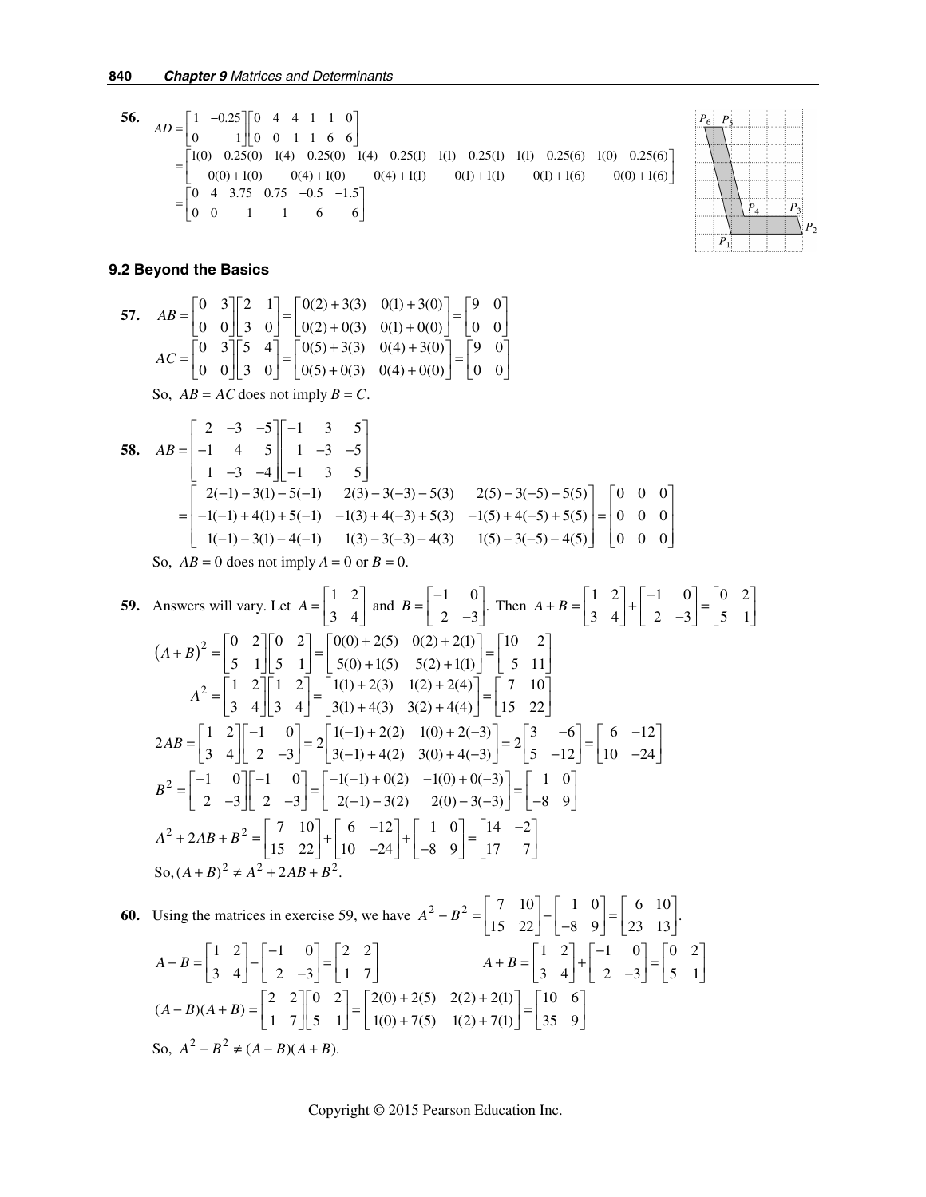**56.** 
$$AD = \begin{bmatrix} 1 & -0.25 \\ 0 & 1 \end{bmatrix}\begin{bmatrix} 0 & 4 & 4 & 1 & 1 & 0 \\ 0 & 0 & 1 & 1 & 6 & 6 \end{bmatrix}$$
$$= \begin{bmatrix} 1(0)-0.25(0) & 1(4)-0.25(0) & 1(4)-0.25(1) & 1(1)-0.25(1) & 1(1)-0.25(6) & 1(0)-0.25(6) \\ 0(0)+1(0) & 0(4)+1(0) & 0(4)+1(1) & 0(1)+1(1) & 0(1)+1(6) & 0(0)+1(6) \end{bmatrix}$$
$$= \begin{bmatrix} 0 & 4 & 3.75 & 0.75 & -0.5 & -1.5 \\ 0 & 0 & 1 & 1 & 6 & 6 \end{bmatrix}$$

## 9.2 Beyond the Basics

**57.** 
$$AB = \begin{bmatrix} 0 & 3 \\ 0 & 0 \end{bmatrix}\begin{bmatrix} 2 & 1 \\ 3 & 0 \end{bmatrix} = \begin{bmatrix} 0(2)+3(3) & 0(1)+3(0) \\ 0(2)+0(3) & 0(1)+0(0) \end{bmatrix} = \begin{bmatrix} 9 & 0 \\ 0 & 0 \end{bmatrix}$$
$$AC = \begin{bmatrix} 0 & 3 \\ 0 & 0 \end{bmatrix}\begin{bmatrix} 5 & 4 \\ 3 & 0 \end{bmatrix} = \begin{bmatrix} 0(5)+3(3) & 0(4)+3(0) \\ 0(5)+0(3) & 0(4)+0(0) \end{bmatrix} = \begin{bmatrix} 9 & 0 \\ 0 & 0 \end{bmatrix}$$

So, $AB = AC$ does not imply $B = C$.

**58.** 
$$AB = \begin{bmatrix} 2 & -3 & -5 \\ -1 & 4 & 5 \\ 1 & -3 & -4 \end{bmatrix}\begin{bmatrix} -1 & 3 & 5 \\ 1 & -3 & -5 \\ -1 & 3 & 5 \end{bmatrix}$$
$$= \begin{bmatrix} 2(-1)-3(1)-5(-1) & 2(3)-3(-3)-5(3) & 2(5)-3(-5)-5(5) \\ -1(-1)+4(1)+5(-1) & -1(3)+4(-3)+5(3) & -1(5)+4(-5)+5(5) \\ 1(-1)-3(1)-4(-1) & 1(3)-3(-3)-4(3) & 1(5)-3(-5)-4(5) \end{bmatrix} = \begin{bmatrix} 0 & 0 & 0 \\ 0 & 0 & 0 \\ 0 & 0 & 0 \end{bmatrix}$$

So, $AB = 0$ does not imply $A = 0$ or $B = 0$.

**59.** Answers will vary. Let $A = \begin{bmatrix} 1 & 2 \\ 3 & 4 \end{bmatrix}$ and $B = \begin{bmatrix} -1 & 0 \\ 2 & -3 \end{bmatrix}$. Then $A + B = \begin{bmatrix} 1 & 2 \\ 3 & 4 \end{bmatrix} + \begin{bmatrix} -1 & 0 \\ 2 & -3 \end{bmatrix} = \begin{bmatrix} 0 & 2 \\ 5 & 1 \end{bmatrix}$

$$(A+B)^2 = \begin{bmatrix} 0 & 2 \\ 5 & 1 \end{bmatrix}\begin{bmatrix} 0 & 2 \\ 5 & 1 \end{bmatrix} = \begin{bmatrix} 0(0)+2(5) & 0(2)+2(1) \\ 5(0)+1(5) & 5(2)+1(1) \end{bmatrix} = \begin{bmatrix} 10 & 2 \\ 5 & 11 \end{bmatrix}$$
$$A^2 = \begin{bmatrix} 1 & 2 \\ 3 & 4 \end{bmatrix}\begin{bmatrix} 1 & 2 \\ 3 & 4 \end{bmatrix} = \begin{bmatrix} 1(1)+2(3) & 1(2)+2(4) \\ 3(1)+4(3) & 3(2)+4(4) \end{bmatrix} = \begin{bmatrix} 7 & 10 \\ 15 & 22 \end{bmatrix}$$
$$2AB = \begin{bmatrix} 1 & 2 \\ 3 & 4 \end{bmatrix}\begin{bmatrix} -1 & 0 \\ 2 & -3 \end{bmatrix} = 2\begin{bmatrix} 1(-1)+2(2) & 1(0)+2(-3) \\ 3(-1)+4(2) & 3(0)+4(-3) \end{bmatrix} = 2\begin{bmatrix} 3 & -6 \\ 5 & -12 \end{bmatrix} = \begin{bmatrix} 6 & -12 \\ 10 & -24 \end{bmatrix}$$
$$B^2 = \begin{bmatrix} -1 & 0 \\ 2 & -3 \end{bmatrix}\begin{bmatrix} -1 & 0 \\ 2 & -3 \end{bmatrix} = \begin{bmatrix} -1(-1)+0(2) & -1(0)+0(-3) \\ 2(-1)-3(2) & 2(0)-3(-3) \end{bmatrix} = \begin{bmatrix} 1 & 0 \\ -8 & 9 \end{bmatrix}$$
$$A^2 + 2AB + B^2 = \begin{bmatrix} 7 & 10 \\ 15 & 22 \end{bmatrix} + \begin{bmatrix} 6 & -12 \\ 10 & -24 \end{bmatrix} + \begin{bmatrix} 1 & 0 \\ -8 & 9 \end{bmatrix} = \begin{bmatrix} 14 & -2 \\ 17 & 7 \end{bmatrix}$$

So, $(A+B)^2 \neq A^2 + 2AB + B^2$.

**60.** Using the matrices in exercise 59, we have $A^2 - B^2 = \begin{bmatrix} 7 & 10 \\ 15 & 22 \end{bmatrix} - \begin{bmatrix} 1 & 0 \\ -8 & 9 \end{bmatrix} = \begin{bmatrix} 6 & 10 \\ 23 & 13 \end{bmatrix}$.

$$A - B = \begin{bmatrix} 1 & 2 \\ 3 & 4 \end{bmatrix} - \begin{bmatrix} -1 & 0 \\ 2 & -3 \end{bmatrix} = \begin{bmatrix} 2 & 2 \\ 1 & 7 \end{bmatrix} \qquad A + B = \begin{bmatrix} 1 & 2 \\ 3 & 4 \end{bmatrix} + \begin{bmatrix} -1 & 0 \\ 2 & -3 \end{bmatrix} = \begin{bmatrix} 0 & 2 \\ 5 & 1 \end{bmatrix}$$
$$(A-B)(A+B) = \begin{bmatrix} 2 & 2 \\ 1 & 7 \end{bmatrix}\begin{bmatrix} 0 & 2 \\ 5 & 1 \end{bmatrix} = \begin{bmatrix} 2(0)+2(5) & 2(2)+2(1) \\ 1(0)+7(5) & 1(2)+7(1) \end{bmatrix} = \begin{bmatrix} 10 & 6 \\ 35 & 9 \end{bmatrix}$$

So, $A^2 - B^2 \neq (A-B)(A+B)$.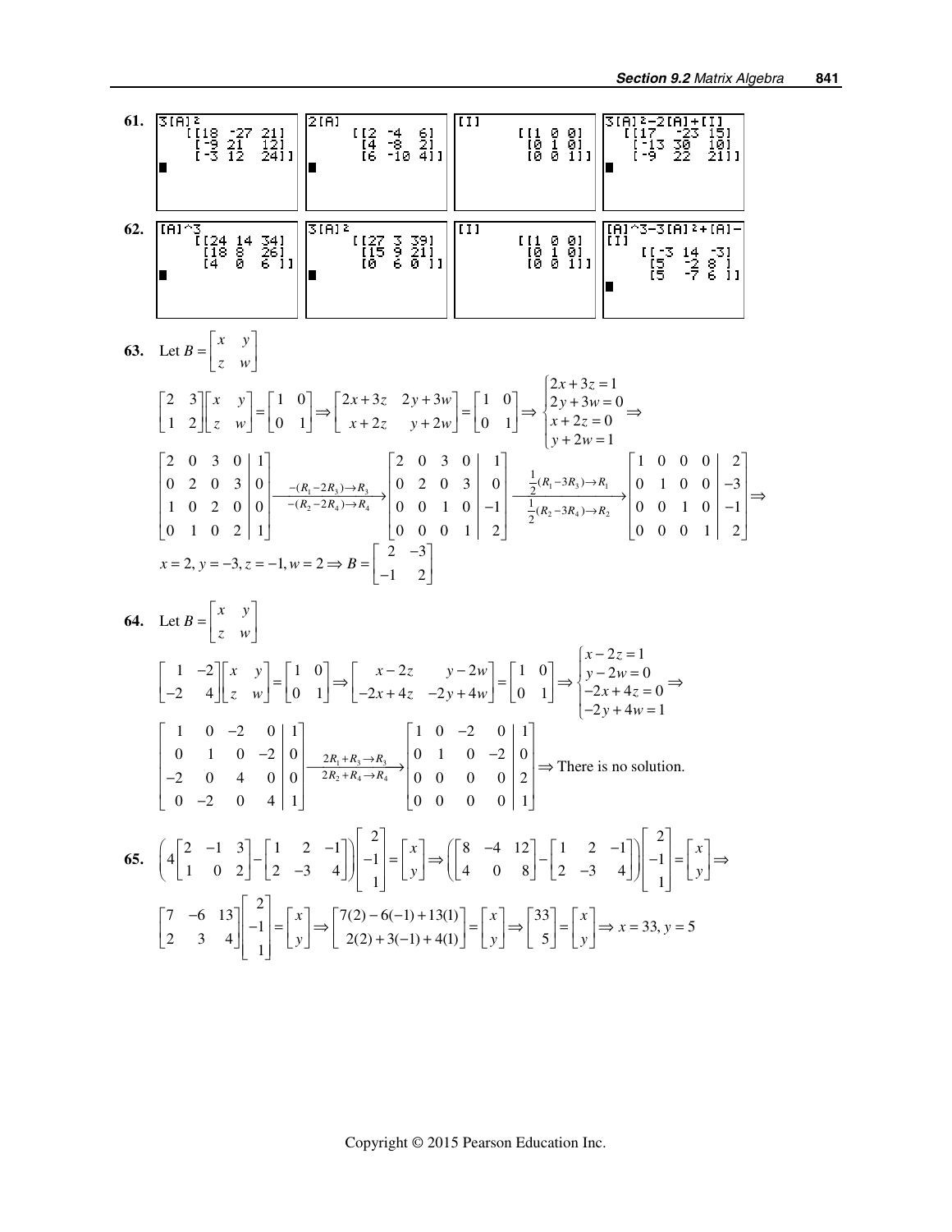**61.**

```
3[A]²
  [[18 -27 21]
   [-9 21  12]
   [-3 12  24]]
```

```
2[A]
  [[2  -4  6]
   [4  -8  2]
   [6 -10  4]]
```

```
[I]
  [[1 0 0]
   [0 1 0]
   [0 0 1]]
```

```
3[A]²-2[A]+[I]
  [[17  -23 15]
   [-13 30  10]
   [-9  22  21]]
```

**62.**

```
[A]^3
  [[24 14 34]
   [18 8  26]
   [4  0  6 ]]
```

```
3[A]²
  [[27 3 39]
   [15 9 21]
   [0  6 0 ]]
```

```
[I]
  [[1 0 0]
   [0 1 0]
   [0 0 1]]
```

```
[A]^3-3[A]²+[A]-[I]
  [[-3 14 -3]
   [5  -2 8 ]
   [5  -7 6 ]]
```

**63.** Let $B = \begin{bmatrix} x & y \\ z & w \end{bmatrix}$

$$\begin{bmatrix} 2 & 3 \\ 1 & 2 \end{bmatrix}\begin{bmatrix} x & y \\ z & w \end{bmatrix} = \begin{bmatrix} 1 & 0 \\ 0 & 1 \end{bmatrix} \Rightarrow \begin{bmatrix} 2x+3z & 2y+3w \\ x+2z & y+2w \end{bmatrix} = \begin{bmatrix} 1 & 0 \\ 0 & 1 \end{bmatrix} \Rightarrow \begin{cases} 2x+3z=1 \\ 2y+3w=0 \\ x+2z=0 \\ y+2w=1 \end{cases} \Rightarrow$$

$$\left[\begin{array}{cccc|c} 2 & 0 & 3 & 0 & 1 \\ 0 & 2 & 0 & 3 & 0 \\ 1 & 0 & 2 & 0 & 0 \\ 0 & 1 & 0 & 2 & 1 \end{array}\right] \xrightarrow[-(R_2-2R_4)\to R_4]{-(R_1-2R_3)\to R_3} \left[\begin{array}{cccc|c} 2 & 0 & 3 & 0 & 1 \\ 0 & 2 & 0 & 3 & 0 \\ 0 & 0 & 1 & 0 & -1 \\ 0 & 0 & 0 & 1 & 2 \end{array}\right] \xrightarrow[\frac{1}{2}(R_2-3R_4)\to R_2]{\frac{1}{2}(R_1-3R_3)\to R_1} \left[\begin{array}{cccc|c} 1 & 0 & 0 & 0 & 2 \\ 0 & 1 & 0 & 0 & -3 \\ 0 & 0 & 1 & 0 & -1 \\ 0 & 0 & 0 & 1 & 2 \end{array}\right] \Rightarrow$$

$$x=2, y=-3, z=-1, w=2 \Rightarrow B = \begin{bmatrix} 2 & -3 \\ -1 & 2 \end{bmatrix}$$

**64.** Let $B = \begin{bmatrix} x & y \\ z & w \end{bmatrix}$

$$\begin{bmatrix} 1 & -2 \\ -2 & 4 \end{bmatrix}\begin{bmatrix} x & y \\ z & w \end{bmatrix} = \begin{bmatrix} 1 & 0 \\ 0 & 1 \end{bmatrix} \Rightarrow \begin{bmatrix} x-2z & y-2w \\ -2x+4z & -2y+4w \end{bmatrix} = \begin{bmatrix} 1 & 0 \\ 0 & 1 \end{bmatrix} \Rightarrow \begin{cases} x-2z=1 \\ y-2w=0 \\ -2x+4z=0 \\ -2y+4w=1 \end{cases} \Rightarrow$$

$$\left[\begin{array}{cccc|c} 1 & 0 & -2 & 0 & 1 \\ 0 & 1 & 0 & -2 & 0 \\ -2 & 0 & 4 & 0 & 0 \\ 0 & -2 & 0 & 4 & 1 \end{array}\right] \xrightarrow[2R_2+R_4\to R_4]{2R_1+R_3\to R_3} \left[\begin{array}{cccc|c} 1 & 0 & -2 & 0 & 1 \\ 0 & 1 & 0 & -2 & 0 \\ 0 & 0 & 0 & 0 & 2 \\ 0 & 0 & 0 & 0 & 1 \end{array}\right] \Rightarrow \text{There is no solution.}$$

**65.**

$$\left(4\begin{bmatrix} 2 & -1 & 3 \\ 1 & 0 & 2 \end{bmatrix} - \begin{bmatrix} 1 & 2 & -1 \\ 2 & -3 & 4 \end{bmatrix}\right)\begin{bmatrix} 2 \\ -1 \\ 1 \end{bmatrix} = \begin{bmatrix} x \\ y \end{bmatrix} \Rightarrow \left(\begin{bmatrix} 8 & -4 & 12 \\ 4 & 0 & 8 \end{bmatrix} - \begin{bmatrix} 1 & 2 & -1 \\ 2 & -3 & 4 \end{bmatrix}\right)\begin{bmatrix} 2 \\ -1 \\ 1 \end{bmatrix} = \begin{bmatrix} x \\ y \end{bmatrix} \Rightarrow$$

$$\begin{bmatrix} 7 & -6 & 13 \\ 2 & 3 & 4 \end{bmatrix}\begin{bmatrix} 2 \\ -1 \\ 1 \end{bmatrix} = \begin{bmatrix} x \\ y \end{bmatrix} \Rightarrow \begin{bmatrix} 7(2)-6(-1)+13(1) \\ 2(2)+3(-1)+4(1) \end{bmatrix} = \begin{bmatrix} x \\ y \end{bmatrix} \Rightarrow \begin{bmatrix} 33 \\ 5 \end{bmatrix} = \begin{bmatrix} x \\ y \end{bmatrix} \Rightarrow x = 33, y = 5$$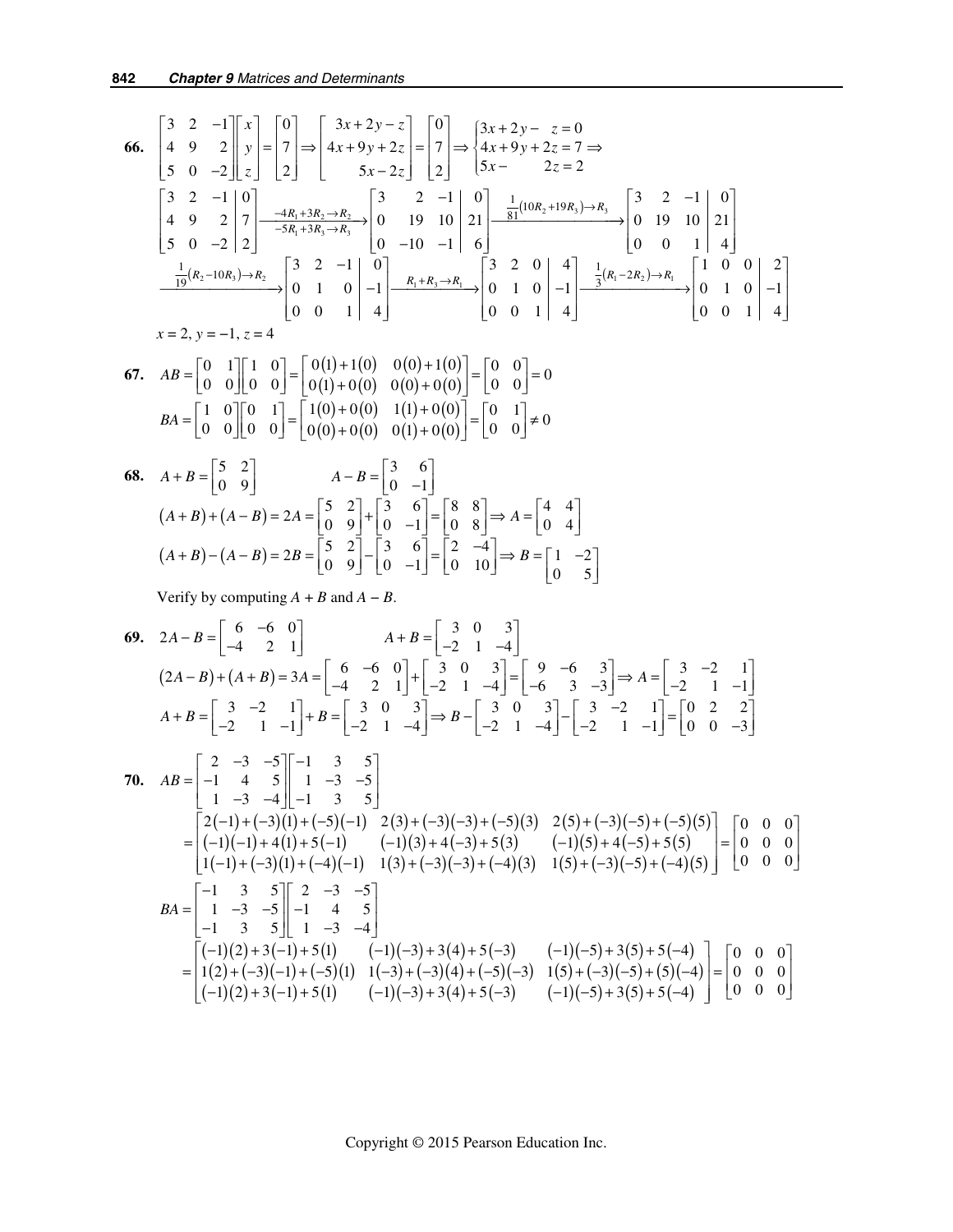**66.** $\begin{bmatrix} 3 & 2 & -1 \\ 4 & 9 & 2 \\ 5 & 0 & -2 \end{bmatrix}\begin{bmatrix} x \\ y \\ z \end{bmatrix} = \begin{bmatrix} 0 \\ 7 \\ 2 \end{bmatrix} \Rightarrow \begin{bmatrix} 3x+2y-z \\ 4x+9y+2z \\ 5x-2z \end{bmatrix} = \begin{bmatrix} 0 \\ 7 \\ 2 \end{bmatrix} \Rightarrow \begin{cases} 3x+2y-\ \ z=0 \\ 4x+9y+2z=7 \Rightarrow \\ 5x-\qquad 2z=2 \end{cases}$

$$\left[\begin{array}{ccc|c} 3 & 2 & -1 & 0 \\ 4 & 9 & 2 & 7 \\ 5 & 0 & -2 & 2 \end{array}\right] \xrightarrow[-5R_1+3R_3\to R_3]{-4R_1+3R_2\to R_2} \left[\begin{array}{ccc|c} 3 & 2 & -1 & 0 \\ 0 & 19 & 10 & 21 \\ 0 & -10 & -1 & 6 \end{array}\right] \xrightarrow{\frac{1}{81}(10R_2+19R_3)\to R_3} \left[\begin{array}{ccc|c} 3 & 2 & -1 & 0 \\ 0 & 19 & 10 & 21 \\ 0 & 0 & 1 & 4 \end{array}\right]$$

$$\xrightarrow{\frac{1}{19}(R_2-10R_3)\to R_2} \left[\begin{array}{ccc|c} 3 & 2 & -1 & 0 \\ 0 & 1 & 0 & -1 \\ 0 & 0 & 1 & 4 \end{array}\right] \xrightarrow{R_1+R_3\to R_1} \left[\begin{array}{ccc|c} 3 & 2 & 0 & 4 \\ 0 & 1 & 0 & -1 \\ 0 & 0 & 1 & 4 \end{array}\right] \xrightarrow{\frac{1}{3}(R_1-2R_2)\to R_1} \left[\begin{array}{ccc|c} 1 & 0 & 0 & 2 \\ 0 & 1 & 0 & -1 \\ 0 & 0 & 1 & 4 \end{array}\right]$$

$x=2,\ y=-1,\ z=4$

**67.** $AB = \begin{bmatrix} 0 & 1 \\ 0 & 0 \end{bmatrix}\begin{bmatrix} 1 & 0 \\ 0 & 0 \end{bmatrix} = \begin{bmatrix} 0(1)+1(0) & 0(0)+1(0) \\ 0(1)+0(0) & 0(0)+0(0) \end{bmatrix} = \begin{bmatrix} 0 & 0 \\ 0 & 0 \end{bmatrix} = 0$

$BA = \begin{bmatrix} 1 & 0 \\ 0 & 0 \end{bmatrix}\begin{bmatrix} 0 & 1 \\ 0 & 0 \end{bmatrix} = \begin{bmatrix} 1(0)+0(0) & 1(1)+0(0) \\ 0(0)+0(0) & 0(1)+0(0) \end{bmatrix} = \begin{bmatrix} 0 & 1 \\ 0 & 0 \end{bmatrix} \neq 0$

**68.** $A+B = \begin{bmatrix} 5 & 2 \\ 0 & 9 \end{bmatrix} \qquad A-B = \begin{bmatrix} 3 & 6 \\ 0 & -1 \end{bmatrix}$

$(A+B)+(A-B) = 2A = \begin{bmatrix} 5 & 2 \\ 0 & 9 \end{bmatrix} + \begin{bmatrix} 3 & 6 \\ 0 & -1 \end{bmatrix} = \begin{bmatrix} 8 & 8 \\ 0 & 8 \end{bmatrix} \Rightarrow A = \begin{bmatrix} 4 & 4 \\ 0 & 4 \end{bmatrix}$

$(A+B)-(A-B) = 2B = \begin{bmatrix} 5 & 2 \\ 0 & 9 \end{bmatrix} - \begin{bmatrix} 3 & 6 \\ 0 & -1 \end{bmatrix} = \begin{bmatrix} 2 & -4 \\ 0 & 10 \end{bmatrix} \Rightarrow B = \begin{bmatrix} 1 & -2 \\ 0 & 5 \end{bmatrix}$

Verify by computing $A+B$ and $A-B$.

**69.** $2A-B = \begin{bmatrix} 6 & -6 & 0 \\ -4 & 2 & 1 \end{bmatrix} \qquad A+B = \begin{bmatrix} 3 & 0 & 3 \\ -2 & 1 & -4 \end{bmatrix}$

$(2A-B)+(A+B) = 3A = \begin{bmatrix} 6 & -6 & 0 \\ -4 & 2 & 1 \end{bmatrix} + \begin{bmatrix} 3 & 0 & 3 \\ -2 & 1 & -4 \end{bmatrix} = \begin{bmatrix} 9 & -6 & 3 \\ -6 & 3 & -3 \end{bmatrix} \Rightarrow A = \begin{bmatrix} 3 & -2 & 1 \\ -2 & 1 & -1 \end{bmatrix}$

$A+B = \begin{bmatrix} 3 & -2 & 1 \\ -2 & 1 & -1 \end{bmatrix} + B = \begin{bmatrix} 3 & 0 & 3 \\ -2 & 1 & -4 \end{bmatrix} \Rightarrow B - \begin{bmatrix} 3 & 0 & 3 \\ -2 & 1 & -4 \end{bmatrix} - \begin{bmatrix} 3 & -2 & 1 \\ -2 & 1 & -1 \end{bmatrix} = \begin{bmatrix} 0 & 2 & 2 \\ 0 & 0 & -3 \end{bmatrix}$

**70.** $AB = \begin{bmatrix} 2 & -3 & -5 \\ -1 & 4 & 5 \\ 1 & -3 & -4 \end{bmatrix}\begin{bmatrix} -1 & 3 & 5 \\ 1 & -3 & -5 \\ -1 & 3 & 5 \end{bmatrix}$

$= \begin{bmatrix} 2(-1)+(-3)(1)+(-5)(-1) & 2(3)+(-3)(-3)+(-5)(3) & 2(5)+(-3)(-5)+(-5)(5) \\ (-1)(-1)+4(1)+5(-1) & (-1)(3)+4(-3)+5(3) & (-1)(5)+4(-5)+5(5) \\ 1(-1)+(-3)(1)+(-4)(-1) & 1(3)+(-3)(-3)+(-4)(3) & 1(5)+(-3)(-5)+(-4)(5) \end{bmatrix} = \begin{bmatrix} 0 & 0 & 0 \\ 0 & 0 & 0 \\ 0 & 0 & 0 \end{bmatrix}$

$BA = \begin{bmatrix} -1 & 3 & 5 \\ 1 & -3 & -5 \\ -1 & 3 & 5 \end{bmatrix}\begin{bmatrix} 2 & -3 & -5 \\ -1 & 4 & 5 \\ 1 & -3 & -4 \end{bmatrix}$

$= \begin{bmatrix} (-1)(2)+3(-1)+5(1) & (-1)(-3)+3(4)+5(-3) & (-1)(-5)+3(5)+5(-4) \\ 1(2)+(-3)(-1)+(-5)(1) & 1(-3)+(-3)(4)+(-5)(-3) & 1(5)+(-3)(-5)+(5)(-4) \\ (-1)(2)+3(-1)+5(1) & (-1)(-3)+3(4)+5(-3) & (-1)(-5)+3(5)+5(-4) \end{bmatrix} = \begin{bmatrix} 0 & 0 & 0 \\ 0 & 0 & 0 \\ 0 & 0 & 0 \end{bmatrix}$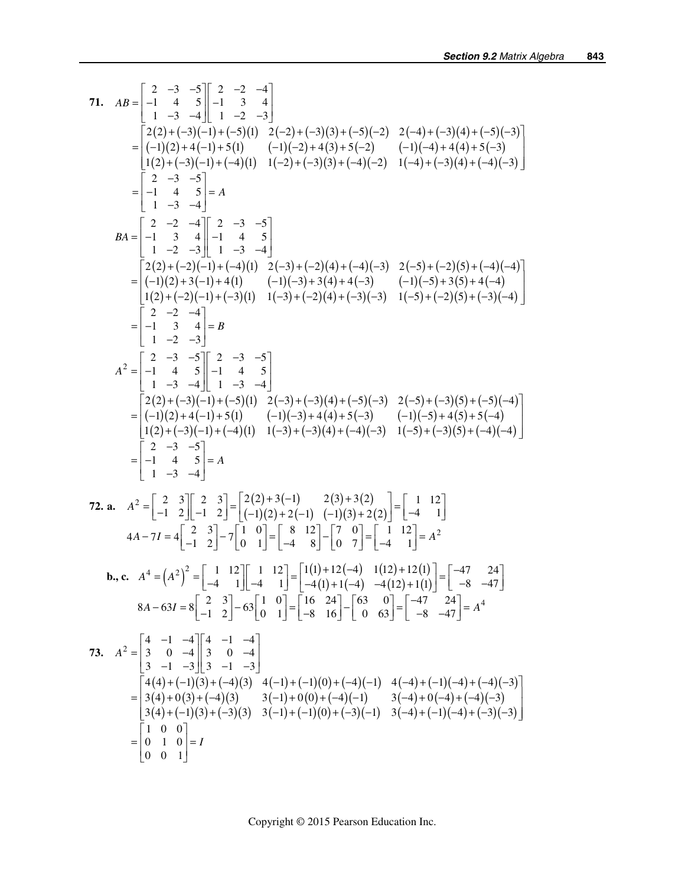**71.** $AB = \begin{bmatrix} 2 & -3 & -5 \\ -1 & 4 & 5 \\ 1 & -3 & -4 \end{bmatrix} \begin{bmatrix} 2 & -2 & -4 \\ -1 & 3 & 4 \\ 1 & -2 & -3 \end{bmatrix}$

$$= \begin{bmatrix} 2(2)+(-3)(-1)+(-5)(1) & 2(-2)+(-3)(3)+(-5)(-2) & 2(-4)+(-3)(4)+(-5)(-3) \\ (-1)(2)+4(-1)+5(1) & (-1)(-2)+4(3)+5(-2) & (-1)(-4)+4(4)+5(-3) \\ 1(2)+(-3)(-1)+(-4)(1) & 1(-2)+(-3)(3)+(-4)(-2) & 1(-4)+(-3)(4)+(-4)(-3) \end{bmatrix}$$

$$= \begin{bmatrix} 2 & -3 & -5 \\ -1 & 4 & 5 \\ 1 & -3 & -4 \end{bmatrix} = A$$

$BA = \begin{bmatrix} 2 & -2 & -4 \\ -1 & 3 & 4 \\ 1 & -2 & -3 \end{bmatrix} \begin{bmatrix} 2 & -3 & -5 \\ -1 & 4 & 5 \\ 1 & -3 & -4 \end{bmatrix}$

$$= \begin{bmatrix} 2(2)+(-2)(-1)+(-4)(1) & 2(-3)+(-2)(4)+(-4)(-3) & 2(-5)+(-2)(5)+(-4)(-4) \\ (-1)(2)+3(-1)+4(1) & (-1)(-3)+3(4)+4(-3) & (-1)(-5)+3(5)+4(-4) \\ 1(2)+(-2)(-1)+(-3)(1) & 1(-3)+(-2)(4)+(-3)(-3) & 1(-5)+(-2)(5)+(-3)(-4) \end{bmatrix}$$

$$= \begin{bmatrix} 2 & -2 & -4 \\ -1 & 3 & 4 \\ 1 & -2 & -3 \end{bmatrix} = B$$

$A^2 = \begin{bmatrix} 2 & -3 & -5 \\ -1 & 4 & 5 \\ 1 & -3 & -4 \end{bmatrix} \begin{bmatrix} 2 & -3 & -5 \\ -1 & 4 & 5 \\ 1 & -3 & -4 \end{bmatrix}$

$$= \begin{bmatrix} 2(2)+(-3)(-1)+(-5)(1) & 2(-3)+(-3)(4)+(-5)(-3) & 2(-5)+(-3)(5)+(-5)(-4) \\ (-1)(2)+4(-1)+5(1) & (-1)(-3)+4(4)+5(-3) & (-1)(-5)+4(5)+5(-4) \\ 1(2)+(-3)(-1)+(-4)(1) & 1(-3)+(-3)(4)+(-4)(-3) & 1(-5)+(-3)(5)+(-4)(-4) \end{bmatrix}$$

$$= \begin{bmatrix} 2 & -3 & -5 \\ -1 & 4 & 5 \\ 1 & -3 & -4 \end{bmatrix} = A$$

**72. a.** $A^2 = \begin{bmatrix} 2 & 3 \\ -1 & 2 \end{bmatrix} \begin{bmatrix} 2 & 3 \\ -1 & 2 \end{bmatrix} = \begin{bmatrix} 2(2)+3(-1) & 2(3)+3(2) \\ (-1)(2)+2(-1) & (-1)(3)+2(2) \end{bmatrix} = \begin{bmatrix} 1 & 12 \\ -4 & 1 \end{bmatrix}$

$$4A - 7I = 4\begin{bmatrix} 2 & 3 \\ -1 & 2 \end{bmatrix} - 7\begin{bmatrix} 1 & 0 \\ 0 & 1 \end{bmatrix} = \begin{bmatrix} 8 & 12 \\ -4 & 8 \end{bmatrix} - \begin{bmatrix} 7 & 0 \\ 0 & 7 \end{bmatrix} = \begin{bmatrix} 1 & 12 \\ -4 & 1 \end{bmatrix} = A^2$$

**b., c.** $A^4 = \left(A^2\right)^2 = \begin{bmatrix} 1 & 12 \\ -4 & 1 \end{bmatrix} \begin{bmatrix} 1 & 12 \\ -4 & 1 \end{bmatrix} = \begin{bmatrix} 1(1)+12(-4) & 1(12)+12(1) \\ -4(1)+1(-4) & -4(12)+1(1) \end{bmatrix} = \begin{bmatrix} -47 & 24 \\ -8 & -47 \end{bmatrix}$

$$8A - 63I = 8\begin{bmatrix} 2 & 3 \\ -1 & 2 \end{bmatrix} - 63\begin{bmatrix} 1 & 0 \\ 0 & 1 \end{bmatrix} = \begin{bmatrix} 16 & 24 \\ -8 & 16 \end{bmatrix} - \begin{bmatrix} 63 & 0 \\ 0 & 63 \end{bmatrix} = \begin{bmatrix} -47 & 24 \\ -8 & -47 \end{bmatrix} = A^4$$

**73.** $A^2 = \begin{bmatrix} 4 & -1 & -4 \\ 3 & 0 & -4 \\ 3 & -1 & -3 \end{bmatrix} \begin{bmatrix} 4 & -1 & -4 \\ 3 & 0 & -4 \\ 3 & -1 & -3 \end{bmatrix}$

$$= \begin{bmatrix} 4(4)+(-1)(3)+(-4)(3) & 4(-1)+(-1)(0)+(-4)(-1) & 4(-4)+(-1)(-4)+(-4)(-3) \\ 3(4)+0(3)+(-4)(3) & 3(-1)+0(0)+(-4)(-1) & 3(-4)+0(-4)+(-4)(-3) \\ 3(4)+(-1)(3)+(-3)(3) & 3(-1)+(-1)(0)+(-3)(-1) & 3(-4)+(-1)(-4)+(-3)(-3) \end{bmatrix}$$

$$= \begin{bmatrix} 1 & 0 & 0 \\ 0 & 1 & 0 \\ 0 & 0 & 1 \end{bmatrix} = I$$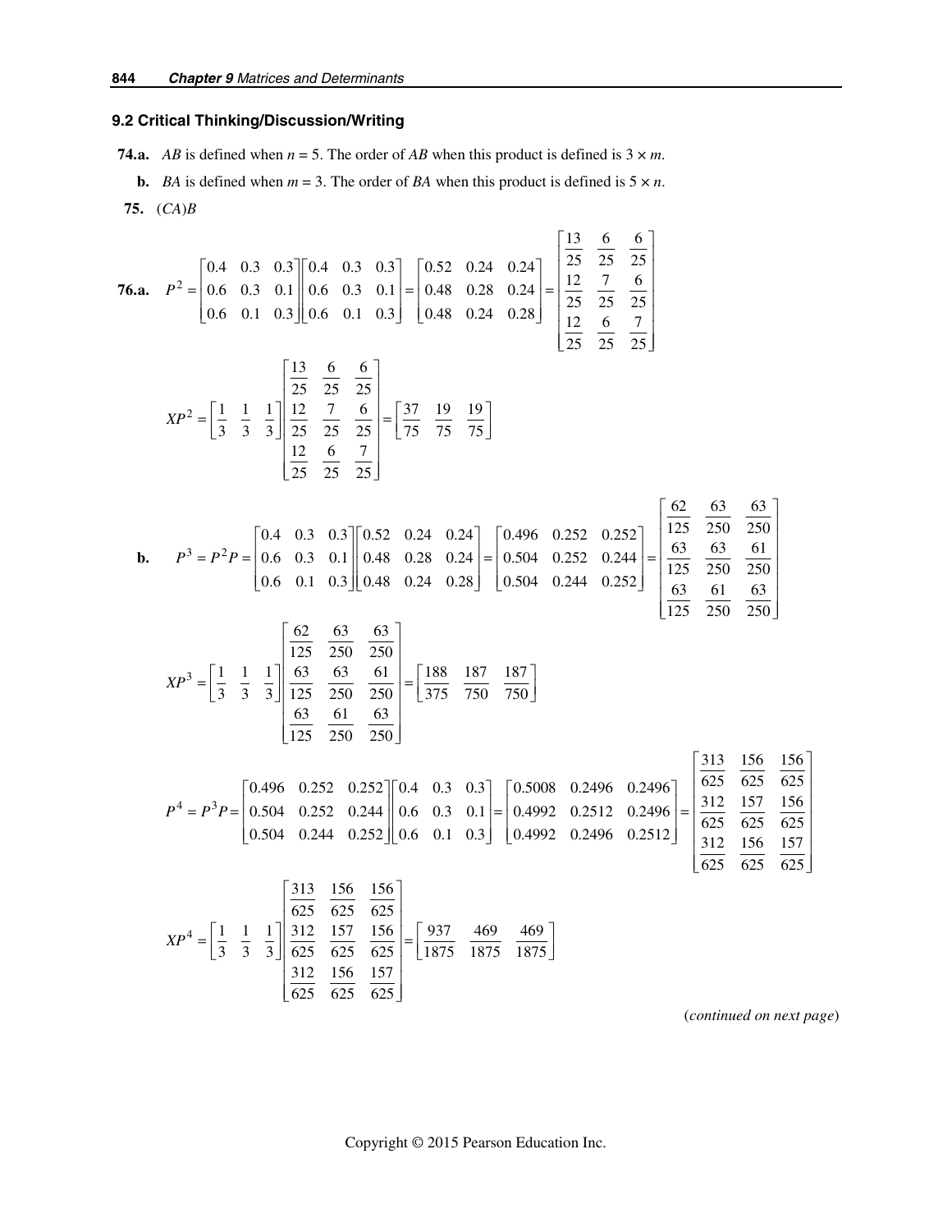## 9.2 Critical Thinking/Discussion/Writing

**74.a.** $AB$ is defined when $n = 5$. The order of $AB$ when this product is defined is $3 \times m$.

**b.** $BA$ is defined when $m = 3$. The order of $BA$ when this product is defined is $5 \times n$.

**75.** $(CA)B$

**76.a.**

$$P^2 = \begin{bmatrix} 0.4 & 0.3 & 0.3 \\ 0.6 & 0.3 & 0.1 \\ 0.6 & 0.1 & 0.3 \end{bmatrix}\begin{bmatrix} 0.4 & 0.3 & 0.3 \\ 0.6 & 0.3 & 0.1 \\ 0.6 & 0.1 & 0.3 \end{bmatrix} = \begin{bmatrix} 0.52 & 0.24 & 0.24 \\ 0.48 & 0.28 & 0.24 \\ 0.48 & 0.24 & 0.28 \end{bmatrix} = \begin{bmatrix} \frac{13}{25} & \frac{6}{25} & \frac{6}{25} \\ \frac{12}{25} & \frac{7}{25} & \frac{6}{25} \\ \frac{12}{25} & \frac{6}{25} & \frac{7}{25} \end{bmatrix}$$

$$XP^2 = \begin{bmatrix} \frac{1}{3} & \frac{1}{3} & \frac{1}{3} \end{bmatrix}\begin{bmatrix} \frac{13}{25} & \frac{6}{25} & \frac{6}{25} \\ \frac{12}{25} & \frac{7}{25} & \frac{6}{25} \\ \frac{12}{25} & \frac{6}{25} & \frac{7}{25} \end{bmatrix} = \begin{bmatrix} \frac{37}{75} & \frac{19}{75} & \frac{19}{75} \end{bmatrix}$$

**b.**

$$P^3 = P^2P = \begin{bmatrix} 0.4 & 0.3 & 0.3 \\ 0.6 & 0.3 & 0.1 \\ 0.6 & 0.1 & 0.3 \end{bmatrix}\begin{bmatrix} 0.52 & 0.24 & 0.24 \\ 0.48 & 0.28 & 0.24 \\ 0.48 & 0.24 & 0.28 \end{bmatrix} = \begin{bmatrix} 0.496 & 0.252 & 0.252 \\ 0.504 & 0.252 & 0.244 \\ 0.504 & 0.244 & 0.252 \end{bmatrix} = \begin{bmatrix} \frac{62}{125} & \frac{63}{250} & \frac{63}{250} \\ \frac{63}{125} & \frac{63}{250} & \frac{61}{250} \\ \frac{63}{125} & \frac{61}{250} & \frac{63}{250} \end{bmatrix}$$

$$XP^3 = \begin{bmatrix} \frac{1}{3} & \frac{1}{3} & \frac{1}{3} \end{bmatrix}\begin{bmatrix} \frac{62}{125} & \frac{63}{250} & \frac{63}{250} \\ \frac{63}{125} & \frac{63}{250} & \frac{61}{250} \\ \frac{63}{125} & \frac{61}{250} & \frac{63}{250} \end{bmatrix} = \begin{bmatrix} \frac{188}{375} & \frac{187}{750} & \frac{187}{750} \end{bmatrix}$$

$$P^4 = P^3P = \begin{bmatrix} 0.496 & 0.252 & 0.252 \\ 0.504 & 0.252 & 0.244 \\ 0.504 & 0.244 & 0.252 \end{bmatrix}\begin{bmatrix} 0.4 & 0.3 & 0.3 \\ 0.6 & 0.3 & 0.1 \\ 0.6 & 0.1 & 0.3 \end{bmatrix} = \begin{bmatrix} 0.5008 & 0.2496 & 0.2496 \\ 0.4992 & 0.2512 & 0.2496 \\ 0.4992 & 0.2496 & 0.2512 \end{bmatrix} = \begin{bmatrix} \frac{313}{625} & \frac{156}{625} & \frac{156}{625} \\ \frac{312}{625} & \frac{157}{625} & \frac{156}{625} \\ \frac{312}{625} & \frac{156}{625} & \frac{157}{625} \end{bmatrix}$$

$$XP^4 = \begin{bmatrix} \frac{1}{3} & \frac{1}{3} & \frac{1}{3} \end{bmatrix}\begin{bmatrix} \frac{313}{625} & \frac{156}{625} & \frac{156}{625} \\ \frac{312}{625} & \frac{157}{625} & \frac{156}{625} \\ \frac{312}{625} & \frac{156}{625} & \frac{157}{625} \end{bmatrix} = \begin{bmatrix} \frac{937}{1875} & \frac{469}{1875} & \frac{469}{1875} \end{bmatrix}$$

(*continued on next page*)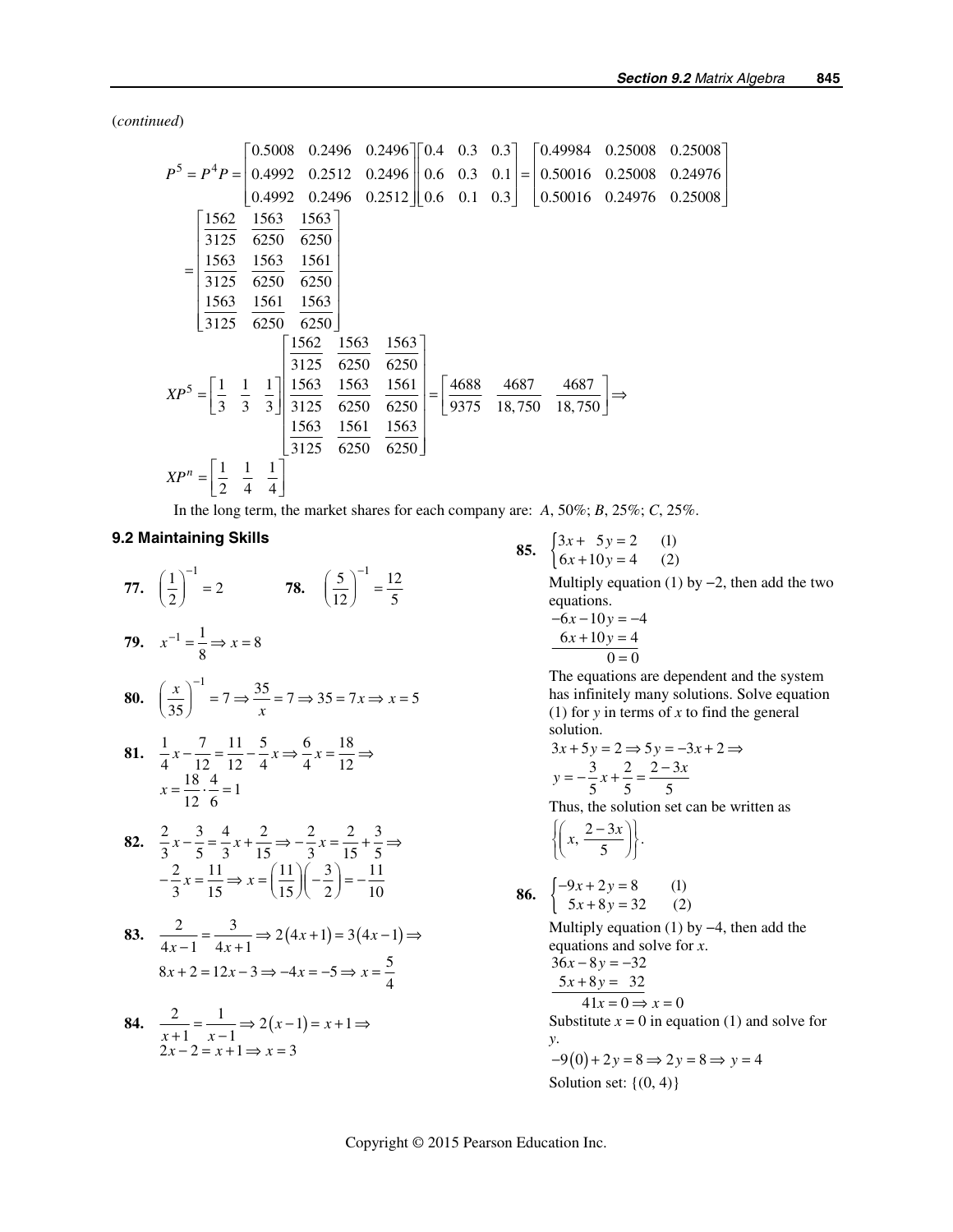(*continued*)

$$P^5 = P^4P = \begin{bmatrix} 0.5008 & 0.2496 & 0.2496 \\ 0.4992 & 0.2512 & 0.2496 \\ 0.4992 & 0.2496 & 0.2512 \end{bmatrix} \begin{bmatrix} 0.4 & 0.3 & 0.3 \\ 0.6 & 0.3 & 0.1 \\ 0.6 & 0.1 & 0.3 \end{bmatrix} = \begin{bmatrix} 0.49984 & 0.25008 & 0.25008 \\ 0.50016 & 0.25008 & 0.24976 \\ 0.50016 & 0.24976 & 0.25008 \end{bmatrix}$$

$$= \begin{bmatrix} \frac{1562}{3125} & \frac{1563}{6250} & \frac{1563}{6250} \\ \frac{1563}{3125} & \frac{1563}{6250} & \frac{1561}{6250} \\ \frac{1563}{3125} & \frac{1561}{6250} & \frac{1563}{6250} \end{bmatrix}$$

$$XP^5 = \begin{bmatrix} \frac{1}{3} & \frac{1}{3} & \frac{1}{3} \end{bmatrix} \begin{bmatrix} \frac{1562}{3125} & \frac{1563}{6250} & \frac{1563}{6250} \\ \frac{1563}{3125} & \frac{1563}{6250} & \frac{1561}{6250} \\ \frac{1563}{3125} & \frac{1561}{6250} & \frac{1563}{6250} \end{bmatrix} = \begin{bmatrix} \frac{4688}{9375} & \frac{4687}{18,750} & \frac{4687}{18,750} \end{bmatrix} \Rightarrow$$

$$XP^n = \begin{bmatrix} \frac{1}{2} & \frac{1}{4} & \frac{1}{4} \end{bmatrix}$$

In the long term, the market shares for each company are: *A*, 50%; *B*, 25%; *C*, 25%.

## 9.2 Maintaining Skills

**77.** $\left(\frac{1}{2}\right)^{-1} = 2$

**78.** $\left(\frac{5}{12}\right)^{-1} = \frac{12}{5}$

**79.** $x^{-1} = \frac{1}{8} \Rightarrow x = 8$

**80.** $\left(\frac{x}{35}\right)^{-1} = 7 \Rightarrow \frac{35}{x} = 7 \Rightarrow 35 = 7x \Rightarrow x = 5$

**81.** $\frac{1}{4}x - \frac{7}{12} = \frac{11}{12} - \frac{5}{4}x \Rightarrow \frac{6}{4}x = \frac{18}{12} \Rightarrow$
$x = \frac{18}{12} \cdot \frac{4}{6} = 1$

**82.** $\frac{2}{3}x - \frac{3}{5} = \frac{4}{3}x + \frac{2}{15} \Rightarrow -\frac{2}{3}x = \frac{2}{15} + \frac{3}{5} \Rightarrow$
$-\frac{2}{3}x = \frac{11}{15} \Rightarrow x = \left(\frac{11}{15}\right)\left(-\frac{3}{2}\right) = -\frac{11}{10}$

**83.** $\frac{2}{4x-1} = \frac{3}{4x+1} \Rightarrow 2(4x+1) = 3(4x-1) \Rightarrow$
$8x + 2 = 12x - 3 \Rightarrow -4x = -5 \Rightarrow x = \frac{5}{4}$

**84.** $\frac{2}{x+1} = \frac{1}{x-1} \Rightarrow 2(x-1) = x+1 \Rightarrow$
$2x - 2 = x + 1 \Rightarrow x = 3$

**85.** $\begin{cases} 3x + 5y = 2 & (1) \\ 6x + 10y = 4 & (2) \end{cases}$

Multiply equation (1) by −2, then add the two equations.

$$\begin{aligned} -6x - 10y &= -4 \\ 6x + 10y &= 4 \\ \hline 0 &= 0 \end{aligned}$$

The equations are dependent and the system has infinitely many solutions. Solve equation (1) for *y* in terms of *x* to find the general solution.

$3x + 5y = 2 \Rightarrow 5y = -3x + 2 \Rightarrow$
$y = -\frac{3}{5}x + \frac{2}{5} = \frac{2-3x}{5}$

Thus, the solution set can be written as $\left\{\left(x, \frac{2-3x}{5}\right)\right\}$.

**86.** $\begin{cases} -9x + 2y = 8 & (1) \\ 5x + 8y = 32 & (2) \end{cases}$

Multiply equation (1) by −4, then add the equations and solve for *x*.

$$\begin{aligned} 36x - 8y &= -32 \\ 5x + 8y &= 32 \\ \hline 41x &= 0 \Rightarrow x = 0 \end{aligned}$$

Substitute *x* = 0 in equation (1) and solve for *y*.

$-9(0) + 2y = 8 \Rightarrow 2y = 8 \Rightarrow y = 4$

Solution set: {(0, 4)}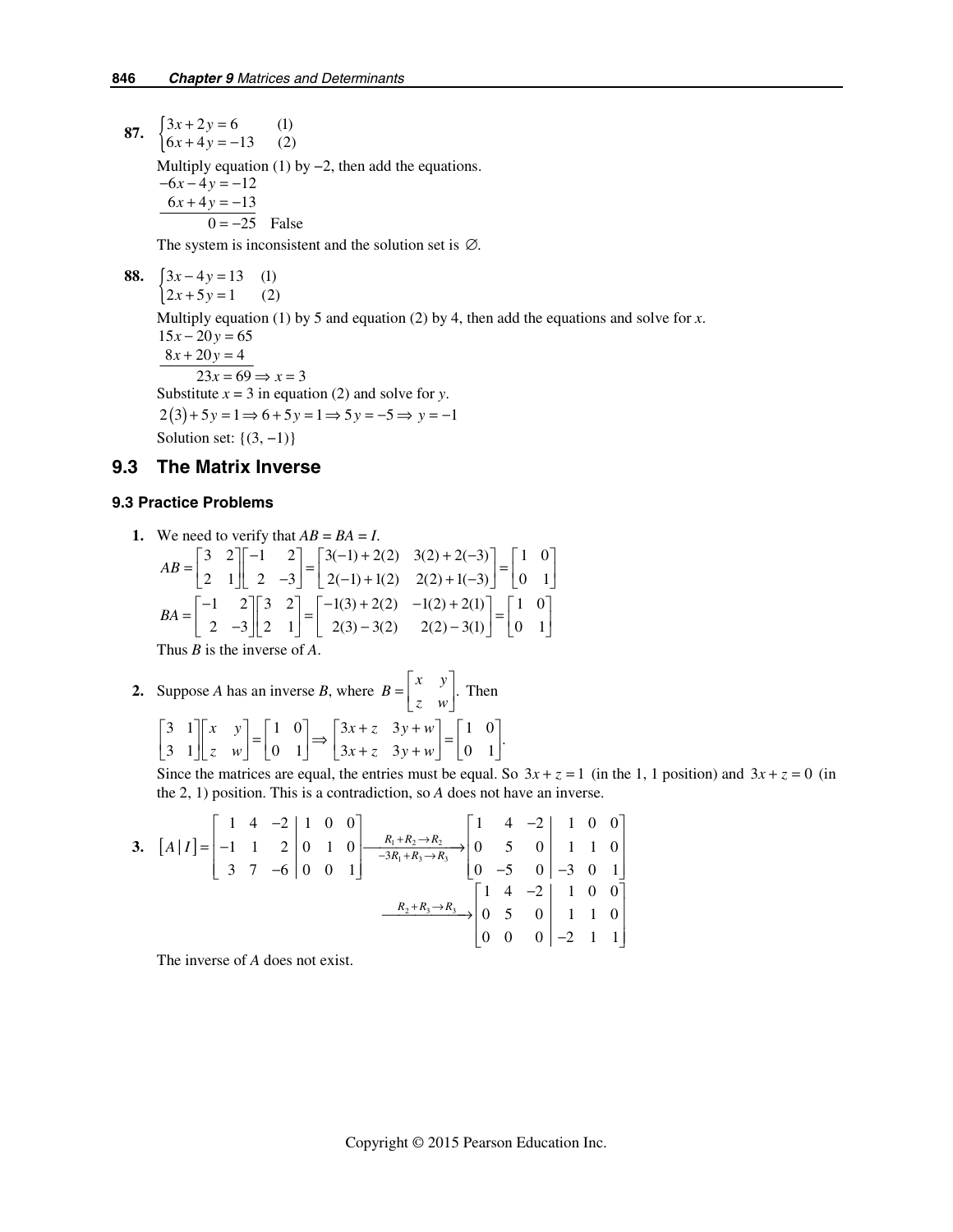**87.** $\begin{cases} 3x + 2y = 6 & (1) \\ 6x + 4y = -13 & (2) \end{cases}$

Multiply equation (1) by −2, then add the equations.

$$\begin{array}{r} -6x - 4y = -12 \\ 6x + 4y = -13 \\ \hline 0 = -25 \end{array} \quad \text{False}$$

The system is inconsistent and the solution set is $\varnothing$.

**88.** $\begin{cases} 3x - 4y = 13 & (1) \\ 2x + 5y = 1 & (2) \end{cases}$

Multiply equation (1) by 5 and equation (2) by 4, then add the equations and solve for *x*.

$$\begin{array}{r} 15x - 20y = 65 \\ 8x + 20y = 4 \\ \hline 23x = 69 \Rightarrow x = 3 \end{array}$$

Substitute *x* = 3 in equation (2) and solve for *y*.

$2(3) + 5y = 1 \Rightarrow 6 + 5y = 1 \Rightarrow 5y = -5 \Rightarrow y = -1$

Solution set: $\{(3, -1)\}$

## 9.3 The Matrix Inverse

### 9.3 Practice Problems

**1.** We need to verify that $AB = BA = I$.

$$AB = \begin{bmatrix} 3 & 2 \\ 2 & 1 \end{bmatrix}\begin{bmatrix} -1 & 2 \\ 2 & -3 \end{bmatrix} = \begin{bmatrix} 3(-1) + 2(2) & 3(2) + 2(-3) \\ 2(-1) + 1(2) & 2(2) + 1(-3) \end{bmatrix} = \begin{bmatrix} 1 & 0 \\ 0 & 1 \end{bmatrix}$$

$$BA = \begin{bmatrix} -1 & 2 \\ 2 & -3 \end{bmatrix}\begin{bmatrix} 3 & 2 \\ 2 & 1 \end{bmatrix} = \begin{bmatrix} -1(3) + 2(2) & -1(2) + 2(1) \\ 2(3) - 3(2) & 2(2) - 3(1) \end{bmatrix} = \begin{bmatrix} 1 & 0 \\ 0 & 1 \end{bmatrix}$$

Thus *B* is the inverse of *A*.

**2.** Suppose *A* has an inverse *B*, where $B = \begin{bmatrix} x & y \\ z & w \end{bmatrix}$. Then

$$\begin{bmatrix} 3 & 1 \\ 3 & 1 \end{bmatrix}\begin{bmatrix} x & y \\ z & w \end{bmatrix} = \begin{bmatrix} 1 & 0 \\ 0 & 1 \end{bmatrix} \Rightarrow \begin{bmatrix} 3x + z & 3y + w \\ 3x + z & 3y + w \end{bmatrix} = \begin{bmatrix} 1 & 0 \\ 0 & 1 \end{bmatrix}.$$

Since the matrices are equal, the entries must be equal. So $3x + z = 1$ (in the 1, 1 position) and $3x + z = 0$ (in the 2, 1) position. This is a contradiction, so *A* does not have an inverse.

**3.**
$$[A \mid I] = \left[\begin{array}{ccc|ccc} 1 & 4 & -2 & 1 & 0 & 0 \\ -1 & 1 & 2 & 0 & 1 & 0 \\ 3 & 7 & -6 & 0 & 0 & 1 \end{array}\right] \xrightarrow[-3R_1 + R_3 \to R_3]{R_1 + R_2 \to R_2} \left[\begin{array}{ccc|ccc} 1 & 4 & -2 & 1 & 0 & 0 \\ 0 & 5 & 0 & 1 & 1 & 0 \\ 0 & -5 & 0 & -3 & 0 & 1 \end{array}\right]$$

$$\xrightarrow{R_2 + R_3 \to R_3} \left[\begin{array}{ccc|ccc} 1 & 4 & -2 & 1 & 0 & 0 \\ 0 & 5 & 0 & 1 & 1 & 0 \\ 0 & 0 & 0 & -2 & 1 & 1 \end{array}\right]$$

The inverse of *A* does not exist.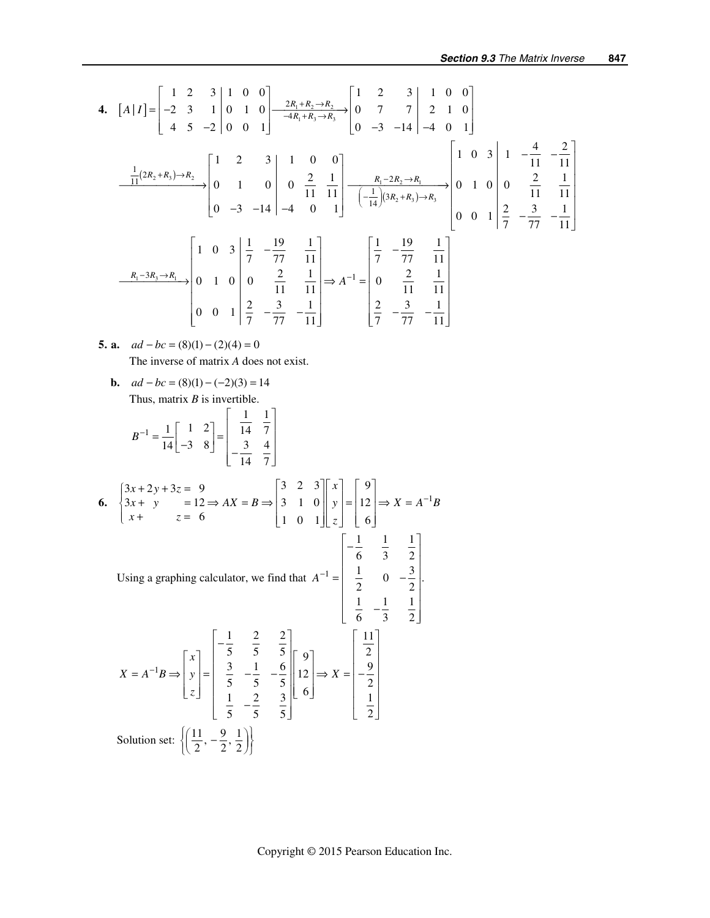**4.** $[A|I] = \left[\begin{array}{rrr|rrr} 1 & 2 & 3 & 1 & 0 & 0 \\ -2 & 3 & 1 & 0 & 1 & 0 \\ 4 & 5 & -2 & 0 & 0 & 1 \end{array}\right] \xrightarrow[-4R_1+R_3 \to R_3]{2R_1+R_2 \to R_2} \left[\begin{array}{rrr|rrr} 1 & 2 & 3 & 1 & 0 & 0 \\ 0 & 7 & 7 & 2 & 1 & 0 \\ 0 & -3 & -14 & -4 & 0 & 1 \end{array}\right]$

$$\xrightarrow{\frac{1}{11}(2R_2+R_3) \to R_2} \left[\begin{array}{rrr|rrr} 1 & 2 & 3 & 1 & 0 & 0 \\ 0 & 1 & 0 & 0 & \frac{2}{11} & \frac{1}{11} \\ 0 & -3 & -14 & -4 & 0 & 1 \end{array}\right] \xrightarrow[\left(-\frac{1}{14}\right)(3R_2+R_3) \to R_3]{R_1-2R_2 \to R_1} \left[\begin{array}{rrr|rrr} 1 & 0 & 3 & 1 & -\frac{4}{11} & -\frac{2}{11} \\ 0 & 1 & 0 & 0 & \frac{2}{11} & \frac{1}{11} \\ 0 & 0 & 1 & \frac{2}{7} & -\frac{3}{77} & -\frac{1}{11} \end{array}\right]$$

$$\xrightarrow{R_1-3R_3 \to R_1} \left[\begin{array}{rrr|rrr} 1 & 0 & 3 & \frac{1}{7} & -\frac{19}{77} & \frac{1}{11} \\ 0 & 1 & 0 & 0 & \frac{2}{11} & \frac{1}{11} \\ 0 & 0 & 1 & \frac{2}{7} & -\frac{3}{77} & -\frac{1}{11} \end{array}\right] \Rightarrow A^{-1} = \begin{bmatrix} \frac{1}{7} & -\frac{19}{77} & \frac{1}{11} \\ 0 & \frac{2}{11} & \frac{1}{11} \\ \frac{2}{7} & -\frac{3}{77} & -\frac{1}{11} \end{bmatrix}$$

**5. a.** $ad - bc = (8)(1) - (2)(4) = 0$

The inverse of matrix $A$ does not exist.

**b.** $ad - bc = (8)(1) - (-2)(3) = 14$

Thus, matrix $B$ is invertible.

$$B^{-1} = \frac{1}{14}\begin{bmatrix} 1 & 2 \\ -3 & 8 \end{bmatrix} = \begin{bmatrix} \frac{1}{14} & \frac{1}{7} \\ -\frac{3}{14} & \frac{4}{7} \end{bmatrix}$$

**6.** $\begin{cases} 3x + 2y + 3z = 9 \\ 3x + y = 12 \\ x + z = 6 \end{cases} \Rightarrow AX = B \Rightarrow \begin{bmatrix} 3 & 2 & 3 \\ 3 & 1 & 0 \\ 1 & 0 & 1 \end{bmatrix}\begin{bmatrix} x \\ y \\ z \end{bmatrix} = \begin{bmatrix} 9 \\ 12 \\ 6 \end{bmatrix} \Rightarrow X = A^{-1}B$

Using a graphing calculator, we find that $A^{-1} = \begin{bmatrix} -\frac{1}{6} & \frac{1}{3} & \frac{1}{2} \\ \frac{1}{2} & 0 & -\frac{3}{2} \\ \frac{1}{6} & -\frac{1}{3} & \frac{1}{2} \end{bmatrix}$.

$$X = A^{-1}B \Rightarrow \begin{bmatrix} x \\ y \\ z \end{bmatrix} = \begin{bmatrix} -\frac{1}{5} & \frac{2}{5} & \frac{2}{5} \\ \frac{3}{5} & -\frac{1}{5} & -\frac{6}{5} \\ \frac{1}{5} & -\frac{2}{5} & \frac{3}{5} \end{bmatrix}\begin{bmatrix} 9 \\ 12 \\ 6 \end{bmatrix} \Rightarrow X = \begin{bmatrix} \frac{11}{2} \\ -\frac{9}{2} \\ \frac{1}{2} \end{bmatrix}$$

Solution set: $\left\{\left(\frac{11}{2}, -\frac{9}{2}, \frac{1}{2}\right)\right\}$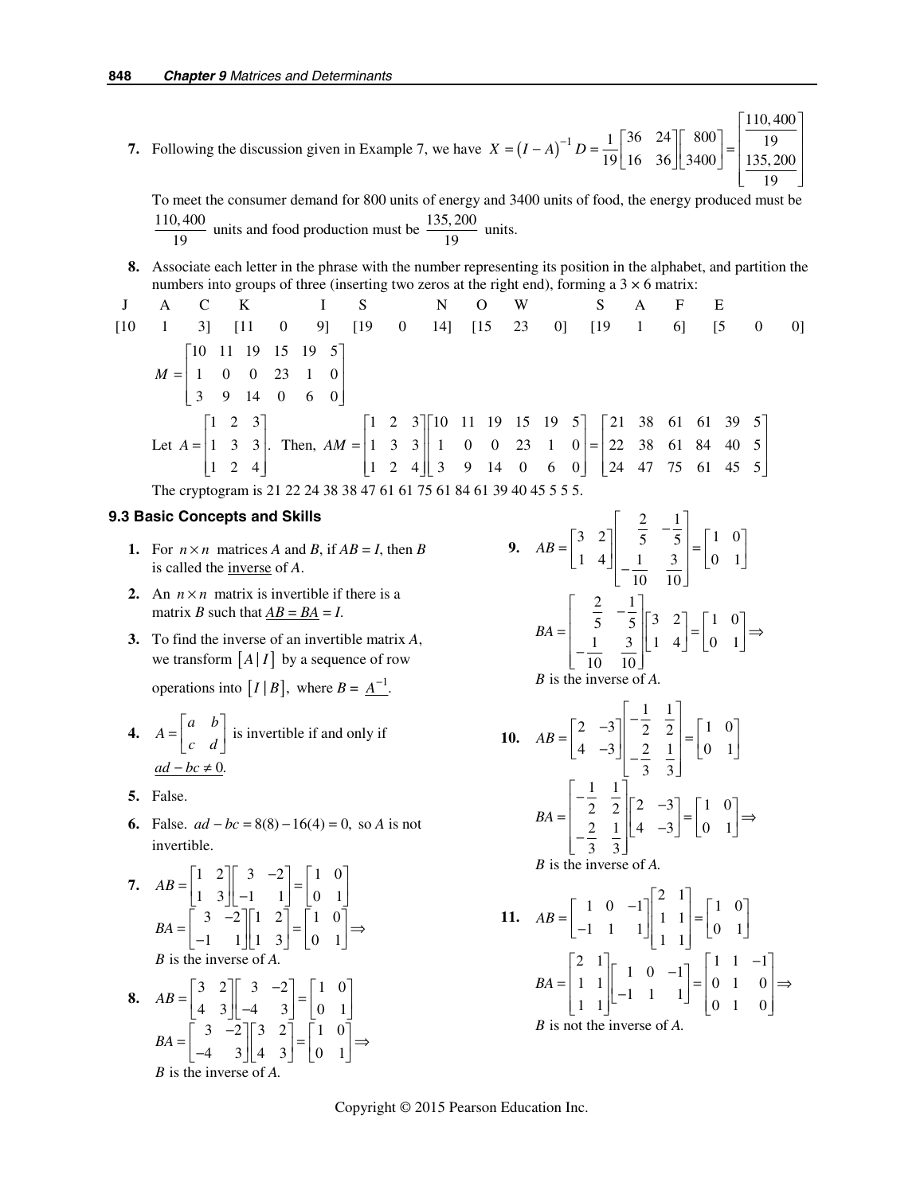**7.** Following the discussion given in Example 7, we have $X = (I - A)^{-1} D = \frac{1}{19}\begin{bmatrix} 36 & 24 \\ 16 & 36 \end{bmatrix}\begin{bmatrix} 800 \\ 3400 \end{bmatrix} = \begin{bmatrix} \frac{110,400}{19} \\ \frac{135,200}{19} \end{bmatrix}$

To meet the consumer demand for 800 units of energy and 3400 units of food, the energy produced must be $\frac{110,400}{19}$ units and food production must be $\frac{135,200}{19}$ units.

**8.** Associate each letter in the phrase with the number representing its position in the alphabet, and partition the numbers into groups of three (inserting two zeros at the right end), forming a $3 \times 6$ matrix:

| J | A | C | K | | I | S | | N | O | W | | S | A | F | E | | |
|---|---|---|---|---|---|---|---|---|---|---|---|---|---|---|---|---|---|
| [10 | 1 | 3] | [11 | 0 | 9] | [19 | 0 | 14] | [15 | 23 | 0] | [19 | 1 | 6] | [5 | 0 | 0] |

$$M = \begin{bmatrix} 10 & 11 & 19 & 15 & 19 & 5 \\ 1 & 0 & 0 & 23 & 1 & 0 \\ 3 & 9 & 14 & 0 & 6 & 0 \end{bmatrix}$$

Let $A = \begin{bmatrix} 1 & 2 & 3 \\ 1 & 3 & 3 \\ 1 & 2 & 4 \end{bmatrix}$. Then, $AM = \begin{bmatrix} 1 & 2 & 3 \\ 1 & 3 & 3 \\ 1 & 2 & 4 \end{bmatrix}\begin{bmatrix} 10 & 11 & 19 & 15 & 19 & 5 \\ 1 & 0 & 0 & 23 & 1 & 0 \\ 3 & 9 & 14 & 0 & 6 & 0 \end{bmatrix} = \begin{bmatrix} 21 & 38 & 61 & 61 & 39 & 5 \\ 22 & 38 & 61 & 84 & 40 & 5 \\ 24 & 47 & 75 & 61 & 45 & 5 \end{bmatrix}$

The cryptogram is 21 22 24 38 38 47 61 61 75 61 84 61 39 40 45 5 5 5.

## 9.3 Basic Concepts and Skills

**1.** For $n \times n$ matrices $A$ and $B$, if $AB = I$, then $B$ is called the inverse of $A$.

**2.** An $n \times n$ matrix is invertible if there is a matrix $B$ such that $AB = BA = I$.

**3.** To find the inverse of an invertible matrix $A$, we transform $[A \mid I]$ by a sequence of row operations into $[I \mid B]$, where $B = A^{-1}$.

**4.** $A = \begin{bmatrix} a & b \\ c & d \end{bmatrix}$ is invertible if and only if $ad - bc \neq 0$.

**5.** False.

**6.** False. $ad - bc = 8(8) - 16(4) = 0$, so $A$ is not invertible.

**7.** $AB = \begin{bmatrix} 1 & 2 \\ 1 & 3 \end{bmatrix}\begin{bmatrix} 3 & -2 \\ -1 & 1 \end{bmatrix} = \begin{bmatrix} 1 & 0 \\ 0 & 1 \end{bmatrix}$

$BA = \begin{bmatrix} 3 & -2 \\ -1 & 1 \end{bmatrix}\begin{bmatrix} 1 & 2 \\ 1 & 3 \end{bmatrix} = \begin{bmatrix} 1 & 0 \\ 0 & 1 \end{bmatrix} \Rightarrow$

$B$ is the inverse of $A$.

**8.** $AB = \begin{bmatrix} 3 & 2 \\ 4 & 3 \end{bmatrix}\begin{bmatrix} 3 & -2 \\ -4 & 3 \end{bmatrix} = \begin{bmatrix} 1 & 0 \\ 0 & 1 \end{bmatrix}$

$BA = \begin{bmatrix} 3 & -2 \\ -4 & 3 \end{bmatrix}\begin{bmatrix} 3 & 2 \\ 4 & 3 \end{bmatrix} = \begin{bmatrix} 1 & 0 \\ 0 & 1 \end{bmatrix} \Rightarrow$

$B$ is the inverse of $A$.

**9.** $AB = \begin{bmatrix} 3 & 2 \\ 1 & 4 \end{bmatrix}\begin{bmatrix} \frac{2}{5} & -\frac{1}{5} \\ -\frac{1}{10} & \frac{3}{10} \end{bmatrix} = \begin{bmatrix} 1 & 0 \\ 0 & 1 \end{bmatrix}$

$BA = \begin{bmatrix} \frac{2}{5} & -\frac{1}{5} \\ -\frac{1}{10} & \frac{3}{10} \end{bmatrix}\begin{bmatrix} 3 & 2 \\ 1 & 4 \end{bmatrix} = \begin{bmatrix} 1 & 0 \\ 0 & 1 \end{bmatrix} \Rightarrow$

$B$ is the inverse of $A$.

**10.** $AB = \begin{bmatrix} 2 & -3 \\ 4 & -3 \end{bmatrix}\begin{bmatrix} -\frac{1}{2} & \frac{1}{2} \\ -\frac{2}{3} & \frac{1}{3} \end{bmatrix} = \begin{bmatrix} 1 & 0 \\ 0 & 1 \end{bmatrix}$

$BA = \begin{bmatrix} -\frac{1}{2} & \frac{1}{2} \\ -\frac{2}{3} & \frac{1}{3} \end{bmatrix}\begin{bmatrix} 2 & -3 \\ 4 & -3 \end{bmatrix} = \begin{bmatrix} 1 & 0 \\ 0 & 1 \end{bmatrix} \Rightarrow$

$B$ is the inverse of $A$.

**11.** $AB = \begin{bmatrix} 1 & 0 & -1 \\ -1 & 1 & 1 \end{bmatrix}\begin{bmatrix} 2 & 1 \\ 1 & 1 \\ 1 & 1 \end{bmatrix} = \begin{bmatrix} 1 & 0 \\ 0 & 1 \end{bmatrix}$

$BA = \begin{bmatrix} 2 & 1 \\ 1 & 1 \\ 1 & 1 \end{bmatrix}\begin{bmatrix} 1 & 0 & -1 \\ -1 & 1 & 1 \end{bmatrix} = \begin{bmatrix} 1 & 1 & -1 \\ 0 & 1 & 0 \\ 0 & 1 & 0 \end{bmatrix} \Rightarrow$

$B$ is not the inverse of $A$.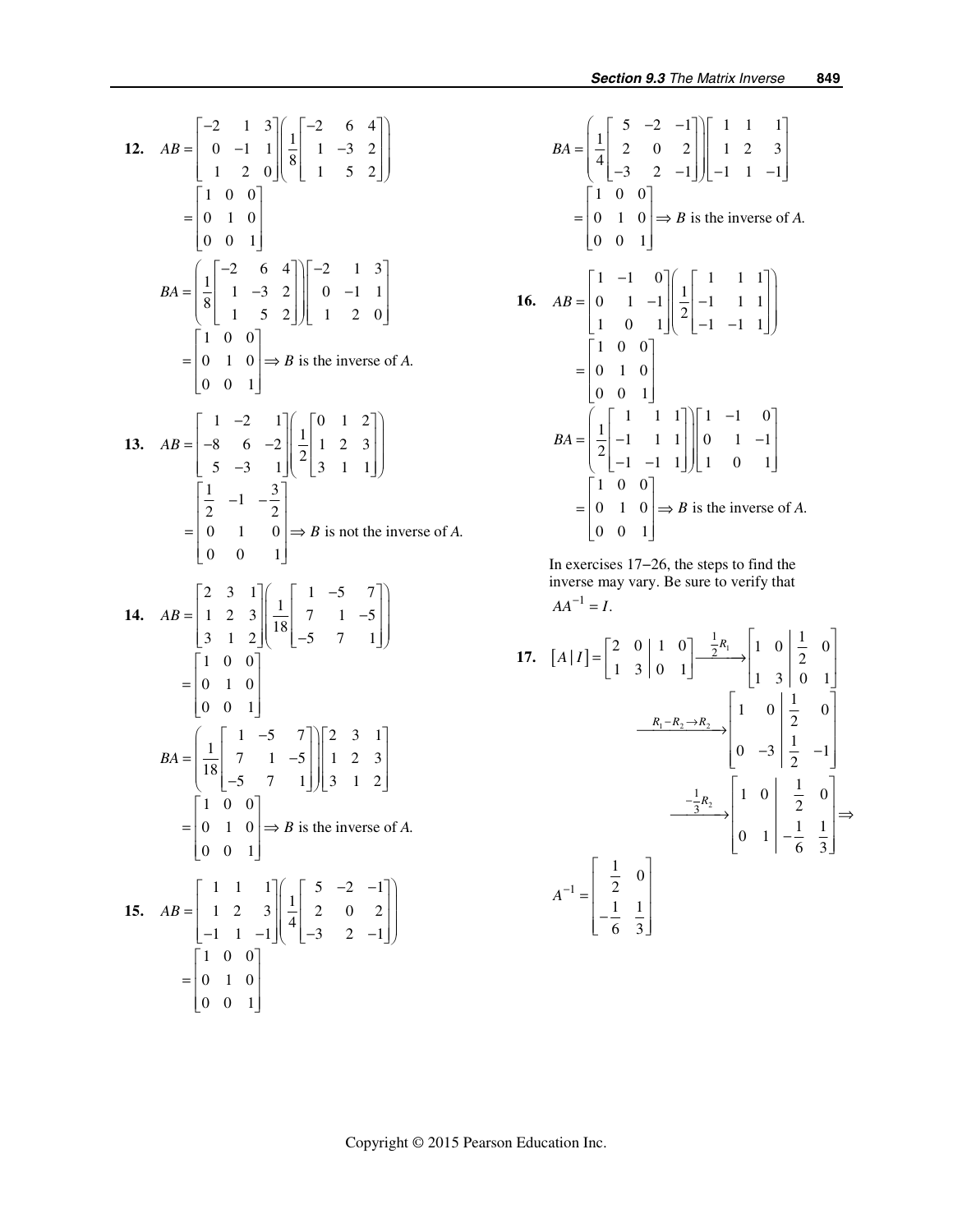**12.** $AB = \begin{bmatrix} -2 & 1 & 3 \\ 0 & -1 & 1 \\ 1 & 2 & 0 \end{bmatrix} \left( \frac{1}{8} \begin{bmatrix} -2 & 6 & 4 \\ 1 & -3 & 2 \\ 1 & 5 & 2 \end{bmatrix} \right)$

$= \begin{bmatrix} 1 & 0 & 0 \\ 0 & 1 & 0 \\ 0 & 0 & 1 \end{bmatrix}$

$BA = \left( \frac{1}{8} \begin{bmatrix} -2 & 6 & 4 \\ 1 & -3 & 2 \\ 1 & 5 & 2 \end{bmatrix} \right) \begin{bmatrix} -2 & 1 & 3 \\ 0 & -1 & 1 \\ 1 & 2 & 0 \end{bmatrix}$

$= \begin{bmatrix} 1 & 0 & 0 \\ 0 & 1 & 0 \\ 0 & 0 & 1 \end{bmatrix} \Rightarrow B$ is the inverse of $A$.

**13.** $AB = \begin{bmatrix} 1 & -2 & 1 \\ -8 & 6 & -2 \\ 5 & -3 & 1 \end{bmatrix} \left( \frac{1}{2} \begin{bmatrix} 0 & 1 & 2 \\ 1 & 2 & 3 \\ 3 & 1 & 1 \end{bmatrix} \right)$

$= \begin{bmatrix} \frac{1}{2} & -1 & -\frac{3}{2} \\ 0 & 1 & 0 \\ 0 & 0 & 1 \end{bmatrix} \Rightarrow B$ is not the inverse of $A$.

**14.** $AB = \begin{bmatrix} 2 & 3 & 1 \\ 1 & 2 & 3 \\ 3 & 1 & 2 \end{bmatrix} \left( \frac{1}{18} \begin{bmatrix} 1 & -5 & 7 \\ 7 & 1 & -5 \\ -5 & 7 & 1 \end{bmatrix} \right)$

$= \begin{bmatrix} 1 & 0 & 0 \\ 0 & 1 & 0 \\ 0 & 0 & 1 \end{bmatrix}$

$BA = \left( \frac{1}{18} \begin{bmatrix} 1 & -5 & 7 \\ 7 & 1 & -5 \\ -5 & 7 & 1 \end{bmatrix} \right) \begin{bmatrix} 2 & 3 & 1 \\ 1 & 2 & 3 \\ 3 & 1 & 2 \end{bmatrix}$

$= \begin{bmatrix} 1 & 0 & 0 \\ 0 & 1 & 0 \\ 0 & 0 & 1 \end{bmatrix} \Rightarrow B$ is the inverse of $A$.

**15.** $AB = \begin{bmatrix} 1 & 1 & 1 \\ 1 & 2 & 3 \\ -1 & 1 & -1 \end{bmatrix} \left( \frac{1}{4} \begin{bmatrix} 5 & -2 & -1 \\ 2 & 0 & 2 \\ -3 & 2 & -1 \end{bmatrix} \right)$

$= \begin{bmatrix} 1 & 0 & 0 \\ 0 & 1 & 0 \\ 0 & 0 & 1 \end{bmatrix}$

$BA = \left( \frac{1}{4} \begin{bmatrix} 5 & -2 & -1 \\ 2 & 0 & 2 \\ -3 & 2 & -1 \end{bmatrix} \right) \begin{bmatrix} 1 & 1 & 1 \\ 1 & 2 & 3 \\ -1 & 1 & -1 \end{bmatrix}$

$= \begin{bmatrix} 1 & 0 & 0 \\ 0 & 1 & 0 \\ 0 & 0 & 1 \end{bmatrix} \Rightarrow B$ is the inverse of $A$.

**16.** $AB = \begin{bmatrix} 1 & -1 & 0 \\ 0 & 1 & -1 \\ 1 & 0 & 1 \end{bmatrix} \left( \frac{1}{2} \begin{bmatrix} 1 & 1 & 1 \\ -1 & 1 & 1 \\ -1 & -1 & 1 \end{bmatrix} \right)$

$= \begin{bmatrix} 1 & 0 & 0 \\ 0 & 1 & 0 \\ 0 & 0 & 1 \end{bmatrix}$

$BA = \left( \frac{1}{2} \begin{bmatrix} 1 & 1 & 1 \\ -1 & 1 & 1 \\ -1 & -1 & 1 \end{bmatrix} \right) \begin{bmatrix} 1 & -1 & 0 \\ 0 & 1 & -1 \\ 1 & 0 & 1 \end{bmatrix}$

$= \begin{bmatrix} 1 & 0 & 0 \\ 0 & 1 & 0 \\ 0 & 0 & 1 \end{bmatrix} \Rightarrow B$ is the inverse of $A$.

In exercises 17−26, the steps to find the inverse may vary. Be sure to verify that $AA^{-1} = I$.

**17.** $[A \mid I] = \left[\begin{array}{cc|cc} 2 & 0 & 1 & 0 \\ 1 & 3 & 0 & 1 \end{array}\right] \xrightarrow{\frac{1}{2}R_1} \left[\begin{array}{cc|cc} 1 & 0 & \frac{1}{2} & 0 \\ 1 & 3 & 0 & 1 \end{array}\right]$

$\xrightarrow{R_1 - R_2 \to R_2} \left[\begin{array}{cc|cc} 1 & 0 & \frac{1}{2} & 0 \\ 0 & -3 & \frac{1}{2} & -1 \end{array}\right]$

$\xrightarrow{-\frac{1}{3}R_2} \left[\begin{array}{cc|cc} 1 & 0 & \frac{1}{2} & 0 \\ 0 & 1 & -\frac{1}{6} & \frac{1}{3} \end{array}\right] \Rightarrow$

$A^{-1} = \begin{bmatrix} \frac{1}{2} & 0 \\ -\frac{1}{6} & \frac{1}{3} \end{bmatrix}$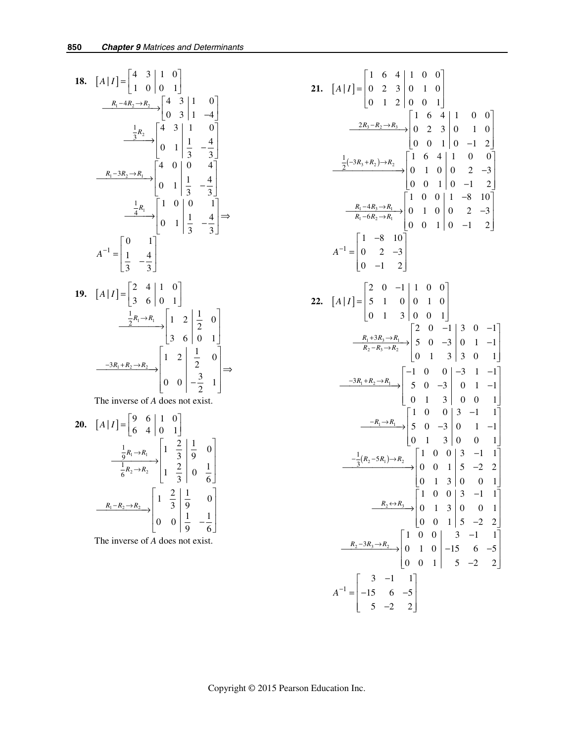**18.** $[A \mid I] = \left[\begin{array}{cc|cc} 4 & 3 & 1 & 0 \\ 1 & 0 & 0 & 1 \end{array}\right]$

$$\xrightarrow{R_1 - 4R_2 \to R_2} \left[\begin{array}{cc|cc} 4 & 3 & 1 & 0 \\ 0 & 3 & 1 & -4 \end{array}\right]$$

$$\xrightarrow{\frac{1}{3}R_2} \left[\begin{array}{cc|cc} 4 & 3 & 1 & 0 \\ 0 & 1 & \frac{1}{3} & -\frac{4}{3} \end{array}\right]$$

$$\xrightarrow{R_1 - 3R_2 \to R_1} \left[\begin{array}{cc|cc} 4 & 0 & 0 & 4 \\ 0 & 1 & \frac{1}{3} & -\frac{4}{3} \end{array}\right]$$

$$\xrightarrow{\frac{1}{4}R_1} \left[\begin{array}{cc|cc} 1 & 0 & 0 & 1 \\ 0 & 1 & \frac{1}{3} & -\frac{4}{3} \end{array}\right] \Rightarrow$$

$$A^{-1} = \begin{bmatrix} 0 & 1 \\ \frac{1}{3} & -\frac{4}{3} \end{bmatrix}$$

**19.** $[A \mid I] = \left[\begin{array}{cc|cc} 2 & 4 & 1 & 0 \\ 3 & 6 & 0 & 1 \end{array}\right]$

$$\xrightarrow{\frac{1}{2}R_1 \to R_1} \left[\begin{array}{cc|cc} 1 & 2 & \frac{1}{2} & 0 \\ 3 & 6 & 0 & 1 \end{array}\right]$$

$$\xrightarrow{-3R_1 + R_2 \to R_2} \left[\begin{array}{cc|cc} 1 & 2 & \frac{1}{2} & 0 \\ 0 & 0 & -\frac{3}{2} & 1 \end{array}\right] \Rightarrow$$

The inverse of $A$ does not exist.

**20.** $[A \mid I] = \left[\begin{array}{cc|cc} 9 & 6 & 1 & 0 \\ 6 & 4 & 0 & 1 \end{array}\right]$

$$\xrightarrow[\frac{1}{6}R_2 \to R_2]{\frac{1}{9}R_1 \to R_1} \left[\begin{array}{cc|cc} 1 & \frac{2}{3} & \frac{1}{9} & 0 \\ 1 & \frac{2}{3} & 0 & \frac{1}{6} \end{array}\right]$$

$$\xrightarrow{R_1 - R_2 \to R_2} \left[\begin{array}{cc|cc} 1 & \frac{2}{3} & \frac{1}{9} & 0 \\ 0 & 0 & \frac{1}{9} & -\frac{1}{6} \end{array}\right]$$

The inverse of $A$ does not exist.

**21.** $[A \mid I] = \left[\begin{array}{ccc|ccc} 1 & 6 & 4 & 1 & 0 & 0 \\ 0 & 2 & 3 & 0 & 1 & 0 \\ 0 & 1 & 2 & 0 & 0 & 1 \end{array}\right]$

$$\xrightarrow{2R_3 - R_2 \to R_3} \left[\begin{array}{ccc|ccc} 1 & 6 & 4 & 1 & 0 & 0 \\ 0 & 2 & 3 & 0 & 1 & 0 \\ 0 & 0 & 1 & 0 & -1 & 2 \end{array}\right]$$

$$\xrightarrow{\frac{1}{2}(-3R_3 + R_2) \to R_2} \left[\begin{array}{ccc|ccc} 1 & 6 & 4 & 1 & 0 & 0 \\ 0 & 1 & 0 & 0 & 2 & -3 \\ 0 & 0 & 1 & 0 & -1 & 2 \end{array}\right]$$

$$\xrightarrow[R_1 - 6R_2 \to R_1]{R_1 - 4R_3 \to R_1} \left[\begin{array}{ccc|ccc} 1 & 0 & 0 & 1 & -8 & 10 \\ 0 & 1 & 0 & 0 & 2 & -3 \\ 0 & 0 & 1 & 0 & -1 & 2 \end{array}\right]$$

$$A^{-1} = \begin{bmatrix} 1 & -8 & 10 \\ 0 & 2 & -3 \\ 0 & -1 & 2 \end{bmatrix}$$

**22.** $[A \mid I] = \left[\begin{array}{ccc|ccc} 2 & 0 & -1 & 1 & 0 & 0 \\ 5 & 1 & 0 & 0 & 1 & 0 \\ 0 & 1 & 3 & 0 & 0 & 1 \end{array}\right]$

$$\xrightarrow[R_2 - R_3 \to R_2]{R_1 + 3R_3 \to R_1} \left[\begin{array}{ccc|ccc} 2 & 0 & -1 & 3 & 0 & -1 \\ 5 & 0 & -3 & 0 & 1 & -1 \\ 0 & 1 & 3 & 3 & 0 & 1 \end{array}\right]$$

$$\xrightarrow{-3R_1 + R_2 \to R_1} \left[\begin{array}{ccc|ccc} -1 & 0 & 0 & -3 & 1 & -1 \\ 5 & 0 & -3 & 0 & 1 & -1 \\ 0 & 1 & 3 & 0 & 0 & 1 \end{array}\right]$$

$$\xrightarrow{-R_1 \to R_1} \left[\begin{array}{ccc|ccc} 1 & 0 & 0 & 3 & -1 & 1 \\ 5 & 0 & -3 & 0 & 1 & -1 \\ 0 & 1 & 3 & 0 & 0 & 1 \end{array}\right]$$

$$\xrightarrow{-\frac{1}{3}(R_2 - 5R_1) \to R_2} \left[\begin{array}{ccc|ccc} 1 & 0 & 0 & 3 & -1 & 1 \\ 0 & 0 & 1 & 5 & -2 & 2 \\ 0 & 1 & 3 & 0 & 0 & 1 \end{array}\right]$$

$$\xrightarrow{R_2 \leftrightarrow R_3} \left[\begin{array}{ccc|ccc} 1 & 0 & 0 & 3 & -1 & 1 \\ 0 & 1 & 3 & 0 & 0 & 1 \\ 0 & 0 & 1 & 5 & -2 & 2 \end{array}\right]$$

$$\xrightarrow{R_2 - 3R_3 \to R_2} \left[\begin{array}{ccc|ccc} 1 & 0 & 0 & 3 & -1 & 1 \\ 0 & 1 & 0 & -15 & 6 & -5 \\ 0 & 0 & 1 & 5 & -2 & 2 \end{array}\right]$$

$$A^{-1} = \begin{bmatrix} 3 & -1 & 1 \\ -15 & 6 & -5 \\ 5 & -2 & 2 \end{bmatrix}$$

Copyright © 2015 Pearson Education Inc.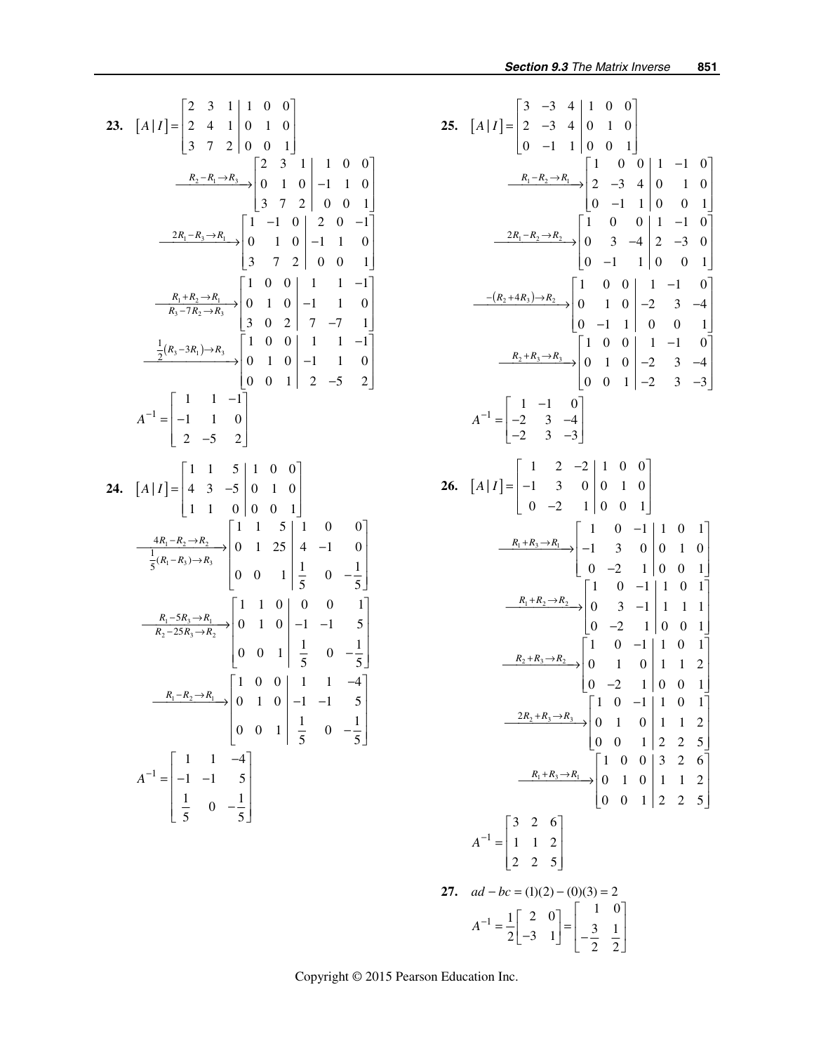**23.** $[A \mid I] = \left[\begin{array}{ccc|ccc} 2 & 3 & 1 & 1 & 0 & 0 \\ 2 & 4 & 1 & 0 & 1 & 0 \\ 3 & 7 & 2 & 0 & 0 & 1 \end{array}\right]$

$$\xrightarrow{R_2 - R_1 \to R_3} \left[\begin{array}{ccc|ccc} 2 & 3 & 1 & 1 & 0 & 0 \\ 0 & 1 & 0 & -1 & 1 & 0 \\ 3 & 7 & 2 & 0 & 0 & 1 \end{array}\right]$$

$$\xrightarrow{2R_1 - R_3 \to R_1} \left[\begin{array}{ccc|ccc} 1 & -1 & 0 & 2 & 0 & -1 \\ 0 & 1 & 0 & -1 & 1 & 0 \\ 3 & 7 & 2 & 0 & 0 & 1 \end{array}\right]$$

$$\xrightarrow[R_3 - 7R_2 \to R_3]{R_1 + R_2 \to R_1} \left[\begin{array}{ccc|ccc} 1 & 0 & 0 & 1 & 1 & -1 \\ 0 & 1 & 0 & -1 & 1 & 0 \\ 3 & 0 & 2 & 7 & -7 & 1 \end{array}\right]$$

$$\xrightarrow{\frac{1}{2}(R_3 - 3R_1) \to R_3} \left[\begin{array}{ccc|ccc} 1 & 0 & 0 & 1 & 1 & -1 \\ 0 & 1 & 0 & -1 & 1 & 0 \\ 0 & 0 & 1 & 2 & -5 & 2 \end{array}\right]$$

$$A^{-1} = \begin{bmatrix} 1 & 1 & -1 \\ -1 & 1 & 0 \\ 2 & -5 & 2 \end{bmatrix}$$

**24.** $[A \mid I] = \left[\begin{array}{ccc|ccc} 1 & 1 & 5 & 1 & 0 & 0 \\ 4 & 3 & -5 & 0 & 1 & 0 \\ 1 & 1 & 0 & 0 & 0 & 1 \end{array}\right]$

$$\xrightarrow[\frac{1}{5}(R_1 - R_3) \to R_3]{4R_1 - R_2 \to R_2} \left[\begin{array}{ccc|ccc} 1 & 1 & 5 & 1 & 0 & 0 \\ 0 & 1 & 25 & 4 & -1 & 0 \\ 0 & 0 & 1 & \frac{1}{5} & 0 & -\frac{1}{5} \end{array}\right]$$

$$\xrightarrow[R_2 - 25R_3 \to R_2]{R_1 - 5R_3 \to R_1} \left[\begin{array}{ccc|ccc} 1 & 1 & 0 & 0 & 0 & 1 \\ 0 & 1 & 0 & -1 & -1 & 5 \\ 0 & 0 & 1 & \frac{1}{5} & 0 & -\frac{1}{5} \end{array}\right]$$

$$\xrightarrow{R_1 - R_2 \to R_1} \left[\begin{array}{ccc|ccc} 1 & 0 & 0 & 1 & 1 & -4 \\ 0 & 1 & 0 & -1 & -1 & 5 \\ 0 & 0 & 1 & \frac{1}{5} & 0 & -\frac{1}{5} \end{array}\right]$$

$$A^{-1} = \begin{bmatrix} 1 & 1 & -4 \\ -1 & -1 & 5 \\ \frac{1}{5} & 0 & -\frac{1}{5} \end{bmatrix}$$

**25.** $[A \mid I] = \left[\begin{array}{ccc|ccc} 3 & -3 & 4 & 1 & 0 & 0 \\ 2 & -3 & 4 & 0 & 1 & 0 \\ 0 & -1 & 1 & 0 & 0 & 1 \end{array}\right]$

$$\xrightarrow{R_1 - R_2 \to R_1} \left[\begin{array}{ccc|ccc} 1 & 0 & 0 & 1 & -1 & 0 \\ 2 & -3 & 4 & 0 & 1 & 0 \\ 0 & -1 & 1 & 0 & 0 & 1 \end{array}\right]$$

$$\xrightarrow{2R_1 - R_2 \to R_2} \left[\begin{array}{ccc|ccc} 1 & 0 & 0 & 1 & -1 & 0 \\ 0 & 3 & -4 & 2 & -3 & 0 \\ 0 & -1 & 1 & 0 & 0 & 1 \end{array}\right]$$

$$\xrightarrow{-(R_2 + 4R_3) \to R_2} \left[\begin{array}{ccc|ccc} 1 & 0 & 0 & 1 & -1 & 0 \\ 0 & 1 & 0 & -2 & 3 & -4 \\ 0 & -1 & 1 & 0 & 0 & 1 \end{array}\right]$$

$$\xrightarrow{R_2 + R_3 \to R_3} \left[\begin{array}{ccc|ccc} 1 & 0 & 0 & 1 & -1 & 0 \\ 0 & 1 & 0 & -2 & 3 & -4 \\ 0 & 0 & 1 & -2 & 3 & -3 \end{array}\right]$$

$$A^{-1} = \begin{bmatrix} 1 & -1 & 0 \\ -2 & 3 & -4 \\ -2 & 3 & -3 \end{bmatrix}$$

**26.** $[A \mid I] = \left[\begin{array}{ccc|ccc} 1 & 2 & -2 & 1 & 0 & 0 \\ -1 & 3 & 0 & 0 & 1 & 0 \\ 0 & -2 & 1 & 0 & 0 & 1 \end{array}\right]$

$$\xrightarrow{R_1 + R_3 \to R_1} \left[\begin{array}{ccc|ccc} 1 & 0 & -1 & 1 & 0 & 1 \\ -1 & 3 & 0 & 0 & 1 & 0 \\ 0 & -2 & 1 & 0 & 0 & 1 \end{array}\right]$$

$$\xrightarrow{R_1 + R_2 \to R_2} \left[\begin{array}{ccc|ccc} 1 & 0 & -1 & 1 & 0 & 1 \\ 0 & 3 & -1 & 1 & 1 & 1 \\ 0 & -2 & 1 & 0 & 0 & 1 \end{array}\right]$$

$$\xrightarrow{R_2 + R_3 \to R_2} \left[\begin{array}{ccc|ccc} 1 & 0 & -1 & 1 & 0 & 1 \\ 0 & 1 & 0 & 1 & 1 & 2 \\ 0 & -2 & 1 & 0 & 0 & 1 \end{array}\right]$$

$$\xrightarrow{2R_2 + R_3 \to R_3} \left[\begin{array}{ccc|ccc} 1 & 0 & -1 & 1 & 0 & 1 \\ 0 & 1 & 0 & 1 & 1 & 2 \\ 0 & 0 & 1 & 2 & 2 & 5 \end{array}\right]$$

$$\xrightarrow{R_1 + R_3 \to R_1} \left[\begin{array}{ccc|ccc} 1 & 0 & 0 & 3 & 2 & 6 \\ 0 & 1 & 0 & 1 & 1 & 2 \\ 0 & 0 & 1 & 2 & 2 & 5 \end{array}\right]$$

$$A^{-1} = \begin{bmatrix} 3 & 2 & 6 \\ 1 & 1 & 2 \\ 2 & 2 & 5 \end{bmatrix}$$

**27.** $ad - bc = (1)(2) - (0)(3) = 2$

$$A^{-1} = \frac{1}{2}\begin{bmatrix} 2 & 0 \\ -3 & 1 \end{bmatrix} = \begin{bmatrix} 1 & 0 \\ -\frac{3}{2} & \frac{1}{2} \end{bmatrix}$$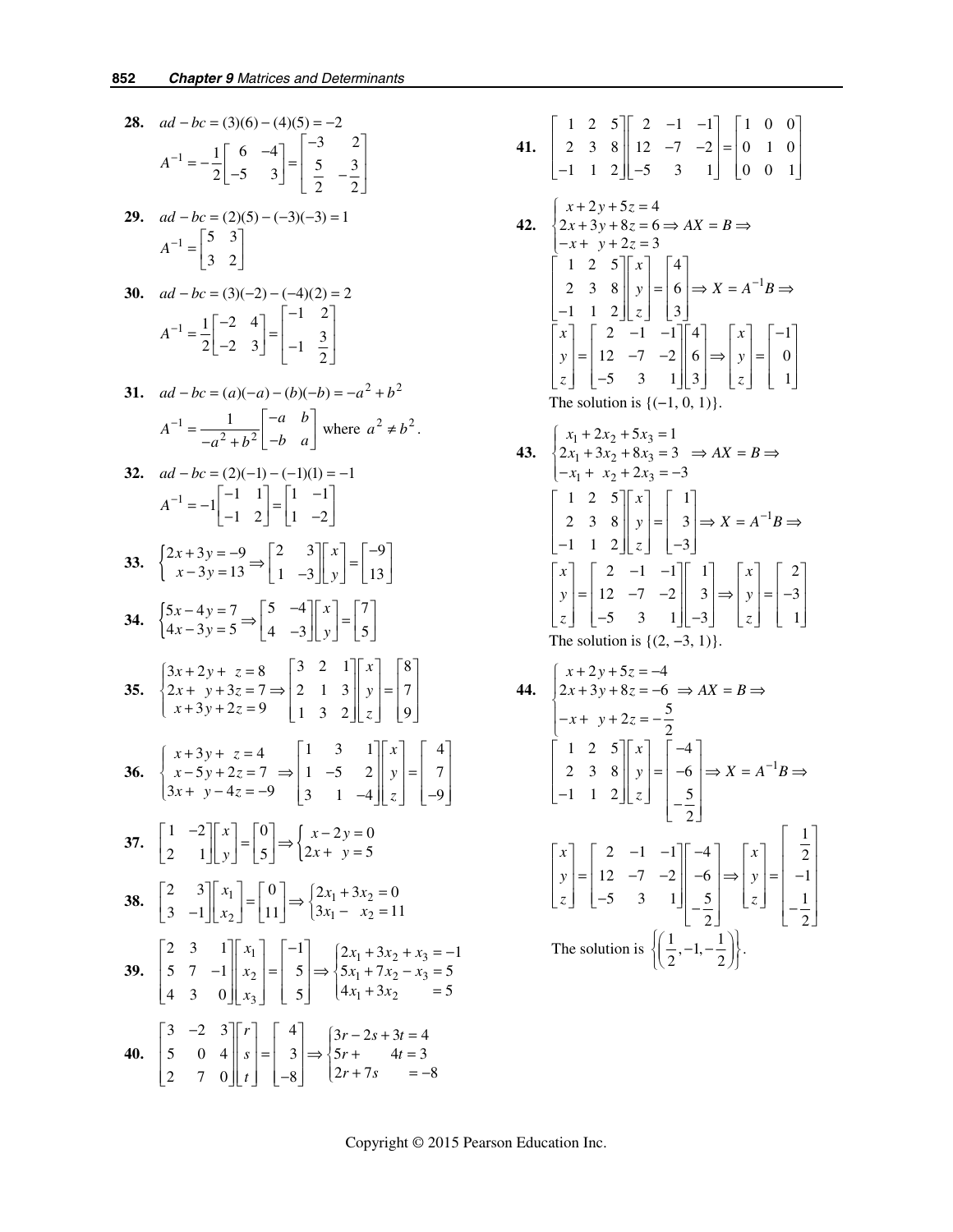**28.** $ad - bc = (3)(6) - (4)(5) = -2$

$$A^{-1} = -\frac{1}{2}\begin{bmatrix} 6 & -4 \\ -5 & 3 \end{bmatrix} = \begin{bmatrix} -3 & 2 \\ \frac{5}{2} & -\frac{3}{2} \end{bmatrix}$$

**29.** $ad - bc = (2)(5) - (-3)(-3) = 1$

$$A^{-1} = \begin{bmatrix} 5 & 3 \\ 3 & 2 \end{bmatrix}$$

**30.** $ad - bc = (3)(-2) - (-4)(2) = 2$

$$A^{-1} = \frac{1}{2}\begin{bmatrix} -2 & 4 \\ -2 & 3 \end{bmatrix} = \begin{bmatrix} -1 & 2 \\ -1 & \frac{3}{2} \end{bmatrix}$$

**31.** $ad - bc = (a)(-a) - (b)(-b) = -a^2 + b^2$

$$A^{-1} = \frac{1}{-a^2 + b^2}\begin{bmatrix} -a & b \\ -b & a \end{bmatrix} \text{ where } a^2 \neq b^2.$$

**32.** $ad - bc = (2)(-1) - (-1)(1) = -1$

$$A^{-1} = -1\begin{bmatrix} -1 & 1 \\ -1 & 2 \end{bmatrix} = \begin{bmatrix} 1 & -1 \\ 1 & -2 \end{bmatrix}$$

**33.**
$$\begin{cases} 2x + 3y = -9 \\ x - 3y = 13 \end{cases} \Rightarrow \begin{bmatrix} 2 & 3 \\ 1 & -3 \end{bmatrix}\begin{bmatrix} x \\ y \end{bmatrix} = \begin{bmatrix} -9 \\ 13 \end{bmatrix}$$

**34.**
$$\begin{cases} 5x - 4y = 7 \\ 4x - 3y = 5 \end{cases} \Rightarrow \begin{bmatrix} 5 & -4 \\ 4 & -3 \end{bmatrix}\begin{bmatrix} x \\ y \end{bmatrix} = \begin{bmatrix} 7 \\ 5 \end{bmatrix}$$

**35.**
$$\begin{cases} 3x + 2y + z = 8 \\ 2x + y + 3z = 7 \\ x + 3y + 2z = 9 \end{cases} \Rightarrow \begin{bmatrix} 3 & 2 & 1 \\ 2 & 1 & 3 \\ 1 & 3 & 2 \end{bmatrix}\begin{bmatrix} x \\ y \\ z \end{bmatrix} = \begin{bmatrix} 8 \\ 7 \\ 9 \end{bmatrix}$$

**36.**
$$\begin{cases} x + 3y + z = 4 \\ x - 5y + 2z = 7 \\ 3x + y - 4z = -9 \end{cases} \Rightarrow \begin{bmatrix} 1 & 3 & 1 \\ 1 & -5 & 2 \\ 3 & 1 & -4 \end{bmatrix}\begin{bmatrix} x \\ y \\ z \end{bmatrix} = \begin{bmatrix} 4 \\ 7 \\ -9 \end{bmatrix}$$

**37.**
$$\begin{bmatrix} 1 & -2 \\ 2 & 1 \end{bmatrix}\begin{bmatrix} x \\ y \end{bmatrix} = \begin{bmatrix} 0 \\ 5 \end{bmatrix} \Rightarrow \begin{cases} x - 2y = 0 \\ 2x + y = 5 \end{cases}$$

**38.**
$$\begin{bmatrix} 2 & 3 \\ 3 & -1 \end{bmatrix}\begin{bmatrix} x_1 \\ x_2 \end{bmatrix} = \begin{bmatrix} 0 \\ 11 \end{bmatrix} \Rightarrow \begin{cases} 2x_1 + 3x_2 = 0 \\ 3x_1 - x_2 = 11 \end{cases}$$

**39.**
$$\begin{bmatrix} 2 & 3 & 1 \\ 5 & 7 & -1 \\ 4 & 3 & 0 \end{bmatrix}\begin{bmatrix} x_1 \\ x_2 \\ x_3 \end{bmatrix} = \begin{bmatrix} -1 \\ 5 \\ 5 \end{bmatrix} \Rightarrow \begin{cases} 2x_1 + 3x_2 + x_3 = -1 \\ 5x_1 + 7x_2 - x_3 = 5 \\ 4x_1 + 3x_2 = 5 \end{cases}$$

**40.**
$$\begin{bmatrix} 3 & -2 & 3 \\ 5 & 0 & 4 \\ 2 & 7 & 0 \end{bmatrix}\begin{bmatrix} r \\ s \\ t \end{bmatrix} = \begin{bmatrix} 4 \\ 3 \\ -8 \end{bmatrix} \Rightarrow \begin{cases} 3r - 2s + 3t = 4 \\ 5r + 4t = 3 \\ 2r + 7s = -8 \end{cases}$$

**41.**
$$\begin{bmatrix} 1 & 2 & 5 \\ 2 & 3 & 8 \\ -1 & 1 & 2 \end{bmatrix}\begin{bmatrix} 2 & -1 & -1 \\ 12 & -7 & -2 \\ -5 & 3 & 1 \end{bmatrix} = \begin{bmatrix} 1 & 0 & 0 \\ 0 & 1 & 0 \\ 0 & 0 & 1 \end{bmatrix}$$

**42.**
$$\begin{cases} x + 2y + 5z = 4 \\ 2x + 3y + 8z = 6 \\ -x + y + 2z = 3 \end{cases} \Rightarrow AX = B \Rightarrow$$

$$\begin{bmatrix} 1 & 2 & 5 \\ 2 & 3 & 8 \\ -1 & 1 & 2 \end{bmatrix}\begin{bmatrix} x \\ y \\ z \end{bmatrix} = \begin{bmatrix} 4 \\ 6 \\ 3 \end{bmatrix} \Rightarrow X = A^{-1}B \Rightarrow$$

$$\begin{bmatrix} x \\ y \\ z \end{bmatrix} = \begin{bmatrix} 2 & -1 & -1 \\ 12 & -7 & -2 \\ -5 & 3 & 1 \end{bmatrix}\begin{bmatrix} 4 \\ 6 \\ 3 \end{bmatrix} \Rightarrow \begin{bmatrix} x \\ y \\ z \end{bmatrix} = \begin{bmatrix} -1 \\ 0 \\ 1 \end{bmatrix}$$

The solution is $\{(-1, 0, 1)\}$.

**43.**
$$\begin{cases} x_1 + 2x_2 + 5x_3 = 1 \\ 2x_1 + 3x_2 + 8x_3 = 3 \\ -x_1 + x_2 + 2x_3 = -3 \end{cases} \Rightarrow AX = B \Rightarrow$$

$$\begin{bmatrix} 1 & 2 & 5 \\ 2 & 3 & 8 \\ -1 & 1 & 2 \end{bmatrix}\begin{bmatrix} x \\ y \\ z \end{bmatrix} = \begin{bmatrix} 1 \\ 3 \\ -3 \end{bmatrix} \Rightarrow X = A^{-1}B \Rightarrow$$

$$\begin{bmatrix} x \\ y \\ z \end{bmatrix} = \begin{bmatrix} 2 & -1 & -1 \\ 12 & -7 & -2 \\ -5 & 3 & 1 \end{bmatrix}\begin{bmatrix} 1 \\ 3 \\ -3 \end{bmatrix} \Rightarrow \begin{bmatrix} x \\ y \\ z \end{bmatrix} = \begin{bmatrix} 2 \\ -3 \\ 1 \end{bmatrix}$$

The solution is $\{(2, -3, 1)\}$.

**44.**
$$\begin{cases} x + 2y + 5z = -4 \\ 2x + 3y + 8z = -6 \\ -x + y + 2z = -\frac{5}{2} \end{cases} \Rightarrow AX = B \Rightarrow$$

$$\begin{bmatrix} 1 & 2 & 5 \\ 2 & 3 & 8 \\ -1 & 1 & 2 \end{bmatrix}\begin{bmatrix} x \\ y \\ z \end{bmatrix} = \begin{bmatrix} -4 \\ -6 \\ -\frac{5}{2} \end{bmatrix} \Rightarrow X = A^{-1}B \Rightarrow$$

$$\begin{bmatrix} x \\ y \\ z \end{bmatrix} = \begin{bmatrix} 2 & -1 & -1 \\ 12 & -7 & -2 \\ -5 & 3 & 1 \end{bmatrix}\begin{bmatrix} -4 \\ -6 \\ -\frac{5}{2} \end{bmatrix} \Rightarrow \begin{bmatrix} x \\ y \\ z \end{bmatrix} = \begin{bmatrix} \frac{1}{2} \\ -1 \\ -\frac{1}{2} \end{bmatrix}$$

The solution is $\left\{\left(\frac{1}{2}, -1, -\frac{1}{2}\right)\right\}$.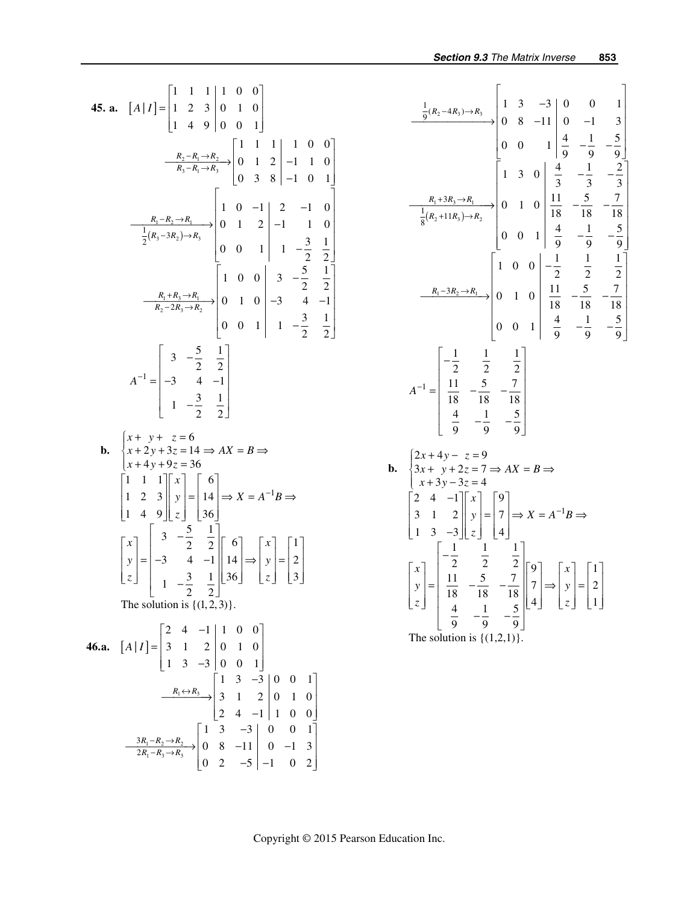**45. a.** $[A \mid I] = \left[\begin{array}{ccc|ccc} 1 & 1 & 1 & 1 & 0 & 0 \\ 1 & 2 & 3 & 0 & 1 & 0 \\ 1 & 4 & 9 & 0 & 0 & 1 \end{array}\right]$

$$\xrightarrow[R_3 - R_1 \to R_3]{R_2 - R_1 \to R_2} \left[\begin{array}{ccc|ccc} 1 & 1 & 1 & 1 & 0 & 0 \\ 0 & 1 & 2 & -1 & 1 & 0 \\ 0 & 3 & 8 & -1 & 0 & 1 \end{array}\right]$$

$$\xrightarrow[\frac{1}{2}(R_3 - 3R_2) \to R_3]{R_1 - R_2 \to R_1} \left[\begin{array}{ccc|ccc} 1 & 0 & -1 & 2 & -1 & 0 \\ 0 & 1 & 2 & -1 & 1 & 0 \\ 0 & 0 & 1 & 1 & -\frac{3}{2} & \frac{1}{2} \end{array}\right]$$

$$\xrightarrow[R_2 - 2R_3 \to R_2]{R_1 + R_3 \to R_1} \left[\begin{array}{ccc|ccc} 1 & 0 & 0 & 3 & -\frac{5}{2} & \frac{1}{2} \\ 0 & 1 & 0 & -3 & 4 & -1 \\ 0 & 0 & 1 & 1 & -\frac{3}{2} & \frac{1}{2} \end{array}\right]$$

$$A^{-1} = \begin{bmatrix} 3 & -\frac{5}{2} & \frac{1}{2} \\ -3 & 4 & -1 \\ 1 & -\frac{3}{2} & \frac{1}{2} \end{bmatrix}$$

**b.** $\begin{cases} x + y + z = 6 \\ x + 2y + 3z = 14 \\ x + 4y + 9z = 36 \end{cases} \Rightarrow AX = B \Rightarrow$

$$\begin{bmatrix} 1 & 1 & 1 \\ 1 & 2 & 3 \\ 1 & 4 & 9 \end{bmatrix} \begin{bmatrix} x \\ y \\ z \end{bmatrix} = \begin{bmatrix} 6 \\ 14 \\ 36 \end{bmatrix} \Rightarrow X = A^{-1}B \Rightarrow$$

$$\begin{bmatrix} x \\ y \\ z \end{bmatrix} = \begin{bmatrix} 3 & -\frac{5}{2} & \frac{1}{2} \\ -3 & 4 & -1 \\ 1 & -\frac{3}{2} & \frac{1}{2} \end{bmatrix} \begin{bmatrix} 6 \\ 14 \\ 36 \end{bmatrix} \Rightarrow \begin{bmatrix} x \\ y \\ z \end{bmatrix} = \begin{bmatrix} 1 \\ 2 \\ 3 \end{bmatrix}$$

The solution is $\{(1, 2, 3)\}$.

**46.a.** $[A \mid I] = \left[\begin{array}{ccc|ccc} 2 & 4 & -1 & 1 & 0 & 0 \\ 3 & 1 & 2 & 0 & 1 & 0 \\ 1 & 3 & -3 & 0 & 0 & 1 \end{array}\right]$

$$\xrightarrow{R_1 \leftrightarrow R_3} \left[\begin{array}{ccc|ccc} 1 & 3 & -3 & 0 & 0 & 1 \\ 3 & 1 & 2 & 0 & 1 & 0 \\ 2 & 4 & -1 & 1 & 0 & 0 \end{array}\right]$$

$$\xrightarrow[2R_1 - R_3 \to R_3]{3R_1 - R_2 \to R_2} \left[\begin{array}{ccc|ccc} 1 & 3 & -3 & 0 & 0 & 1 \\ 0 & 8 & -11 & 0 & -1 & 3 \\ 0 & 2 & -5 & -1 & 0 & 2 \end{array}\right]$$

$$\xrightarrow{\frac{1}{9}(R_2 - 4R_3) \to R_3} \left[\begin{array}{ccc|ccc} 1 & 3 & -3 & 0 & 0 & 1 \\ 0 & 8 & -11 & 0 & -1 & 3 \\ 0 & 0 & 1 & \frac{4}{9} & -\frac{1}{9} & -\frac{5}{9} \end{array}\right]$$

$$\xrightarrow[\frac{1}{8}(R_2 + 11R_3) \to R_2]{R_1 + 3R_3 \to R_1} \left[\begin{array}{ccc|ccc} 1 & 3 & 0 & \frac{4}{3} & -\frac{1}{3} & -\frac{2}{3} \\ 0 & 1 & 0 & \frac{11}{18} & -\frac{5}{18} & -\frac{7}{18} \\ 0 & 0 & 1 & \frac{4}{9} & -\frac{1}{9} & -\frac{5}{9} \end{array}\right]$$

$$\xrightarrow{R_1 - 3R_2 \to R_1} \left[\begin{array}{ccc|ccc} 1 & 0 & 0 & -\frac{1}{2} & \frac{1}{2} & \frac{1}{2} \\ 0 & 1 & 0 & \frac{11}{18} & -\frac{5}{18} & -\frac{7}{18} \\ 0 & 0 & 1 & \frac{4}{9} & -\frac{1}{9} & -\frac{5}{9} \end{array}\right]$$

$$A^{-1} = \begin{bmatrix} -\frac{1}{2} & \frac{1}{2} & \frac{1}{2} \\ \frac{11}{18} & -\frac{5}{18} & -\frac{7}{18} \\ \frac{4}{9} & -\frac{1}{9} & -\frac{5}{9} \end{bmatrix}$$

**b.** $\begin{cases} 2x + 4y - z = 9 \\ 3x + y + 2z = 7 \\ x + 3y - 3z = 4 \end{cases} \Rightarrow AX = B \Rightarrow$

$$\begin{bmatrix} 2 & 4 & -1 \\ 3 & 1 & 2 \\ 1 & 3 & -3 \end{bmatrix} \begin{bmatrix} x \\ y \\ z \end{bmatrix} = \begin{bmatrix} 9 \\ 7 \\ 4 \end{bmatrix} \Rightarrow X = A^{-1}B \Rightarrow$$

$$\begin{bmatrix} x \\ y \\ z \end{bmatrix} = \begin{bmatrix} -\frac{1}{2} & \frac{1}{2} & \frac{1}{2} \\ \frac{11}{18} & -\frac{5}{18} & -\frac{7}{18} \\ \frac{4}{9} & -\frac{1}{9} & -\frac{5}{9} \end{bmatrix} \begin{bmatrix} 9 \\ 7 \\ 4 \end{bmatrix} \Rightarrow \begin{bmatrix} x \\ y \\ z \end{bmatrix} = \begin{bmatrix} 1 \\ 2 \\ 1 \end{bmatrix}$$

The solution is $\{(1,2,1)\}$.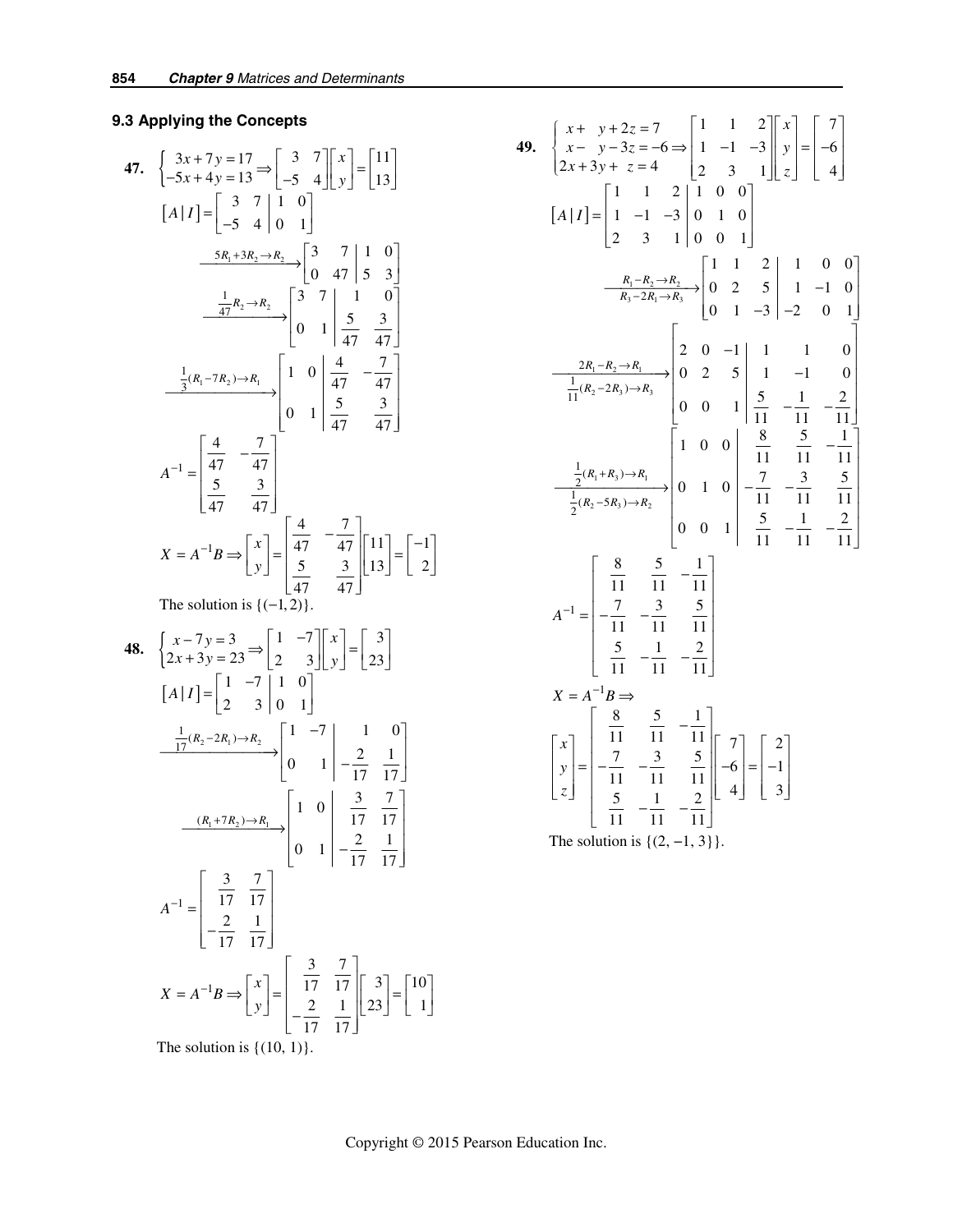## 9.3 Applying the Concepts

**47.** $\begin{cases} 3x+7y=17 \\ -5x+4y=13 \end{cases} \Rightarrow \begin{bmatrix} 3 & 7 \\ -5 & 4 \end{bmatrix}\begin{bmatrix} x \\ y \end{bmatrix} = \begin{bmatrix} 11 \\ 13 \end{bmatrix}$

$$[A\,|\,I] = \left[\begin{array}{cc|cc} 3 & 7 & 1 & 0 \\ -5 & 4 & 0 & 1 \end{array}\right]$$

$$\xrightarrow{5R_1+3R_2 \to R_2} \left[\begin{array}{cc|cc} 3 & 7 & 1 & 0 \\ 0 & 47 & 5 & 3 \end{array}\right]$$

$$\xrightarrow{\frac{1}{47}R_2 \to R_2} \left[\begin{array}{cc|cc} 3 & 7 & 1 & 0 \\ 0 & 1 & \frac{5}{47} & \frac{3}{47} \end{array}\right]$$

$$\xrightarrow{\frac{1}{3}(R_1-7R_2)\to R_1} \left[\begin{array}{cc|cc} 1 & 0 & \frac{4}{47} & -\frac{7}{47} \\ 0 & 1 & \frac{5}{47} & \frac{3}{47} \end{array}\right]$$

$$A^{-1} = \begin{bmatrix} \frac{4}{47} & -\frac{7}{47} \\ \frac{5}{47} & \frac{3}{47} \end{bmatrix}$$

$$X = A^{-1}B \Rightarrow \begin{bmatrix} x \\ y \end{bmatrix} = \begin{bmatrix} \frac{4}{47} & -\frac{7}{47} \\ \frac{5}{47} & \frac{3}{47} \end{bmatrix}\begin{bmatrix} 11 \\ 13 \end{bmatrix} = \begin{bmatrix} -1 \\ 2 \end{bmatrix}$$

The solution is $\{(-1, 2)\}$.

**48.** $\begin{cases} x-7y=3 \\ 2x+3y=23 \end{cases} \Rightarrow \begin{bmatrix} 1 & -7 \\ 2 & 3 \end{bmatrix}\begin{bmatrix} x \\ y \end{bmatrix} = \begin{bmatrix} 3 \\ 23 \end{bmatrix}$

$$[A\,|\,I] = \left[\begin{array}{cc|cc} 1 & -7 & 1 & 0 \\ 2 & 3 & 0 & 1 \end{array}\right]$$

$$\xrightarrow{\frac{1}{17}(R_2-2R_1)\to R_2} \left[\begin{array}{cc|cc} 1 & -7 & 1 & 0 \\ 0 & 1 & -\frac{2}{17} & \frac{1}{17} \end{array}\right]$$

$$\xrightarrow{(R_1+7R_2)\to R_1} \left[\begin{array}{cc|cc} 1 & 0 & \frac{3}{17} & \frac{7}{17} \\ 0 & 1 & -\frac{2}{17} & \frac{1}{17} \end{array}\right]$$

$$A^{-1} = \begin{bmatrix} \frac{3}{17} & \frac{7}{17} \\ -\frac{2}{17} & \frac{1}{17} \end{bmatrix}$$

$$X = A^{-1}B \Rightarrow \begin{bmatrix} x \\ y \end{bmatrix} = \begin{bmatrix} \frac{3}{17} & \frac{7}{17} \\ -\frac{2}{17} & \frac{1}{17} \end{bmatrix}\begin{bmatrix} 3 \\ 23 \end{bmatrix} = \begin{bmatrix} 10 \\ 1 \end{bmatrix}$$

The solution is $\{(10, 1)\}$.

**49.** $\begin{cases} x+\;\;y+2z=7 \\ x-\;\;y-3z=-6 \\ 2x+3y+\;\;z=4 \end{cases} \Rightarrow \begin{bmatrix} 1 & 1 & 2 \\ 1 & -1 & -3 \\ 2 & 3 & 1 \end{bmatrix}\begin{bmatrix} x \\ y \\ z \end{bmatrix} = \begin{bmatrix} 7 \\ -6 \\ 4 \end{bmatrix}$

$$[A\,|\,I] = \left[\begin{array}{ccc|ccc} 1 & 1 & 2 & 1 & 0 & 0 \\ 1 & -1 & -3 & 0 & 1 & 0 \\ 2 & 3 & 1 & 0 & 0 & 1 \end{array}\right]$$

$$\xrightarrow[R_3-2R_1\to R_3]{R_1-R_2\to R_2} \left[\begin{array}{ccc|ccc} 1 & 1 & 2 & 1 & 0 & 0 \\ 0 & 2 & 5 & 1 & -1 & 0 \\ 0 & 1 & -3 & -2 & 0 & 1 \end{array}\right]$$

$$\xrightarrow[\frac{1}{11}(R_2-2R_3)\to R_3]{2R_1-R_2\to R_1} \left[\begin{array}{ccc|ccc} 2 & 0 & -1 & 1 & 1 & 0 \\ 0 & 2 & 5 & 1 & -1 & 0 \\ 0 & 0 & 1 & \frac{5}{11} & -\frac{1}{11} & -\frac{2}{11} \end{array}\right]$$

$$\xrightarrow[\frac{1}{2}(R_2-5R_3)\to R_2]{\frac{1}{2}(R_1+R_3)\to R_1} \left[\begin{array}{ccc|ccc} 1 & 0 & 0 & \frac{8}{11} & \frac{5}{11} & -\frac{1}{11} \\ 0 & 1 & 0 & -\frac{7}{11} & -\frac{3}{11} & \frac{5}{11} \\ 0 & 0 & 1 & \frac{5}{11} & -\frac{1}{11} & -\frac{2}{11} \end{array}\right]$$

$$A^{-1} = \begin{bmatrix} \frac{8}{11} & \frac{5}{11} & -\frac{1}{11} \\ -\frac{7}{11} & -\frac{3}{11} & \frac{5}{11} \\ \frac{5}{11} & -\frac{1}{11} & -\frac{2}{11} \end{bmatrix}$$

$X = A^{-1}B \Rightarrow$

$$\begin{bmatrix} x \\ y \\ z \end{bmatrix} = \begin{bmatrix} \frac{8}{11} & \frac{5}{11} & -\frac{1}{11} \\ -\frac{7}{11} & -\frac{3}{11} & \frac{5}{11} \\ \frac{5}{11} & -\frac{1}{11} & -\frac{2}{11} \end{bmatrix}\begin{bmatrix} 7 \\ -6 \\ 4 \end{bmatrix} = \begin{bmatrix} 2 \\ -1 \\ 3 \end{bmatrix}$$

The solution is $\{(2, -1, 3)\}$.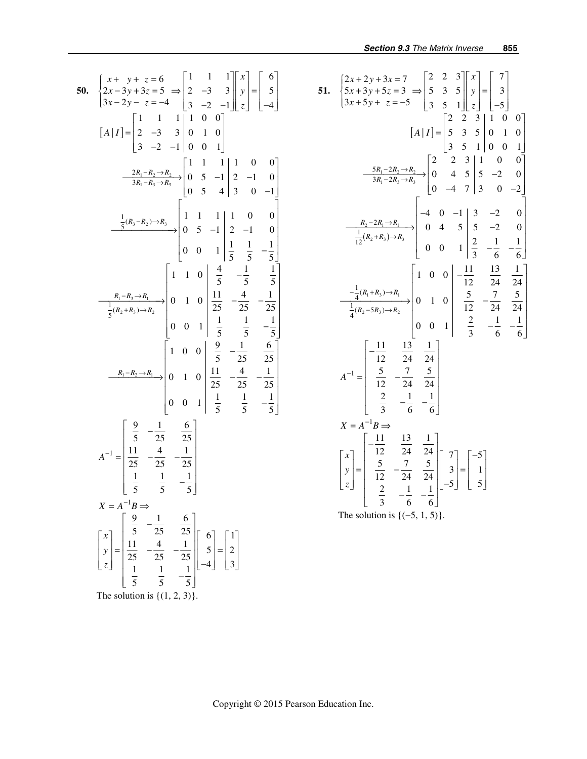**50.** $\begin{cases} x + y + z = 6 \\ 2x - 3y + 3z = 5 \\ 3x - 2y - z = -4 \end{cases} \Rightarrow \begin{bmatrix} 1 & 1 & 1 \\ 2 & -3 & 3 \\ 3 & -2 & -1 \end{bmatrix}\begin{bmatrix} x \\ y \\ z \end{bmatrix} = \begin{bmatrix} 6 \\ 5 \\ -4 \end{bmatrix}$

$$[A \mid I] = \left[\begin{array}{ccc|ccc} 1 & 1 & 1 & 1 & 0 & 0 \\ 2 & -3 & 3 & 0 & 1 & 0 \\ 3 & -2 & -1 & 0 & 0 & 1 \end{array}\right]$$

$$\xrightarrow[3R_1 - R_3 \to R_3]{2R_1 - R_2 \to R_2} \left[\begin{array}{ccc|ccc} 1 & 1 & 1 & 1 & 0 & 0 \\ 0 & 5 & -1 & 2 & -1 & 0 \\ 0 & 5 & 4 & 3 & 0 & -1 \end{array}\right]$$

$$\xrightarrow{\frac{1}{5}(R_3 - R_2) \to R_3} \left[\begin{array}{ccc|ccc} 1 & 1 & 1 & 1 & 0 & 0 \\ 0 & 5 & -1 & 2 & -1 & 0 \\ 0 & 0 & 1 & \frac{1}{5} & \frac{1}{5} & -\frac{1}{5} \end{array}\right]$$

$$\xrightarrow[\frac{1}{5}(R_2 + R_3) \to R_2]{R_1 - R_3 \to R_1} \left[\begin{array}{ccc|ccc} 1 & 1 & 0 & \frac{4}{5} & -\frac{1}{5} & \frac{1}{5} \\ 0 & 1 & 0 & \frac{11}{25} & -\frac{4}{25} & -\frac{1}{25} \\ 0 & 0 & 1 & \frac{1}{5} & \frac{1}{5} & -\frac{1}{5} \end{array}\right]$$

$$\xrightarrow{R_1 - R_2 \to R_1} \left[\begin{array}{ccc|ccc} 1 & 0 & 0 & \frac{9}{5} & -\frac{1}{25} & \frac{6}{25} \\ 0 & 1 & 0 & \frac{11}{25} & -\frac{4}{25} & -\frac{1}{25} \\ 0 & 0 & 1 & \frac{1}{5} & \frac{1}{5} & -\frac{1}{5} \end{array}\right]$$

$$A^{-1} = \begin{bmatrix} \frac{9}{5} & -\frac{1}{25} & \frac{6}{25} \\ \frac{11}{25} & -\frac{4}{25} & -\frac{1}{25} \\ \frac{1}{5} & \frac{1}{5} & -\frac{1}{5} \end{bmatrix}$$

$X = A^{-1}B \Rightarrow$

$$\begin{bmatrix} x \\ y \\ z \end{bmatrix} = \begin{bmatrix} \frac{9}{5} & -\frac{1}{25} & \frac{6}{25} \\ \frac{11}{25} & -\frac{4}{25} & -\frac{1}{25} \\ \frac{1}{5} & \frac{1}{5} & -\frac{1}{5} \end{bmatrix}\begin{bmatrix} 6 \\ 5 \\ -4 \end{bmatrix} = \begin{bmatrix} 1 \\ 2 \\ 3 \end{bmatrix}$$

The solution is {(1, 2, 3)}.

**51.** $\begin{cases} 2x + 2y + 3x = 7 \\ 5x + 3y + 5z = 3 \\ 3x + 5y + z = -5 \end{cases} \Rightarrow \begin{bmatrix} 2 & 2 & 3 \\ 5 & 3 & 5 \\ 3 & 5 & 1 \end{bmatrix}\begin{bmatrix} x \\ y \\ z \end{bmatrix} = \begin{bmatrix} 7 \\ 3 \\ -5 \end{bmatrix}$

$$[A \mid I] = \left[\begin{array}{ccc|ccc} 2 & 2 & 3 & 1 & 0 & 0 \\ 5 & 3 & 5 & 0 & 1 & 0 \\ 3 & 5 & 1 & 0 & 0 & 1 \end{array}\right]$$

$$\xrightarrow[3R_1 - 2R_3 \to R_3]{5R_1 - 2R_2 \to R_2} \left[\begin{array}{ccc|ccc} 2 & 2 & 3 & 1 & 0 & 0 \\ 0 & 4 & 5 & 5 & -2 & 0 \\ 0 & -4 & 7 & 3 & 0 & -2 \end{array}\right]$$

$$\xrightarrow[\frac{1}{12}(R_2 + R_3) \to R_3]{R_2 - 2R_1 \to R_1} \left[\begin{array}{ccc|ccc} -4 & 0 & -1 & 3 & -2 & 0 \\ 0 & 4 & 5 & 5 & -2 & 0 \\ 0 & 0 & 1 & \frac{2}{3} & -\frac{1}{6} & -\frac{1}{6} \end{array}\right]$$

$$\xrightarrow[\frac{1}{4}(R_2 - 5R_3) \to R_2]{-\frac{1}{4}(R_1 + R_3) \to R_1} \left[\begin{array}{ccc|ccc} 1 & 0 & 0 & -\frac{11}{12} & \frac{13}{24} & \frac{1}{24} \\ 0 & 1 & 0 & \frac{5}{12} & -\frac{7}{24} & \frac{5}{24} \\ 0 & 0 & 1 & \frac{2}{3} & -\frac{1}{6} & -\frac{1}{6} \end{array}\right]$$

$$A^{-1} = \begin{bmatrix} -\frac{11}{12} & \frac{13}{24} & \frac{1}{24} \\ \frac{5}{12} & -\frac{7}{24} & \frac{5}{24} \\ \frac{2}{3} & -\frac{1}{6} & -\frac{1}{6} \end{bmatrix}$$

$X = A^{-1}B \Rightarrow$

$$\begin{bmatrix} x \\ y \\ z \end{bmatrix} = \begin{bmatrix} -\frac{11}{12} & \frac{13}{24} & \frac{1}{24} \\ \frac{5}{12} & -\frac{7}{24} & \frac{5}{24} \\ \frac{2}{3} & -\frac{1}{6} & -\frac{1}{6} \end{bmatrix}\begin{bmatrix} 7 \\ 3 \\ -5 \end{bmatrix} = \begin{bmatrix} -5 \\ 1 \\ 5 \end{bmatrix}$$

The solution is {(−5, 1, 5)}.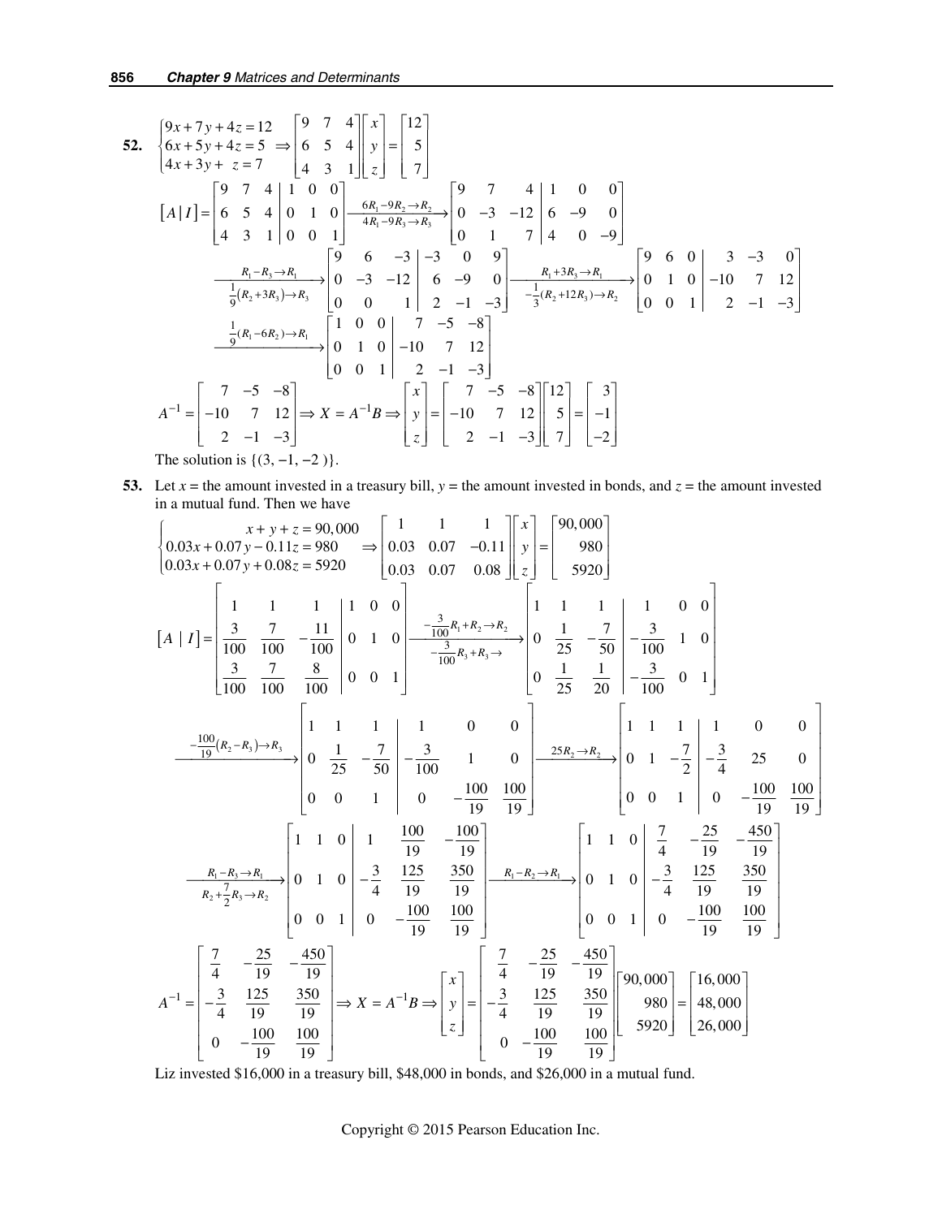**52.** $\begin{cases} 9x+7y+4z=12 \\ 6x+5y+4z=5 \\ 4x+3y+\ z=7 \end{cases} \Rightarrow \begin{bmatrix} 9 & 7 & 4 \\ 6 & 5 & 4 \\ 4 & 3 & 1 \end{bmatrix}\begin{bmatrix} x \\ y \\ z \end{bmatrix} = \begin{bmatrix} 12 \\ 5 \\ 7 \end{bmatrix}$

$$[A\,|\,I] = \left[\begin{array}{ccc|ccc} 9 & 7 & 4 & 1 & 0 & 0 \\ 6 & 5 & 4 & 0 & 1 & 0 \\ 4 & 3 & 1 & 0 & 0 & 1 \end{array}\right] \xrightarrow[4R_1-9R_3\to R_3]{6R_1-9R_2\to R_2} \left[\begin{array}{ccc|ccc} 9 & 7 & 4 & 1 & 0 & 0 \\ 0 & -3 & -12 & 6 & -9 & 0 \\ 0 & 1 & 7 & 4 & 0 & -9 \end{array}\right]$$

$$\xrightarrow[\frac{1}{9}(R_2+3R_3)\to R_3]{R_1-R_3\to R_1} \left[\begin{array}{ccc|ccc} 9 & 6 & -3 & -3 & 0 & 9 \\ 0 & -3 & -12 & 6 & -9 & 0 \\ 0 & 0 & 1 & 2 & -1 & -3 \end{array}\right] \xrightarrow[-\frac{1}{3}(R_2+12R_3)\to R_2]{R_1+3R_3\to R_1} \left[\begin{array}{ccc|ccc} 9 & 6 & 0 & 3 & -3 & 0 \\ 0 & 1 & 0 & -10 & 7 & 12 \\ 0 & 0 & 1 & 2 & -1 & -3 \end{array}\right]$$

$$\xrightarrow{\frac{1}{9}(R_1-6R_2)\to R_1} \left[\begin{array}{ccc|ccc} 1 & 0 & 0 & 7 & -5 & -8 \\ 0 & 1 & 0 & -10 & 7 & 12 \\ 0 & 0 & 1 & 2 & -1 & -3 \end{array}\right]$$

$$A^{-1} = \begin{bmatrix} 7 & -5 & -8 \\ -10 & 7 & 12 \\ 2 & -1 & -3 \end{bmatrix} \Rightarrow X = A^{-1}B \Rightarrow \begin{bmatrix} x \\ y \\ z \end{bmatrix} = \begin{bmatrix} 7 & -5 & -8 \\ -10 & 7 & 12 \\ 2 & -1 & -3 \end{bmatrix}\begin{bmatrix} 12 \\ 5 \\ 7 \end{bmatrix} = \begin{bmatrix} 3 \\ -1 \\ -2 \end{bmatrix}$$

The solution is $\{(3, -1, -2)\}$.

**53.** Let $x$ = the amount invested in a treasury bill, $y$ = the amount invested in bonds, and $z$ = the amount invested in a mutual fund. Then we have

$\begin{cases} x+y+z=90{,}000 \\ 0.03x+0.07y-0.11z=980 \\ 0.03x+0.07y+0.08z=5920 \end{cases} \Rightarrow \begin{bmatrix} 1 & 1 & 1 \\ 0.03 & 0.07 & -0.11 \\ 0.03 & 0.07 & 0.08 \end{bmatrix}\begin{bmatrix} x \\ y \\ z \end{bmatrix} = \begin{bmatrix} 90{,}000 \\ 980 \\ 5920 \end{bmatrix}$

$$[A\,|\,I] = \left[\begin{array}{ccc|ccc} 1 & 1 & 1 & 1 & 0 & 0 \\ \frac{3}{100} & \frac{7}{100} & -\frac{11}{100} & 0 & 1 & 0 \\ \frac{3}{100} & \frac{7}{100} & \frac{8}{100} & 0 & 0 & 1 \end{array}\right] \xrightarrow[-\frac{3}{100}R_3+R_3\to]{-\frac{3}{100}R_1+R_2\to R_2} \left[\begin{array}{ccc|ccc} 1 & 1 & 1 & 1 & 0 & 0 \\ 0 & \frac{1}{25} & -\frac{7}{50} & -\frac{3}{100} & 1 & 0 \\ 0 & \frac{1}{25} & \frac{1}{20} & -\frac{3}{100} & 0 & 1 \end{array}\right]$$

$$\xrightarrow{-\frac{100}{19}(R_2-R_3)\to R_3} \left[\begin{array}{ccc|ccc} 1 & 1 & 1 & 1 & 0 & 0 \\ 0 & \frac{1}{25} & -\frac{7}{50} & -\frac{3}{100} & 1 & 0 \\ 0 & 0 & 1 & 0 & -\frac{100}{19} & \frac{100}{19} \end{array}\right] \xrightarrow{25R_2\to R_2} \left[\begin{array}{ccc|ccc} 1 & 1 & 1 & 1 & 0 & 0 \\ 0 & 1 & -\frac{7}{2} & -\frac{3}{4} & 25 & 0 \\ 0 & 0 & 1 & 0 & -\frac{100}{19} & \frac{100}{19} \end{array}\right]$$

$$\xrightarrow[R_2+\frac{7}{2}R_3\to R_2]{R_1-R_3\to R_1} \left[\begin{array}{ccc|ccc} 1 & 1 & 0 & 1 & \frac{100}{19} & -\frac{100}{19} \\ 0 & 1 & 0 & -\frac{3}{4} & \frac{125}{19} & \frac{350}{19} \\ 0 & 0 & 1 & 0 & -\frac{100}{19} & \frac{100}{19} \end{array}\right] \xrightarrow{R_1-R_2\to R_1} \left[\begin{array}{ccc|ccc} 1 & 1 & 0 & \frac{7}{4} & -\frac{25}{19} & -\frac{450}{19} \\ 0 & 1 & 0 & -\frac{3}{4} & \frac{125}{19} & \frac{350}{19} \\ 0 & 0 & 1 & 0 & -\frac{100}{19} & \frac{100}{19} \end{array}\right]$$

$$A^{-1} = \begin{bmatrix} \frac{7}{4} & -\frac{25}{19} & -\frac{450}{19} \\ -\frac{3}{4} & \frac{125}{19} & \frac{350}{19} \\ 0 & -\frac{100}{19} & \frac{100}{19} \end{bmatrix} \Rightarrow X = A^{-1}B \Rightarrow \begin{bmatrix} x \\ y \\ z \end{bmatrix} = \begin{bmatrix} \frac{7}{4} & -\frac{25}{19} & -\frac{450}{19} \\ -\frac{3}{4} & \frac{125}{19} & \frac{350}{19} \\ 0 & -\frac{100}{19} & \frac{100}{19} \end{bmatrix}\begin{bmatrix} 90{,}000 \\ 980 \\ 5920 \end{bmatrix} = \begin{bmatrix} 16{,}000 \\ 48{,}000 \\ 26{,}000 \end{bmatrix}$$

Liz invested \$16,000 in a treasury bill, \$48,000 in bonds, and \$26,000 in a mutual fund.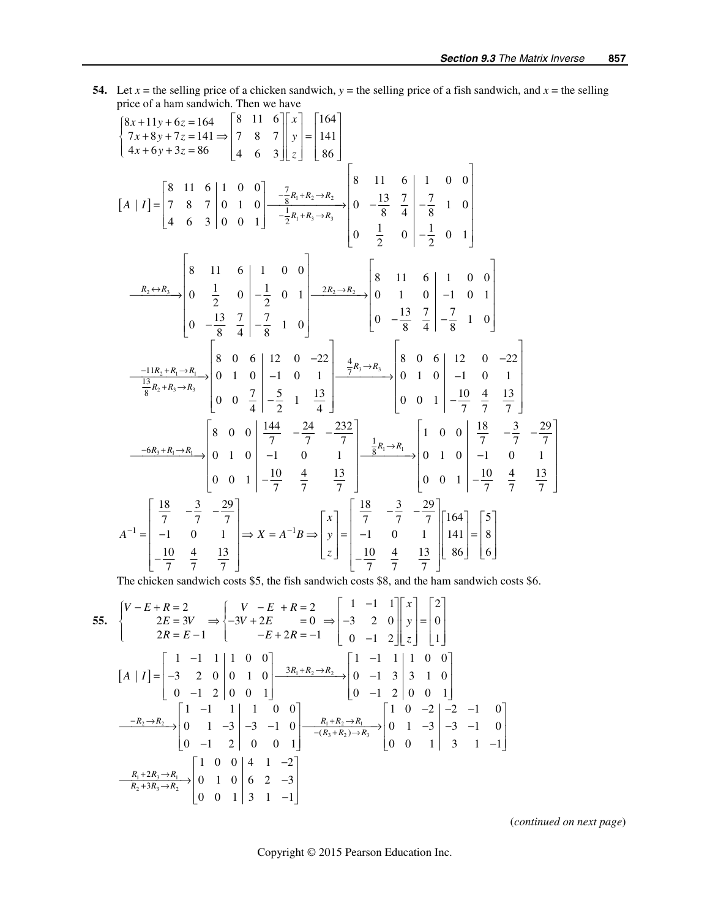**54.** Let $x$ = the selling price of a chicken sandwich, $y$ = the selling price of a fish sandwich, and $x$ = the selling price of a ham sandwich. Then we have

$$\begin{cases} 8x+11y+6z=164 \\ 7x+8y+7z=141 \\ 4x+6y+3z=86 \end{cases} \Rightarrow \begin{bmatrix} 8 & 11 & 6 \\ 7 & 8 & 7 \\ 4 & 6 & 3 \end{bmatrix}\begin{bmatrix} x \\ y \\ z \end{bmatrix} = \begin{bmatrix} 164 \\ 141 \\ 86 \end{bmatrix}$$

$$[A \mid I] = \left[\begin{array}{ccc|ccc} 8 & 11 & 6 & 1 & 0 & 0 \\ 7 & 8 & 7 & 0 & 1 & 0 \\ 4 & 6 & 3 & 0 & 0 & 1 \end{array}\right] \xrightarrow[-\frac{1}{2}R_1+R_3 \to R_3]{-\frac{7}{8}R_1+R_2 \to R_2} \left[\begin{array}{ccc|ccc} 8 & 11 & 6 & 1 & 0 & 0 \\ 0 & -\frac{13}{8} & \frac{7}{4} & -\frac{7}{8} & 1 & 0 \\ 0 & \frac{1}{2} & 0 & -\frac{1}{2} & 0 & 1 \end{array}\right]$$

$$\xrightarrow{R_2 \leftrightarrow R_3} \left[\begin{array}{ccc|ccc} 8 & 11 & 6 & 1 & 0 & 0 \\ 0 & \frac{1}{2} & 0 & -\frac{1}{2} & 0 & 1 \\ 0 & -\frac{13}{8} & \frac{7}{4} & -\frac{7}{8} & 1 & 0 \end{array}\right] \xrightarrow{2R_2 \to R_2} \left[\begin{array}{ccc|ccc} 8 & 11 & 6 & 1 & 0 & 0 \\ 0 & 1 & 0 & -1 & 0 & 1 \\ 0 & -\frac{13}{8} & \frac{7}{4} & -\frac{7}{8} & 1 & 0 \end{array}\right]$$

$$\xrightarrow[\frac{13}{8}R_2+R_3 \to R_3]{-11R_2+R_1 \to R_1} \left[\begin{array}{ccc|ccc} 8 & 0 & 6 & 12 & 0 & -22 \\ 0 & 1 & 0 & -1 & 0 & 1 \\ 0 & 0 & \frac{7}{4} & -\frac{5}{2} & 1 & \frac{13}{4} \end{array}\right] \xrightarrow{\frac{4}{7}R_3 \to R_3} \left[\begin{array}{ccc|ccc} 8 & 0 & 6 & 12 & 0 & -22 \\ 0 & 1 & 0 & -1 & 0 & 1 \\ 0 & 0 & 1 & -\frac{10}{7} & \frac{4}{7} & \frac{13}{7} \end{array}\right]$$

$$\xrightarrow{-6R_3+R_1 \to R_1} \left[\begin{array}{ccc|ccc} 8 & 0 & 0 & \frac{144}{7} & -\frac{24}{7} & -\frac{232}{7} \\ 0 & 1 & 0 & -1 & 0 & 1 \\ 0 & 0 & 1 & -\frac{10}{7} & \frac{4}{7} & \frac{13}{7} \end{array}\right] \xrightarrow{\frac{1}{8}R_1 \to R_1} \left[\begin{array}{ccc|ccc} 1 & 0 & 0 & \frac{18}{7} & -\frac{3}{7} & -\frac{29}{7} \\ 0 & 1 & 0 & -1 & 0 & 1 \\ 0 & 0 & 1 & -\frac{10}{7} & \frac{4}{7} & \frac{13}{7} \end{array}\right]$$

$$A^{-1} = \begin{bmatrix} \frac{18}{7} & -\frac{3}{7} & -\frac{29}{7} \\ -1 & 0 & 1 \\ -\frac{10}{7} & \frac{4}{7} & \frac{13}{7} \end{bmatrix} \Rightarrow X = A^{-1}B \Rightarrow \begin{bmatrix} x \\ y \\ z \end{bmatrix} = \begin{bmatrix} \frac{18}{7} & -\frac{3}{7} & -\frac{29}{7} \\ -1 & 0 & 1 \\ -\frac{10}{7} & \frac{4}{7} & \frac{13}{7} \end{bmatrix}\begin{bmatrix} 164 \\ 141 \\ 86 \end{bmatrix} = \begin{bmatrix} 5 \\ 8 \\ 6 \end{bmatrix}$$

The chicken sandwich costs \$5, the fish sandwich costs \$8, and the ham sandwich costs \$6.

**55.**
$$\begin{cases} V-E+R=2 \\ 2E=3V \\ 2R=E-1 \end{cases} \Rightarrow \begin{cases} V-E+R=2 \\ -3V+2E=0 \\ -E+2R=-1 \end{cases} \Rightarrow \begin{bmatrix} 1 & -1 & 1 \\ -3 & 2 & 0 \\ 0 & -1 & 2 \end{bmatrix}\begin{bmatrix} x \\ y \\ z \end{bmatrix} = \begin{bmatrix} 2 \\ 0 \\ 1 \end{bmatrix}$$

$$[A \mid I] = \left[\begin{array}{ccc|ccc} 1 & -1 & 1 & 1 & 0 & 0 \\ -3 & 2 & 0 & 0 & 1 & 0 \\ 0 & -1 & 2 & 0 & 0 & 1 \end{array}\right] \xrightarrow{3R_1+R_2 \to R_2} \left[\begin{array}{ccc|ccc} 1 & -1 & 1 & 1 & 0 & 0 \\ 0 & -1 & 3 & 3 & 1 & 0 \\ 0 & -1 & 2 & 0 & 0 & 1 \end{array}\right]$$

$$\xrightarrow{-R_2 \to R_2} \left[\begin{array}{ccc|ccc} 1 & -1 & 1 & 1 & 0 & 0 \\ 0 & 1 & -3 & -3 & -1 & 0 \\ 0 & -1 & 2 & 0 & 0 & 1 \end{array}\right] \xrightarrow[-(R_3+R_2) \to R_3]{R_1+R_2 \to R_1} \left[\begin{array}{ccc|ccc} 1 & 0 & -2 & -2 & -1 & 0 \\ 0 & 1 & -3 & -3 & -1 & 0 \\ 0 & 0 & 1 & 3 & 1 & -1 \end{array}\right]$$

$$\xrightarrow[R_2+3R_3 \to R_2]{R_1+2R_3 \to R_1} \left[\begin{array}{ccc|ccc} 1 & 0 & 0 & 4 & 1 & -2 \\ 0 & 1 & 0 & 6 & 2 & -3 \\ 0 & 0 & 1 & 3 & 1 & -1 \end{array}\right]$$

(*continued on next page*)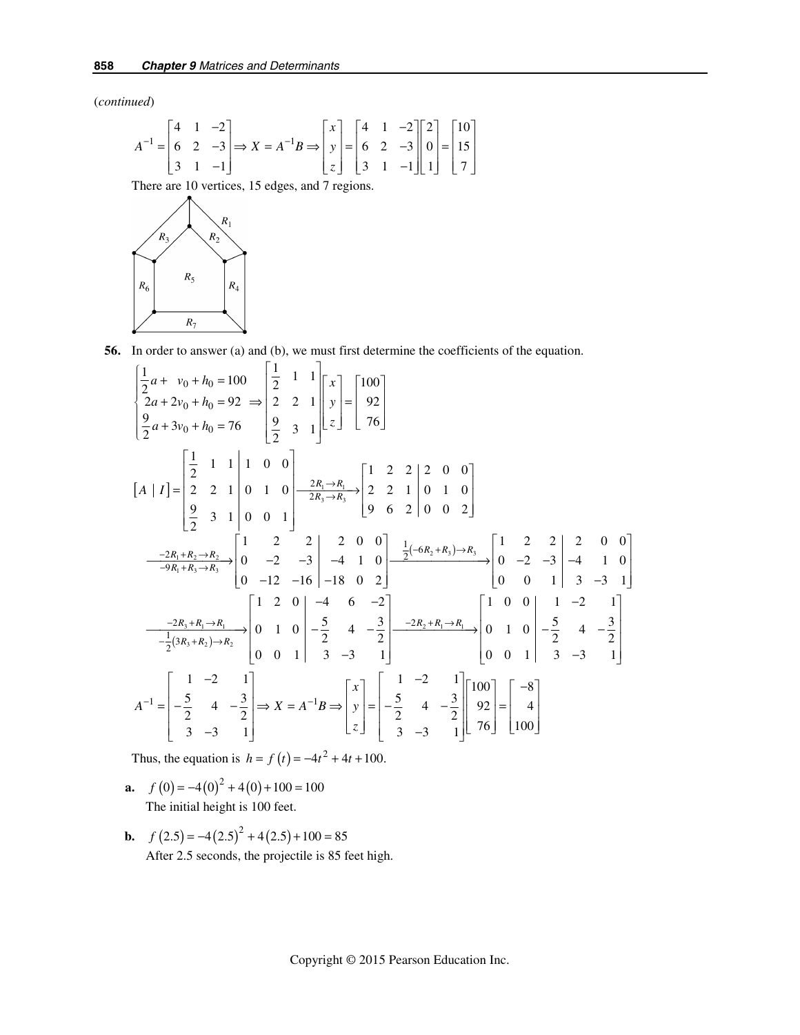(*continued*)

$$A^{-1} = \begin{bmatrix} 4 & 1 & -2 \\ 6 & 2 & -3 \\ 3 & 1 & -1 \end{bmatrix} \Rightarrow X = A^{-1}B \Rightarrow \begin{bmatrix} x \\ y \\ z \end{bmatrix} = \begin{bmatrix} 4 & 1 & -2 \\ 6 & 2 & -3 \\ 3 & 1 & -1 \end{bmatrix} \begin{bmatrix} 2 \\ 0 \\ 1 \end{bmatrix} = \begin{bmatrix} 10 \\ 15 \\ 7 \end{bmatrix}$$

There are 10 vertices, 15 edges, and 7 regions.

**56.** In order to answer (a) and (b), we must first determine the coefficients of the equation.

$$\begin{cases} \frac{1}{2}a + \ v_0 + h_0 = 100 \\ 2a + 2v_0 + h_0 = 92 \\ \frac{9}{2}a + 3v_0 + h_0 = 76 \end{cases} \Rightarrow \begin{bmatrix} \frac{1}{2} & 1 & 1 \\ 2 & 2 & 1 \\ \frac{9}{2} & 3 & 1 \end{bmatrix} \begin{bmatrix} x \\ y \\ z \end{bmatrix} = \begin{bmatrix} 100 \\ 92 \\ 76 \end{bmatrix}$$

$$[A \mid I] = \left[\begin{array}{ccc|ccc} \frac{1}{2} & 1 & 1 & 1 & 0 & 0 \\ 2 & 2 & 1 & 0 & 1 & 0 \\ \frac{9}{2} & 3 & 1 & 0 & 0 & 1 \end{array}\right] \xrightarrow[2R_3 \to R_3]{2R_1 \to R_1} \left[\begin{array}{ccc|ccc} 1 & 2 & 2 & 2 & 0 & 0 \\ 2 & 2 & 1 & 0 & 1 & 0 \\ 9 & 6 & 2 & 0 & 0 & 2 \end{array}\right]$$

$$\xrightarrow[-9R_1 + R_3 \to R_3]{-2R_1 + R_2 \to R_2} \left[\begin{array}{ccc|ccc} 1 & 2 & 2 & 2 & 0 & 0 \\ 0 & -2 & -3 & -4 & 1 & 0 \\ 0 & -12 & -16 & -18 & 0 & 2 \end{array}\right] \xrightarrow{\frac{1}{2}(-6R_2 + R_3) \to R_3} \left[\begin{array}{ccc|ccc} 1 & 2 & 2 & 2 & 0 & 0 \\ 0 & -2 & -3 & -4 & 1 & 0 \\ 0 & 0 & 1 & 3 & -3 & 1 \end{array}\right]$$

$$\xrightarrow[-\frac{1}{2}(3R_3 + R_2) \to R_2]{-2R_3 + R_1 \to R_1} \left[\begin{array}{ccc|ccc} 1 & 2 & 0 & -4 & 6 & -2 \\ 0 & 1 & 0 & -\frac{5}{2} & 4 & -\frac{3}{2} \\ 0 & 0 & 1 & 3 & -3 & 1 \end{array}\right] \xrightarrow{-2R_2 + R_1 \to R_1} \left[\begin{array}{ccc|ccc} 1 & 0 & 0 & 1 & -2 & 1 \\ 0 & 1 & 0 & -\frac{5}{2} & 4 & -\frac{3}{2} \\ 0 & 0 & 1 & 3 & -3 & 1 \end{array}\right]$$

$$A^{-1} = \begin{bmatrix} 1 & -2 & 1 \\ -\frac{5}{2} & 4 & -\frac{3}{2} \\ 3 & -3 & 1 \end{bmatrix} \Rightarrow X = A^{-1}B \Rightarrow \begin{bmatrix} x \\ y \\ z \end{bmatrix} = \begin{bmatrix} 1 & -2 & 1 \\ -\frac{5}{2} & 4 & -\frac{3}{2} \\ 3 & -3 & 1 \end{bmatrix} \begin{bmatrix} 100 \\ 92 \\ 76 \end{bmatrix} = \begin{bmatrix} -8 \\ 4 \\ 100 \end{bmatrix}$$

Thus, the equation is $h = f(t) = -4t^2 + 4t + 100.$

**a.** $f(0) = -4(0)^2 + 4(0) + 100 = 100$
The initial height is 100 feet.

**b.** $f(2.5) = -4(2.5)^2 + 4(2.5) + 100 = 85$
After 2.5 seconds, the projectile is 85 feet high.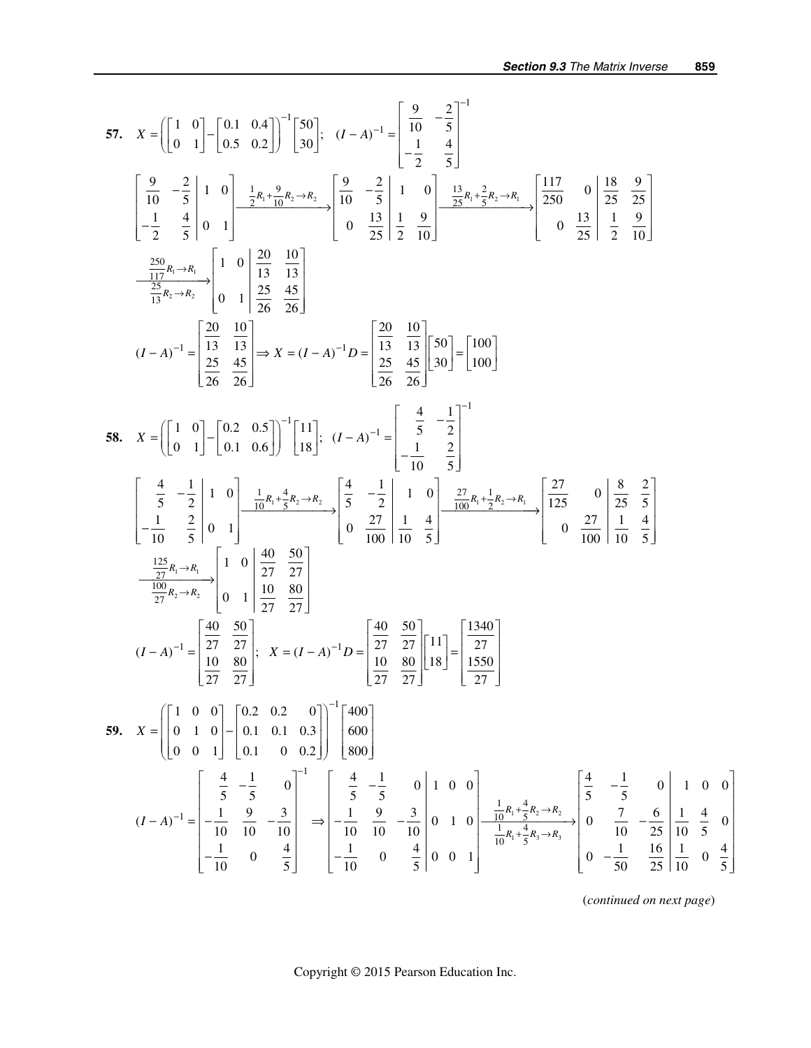**57.** $X = \left( \begin{bmatrix} 1 & 0 \\ 0 & 1 \end{bmatrix} - \begin{bmatrix} 0.1 & 0.4 \\ 0.5 & 0.2 \end{bmatrix} \right)^{-1} \begin{bmatrix} 50 \\ 30 \end{bmatrix}; \quad (I - A)^{-1} = \begin{bmatrix} \frac{9}{10} & -\frac{2}{5} \\ -\frac{1}{2} & \frac{4}{5} \end{bmatrix}^{-1}$

$$\left[\begin{array}{cc|cc} \frac{9}{10} & -\frac{2}{5} & 1 & 0 \\ -\frac{1}{2} & \frac{4}{5} & 0 & 1 \end{array}\right] \xrightarrow{\frac{1}{2}R_1 + \frac{9}{10}R_2 \to R_2} \left[\begin{array}{cc|cc} \frac{9}{10} & -\frac{2}{5} & 1 & 0 \\ 0 & \frac{13}{25} & \frac{1}{2} & \frac{9}{10} \end{array}\right] \xrightarrow{\frac{13}{25}R_1 + \frac{2}{5}R_2 \to R_1} \left[\begin{array}{cc|cc} \frac{117}{250} & 0 & \frac{18}{25} & \frac{9}{25} \\ 0 & \frac{13}{25} & \frac{1}{2} & \frac{9}{10} \end{array}\right]$$

$$\xrightarrow[\frac{25}{13}R_2 \to R_2]{\frac{250}{117}R_1 \to R_1} \left[\begin{array}{cc|cc} 1 & 0 & \frac{20}{13} & \frac{10}{13} \\ 0 & 1 & \frac{25}{26} & \frac{45}{26} \end{array}\right]$$

$$(I - A)^{-1} = \begin{bmatrix} \frac{20}{13} & \frac{10}{13} \\ \frac{25}{26} & \frac{45}{26} \end{bmatrix} \Rightarrow X = (I - A)^{-1} D = \begin{bmatrix} \frac{20}{13} & \frac{10}{13} \\ \frac{25}{26} & \frac{45}{26} \end{bmatrix} \begin{bmatrix} 50 \\ 30 \end{bmatrix} = \begin{bmatrix} 100 \\ 100 \end{bmatrix}$$

**58.** $X = \left( \begin{bmatrix} 1 & 0 \\ 0 & 1 \end{bmatrix} - \begin{bmatrix} 0.2 & 0.5 \\ 0.1 & 0.6 \end{bmatrix} \right)^{-1} \begin{bmatrix} 11 \\ 18 \end{bmatrix}; \quad (I - A)^{-1} = \begin{bmatrix} \frac{4}{5} & -\frac{1}{2} \\ -\frac{1}{10} & \frac{2}{5} \end{bmatrix}^{-1}$

$$\left[\begin{array}{cc|cc} \frac{4}{5} & -\frac{1}{2} & 1 & 0 \\ -\frac{1}{10} & \frac{2}{5} & 0 & 1 \end{array}\right] \xrightarrow{\frac{1}{10}R_1 + \frac{4}{5}R_2 \to R_2} \left[\begin{array}{cc|cc} \frac{4}{5} & -\frac{1}{2} & 1 & 0 \\ 0 & \frac{27}{100} & \frac{1}{10} & \frac{4}{5} \end{array}\right] \xrightarrow{\frac{27}{100}R_1 + \frac{1}{2}R_2 \to R_1} \left[\begin{array}{cc|cc} \frac{27}{125} & 0 & \frac{8}{25} & \frac{2}{5} \\ 0 & \frac{27}{100} & \frac{1}{10} & \frac{4}{5} \end{array}\right]$$

$$\xrightarrow[\frac{100}{27}R_2 \to R_2]{\frac{125}{27}R_1 \to R_1} \left[\begin{array}{cc|cc} 1 & 0 & \frac{40}{27} & \frac{50}{27} \\ 0 & 1 & \frac{10}{27} & \frac{80}{27} \end{array}\right]$$

$$(I - A)^{-1} = \begin{bmatrix} \frac{40}{27} & \frac{50}{27} \\ \frac{10}{27} & \frac{80}{27} \end{bmatrix}; \quad X = (I - A)^{-1} D = \begin{bmatrix} \frac{40}{27} & \frac{50}{27} \\ \frac{10}{27} & \frac{80}{27} \end{bmatrix} \begin{bmatrix} 11 \\ 18 \end{bmatrix} = \begin{bmatrix} \frac{1340}{27} \\ \frac{1550}{27} \end{bmatrix}$$

**59.** $X = \left( \begin{bmatrix} 1 & 0 & 0 \\ 0 & 1 & 0 \\ 0 & 0 & 1 \end{bmatrix} - \begin{bmatrix} 0.2 & 0.2 & 0 \\ 0.1 & 0.1 & 0.3 \\ 0.1 & 0 & 0.2 \end{bmatrix} \right)^{-1} \begin{bmatrix} 400 \\ 600 \\ 800 \end{bmatrix}$

$$(I - A)^{-1} = \begin{bmatrix} \frac{4}{5} & -\frac{1}{5} & 0 \\ -\frac{1}{10} & \frac{9}{10} & -\frac{3}{10} \\ -\frac{1}{10} & 0 & \frac{4}{5} \end{bmatrix}^{-1} \Rightarrow \left[\begin{array}{ccc|ccc} \frac{4}{5} & -\frac{1}{5} & 0 & 1 & 0 & 0 \\ -\frac{1}{10} & \frac{9}{10} & -\frac{3}{10} & 0 & 1 & 0 \\ -\frac{1}{10} & 0 & \frac{4}{5} & 0 & 0 & 1 \end{array}\right] \xrightarrow[\frac{1}{10}R_1 + \frac{4}{5}R_3 \to R_3]{\frac{1}{10}R_1 + \frac{4}{5}R_2 \to R_2} \left[\begin{array}{ccc|ccc} \frac{4}{5} & -\frac{1}{5} & 0 & 1 & 0 & 0 \\ 0 & \frac{7}{10} & -\frac{6}{25} & \frac{1}{10} & \frac{4}{5} & 0 \\ 0 & -\frac{1}{50} & \frac{16}{25} & \frac{1}{10} & 0 & \frac{4}{5} \end{array}\right]$$

(*continued on next page*)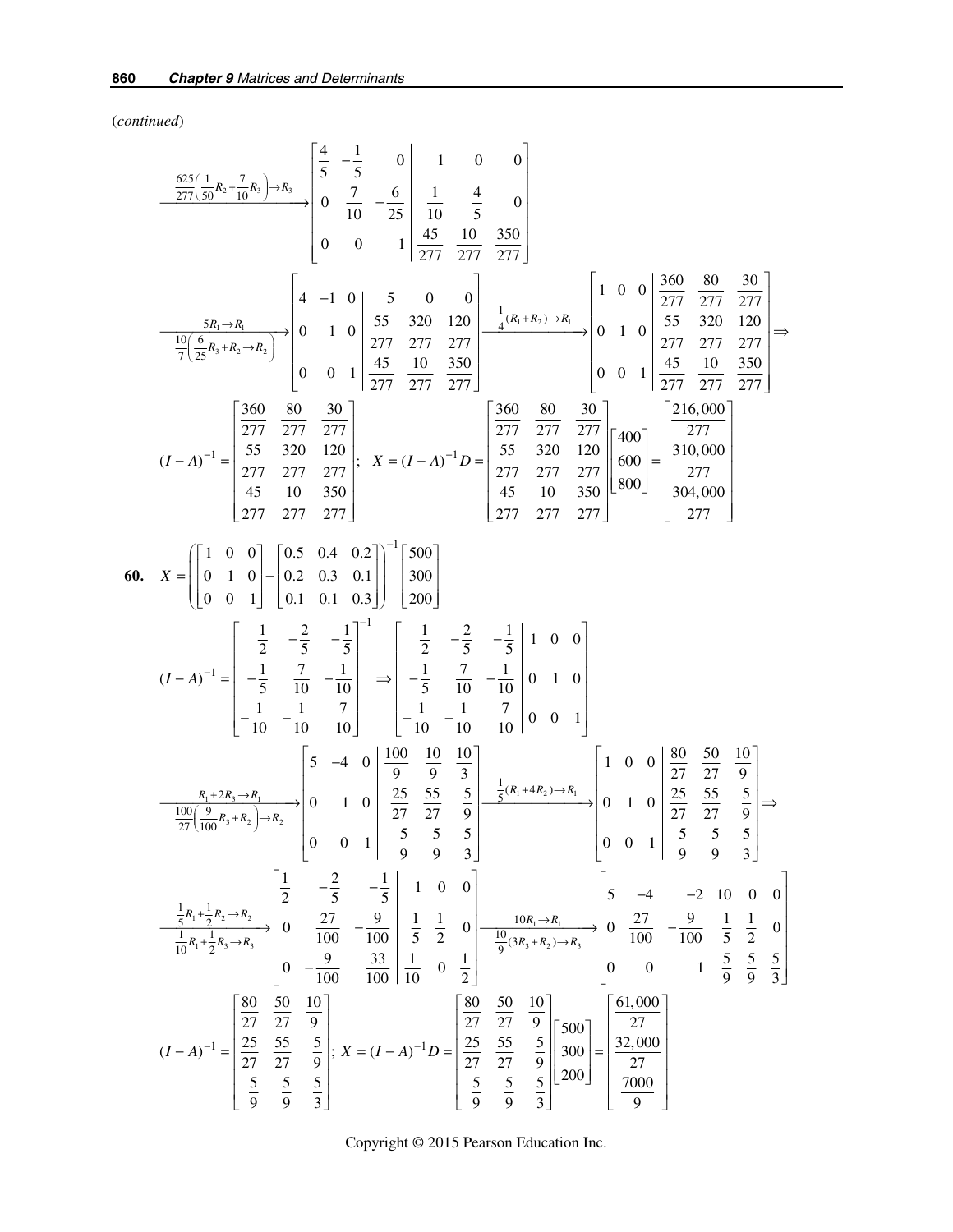(*continued*)

$$\xrightarrow{\frac{625}{277}\left(\frac{1}{50}R_2+\frac{7}{10}R_3\right)\to R_3}\left[\begin{array}{ccc|ccc} \frac{4}{5} & -\frac{1}{5} & 0 & 1 & 0 & 0 \\ 0 & \frac{7}{10} & -\frac{6}{25} & \frac{1}{10} & \frac{4}{5} & 0 \\ 0 & 0 & 1 & \frac{45}{277} & \frac{10}{277} & \frac{350}{277} \end{array}\right]$$

$$\xrightarrow[\frac{10}{7}\left(\frac{6}{25}R_3+R_2\to R_2\right)]{5R_1\to R_1}\left[\begin{array}{ccc|ccc} 4 & -1 & 0 & 5 & 0 & 0 \\ 0 & 1 & 0 & \frac{55}{277} & \frac{320}{277} & \frac{120}{277} \\ 0 & 0 & 1 & \frac{45}{277} & \frac{10}{277} & \frac{350}{277} \end{array}\right]\xrightarrow{\frac{1}{4}(R_1+R_2)\to R_1}\left[\begin{array}{ccc|ccc} 1 & 0 & 0 & \frac{360}{277} & \frac{80}{277} & \frac{30}{277} \\ 0 & 1 & 0 & \frac{55}{277} & \frac{320}{277} & \frac{120}{277} \\ 0 & 0 & 1 & \frac{45}{277} & \frac{10}{277} & \frac{350}{277} \end{array}\right]\Rightarrow$$

$$(I-A)^{-1}=\begin{bmatrix} \frac{360}{277} & \frac{80}{277} & \frac{30}{277} \\ \frac{55}{277} & \frac{320}{277} & \frac{120}{277} \\ \frac{45}{277} & \frac{10}{277} & \frac{350}{277} \end{bmatrix};\quad X=(I-A)^{-1}D=\begin{bmatrix} \frac{360}{277} & \frac{80}{277} & \frac{30}{277} \\ \frac{55}{277} & \frac{320}{277} & \frac{120}{277} \\ \frac{45}{277} & \frac{10}{277} & \frac{350}{277} \end{bmatrix}\begin{bmatrix} 400 \\ 600 \\ 800 \end{bmatrix}=\begin{bmatrix} \frac{216{,}000}{277} \\ \frac{310{,}000}{277} \\ \frac{304{,}000}{277} \end{bmatrix}$$

**60.** $$X=\left(\begin{bmatrix} 1 & 0 & 0 \\ 0 & 1 & 0 \\ 0 & 0 & 1 \end{bmatrix}-\begin{bmatrix} 0.5 & 0.4 & 0.2 \\ 0.2 & 0.3 & 0.1 \\ 0.1 & 0.1 & 0.3 \end{bmatrix}\right)^{-1}\begin{bmatrix} 500 \\ 300 \\ 200 \end{bmatrix}$$

$$(I-A)^{-1}=\begin{bmatrix} \frac{1}{2} & -\frac{2}{5} & -\frac{1}{5} \\ -\frac{1}{5} & \frac{7}{10} & -\frac{1}{10} \\ -\frac{1}{10} & -\frac{1}{10} & \frac{7}{10} \end{bmatrix}^{-1}\Rightarrow\left[\begin{array}{ccc|ccc} \frac{1}{2} & -\frac{2}{5} & -\frac{1}{5} & 1 & 0 & 0 \\ -\frac{1}{5} & \frac{7}{10} & -\frac{1}{10} & 0 & 1 & 0 \\ -\frac{1}{10} & -\frac{1}{10} & \frac{7}{10} & 0 & 0 & 1 \end{array}\right]$$

$$\xrightarrow[\frac{1}{10}R_1+\frac{1}{2}R_3\to R_3]{\frac{1}{5}R_1+\frac{1}{2}R_2\to R_2}\left[\begin{array}{ccc|ccc} \frac{1}{2} & -\frac{2}{5} & -\frac{1}{5} & 1 & 0 & 0 \\ 0 & \frac{27}{100} & -\frac{9}{100} & \frac{1}{5} & \frac{1}{2} & 0 \\ 0 & -\frac{9}{100} & \frac{33}{100} & \frac{1}{10} & 0 & \frac{1}{2} \end{array}\right]\xrightarrow[\frac{10}{9}(3R_3+R_2)\to R_3]{10R_1\to R_1}\left[\begin{array}{ccc|ccc} 5 & -4 & -2 & 10 & 0 & 0 \\ 0 & \frac{27}{100} & -\frac{9}{100} & \frac{1}{5} & \frac{1}{2} & 0 \\ 0 & 0 & 1 & \frac{5}{9} & \frac{5}{9} & \frac{5}{3} \end{array}\right]$$

$$\xrightarrow[\frac{100}{27}\left(\frac{9}{100}R_3+R_2\right)\to R_2]{R_1+2R_3\to R_1}\left[\begin{array}{ccc|ccc} 5 & -4 & 0 & \frac{100}{9} & \frac{10}{9} & \frac{10}{3} \\ 0 & 1 & 0 & \frac{25}{27} & \frac{55}{27} & \frac{5}{9} \\ 0 & 0 & 1 & \frac{5}{9} & \frac{5}{9} & \frac{5}{3} \end{array}\right]\xrightarrow{\frac{1}{5}(R_1+4R_2)\to R_1}\left[\begin{array}{ccc|ccc} 1 & 0 & 0 & \frac{80}{27} & \frac{50}{27} & \frac{10}{9} \\ 0 & 1 & 0 & \frac{25}{27} & \frac{55}{27} & \frac{5}{9} \\ 0 & 0 & 1 & \frac{5}{9} & \frac{5}{9} & \frac{5}{3} \end{array}\right]\Rightarrow$$

$$(I-A)^{-1}=\begin{bmatrix} \frac{80}{27} & \frac{50}{27} & \frac{10}{9} \\ \frac{25}{27} & \frac{55}{27} & \frac{5}{9} \\ \frac{5}{9} & \frac{5}{9} & \frac{5}{3} \end{bmatrix};\ X=(I-A)^{-1}D=\begin{bmatrix} \frac{80}{27} & \frac{50}{27} & \frac{10}{9} \\ \frac{25}{27} & \frac{55}{27} & \frac{5}{9} \\ \frac{5}{9} & \frac{5}{9} & \frac{5}{3} \end{bmatrix}\begin{bmatrix} 500 \\ 300 \\ 200 \end{bmatrix}=\begin{bmatrix} \frac{61{,}000}{27} \\ \frac{32{,}000}{27} \\ \frac{7000}{9} \end{bmatrix}$$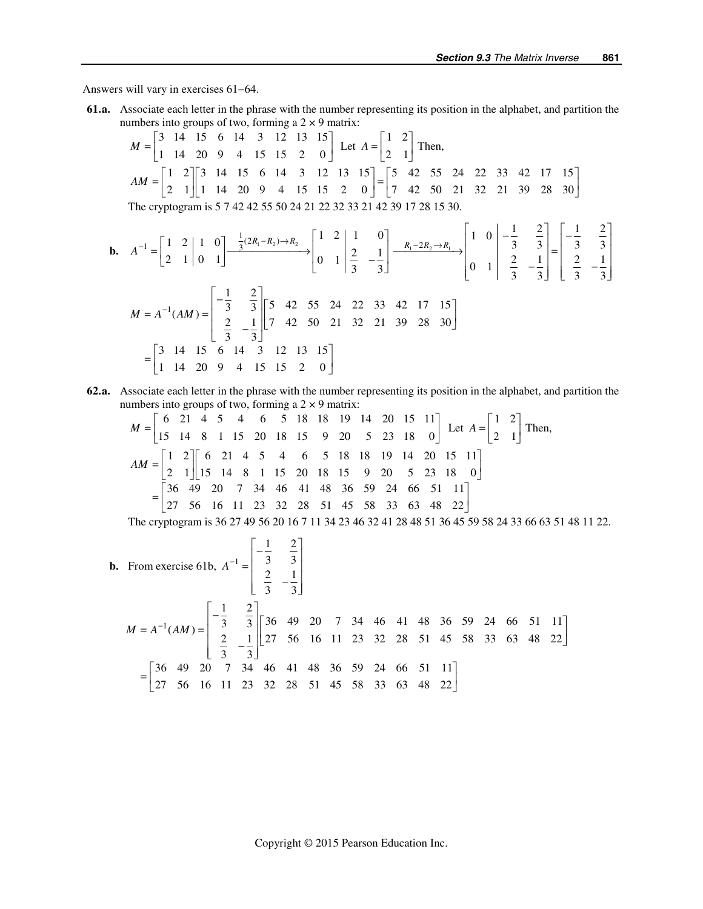Answers will vary in exercises 61−64.

**61.a.** Associate each letter in the phrase with the number representing its position in the alphabet, and partition the numbers into groups of two, forming a 2 × 9 matrix:

$$M = \begin{bmatrix} 3 & 14 & 15 & 6 & 14 & 3 & 12 & 13 & 15 \\ 1 & 14 & 20 & 9 & 4 & 15 & 15 & 2 & 0 \end{bmatrix} \text{ Let } A = \begin{bmatrix} 1 & 2 \\ 2 & 1 \end{bmatrix} \text{ Then,}$$

$$AM = \begin{bmatrix} 1 & 2 \\ 2 & 1 \end{bmatrix}\begin{bmatrix} 3 & 14 & 15 & 6 & 14 & 3 & 12 & 13 & 15 \\ 1 & 14 & 20 & 9 & 4 & 15 & 15 & 2 & 0 \end{bmatrix} = \begin{bmatrix} 5 & 42 & 55 & 24 & 22 & 33 & 42 & 17 & 15 \\ 7 & 42 & 50 & 21 & 32 & 21 & 39 & 28 & 30 \end{bmatrix}$$

The cryptogram is 5 7 42 42 55 50 24 21 22 32 33 21 42 39 17 28 15 30.

**b.**

$$A^{-1} = \left[\begin{array}{cc|cc} 1 & 2 & 1 & 0 \\ 2 & 1 & 0 & 1 \end{array}\right] \xrightarrow{\frac{1}{3}(2R_1 - R_2) \to R_2} \left[\begin{array}{cc|cc} 1 & 2 & 1 & 0 \\ 0 & 1 & \frac{2}{3} & -\frac{1}{3} \end{array}\right] \xrightarrow{R_1 - 2R_2 \to R_1} \left[\begin{array}{cc|cc} 1 & 0 & -\frac{1}{3} & \frac{2}{3} \\ 0 & 1 & \frac{2}{3} & -\frac{1}{3} \end{array}\right] = \begin{bmatrix} -\frac{1}{3} & \frac{2}{3} \\ \frac{2}{3} & -\frac{1}{3} \end{bmatrix}$$

$$M = A^{-1}(AM) = \begin{bmatrix} -\frac{1}{3} & \frac{2}{3} \\ \frac{2}{3} & -\frac{1}{3} \end{bmatrix}\begin{bmatrix} 5 & 42 & 55 & 24 & 22 & 33 & 42 & 17 & 15 \\ 7 & 42 & 50 & 21 & 32 & 21 & 39 & 28 & 30 \end{bmatrix}$$

$$= \begin{bmatrix} 3 & 14 & 15 & 6 & 14 & 3 & 12 & 13 & 15 \\ 1 & 14 & 20 & 9 & 4 & 15 & 15 & 2 & 0 \end{bmatrix}$$

**62.a.** Associate each letter in the phrase with the number representing its position in the alphabet, and partition the numbers into groups of two, forming a 2 × 9 matrix:

$$M = \begin{bmatrix} 6 & 21 & 4 & 5 & 4 & 6 & 5 & 18 & 18 & 19 & 14 & 20 & 15 & 11 \\ 15 & 14 & 8 & 1 & 15 & 20 & 18 & 15 & 9 & 20 & 5 & 23 & 18 & 0 \end{bmatrix} \text{ Let } A = \begin{bmatrix} 1 & 2 \\ 2 & 1 \end{bmatrix} \text{ Then,}$$

$$AM = \begin{bmatrix} 1 & 2 \\ 2 & 1 \end{bmatrix}\begin{bmatrix} 6 & 21 & 4 & 5 & 4 & 6 & 5 & 18 & 18 & 19 & 14 & 20 & 15 & 11 \\ 15 & 14 & 8 & 1 & 15 & 20 & 18 & 15 & 9 & 20 & 5 & 23 & 18 & 0 \end{bmatrix}$$

$$= \begin{bmatrix} 36 & 49 & 20 & 7 & 34 & 46 & 41 & 48 & 36 & 59 & 24 & 66 & 51 & 11 \\ 27 & 56 & 16 & 11 & 23 & 32 & 28 & 51 & 45 & 58 & 33 & 63 & 48 & 22 \end{bmatrix}$$

The cryptogram is 36 27 49 56 20 16 7 11 34 23 46 32 41 28 48 51 36 45 59 58 24 33 66 63 51 48 11 22.

**b.** From exercise 61b, $A^{-1} = \begin{bmatrix} -\frac{1}{3} & \frac{2}{3} \\ \frac{2}{3} & -\frac{1}{3} \end{bmatrix}$

$$M = A^{-1}(AM) = \begin{bmatrix} -\frac{1}{3} & \frac{2}{3} \\ \frac{2}{3} & -\frac{1}{3} \end{bmatrix}\begin{bmatrix} 36 & 49 & 20 & 7 & 34 & 46 & 41 & 48 & 36 & 59 & 24 & 66 & 51 & 11 \\ 27 & 56 & 16 & 11 & 23 & 32 & 28 & 51 & 45 & 58 & 33 & 63 & 48 & 22 \end{bmatrix}$$

$$= \begin{bmatrix} 36 & 49 & 20 & 7 & 34 & 46 & 41 & 48 & 36 & 59 & 24 & 66 & 51 & 11 \\ 27 & 56 & 16 & 11 & 23 & 32 & 28 & 51 & 45 & 58 & 33 & 63 & 48 & 22 \end{bmatrix}$$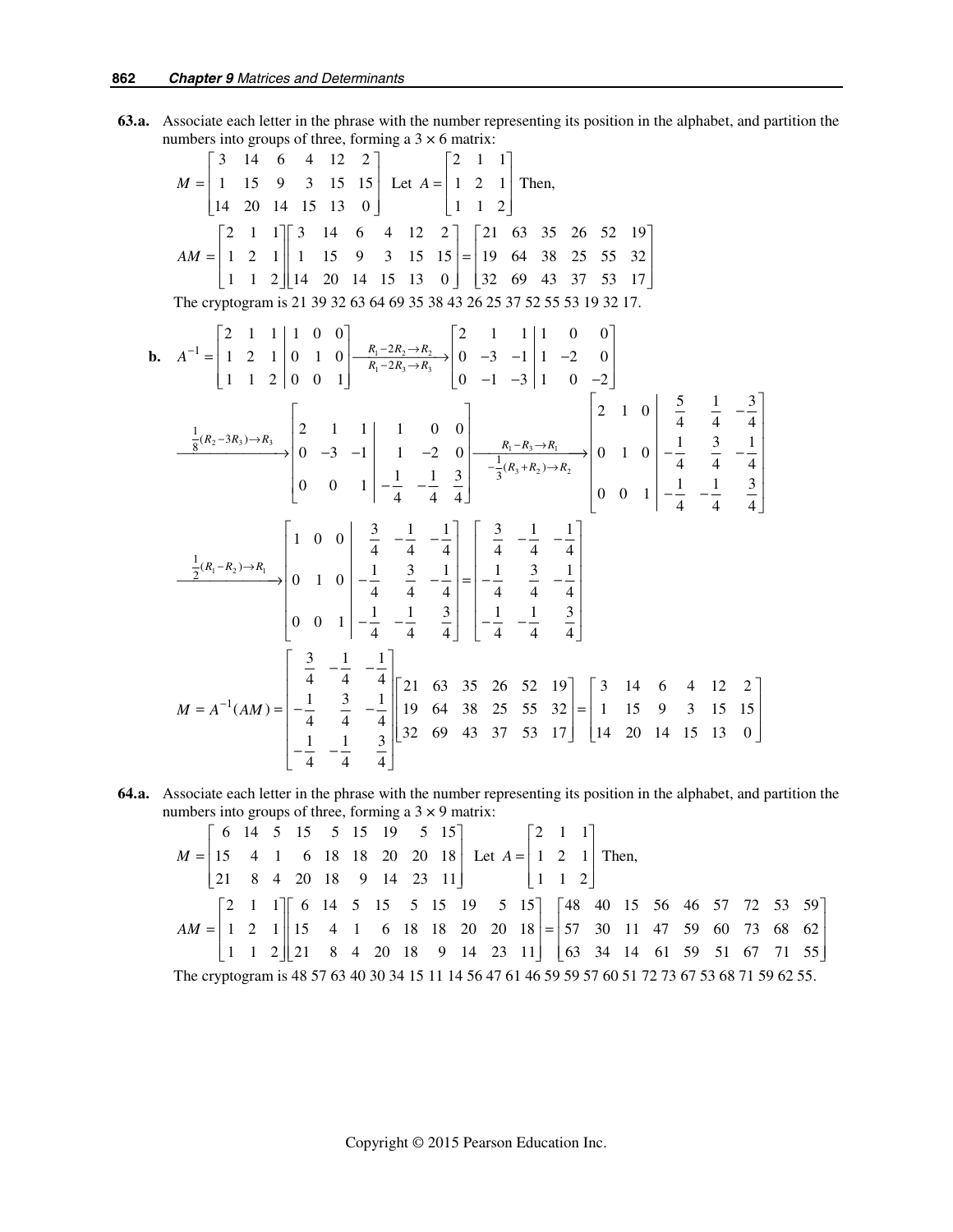**63.a.** Associate each letter in the phrase with the number representing its position in the alphabet, and partition the numbers into groups of three, forming a $3 \times 6$ matrix:

$$M = \begin{bmatrix} 3 & 14 & 6 & 4 & 12 & 2 \\ 1 & 15 & 9 & 3 & 15 & 15 \\ 14 & 20 & 14 & 15 & 13 & 0 \end{bmatrix} \quad \text{Let } A = \begin{bmatrix} 2 & 1 & 1 \\ 1 & 2 & 1 \\ 1 & 1 & 2 \end{bmatrix} \text{ Then,}$$

$$AM = \begin{bmatrix} 2 & 1 & 1 \\ 1 & 2 & 1 \\ 1 & 1 & 2 \end{bmatrix} \begin{bmatrix} 3 & 14 & 6 & 4 & 12 & 2 \\ 1 & 15 & 9 & 3 & 15 & 15 \\ 14 & 20 & 14 & 15 & 13 & 0 \end{bmatrix} = \begin{bmatrix} 21 & 63 & 35 & 26 & 52 & 19 \\ 19 & 64 & 38 & 25 & 55 & 32 \\ 32 & 69 & 43 & 37 & 53 & 17 \end{bmatrix}$$

The cryptogram is 21 39 32 63 64 69 35 38 43 26 25 37 52 55 53 19 32 17.

**b.**

$$A^{-1} = \left[\begin{array}{ccc|ccc} 2 & 1 & 1 & 1 & 0 & 0 \\ 1 & 2 & 1 & 0 & 1 & 0 \\ 1 & 1 & 2 & 0 & 0 & 1 \end{array}\right] \xrightarrow[R_1 - 2R_3 \to R_3]{R_1 - 2R_2 \to R_2} \left[\begin{array}{ccc|ccc} 2 & 1 & 1 & 1 & 0 & 0 \\ 0 & -3 & -1 & 1 & -2 & 0 \\ 0 & -1 & -3 & 1 & 0 & -2 \end{array}\right]$$

$$\xrightarrow{\frac{1}{8}(R_2 - 3R_3) \to R_3} \left[\begin{array}{ccc|ccc} 2 & 1 & 1 & 1 & 0 & 0 \\ 0 & -3 & -1 & 1 & -2 & 0 \\ 0 & 0 & 1 & -\frac{1}{4} & -\frac{1}{4} & \frac{3}{4} \end{array}\right] \xrightarrow[-\frac{1}{3}(R_3 + R_2) \to R_2]{R_1 - R_3 \to R_1} \left[\begin{array}{ccc|ccc} 2 & 1 & 0 & \frac{5}{4} & \frac{1}{4} & -\frac{3}{4} \\ 0 & 1 & 0 & -\frac{1}{4} & \frac{3}{4} & -\frac{1}{4} \\ 0 & 0 & 1 & -\frac{1}{4} & -\frac{1}{4} & \frac{3}{4} \end{array}\right]$$

$$\xrightarrow{\frac{1}{2}(R_1 - R_2) \to R_1} \left[\begin{array}{ccc|ccc} 1 & 0 & 0 & \frac{3}{4} & -\frac{1}{4} & -\frac{1}{4} \\ 0 & 1 & 0 & -\frac{1}{4} & \frac{3}{4} & -\frac{1}{4} \\ 0 & 0 & 1 & -\frac{1}{4} & -\frac{1}{4} & \frac{3}{4} \end{array}\right] = \begin{bmatrix} \frac{3}{4} & -\frac{1}{4} & -\frac{1}{4} \\ -\frac{1}{4} & \frac{3}{4} & -\frac{1}{4} \\ -\frac{1}{4} & -\frac{1}{4} & \frac{3}{4} \end{bmatrix}$$

$$M = A^{-1}(AM) = \begin{bmatrix} \frac{3}{4} & -\frac{1}{4} & -\frac{1}{4} \\ -\frac{1}{4} & \frac{3}{4} & -\frac{1}{4} \\ -\frac{1}{4} & -\frac{1}{4} & \frac{3}{4} \end{bmatrix} \begin{bmatrix} 21 & 63 & 35 & 26 & 52 & 19 \\ 19 & 64 & 38 & 25 & 55 & 32 \\ 32 & 69 & 43 & 37 & 53 & 17 \end{bmatrix} = \begin{bmatrix} 3 & 14 & 6 & 4 & 12 & 2 \\ 1 & 15 & 9 & 3 & 15 & 15 \\ 14 & 20 & 14 & 15 & 13 & 0 \end{bmatrix}$$

**64.a.** Associate each letter in the phrase with the number representing its position in the alphabet, and partition the numbers into groups of three, forming a $3 \times 9$ matrix:

$$M = \begin{bmatrix} 6 & 14 & 5 & 15 & 5 & 15 & 19 & 5 & 15 \\ 15 & 4 & 1 & 6 & 18 & 18 & 20 & 20 & 18 \\ 21 & 8 & 4 & 20 & 18 & 9 & 14 & 23 & 11 \end{bmatrix} \quad \text{Let } A = \begin{bmatrix} 2 & 1 & 1 \\ 1 & 2 & 1 \\ 1 & 1 & 2 \end{bmatrix} \text{ Then,}$$

$$AM = \begin{bmatrix} 2 & 1 & 1 \\ 1 & 2 & 1 \\ 1 & 1 & 2 \end{bmatrix} \begin{bmatrix} 6 & 14 & 5 & 15 & 5 & 15 & 19 & 5 & 15 \\ 15 & 4 & 1 & 6 & 18 & 18 & 20 & 20 & 18 \\ 21 & 8 & 4 & 20 & 18 & 9 & 14 & 23 & 11 \end{bmatrix} = \begin{bmatrix} 48 & 40 & 15 & 56 & 46 & 57 & 72 & 53 & 59 \\ 57 & 30 & 11 & 47 & 59 & 60 & 73 & 68 & 62 \\ 63 & 34 & 14 & 61 & 59 & 51 & 67 & 71 & 55 \end{bmatrix}$$

The cryptogram is 48 57 63 40 30 34 15 11 14 56 47 61 46 59 59 57 60 51 72 73 67 53 68 71 59 62 55.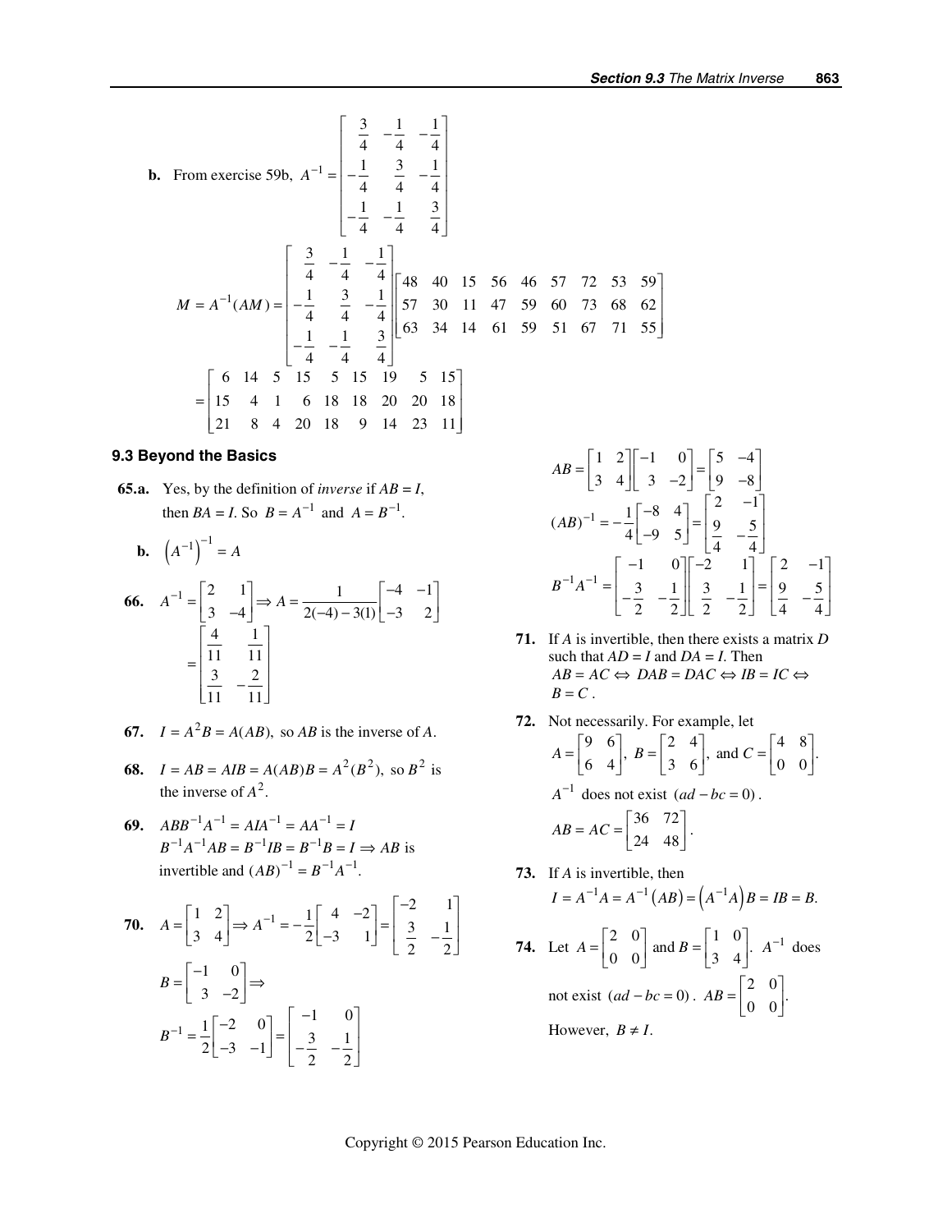**b.** From exercise 59b, $A^{-1} = \begin{bmatrix} \frac{3}{4} & -\frac{1}{4} & -\frac{1}{4} \\ -\frac{1}{4} & \frac{3}{4} & -\frac{1}{4} \\ -\frac{1}{4} & -\frac{1}{4} & \frac{3}{4} \end{bmatrix}$

$$M = A^{-1}(AM) = \begin{bmatrix} \frac{3}{4} & -\frac{1}{4} & -\frac{1}{4} \\ -\frac{1}{4} & \frac{3}{4} & -\frac{1}{4} \\ -\frac{1}{4} & -\frac{1}{4} & \frac{3}{4} \end{bmatrix} \begin{bmatrix} 48 & 40 & 15 & 56 & 46 & 57 & 72 & 53 & 59 \\ 57 & 30 & 11 & 47 & 59 & 60 & 73 & 68 & 62 \\ 63 & 34 & 14 & 61 & 59 & 51 & 67 & 71 & 55 \end{bmatrix}$$

$$= \begin{bmatrix} 6 & 14 & 5 & 15 & 5 & 15 & 19 & 5 & 15 \\ 15 & 4 & 1 & 6 & 18 & 18 & 20 & 20 & 18 \\ 21 & 8 & 4 & 20 & 18 & 9 & 14 & 23 & 11 \end{bmatrix}$$

### 9.3 Beyond the Basics

**65.a.** Yes, by the definition of *inverse* if $AB = I$, then $BA = I$. So $B = A^{-1}$ and $A = B^{-1}$.

**b.** $\left(A^{-1}\right)^{-1} = A$

**66.** $A^{-1} = \begin{bmatrix} 2 & 1 \\ 3 & -4 \end{bmatrix} \Rightarrow A = \frac{1}{2(-4) - 3(1)} \begin{bmatrix} -4 & -1 \\ -3 & 2 \end{bmatrix} = \begin{bmatrix} \frac{4}{11} & \frac{1}{11} \\ \frac{3}{11} & -\frac{2}{11} \end{bmatrix}$

**67.** $I = A^2B = A(AB)$, so $AB$ is the inverse of $A$.

**68.** $I = AB = AIB = A(AB)B = A^2(B^2)$, so $B^2$ is the inverse of $A^2$.

**69.** $ABB^{-1}A^{-1} = AIA^{-1} = AA^{-1} = I$
$B^{-1}A^{-1}AB = B^{-1}IB = B^{-1}B = I \Rightarrow AB$ is invertible and $(AB)^{-1} = B^{-1}A^{-1}$.

**70.** $A = \begin{bmatrix} 1 & 2 \\ 3 & 4 \end{bmatrix} \Rightarrow A^{-1} = -\frac{1}{2}\begin{bmatrix} 4 & -2 \\ -3 & 1 \end{bmatrix} = \begin{bmatrix} -2 & 1 \\ \frac{3}{2} & -\frac{1}{2} \end{bmatrix}$

$B = \begin{bmatrix} -1 & 0 \\ 3 & -2 \end{bmatrix} \Rightarrow$

$B^{-1} = \frac{1}{2}\begin{bmatrix} -2 & 0 \\ -3 & -1 \end{bmatrix} = \begin{bmatrix} -1 & 0 \\ -\frac{3}{2} & -\frac{1}{2} \end{bmatrix}$

$AB = \begin{bmatrix} 1 & 2 \\ 3 & 4 \end{bmatrix}\begin{bmatrix} -1 & 0 \\ 3 & -2 \end{bmatrix} = \begin{bmatrix} 5 & -4 \\ 9 & -8 \end{bmatrix}$

$(AB)^{-1} = -\frac{1}{4}\begin{bmatrix} -8 & 4 \\ -9 & 5 \end{bmatrix} = \begin{bmatrix} 2 & -1 \\ \frac{9}{4} & -\frac{5}{4} \end{bmatrix}$

$B^{-1}A^{-1} = \begin{bmatrix} -1 & 0 \\ -\frac{3}{2} & -\frac{1}{2} \end{bmatrix}\begin{bmatrix} -2 & 1 \\ \frac{3}{2} & -\frac{1}{2} \end{bmatrix} = \begin{bmatrix} 2 & -1 \\ \frac{9}{4} & -\frac{5}{4} \end{bmatrix}$

**71.** If $A$ is invertible, then there exists a matrix $D$ such that $AD = I$ and $DA = I$. Then $AB = AC \Leftrightarrow DAB = DAC \Leftrightarrow IB = IC \Leftrightarrow B = C$.

**72.** Not necessarily. For example, let $A = \begin{bmatrix} 9 & 6 \\ 6 & 4 \end{bmatrix}$, $B = \begin{bmatrix} 2 & 4 \\ 3 & 6 \end{bmatrix}$, and $C = \begin{bmatrix} 4 & 8 \\ 0 & 0 \end{bmatrix}$.
$A^{-1}$ does not exist $(ad - bc = 0)$.
$AB = AC = \begin{bmatrix} 36 & 72 \\ 24 & 48 \end{bmatrix}$.

**73.** If $A$ is invertible, then
$I = A^{-1}A = A^{-1}(AB) = \left(A^{-1}A\right)B = IB = B$.

**74.** Let $A = \begin{bmatrix} 2 & 0 \\ 0 & 0 \end{bmatrix}$ and $B = \begin{bmatrix} 1 & 0 \\ 3 & 4 \end{bmatrix}$. $A^{-1}$ does not exist $(ad - bc = 0)$. $AB = \begin{bmatrix} 2 & 0 \\ 0 & 0 \end{bmatrix}$.
However, $B \neq I$.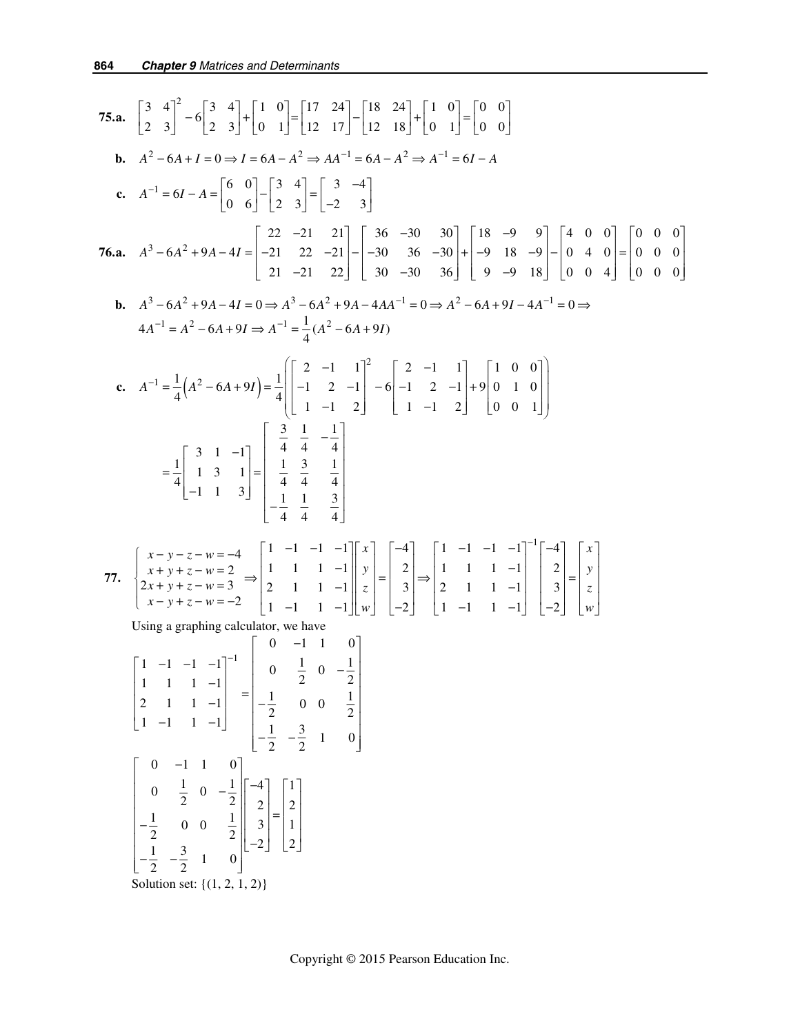**75.a.** $\begin{bmatrix} 3 & 4 \\ 2 & 3 \end{bmatrix}^2 - 6\begin{bmatrix} 3 & 4 \\ 2 & 3 \end{bmatrix} + \begin{bmatrix} 1 & 0 \\ 0 & 1 \end{bmatrix} = \begin{bmatrix} 17 & 24 \\ 12 & 17 \end{bmatrix} - \begin{bmatrix} 18 & 24 \\ 12 & 18 \end{bmatrix} + \begin{bmatrix} 1 & 0 \\ 0 & 1 \end{bmatrix} = \begin{bmatrix} 0 & 0 \\ 0 & 0 \end{bmatrix}$

**b.** $A^2 - 6A + I = 0 \Rightarrow I = 6A - A^2 \Rightarrow AA^{-1} = 6A - A^2 \Rightarrow A^{-1} = 6I - A$

**c.** $A^{-1} = 6I - A = \begin{bmatrix} 6 & 0 \\ 0 & 6 \end{bmatrix} - \begin{bmatrix} 3 & 4 \\ 2 & 3 \end{bmatrix} = \begin{bmatrix} 3 & -4 \\ -2 & 3 \end{bmatrix}$

**76.a.** $A^3 - 6A^2 + 9A - 4I = \begin{bmatrix} 22 & -21 & 21 \\ -21 & 22 & -21 \\ 21 & -21 & 22 \end{bmatrix} - \begin{bmatrix} 36 & -30 & 30 \\ -30 & 36 & -30 \\ 30 & -30 & 36 \end{bmatrix} + \begin{bmatrix} 18 & -9 & 9 \\ -9 & 18 & -9 \\ 9 & -9 & 18 \end{bmatrix} - \begin{bmatrix} 4 & 0 & 0 \\ 0 & 4 & 0 \\ 0 & 0 & 4 \end{bmatrix} = \begin{bmatrix} 0 & 0 & 0 \\ 0 & 0 & 0 \\ 0 & 0 & 0 \end{bmatrix}$

**b.** $A^3 - 6A^2 + 9A - 4I = 0 \Rightarrow A^3 - 6A^2 + 9A - 4AA^{-1} = 0 \Rightarrow A^2 - 6A + 9I - 4A^{-1} = 0 \Rightarrow$
$4A^{-1} = A^2 - 6A + 9I \Rightarrow A^{-1} = \frac{1}{4}(A^2 - 6A + 9I)$

**c.** $A^{-1} = \frac{1}{4}\left(A^2 - 6A + 9I\right) = \frac{1}{4}\left(\begin{bmatrix} 2 & -1 & 1 \\ -1 & 2 & -1 \\ 1 & -1 & 2 \end{bmatrix}^2 - 6\begin{bmatrix} 2 & -1 & 1 \\ -1 & 2 & -1 \\ 1 & -1 & 2 \end{bmatrix} + 9\begin{bmatrix} 1 & 0 & 0 \\ 0 & 1 & 0 \\ 0 & 0 & 1 \end{bmatrix}\right)$

$= \frac{1}{4}\begin{bmatrix} 3 & 1 & -1 \\ 1 & 3 & 1 \\ -1 & 1 & 3 \end{bmatrix} = \begin{bmatrix} \frac{3}{4} & \frac{1}{4} & -\frac{1}{4} \\ \frac{1}{4} & \frac{3}{4} & \frac{1}{4} \\ -\frac{1}{4} & \frac{1}{4} & \frac{3}{4} \end{bmatrix}$

**77.** $\begin{cases} x - y - z - w = -4 \\ x + y + z - w = 2 \\ 2x + y + z - w = 3 \\ x - y + z - w = -2 \end{cases} \Rightarrow \begin{bmatrix} 1 & -1 & -1 & -1 \\ 1 & 1 & 1 & -1 \\ 2 & 1 & 1 & -1 \\ 1 & -1 & 1 & -1 \end{bmatrix}\begin{bmatrix} x \\ y \\ z \\ w \end{bmatrix} = \begin{bmatrix} -4 \\ 2 \\ 3 \\ -2 \end{bmatrix} \Rightarrow \begin{bmatrix} 1 & -1 & -1 & -1 \\ 1 & 1 & 1 & -1 \\ 2 & 1 & 1 & -1 \\ 1 & -1 & 1 & -1 \end{bmatrix}^{-1}\begin{bmatrix} -4 \\ 2 \\ 3 \\ -2 \end{bmatrix} = \begin{bmatrix} x \\ y \\ z \\ w \end{bmatrix}$

Using a graphing calculator, we have

$\begin{bmatrix} 1 & -1 & -1 & -1 \\ 1 & 1 & 1 & -1 \\ 2 & 1 & 1 & -1 \\ 1 & -1 & 1 & -1 \end{bmatrix}^{-1} = \begin{bmatrix} 0 & -1 & 1 & 0 \\ 0 & \frac{1}{2} & 0 & -\frac{1}{2} \\ -\frac{1}{2} & 0 & 0 & \frac{1}{2} \\ -\frac{1}{2} & -\frac{3}{2} & 1 & 0 \end{bmatrix}$

$\begin{bmatrix} 0 & -1 & 1 & 0 \\ 0 & \frac{1}{2} & 0 & -\frac{1}{2} \\ -\frac{1}{2} & 0 & 0 & \frac{1}{2} \\ -\frac{1}{2} & -\frac{3}{2} & 1 & 0 \end{bmatrix}\begin{bmatrix} -4 \\ 2 \\ 3 \\ -2 \end{bmatrix} = \begin{bmatrix} 1 \\ 2 \\ 1 \\ 2 \end{bmatrix}$

Solution set: $\{(1, 2, 1, 2)\}$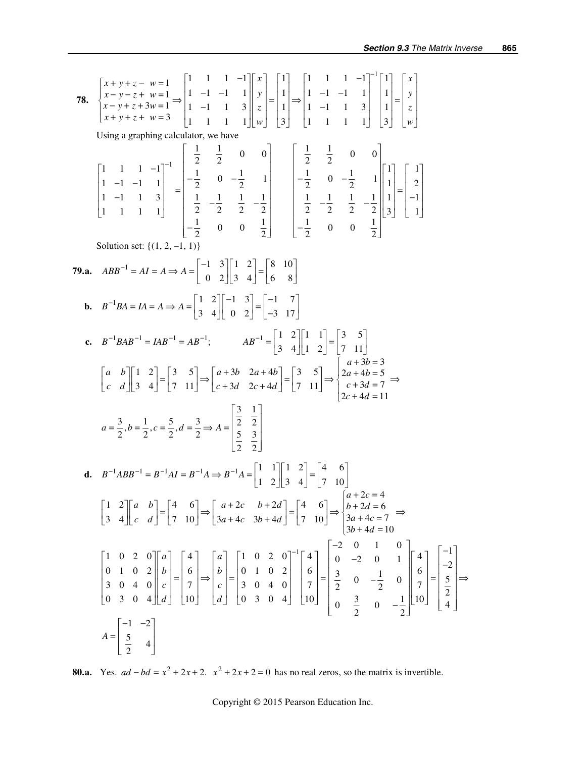**78.** $\begin{cases} x+y+z-w=1 \\ x-y-z+w=1 \\ x-y+z+3w=1 \\ x+y+z+w=3 \end{cases} \Rightarrow \begin{bmatrix} 1 & 1 & 1 & -1 \\ 1 & -1 & -1 & 1 \\ 1 & -1 & 1 & 3 \\ 1 & 1 & 1 & 1 \end{bmatrix} \begin{bmatrix} x \\ y \\ z \\ w \end{bmatrix} = \begin{bmatrix} 1 \\ 1 \\ 1 \\ 3 \end{bmatrix} \Rightarrow \begin{bmatrix} 1 & 1 & 1 & -1 \\ 1 & -1 & -1 & 1 \\ 1 & -1 & 1 & 3 \\ 1 & 1 & 1 & 1 \end{bmatrix}^{-1} \begin{bmatrix} 1 \\ 1 \\ 1 \\ 3 \end{bmatrix} = \begin{bmatrix} x \\ y \\ z \\ w \end{bmatrix}$

Using a graphing calculator, we have

$$\begin{bmatrix} 1 & 1 & 1 & -1 \\ 1 & -1 & -1 & 1 \\ 1 & -1 & 1 & 3 \\ 1 & 1 & 1 & 1 \end{bmatrix}^{-1} = \begin{bmatrix} \frac{1}{2} & \frac{1}{2} & 0 & 0 \\ -\frac{1}{2} & 0 & -\frac{1}{2} & 1 \\ \frac{1}{2} & -\frac{1}{2} & \frac{1}{2} & -\frac{1}{2} \\ -\frac{1}{2} & 0 & 0 & \frac{1}{2} \end{bmatrix} \qquad \begin{bmatrix} \frac{1}{2} & \frac{1}{2} & 0 & 0 \\ -\frac{1}{2} & 0 & -\frac{1}{2} & 1 \\ \frac{1}{2} & -\frac{1}{2} & \frac{1}{2} & -\frac{1}{2} \\ -\frac{1}{2} & 0 & 0 & \frac{1}{2} \end{bmatrix} \begin{bmatrix} 1 \\ 1 \\ 1 \\ 3 \end{bmatrix} = \begin{bmatrix} 1 \\ 2 \\ -1 \\ 1 \end{bmatrix}$$

Solution set: $\{(1, 2, -1, 1)\}$

**79.a.** $ABB^{-1} = AI = A \Rightarrow A = \begin{bmatrix} -1 & 3 \\ 0 & 2 \end{bmatrix} \begin{bmatrix} 1 & 2 \\ 3 & 4 \end{bmatrix} = \begin{bmatrix} 8 & 10 \\ 6 & 8 \end{bmatrix}$

**b.** $B^{-1}BA = IA = A \Rightarrow A = \begin{bmatrix} 1 & 2 \\ 3 & 4 \end{bmatrix} \begin{bmatrix} -1 & 3 \\ 0 & 2 \end{bmatrix} = \begin{bmatrix} -1 & 7 \\ -3 & 17 \end{bmatrix}$

**c.** $B^{-1}BAB^{-1} = IAB^{-1} = AB^{-1}$; $\qquad AB^{-1} = \begin{bmatrix} 1 & 2 \\ 3 & 4 \end{bmatrix} \begin{bmatrix} 1 & 1 \\ 1 & 2 \end{bmatrix} = \begin{bmatrix} 3 & 5 \\ 7 & 11 \end{bmatrix}$

$\begin{bmatrix} a & b \\ c & d \end{bmatrix} \begin{bmatrix} 1 & 2 \\ 3 & 4 \end{bmatrix} = \begin{bmatrix} 3 & 5 \\ 7 & 11 \end{bmatrix} \Rightarrow \begin{bmatrix} a+3b & 2a+4b \\ c+3d & 2c+4d \end{bmatrix} = \begin{bmatrix} 3 & 5 \\ 7 & 11 \end{bmatrix} \Rightarrow \begin{cases} a+3b=3 \\ 2a+4b=5 \\ c+3d=7 \\ 2c+4d=11 \end{cases} \Rightarrow$

$a = \frac{3}{2}, b = \frac{1}{2}, c = \frac{5}{2}, d = \frac{3}{2} \Rightarrow A = \begin{bmatrix} \frac{3}{2} & \frac{1}{2} \\ \frac{5}{2} & \frac{3}{2} \end{bmatrix}$

**d.** $B^{-1}ABB^{-1} = B^{-1}AI = B^{-1}A \Rightarrow B^{-1}A = \begin{bmatrix} 1 & 1 \\ 1 & 2 \end{bmatrix} \begin{bmatrix} 1 & 2 \\ 3 & 4 \end{bmatrix} = \begin{bmatrix} 4 & 6 \\ 7 & 10 \end{bmatrix}$

$\begin{bmatrix} 1 & 2 \\ 3 & 4 \end{bmatrix} \begin{bmatrix} a & b \\ c & d \end{bmatrix} = \begin{bmatrix} 4 & 6 \\ 7 & 10 \end{bmatrix} \Rightarrow \begin{bmatrix} a+2c & b+2d \\ 3a+4c & 3b+4d \end{bmatrix} = \begin{bmatrix} 4 & 6 \\ 7 & 10 \end{bmatrix} \Rightarrow \begin{cases} a+2c=4 \\ b+2d=6 \\ 3a+4c=7 \\ 3b+4d=10 \end{cases} \Rightarrow$

$$\begin{bmatrix} 1 & 0 & 2 & 0 \\ 0 & 1 & 0 & 2 \\ 3 & 0 & 4 & 0 \\ 0 & 3 & 0 & 4 \end{bmatrix} \begin{bmatrix} a \\ b \\ c \\ d \end{bmatrix} = \begin{bmatrix} 4 \\ 6 \\ 7 \\ 10 \end{bmatrix} \Rightarrow \begin{bmatrix} a \\ b \\ c \\ d \end{bmatrix} = \begin{bmatrix} 1 & 0 & 2 & 0 \\ 0 & 1 & 0 & 2 \\ 3 & 0 & 4 & 0 \\ 0 & 3 & 0 & 4 \end{bmatrix}^{-1} \begin{bmatrix} 4 \\ 6 \\ 7 \\ 10 \end{bmatrix} = \begin{bmatrix} -2 & 0 & 1 & 0 \\ 0 & -2 & 0 & 1 \\ \frac{3}{2} & 0 & -\frac{1}{2} & 0 \\ 0 & \frac{3}{2} & 0 & -\frac{1}{2} \end{bmatrix} \begin{bmatrix} 4 \\ 6 \\ 7 \\ 10 \end{bmatrix} = \begin{bmatrix} -1 \\ -2 \\ \frac{5}{2} \\ 4 \end{bmatrix} \Rightarrow$$

$A = \begin{bmatrix} -1 & -2 \\ \frac{5}{2} & 4 \end{bmatrix}$

**80.a.** Yes. $ad - bd = x^2 + 2x + 2$. $x^2 + 2x + 2 = 0$ has no real zeros, so the matrix is invertible.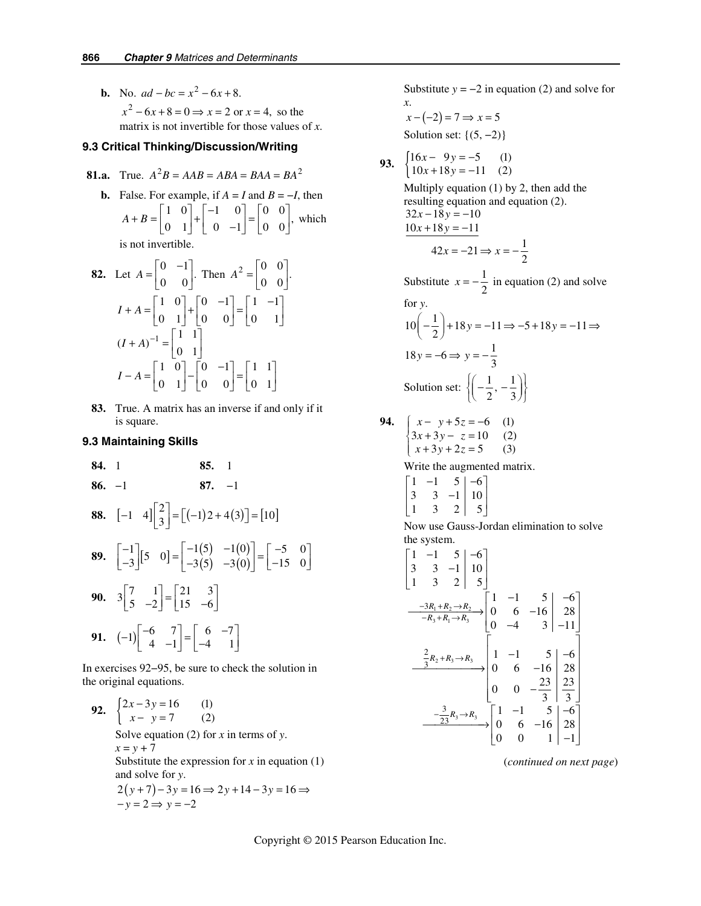**b.** No. $ad - bc = x^2 - 6x + 8$.
$x^2 - 6x + 8 = 0 \Rightarrow x = 2$ or $x = 4$, so the matrix is not invertible for those values of $x$.

### 9.3 Critical Thinking/Discussion/Writing

**81.a.** True. $A^2B = AAB = ABA = BAA = BA^2$

**b.** False. For example, if $A = I$ and $B = -I$, then
$A + B = \begin{bmatrix} 1 & 0 \\ 0 & 1 \end{bmatrix} + \begin{bmatrix} -1 & 0 \\ 0 & -1 \end{bmatrix} = \begin{bmatrix} 0 & 0 \\ 0 & 0 \end{bmatrix}$, which is not invertible.

**82.** Let $A = \begin{bmatrix} 0 & -1 \\ 0 & 0 \end{bmatrix}$. Then $A^2 = \begin{bmatrix} 0 & 0 \\ 0 & 0 \end{bmatrix}$.

$$I + A = \begin{bmatrix} 1 & 0 \\ 0 & 1 \end{bmatrix} + \begin{bmatrix} 0 & -1 \\ 0 & 0 \end{bmatrix} = \begin{bmatrix} 1 & -1 \\ 0 & 1 \end{bmatrix}$$

$$(I + A)^{-1} = \begin{bmatrix} 1 & 1 \\ 0 & 1 \end{bmatrix}$$

$$I - A = \begin{bmatrix} 1 & 0 \\ 0 & 1 \end{bmatrix} - \begin{bmatrix} 0 & -1 \\ 0 & 0 \end{bmatrix} = \begin{bmatrix} 1 & 1 \\ 0 & 1 \end{bmatrix}$$

**83.** True. A matrix has an inverse if and only if it is square.

### 9.3 Maintaining Skills

**84.** 1 **85.** 1

**86.** $-1$ **87.** $-1$

**88.** $\begin{bmatrix} -1 & 4 \end{bmatrix}\begin{bmatrix} 2 \\ 3 \end{bmatrix} = \begin{bmatrix} (-1)2 + 4(3) \end{bmatrix} = \begin{bmatrix} 10 \end{bmatrix}$

**89.** $\begin{bmatrix} -1 \\ -3 \end{bmatrix}\begin{bmatrix} 5 & 0 \end{bmatrix} = \begin{bmatrix} -1(5) & -1(0) \\ -3(5) & -3(0) \end{bmatrix} = \begin{bmatrix} -5 & 0 \\ -15 & 0 \end{bmatrix}$

**90.** $3\begin{bmatrix} 7 & 1 \\ 5 & -2 \end{bmatrix} = \begin{bmatrix} 21 & 3 \\ 15 & -6 \end{bmatrix}$

**91.** $(-1)\begin{bmatrix} -6 & 7 \\ 4 & -1 \end{bmatrix} = \begin{bmatrix} 6 & -7 \\ -4 & 1 \end{bmatrix}$

In exercises 92−95, be sure to check the solution in the original equations.

**92.** $\begin{cases} 2x - 3y = 16 & (1) \\ x - y = 7 & (2) \end{cases}$

Solve equation (2) for $x$ in terms of $y$.
$x = y + 7$
Substitute the expression for $x$ in equation (1) and solve for $y$.
$2(y + 7) - 3y = 16 \Rightarrow 2y + 14 - 3y = 16 \Rightarrow$
$-y = 2 \Rightarrow y = -2$

Substitute $y = -2$ in equation (2) and solve for $x$.
$x - (-2) = 7 \Rightarrow x = 5$
Solution set: $\{(5, -2)\}$

**93.** $\begin{cases} 16x - 9y = -5 & (1) \\ 10x + 18y = -11 & (2) \end{cases}$

Multiply equation (1) by 2, then add the resulting equation and equation (2).

$$\begin{aligned} 32x - 18y &= -10 \\ \underline{10x + 18y} &= \underline{-11} \\ 42x &= -21 \Rightarrow x = -\frac{1}{2} \end{aligned}$$

Substitute $x = -\frac{1}{2}$ in equation (2) and solve for $y$.

$10\left(-\frac{1}{2}\right) + 18y = -11 \Rightarrow -5 + 18y = -11 \Rightarrow$

$18y = -6 \Rightarrow y = -\frac{1}{3}$

Solution set: $\left\{\left(-\frac{1}{2}, -\frac{1}{3}\right)\right\}$

**94.** $\begin{cases} x - y + 5z = -6 & (1) \\ 3x + 3y - z = 10 & (2) \\ x + 3y + 2z = 5 & (3) \end{cases}$

Write the augmented matrix.

$$\left[\begin{array}{rrr|r} 1 & -1 & 5 & -6 \\ 3 & 3 & -1 & 10 \\ 1 & 3 & 2 & 5 \end{array}\right]$$

Now use Gauss-Jordan elimination to solve the system.

$$\left[\begin{array}{rrr|r} 1 & -1 & 5 & -6 \\ 3 & 3 & -1 & 10 \\ 1 & 3 & 2 & 5 \end{array}\right] \xrightarrow[-R_3 + R_1 \to R_3]{-3R_1 + R_2 \to R_2} \left[\begin{array}{rrr|r} 1 & -1 & 5 & -6 \\ 0 & 6 & -16 & 28 \\ 0 & -4 & 3 & -11 \end{array}\right]$$

$$\xrightarrow{\frac{2}{3}R_2 + R_3 \to R_3} \left[\begin{array}{rrr|r} 1 & -1 & 5 & -6 \\ 0 & 6 & -16 & 28 \\ 0 & 0 & -\frac{23}{3} & \frac{23}{3} \end{array}\right]$$

$$\xrightarrow{-\frac{3}{23}R_3 \to R_3} \left[\begin{array}{rrr|r} 1 & -1 & 5 & -6 \\ 0 & 6 & -16 & 28 \\ 0 & 0 & 1 & -1 \end{array}\right]$$

(*continued on next page*)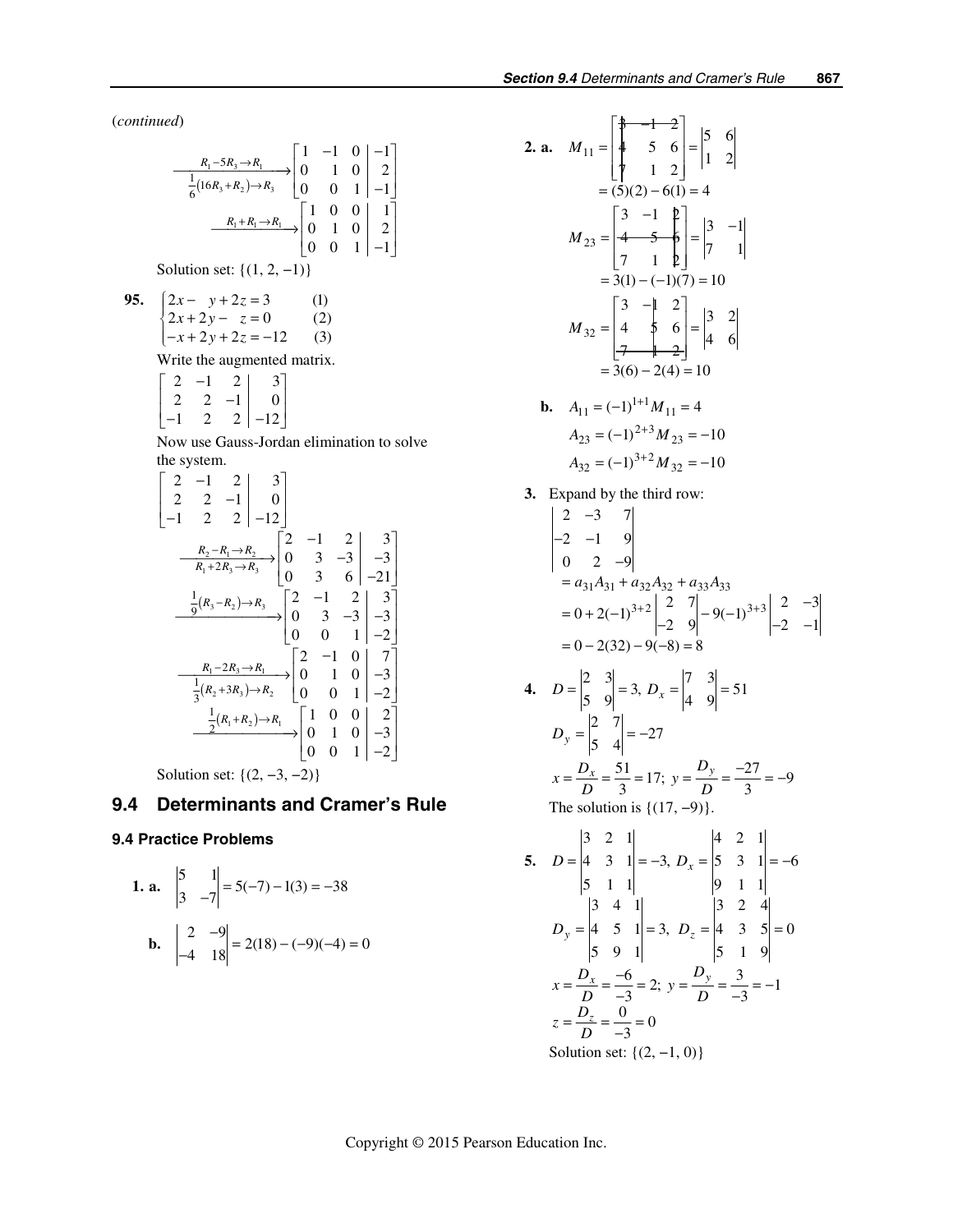(*continued*)

$$\xrightarrow[\frac{1}{6}(16R_3+R_2)\to R_3]{R_1-5R_3\to R_1}\left[\begin{array}{ccc|c} 1 & -1 & 0 & -1 \\ 0 & 1 & 0 & 2 \\ 0 & 0 & 1 & -1 \end{array}\right]$$

$$\xrightarrow{R_1+R_1\to R_1}\left[\begin{array}{ccc|c} 1 & 0 & 0 & 1 \\ 0 & 1 & 0 & 2 \\ 0 & 0 & 1 & -1 \end{array}\right]$$

Solution set: $\{(1, 2, -1)\}$

**95.** $\begin{cases} 2x - y + 2z = 3 & (1) \\ 2x + 2y - z = 0 & (2) \\ -x + 2y + 2z = -12 & (3) \end{cases}$

Write the augmented matrix.

$$\left[\begin{array}{ccc|c} 2 & -1 & 2 & 3 \\ 2 & 2 & -1 & 0 \\ -1 & 2 & 2 & -12 \end{array}\right]$$

Now use Gauss-Jordan elimination to solve the system.

$$\left[\begin{array}{ccc|c} 2 & -1 & 2 & 3 \\ 2 & 2 & -1 & 0 \\ -1 & 2 & 2 & -12 \end{array}\right]$$

$$\xrightarrow[R_1+2R_3\to R_3]{R_2-R_1\to R_2}\left[\begin{array}{ccc|c} 2 & -1 & 2 & 3 \\ 0 & 3 & -3 & -3 \\ 0 & 3 & 6 & -21 \end{array}\right]$$

$$\xrightarrow{\frac{1}{9}(R_3-R_2)\to R_3}\left[\begin{array}{ccc|c} 2 & -1 & 2 & 3 \\ 0 & 3 & -3 & -3 \\ 0 & 0 & 1 & -2 \end{array}\right]$$

$$\xrightarrow[\frac{1}{3}(R_2+3R_3)\to R_2]{R_1-2R_3\to R_1}\left[\begin{array}{ccc|c} 2 & -1 & 0 & 7 \\ 0 & 1 & 0 & -3 \\ 0 & 0 & 1 & -2 \end{array}\right]$$

$$\xrightarrow{\frac{1}{2}(R_1+R_2)\to R_1}\left[\begin{array}{ccc|c} 1 & 0 & 0 & 2 \\ 0 & 1 & 0 & -3 \\ 0 & 0 & 1 & -2 \end{array}\right]$$

Solution set: $\{(2, -3, -2)\}$

## 9.4 Determinants and Cramer's Rule

### 9.4 Practice Problems

**1. a.** $\begin{vmatrix} 5 & 1 \\ 3 & -7 \end{vmatrix} = 5(-7) - 1(3) = -38$

**b.** $\begin{vmatrix} 2 & -9 \\ -4 & 18 \end{vmatrix} = 2(18) - (-9)(-4) = 0$

**2. a.** $M_{11} = \begin{bmatrix} 3 & -1 & 2 \\ 4 & 5 & 6 \\ 7 & 1 & 2 \end{bmatrix} = \begin{vmatrix} 5 & 6 \\ 1 & 2 \end{vmatrix}$
$= (5)(2) - 6(1) = 4$

$M_{23} = \begin{bmatrix} 3 & -1 & 2 \\ 4 & 5 & 6 \\ 7 & 1 & 2 \end{bmatrix} = \begin{vmatrix} 3 & -1 \\ 7 & 1 \end{vmatrix}$
$= 3(1) - (-1)(7) = 10$

$M_{32} = \begin{bmatrix} 3 & -1 & 2 \\ 4 & 5 & 6 \\ 7 & 1 & 2 \end{bmatrix} = \begin{vmatrix} 3 & 2 \\ 4 & 6 \end{vmatrix}$
$= 3(6) - 2(4) = 10$

**b.** $A_{11} = (-1)^{1+1}M_{11} = 4$

$A_{23} = (-1)^{2+3}M_{23} = -10$

$A_{32} = (-1)^{3+2}M_{32} = -10$

**3.** Expand by the third row:

$$\begin{vmatrix} 2 & -3 & 7 \\ -2 & -1 & 9 \\ 0 & 2 & -9 \end{vmatrix}$$
$= a_{31}A_{31} + a_{32}A_{32} + a_{33}A_{33}$
$= 0 + 2(-1)^{3+2}\begin{vmatrix} 2 & 7 \\ -2 & 9 \end{vmatrix} - 9(-1)^{3+3}\begin{vmatrix} 2 & -3 \\ -2 & -1 \end{vmatrix}$
$= 0 - 2(32) - 9(-8) = 8$

**4.** $D = \begin{vmatrix} 2 & 3 \\ 5 & 9 \end{vmatrix} = 3,\ D_x = \begin{vmatrix} 7 & 3 \\ 4 & 9 \end{vmatrix} = 51$

$D_y = \begin{vmatrix} 2 & 7 \\ 5 & 4 \end{vmatrix} = -27$

$x = \dfrac{D_x}{D} = \dfrac{51}{3} = 17;\ y = \dfrac{D_y}{D} = \dfrac{-27}{3} = -9$

The solution is $\{(17, -9)\}$.

**5.** $D = \begin{vmatrix} 3 & 2 & 1 \\ 4 & 3 & 1 \\ 5 & 1 & 1 \end{vmatrix} = -3,\ D_x = \begin{vmatrix} 4 & 2 & 1 \\ 5 & 3 & 1 \\ 9 & 1 & 1 \end{vmatrix} = -6$

$D_y = \begin{vmatrix} 3 & 4 & 1 \\ 4 & 5 & 1 \\ 5 & 9 & 1 \end{vmatrix} = 3,\ D_z = \begin{vmatrix} 3 & 2 & 4 \\ 4 & 3 & 5 \\ 5 & 1 & 9 \end{vmatrix} = 0$

$x = \dfrac{D_x}{D} = \dfrac{-6}{-3} = 2;\ y = \dfrac{D_y}{D} = \dfrac{3}{-3} = -1$

$z = \dfrac{D_z}{D} = \dfrac{0}{-3} = 0$

Solution set: $\{(2, -1, 0)\}$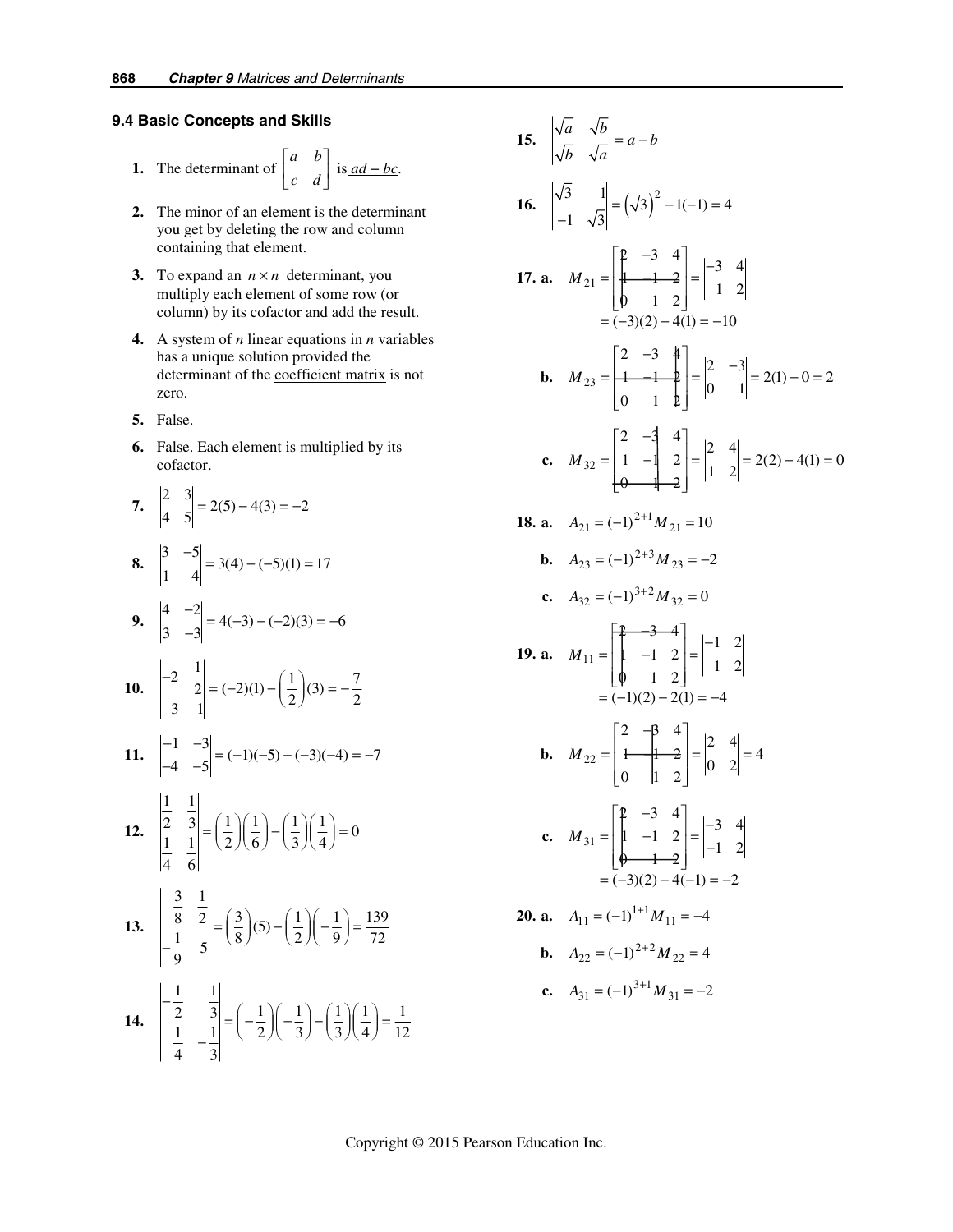## 9.4 Basic Concepts and Skills

**1.** The determinant of $\begin{bmatrix} a & b \\ c & d \end{bmatrix}$ is $\underline{ad - bc}$.

**2.** The minor of an element is the determinant you get by deleting the row and column containing that element.

**3.** To expand an $n \times n$ determinant, you multiply each element of some row (or column) by its cofactor and add the result.

**4.** A system of *n* linear equations in *n* variables has a unique solution provided the determinant of the coefficient matrix is not zero.

**5.** False.

**6.** False. Each element is multiplied by its cofactor.

**7.** $\begin{vmatrix} 2 & 3 \\ 4 & 5 \end{vmatrix} = 2(5) - 4(3) = -2$

**8.** $\begin{vmatrix} 3 & -5 \\ 1 & 4 \end{vmatrix} = 3(4) - (-5)(1) = 17$

**9.** $\begin{vmatrix} 4 & -2 \\ 3 & -3 \end{vmatrix} = 4(-3) - (-2)(3) = -6$

**10.** $\begin{vmatrix} -2 & \frac{1}{2} \\ 3 & 1 \end{vmatrix} = (-2)(1) - \left(\frac{1}{2}\right)(3) = -\frac{7}{2}$

**11.** $\begin{vmatrix} -1 & -3 \\ -4 & -5 \end{vmatrix} = (-1)(-5) - (-3)(-4) = -7$

**12.** $\begin{vmatrix} \frac{1}{2} & \frac{1}{3} \\ \frac{1}{4} & \frac{1}{6} \end{vmatrix} = \left(\frac{1}{2}\right)\left(\frac{1}{6}\right) - \left(\frac{1}{3}\right)\left(\frac{1}{4}\right) = 0$

**13.** $\begin{vmatrix} \frac{3}{8} & \frac{1}{2} \\ -\frac{1}{9} & 5 \end{vmatrix} = \left(\frac{3}{8}\right)(5) - \left(\frac{1}{2}\right)\left(-\frac{1}{9}\right) = \frac{139}{72}$

**14.** $\begin{vmatrix} -\frac{1}{2} & \frac{1}{3} \\ \frac{1}{4} & -\frac{1}{3} \end{vmatrix} = \left(-\frac{1}{2}\right)\left(-\frac{1}{3}\right) - \left(\frac{1}{3}\right)\left(\frac{1}{4}\right) = \frac{1}{12}$

**15.** $\begin{vmatrix} \sqrt{a} & \sqrt{b} \\ \sqrt{b} & \sqrt{a} \end{vmatrix} = a - b$

**16.** $\begin{vmatrix} \sqrt{3} & 1 \\ -1 & \sqrt{3} \end{vmatrix} = \left(\sqrt{3}\right)^2 - 1(-1) = 4$

**17. a.** $M_{21} = \begin{bmatrix} 2 & -3 & 4 \\ 1 & -1 & 2 \\ 0 & 1 & 2 \end{bmatrix} = \begin{vmatrix} -3 & 4 \\ 1 & 2 \end{vmatrix}$
$= (-3)(2) - 4(1) = -10$

**b.** $M_{23} = \begin{bmatrix} 2 & -3 & 4 \\ 1 & -1 & 2 \\ 0 & 1 & 2 \end{bmatrix} = \begin{vmatrix} 2 & -3 \\ 0 & 1 \end{vmatrix} = 2(1) - 0 = 2$

**c.** $M_{32} = \begin{bmatrix} 2 & -3 & 4 \\ 1 & -1 & 2 \\ 0 & 1 & 2 \end{bmatrix} = \begin{vmatrix} 2 & 4 \\ 1 & 2 \end{vmatrix} = 2(2) - 4(1) = 0$

**18. a.** $A_{21} = (-1)^{2+1} M_{21} = 10$

**b.** $A_{23} = (-1)^{2+3} M_{23} = -2$

**c.** $A_{32} = (-1)^{3+2} M_{32} = 0$

**19. a.** $M_{11} = \begin{bmatrix} 2 & -3 & 4 \\ 1 & -1 & 2 \\ 0 & 1 & 2 \end{bmatrix} = \begin{vmatrix} -1 & 2 \\ 1 & 2 \end{vmatrix}$
$= (-1)(2) - 2(1) = -4$

**b.** $M_{22} = \begin{bmatrix} 2 & -3 & 4 \\ 1 & -1 & 2 \\ 0 & 1 & 2 \end{bmatrix} = \begin{vmatrix} 2 & 4 \\ 0 & 2 \end{vmatrix} = 4$

**c.** $M_{31} = \begin{bmatrix} 2 & -3 & 4 \\ 1 & -1 & 2 \\ 0 & 1 & 2 \end{bmatrix} = \begin{vmatrix} -3 & 4 \\ -1 & 2 \end{vmatrix}$
$= (-3)(2) - 4(-1) = -2$

**20. a.** $A_{11} = (-1)^{1+1} M_{11} = -4$

**b.** $A_{22} = (-1)^{2+2} M_{22} = 4$

**c.** $A_{31} = (-1)^{3+1} M_{31} = -2$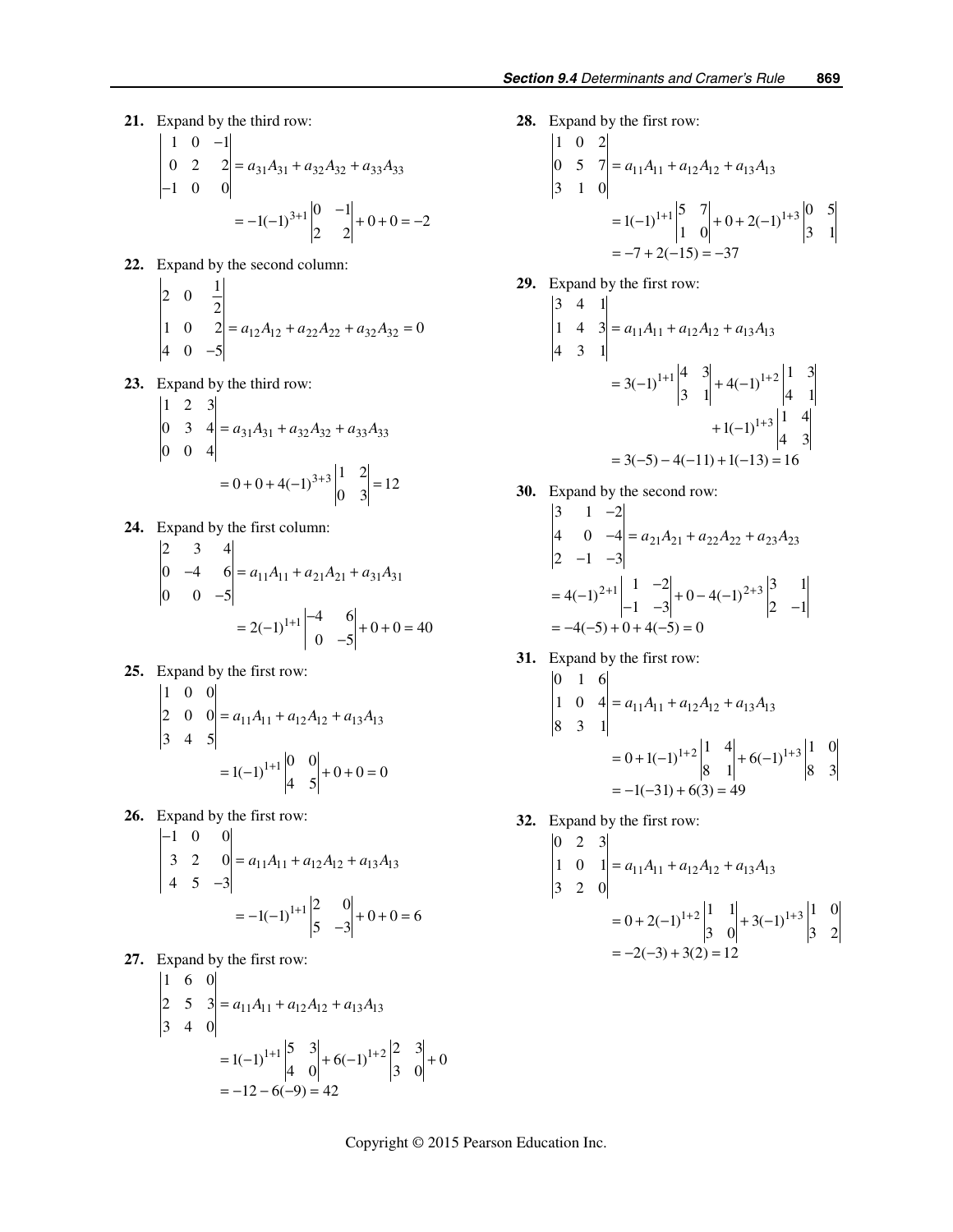**21.** Expand by the third row:

$$\begin{vmatrix} 1 & 0 & -1 \\ 0 & 2 & 2 \\ -1 & 0 & 0 \end{vmatrix} = a_{31}A_{31} + a_{32}A_{32} + a_{33}A_{33}$$

$$= -1(-1)^{3+1}\begin{vmatrix} 0 & -1 \\ 2 & 2 \end{vmatrix} + 0 + 0 = -2$$

**22.** Expand by the second column:

$$\begin{vmatrix} 2 & 0 & \frac{1}{2} \\ 1 & 0 & 2 \\ 4 & 0 & -5 \end{vmatrix} = a_{12}A_{12} + a_{22}A_{22} + a_{32}A_{32} = 0$$

**23.** Expand by the third row:

$$\begin{vmatrix} 1 & 2 & 3 \\ 0 & 3 & 4 \\ 0 & 0 & 4 \end{vmatrix} = a_{31}A_{31} + a_{32}A_{32} + a_{33}A_{33}$$

$$= 0 + 0 + 4(-1)^{3+3}\begin{vmatrix} 1 & 2 \\ 0 & 3 \end{vmatrix} = 12$$

**24.** Expand by the first column:

$$\begin{vmatrix} 2 & 3 & 4 \\ 0 & -4 & 6 \\ 0 & 0 & -5 \end{vmatrix} = a_{11}A_{11} + a_{21}A_{21} + a_{31}A_{31}$$

$$= 2(-1)^{1+1}\begin{vmatrix} -4 & 6 \\ 0 & -5 \end{vmatrix} + 0 + 0 = 40$$

**25.** Expand by the first row:

$$\begin{vmatrix} 1 & 0 & 0 \\ 2 & 0 & 0 \\ 3 & 4 & 5 \end{vmatrix} = a_{11}A_{11} + a_{12}A_{12} + a_{13}A_{13}$$

$$= 1(-1)^{1+1}\begin{vmatrix} 0 & 0 \\ 4 & 5 \end{vmatrix} + 0 + 0 = 0$$

**26.** Expand by the first row:

$$\begin{vmatrix} -1 & 0 & 0 \\ 3 & 2 & 0 \\ 4 & 5 & -3 \end{vmatrix} = a_{11}A_{11} + a_{12}A_{12} + a_{13}A_{13}$$

$$= -1(-1)^{1+1}\begin{vmatrix} 2 & 0 \\ 5 & -3 \end{vmatrix} + 0 + 0 = 6$$

**27.** Expand by the first row:

$$\begin{vmatrix} 1 & 6 & 0 \\ 2 & 5 & 3 \\ 3 & 4 & 0 \end{vmatrix} = a_{11}A_{11} + a_{12}A_{12} + a_{13}A_{13}$$

$$= 1(-1)^{1+1}\begin{vmatrix} 5 & 3 \\ 4 & 0 \end{vmatrix} + 6(-1)^{1+2}\begin{vmatrix} 2 & 3 \\ 3 & 0 \end{vmatrix} + 0$$

$$= -12 - 6(-9) = 42$$

**28.** Expand by the first row:

$$\begin{vmatrix} 1 & 0 & 2 \\ 0 & 5 & 7 \\ 3 & 1 & 0 \end{vmatrix} = a_{11}A_{11} + a_{12}A_{12} + a_{13}A_{13}$$

$$= 1(-1)^{1+1}\begin{vmatrix} 5 & 7 \\ 1 & 0 \end{vmatrix} + 0 + 2(-1)^{1+3}\begin{vmatrix} 0 & 5 \\ 3 & 1 \end{vmatrix}$$

$$= -7 + 2(-15) = -37$$

**29.** Expand by the first row:

$$\begin{vmatrix} 3 & 4 & 1 \\ 1 & 4 & 3 \\ 4 & 3 & 1 \end{vmatrix} = a_{11}A_{11} + a_{12}A_{12} + a_{13}A_{13}$$

$$= 3(-1)^{1+1}\begin{vmatrix} 4 & 3 \\ 3 & 1 \end{vmatrix} + 4(-1)^{1+2}\begin{vmatrix} 1 & 3 \\ 4 & 1 \end{vmatrix} + 1(-1)^{1+3}\begin{vmatrix} 1 & 4 \\ 4 & 3 \end{vmatrix}$$

$$= 3(-5) - 4(-11) + 1(-13) = 16$$

**30.** Expand by the second row:

$$\begin{vmatrix} 3 & 1 & -2 \\ 4 & 0 & -4 \\ 2 & -1 & -3 \end{vmatrix} = a_{21}A_{21} + a_{22}A_{22} + a_{23}A_{23}$$

$$= 4(-1)^{2+1}\begin{vmatrix} 1 & -2 \\ -1 & -3 \end{vmatrix} + 0 - 4(-1)^{2+3}\begin{vmatrix} 3 & 1 \\ 2 & -1 \end{vmatrix}$$

$$= -4(-5) + 0 + 4(-5) = 0$$

**31.** Expand by the first row:

$$\begin{vmatrix} 0 & 1 & 6 \\ 1 & 0 & 4 \\ 8 & 3 & 1 \end{vmatrix} = a_{11}A_{11} + a_{12}A_{12} + a_{13}A_{13}$$

$$= 0 + 1(-1)^{1+2}\begin{vmatrix} 1 & 4 \\ 8 & 1 \end{vmatrix} + 6(-1)^{1+3}\begin{vmatrix} 1 & 0 \\ 8 & 3 \end{vmatrix}$$

$$= -1(-31) + 6(3) = 49$$

**32.** Expand by the first row:

$$\begin{vmatrix} 0 & 2 & 3 \\ 1 & 0 & 1 \\ 3 & 2 & 0 \end{vmatrix} = a_{11}A_{11} + a_{12}A_{12} + a_{13}A_{13}$$

$$= 0 + 2(-1)^{1+2}\begin{vmatrix} 1 & 1 \\ 3 & 0 \end{vmatrix} + 3(-1)^{1+3}\begin{vmatrix} 1 & 0 \\ 3 & 2 \end{vmatrix}$$

$$= -2(-3) + 3(2) = 12$$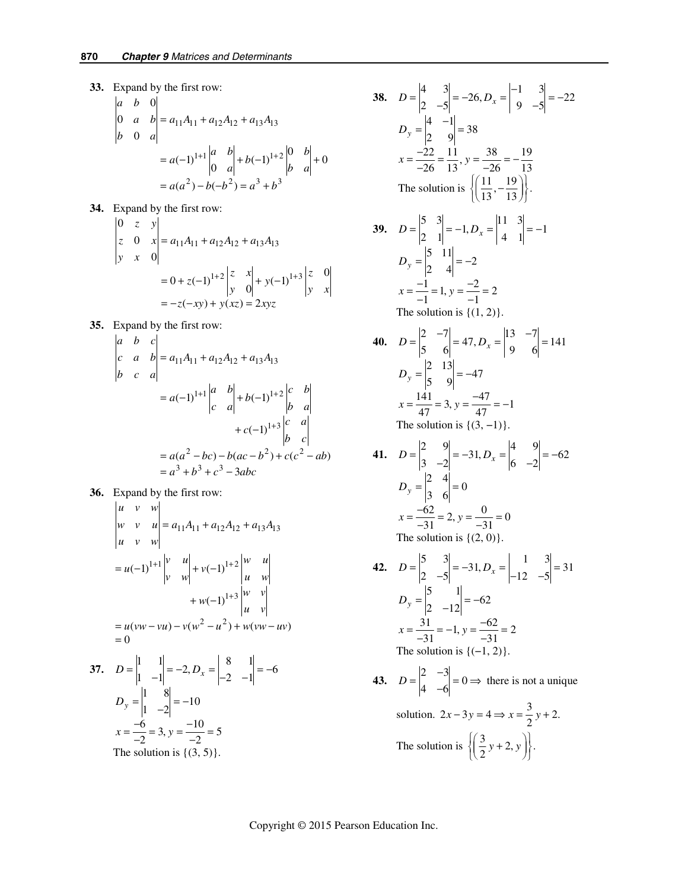**33.** Expand by the first row:

$$\begin{vmatrix} a & b & 0 \\ 0 & a & b \\ b & 0 & a \end{vmatrix} = a_{11}A_{11} + a_{12}A_{12} + a_{13}A_{13}$$

$$= a(-1)^{1+1}\begin{vmatrix} a & b \\ 0 & a \end{vmatrix} + b(-1)^{1+2}\begin{vmatrix} 0 & b \\ b & a \end{vmatrix} + 0$$

$$= a(a^2) - b(-b^2) = a^3 + b^3$$

**34.** Expand by the first row:

$$\begin{vmatrix} 0 & z & y \\ z & 0 & x \\ y & x & 0 \end{vmatrix} = a_{11}A_{11} + a_{12}A_{12} + a_{13}A_{13}$$

$$= 0 + z(-1)^{1+2}\begin{vmatrix} z & x \\ y & 0 \end{vmatrix} + y(-1)^{1+3}\begin{vmatrix} z & 0 \\ y & x \end{vmatrix}$$

$$= -z(-xy) + y(xz) = 2xyz$$

**35.** Expand by the first row:

$$\begin{vmatrix} a & b & c \\ c & a & b \\ b & c & a \end{vmatrix} = a_{11}A_{11} + a_{12}A_{12} + a_{13}A_{13}$$

$$= a(-1)^{1+1}\begin{vmatrix} a & b \\ c & a \end{vmatrix} + b(-1)^{1+2}\begin{vmatrix} c & b \\ b & a \end{vmatrix} + c(-1)^{1+3}\begin{vmatrix} c & a \\ b & c \end{vmatrix}$$

$$= a(a^2 - bc) - b(ac - b^2) + c(c^2 - ab)$$

$$= a^3 + b^3 + c^3 - 3abc$$

**36.** Expand by the first row:

$$\begin{vmatrix} u & v & w \\ w & v & u \\ u & v & w \end{vmatrix} = a_{11}A_{11} + a_{12}A_{12} + a_{13}A_{13}$$

$$= u(-1)^{1+1}\begin{vmatrix} v & u \\ v & w \end{vmatrix} + v(-1)^{1+2}\begin{vmatrix} w & u \\ u & w \end{vmatrix} + w(-1)^{1+3}\begin{vmatrix} w & v \\ u & v \end{vmatrix}$$

$$= u(vw - vu) - v(w^2 - u^2) + w(vw - uv)$$

$$= 0$$

**37.** $D = \begin{vmatrix} 1 & 1 \\ 1 & -1 \end{vmatrix} = -2, D_x = \begin{vmatrix} 8 & 1 \\ -2 & -1 \end{vmatrix} = -6$

$D_y = \begin{vmatrix} 1 & 8 \\ 1 & -2 \end{vmatrix} = -10$

$x = \dfrac{-6}{-2} = 3, y = \dfrac{-10}{-2} = 5$

The solution is $\{(3, 5)\}$.

**38.** $D = \begin{vmatrix} 4 & 3 \\ 2 & -5 \end{vmatrix} = -26, D_x = \begin{vmatrix} -1 & 3 \\ 9 & -5 \end{vmatrix} = -22$

$D_y = \begin{vmatrix} 4 & -1 \\ 2 & 9 \end{vmatrix} = 38$

$x = \dfrac{-22}{-26} = \dfrac{11}{13}, y = \dfrac{38}{-26} = -\dfrac{19}{13}$

The solution is $\left\{\left(\dfrac{11}{13}, -\dfrac{19}{13}\right)\right\}$.

**39.** $D = \begin{vmatrix} 5 & 3 \\ 2 & 1 \end{vmatrix} = -1, D_x = \begin{vmatrix} 11 & 3 \\ 4 & 1 \end{vmatrix} = -1$

$D_y = \begin{vmatrix} 5 & 11 \\ 2 & 4 \end{vmatrix} = -2$

$x = \dfrac{-1}{-1} = 1, y = \dfrac{-2}{-1} = 2$

The solution is $\{(1, 2)\}$.

**40.** $D = \begin{vmatrix} 2 & -7 \\ 5 & 6 \end{vmatrix} = 47, D_x = \begin{vmatrix} 13 & -7 \\ 9 & 6 \end{vmatrix} = 141$

$D_y = \begin{vmatrix} 2 & 13 \\ 5 & 9 \end{vmatrix} = -47$

$x = \dfrac{141}{47} = 3, y = \dfrac{-47}{47} = -1$

The solution is $\{(3, -1)\}$.

**41.** $D = \begin{vmatrix} 2 & 9 \\ 3 & -2 \end{vmatrix} = -31, D_x = \begin{vmatrix} 4 & 9 \\ 6 & -2 \end{vmatrix} = -62$

$D_y = \begin{vmatrix} 2 & 4 \\ 3 & 6 \end{vmatrix} = 0$

$x = \dfrac{-62}{-31} = 2, y = \dfrac{0}{-31} = 0$

The solution is $\{(2, 0)\}$.

**42.** $D = \begin{vmatrix} 5 & 3 \\ 2 & -5 \end{vmatrix} = -31, D_x = \begin{vmatrix} 1 & 3 \\ -12 & -5 \end{vmatrix} = 31$

$D_y = \begin{vmatrix} 5 & 1 \\ 2 & -12 \end{vmatrix} = -62$

$x = \dfrac{31}{-31} = -1, y = \dfrac{-62}{-31} = 2$

The solution is $\{(-1, 2)\}$.

**43.** $D = \begin{vmatrix} 2 & -3 \\ 4 & -6 \end{vmatrix} = 0 \Rightarrow$ there is not a unique solution. $2x - 3y = 4 \Rightarrow x = \dfrac{3}{2}y + 2$.

The solution is $\left\{\left(\dfrac{3}{2}y + 2, y\right)\right\}$.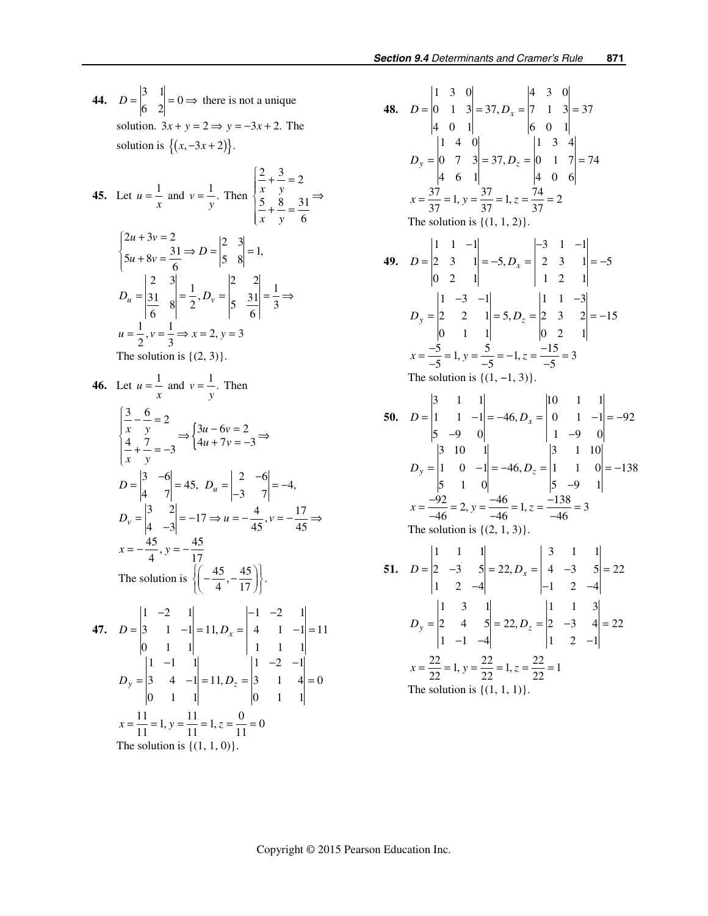**44.** $D = \begin{vmatrix} 3 & 1 \\ 6 & 2 \end{vmatrix} = 0 \Rightarrow$ there is not a unique solution. $3x + y = 2 \Rightarrow y = -3x + 2.$ The solution is $\{(x, -3x + 2)\}.$

**45.** Let $u = \frac{1}{x}$ and $v = \frac{1}{y}.$ Then $\begin{cases} \frac{2}{x} + \frac{3}{y} = 2 \\ \frac{5}{x} + \frac{8}{y} = \frac{31}{6} \end{cases} \Rightarrow$

$\begin{cases} 2u + 3v = 2 \\ 5u + 8v = \frac{31}{6} \end{cases} \Rightarrow D = \begin{vmatrix} 2 & 3 \\ 5 & 8 \end{vmatrix} = 1,$

$D_u = \begin{vmatrix} 2 & 3 \\ \frac{31}{6} & 8 \end{vmatrix} = \frac{1}{2}, D_v = \begin{vmatrix} 2 & 2 \\ 5 & \frac{31}{6} \end{vmatrix} = \frac{1}{3} \Rightarrow$

$u = \frac{1}{2}, v = \frac{1}{3} \Rightarrow x = 2, y = 3$

The solution is $\{(2, 3)\}.$

**46.** Let $u = \frac{1}{x}$ and $v = \frac{1}{y}.$ Then

$\begin{cases} \frac{3}{x} - \frac{6}{y} = 2 \\ \frac{4}{x} + \frac{7}{y} = -3 \end{cases} \Rightarrow \begin{cases} 3u - 6v = 2 \\ 4u + 7v = -3 \end{cases} \Rightarrow$

$D = \begin{vmatrix} 3 & -6 \\ 4 & 7 \end{vmatrix} = 45, \; D_u = \begin{vmatrix} 2 & -6 \\ -3 & 7 \end{vmatrix} = -4,$

$D_v = \begin{vmatrix} 3 & 2 \\ 4 & -3 \end{vmatrix} = -17 \Rightarrow u = -\frac{4}{45}, v = -\frac{17}{45} \Rightarrow$

$x = -\frac{45}{4}, y = -\frac{45}{17}$

The solution is $\left\{\left(-\frac{45}{4}, -\frac{45}{17}\right)\right\}.$

**47.** $D = \begin{vmatrix} 1 & -2 & 1 \\ 3 & 1 & -1 \\ 0 & 1 & 1 \end{vmatrix} = 11, D_x = \begin{vmatrix} -1 & -2 & 1 \\ 4 & 1 & -1 \\ 1 & 1 & 1 \end{vmatrix} = 11$

$D_y = \begin{vmatrix} 1 & -1 & 1 \\ 3 & 4 & -1 \\ 0 & 1 & 1 \end{vmatrix} = 11, D_z = \begin{vmatrix} 1 & -2 & -1 \\ 3 & 1 & 4 \\ 0 & 1 & 1 \end{vmatrix} = 0$

$x = \frac{11}{11} = 1, y = \frac{11}{11} = 1, z = \frac{0}{11} = 0$

The solution is $\{(1, 1, 0)\}.$

**48.** $D = \begin{vmatrix} 1 & 3 & 0 \\ 0 & 1 & 3 \\ 4 & 0 & 1 \end{vmatrix} = 37, D_x = \begin{vmatrix} 4 & 3 & 0 \\ 7 & 1 & 3 \\ 6 & 0 & 1 \end{vmatrix} = 37$

$D_y = \begin{vmatrix} 1 & 4 & 0 \\ 0 & 7 & 3 \\ 4 & 6 & 1 \end{vmatrix} = 37, D_z = \begin{vmatrix} 1 & 3 & 4 \\ 0 & 1 & 7 \\ 4 & 0 & 6 \end{vmatrix} = 74$

$x = \frac{37}{37} = 1, y = \frac{37}{37} = 1, z = \frac{74}{37} = 2$

The solution is $\{(1, 1, 2)\}.$

**49.** $D = \begin{vmatrix} 1 & 1 & -1 \\ 2 & 3 & 1 \\ 0 & 2 & 1 \end{vmatrix} = -5, D_x = \begin{vmatrix} -3 & 1 & -1 \\ 2 & 3 & 1 \\ 1 & 2 & 1 \end{vmatrix} = -5$

$D_y = \begin{vmatrix} 1 & -3 & -1 \\ 2 & 2 & 1 \\ 0 & 1 & 1 \end{vmatrix} = 5, D_z = \begin{vmatrix} 1 & 1 & -3 \\ 2 & 3 & 2 \\ 0 & 2 & 1 \end{vmatrix} = -15$

$x = \frac{-5}{-5} = 1, y = \frac{5}{-5} = -1, z = \frac{-15}{-5} = 3$

The solution is $\{(1, -1, 3)\}.$

**50.** $D = \begin{vmatrix} 3 & 1 & 1 \\ 1 & 1 & -1 \\ 5 & -9 & 0 \end{vmatrix} = -46, D_x = \begin{vmatrix} 10 & 1 & 1 \\ 0 & 1 & -1 \\ 1 & -9 & 0 \end{vmatrix} = -92$

$D_y = \begin{vmatrix} 3 & 10 & 1 \\ 1 & 0 & -1 \\ 5 & 1 & 0 \end{vmatrix} = -46, D_z = \begin{vmatrix} 3 & 1 & 10 \\ 1 & 1 & 0 \\ 5 & -9 & 1 \end{vmatrix} = -138$

$x = \frac{-92}{-46} = 2, y = \frac{-46}{-46} = 1, z = \frac{-138}{-46} = 3$

The solution is $\{(2, 1, 3)\}.$

**51.** $D = \begin{vmatrix} 1 & 1 & 1 \\ 2 & -3 & 5 \\ 1 & 2 & -4 \end{vmatrix} = 22, D_x = \begin{vmatrix} 3 & 1 & 1 \\ 4 & -3 & 5 \\ -1 & 2 & -4 \end{vmatrix} = 22$

$D_y = \begin{vmatrix} 1 & 3 & 1 \\ 2 & 4 & 5 \\ 1 & -1 & -4 \end{vmatrix} = 22, D_z = \begin{vmatrix} 1 & 1 & 3 \\ 2 & -3 & 4 \\ 1 & 2 & -1 \end{vmatrix} = 22$

$x = \frac{22}{22} = 1, y = \frac{22}{22} = 1, z = \frac{22}{22} = 1$

The solution is $\{(1, 1, 1)\}.$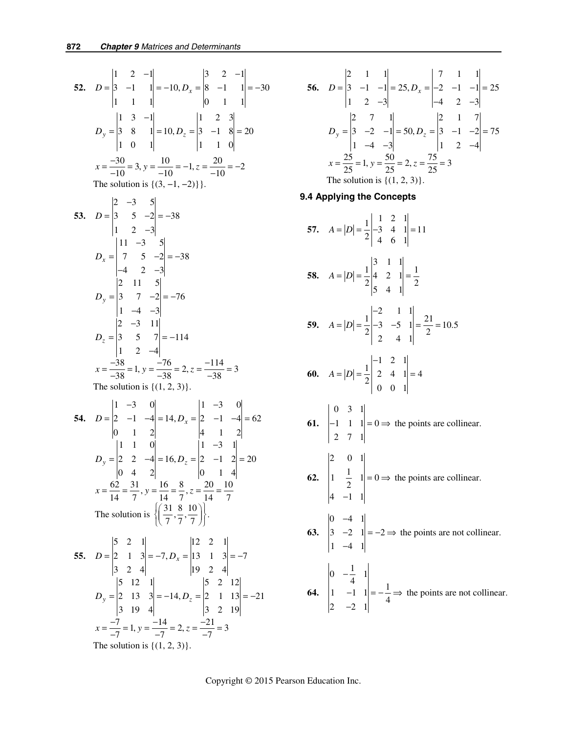**52.** $D = \begin{vmatrix} 1 & 2 & -1 \\ 3 & -1 & 1 \\ 1 & 1 & 1 \end{vmatrix} = -10, D_x = \begin{vmatrix} 3 & 2 & -1 \\ 8 & -1 & 1 \\ 0 & 1 & 1 \end{vmatrix} = -30$

$D_y = \begin{vmatrix} 1 & 3 & -1 \\ 3 & 8 & 1 \\ 1 & 0 & 1 \end{vmatrix} = 10, D_z = \begin{vmatrix} 1 & 2 & 3 \\ 3 & -1 & 8 \\ 1 & 1 & 0 \end{vmatrix} = 20$

$x = \frac{-30}{-10} = 3, y = \frac{10}{-10} = -1, z = \frac{20}{-10} = -2$

The solution is $\{(3, -1, -2)\}\}$.

**53.** $D = \begin{vmatrix} 2 & -3 & 5 \\ 3 & 5 & -2 \\ 1 & 2 & -3 \end{vmatrix} = -38$

$D_x = \begin{vmatrix} 11 & -3 & 5 \\ 7 & 5 & -2 \\ -4 & 2 & -3 \end{vmatrix} = -38$

$D_y = \begin{vmatrix} 2 & 11 & 5 \\ 3 & 7 & -2 \\ 1 & -4 & -3 \end{vmatrix} = -76$

$D_z = \begin{vmatrix} 2 & -3 & 11 \\ 3 & 5 & 7 \\ 1 & 2 & -4 \end{vmatrix} = -114$

$x = \frac{-38}{-38} = 1, y = \frac{-76}{-38} = 2, z = \frac{-114}{-38} = 3$

The solution is $\{(1, 2, 3)\}$.

**54.** $D = \begin{vmatrix} 1 & -3 & 0 \\ 2 & -1 & -4 \\ 0 & 1 & 2 \end{vmatrix} = 14, D_x = \begin{vmatrix} 1 & -3 & 0 \\ 2 & -1 & -4 \\ 4 & 1 & 2 \end{vmatrix} = 62$

$D_y = \begin{vmatrix} 1 & 1 & 0 \\ 2 & 2 & -4 \\ 0 & 4 & 2 \end{vmatrix} = 16, D_z = \begin{vmatrix} 1 & -3 & 1 \\ 2 & -1 & 2 \\ 0 & 1 & 4 \end{vmatrix} = 20$

$x = \frac{62}{14} = \frac{31}{7}, y = \frac{16}{14} = \frac{8}{7}, z = \frac{20}{14} = \frac{10}{7}$

The solution is $\left\{\left(\frac{31}{7}, \frac{8}{7}, \frac{10}{7}\right)\right\}$.

**55.** $D = \begin{vmatrix} 5 & 2 & 1 \\ 2 & 1 & 3 \\ 3 & 2 & 4 \end{vmatrix} = -7, D_x = \begin{vmatrix} 12 & 2 & 1 \\ 13 & 1 & 3 \\ 19 & 2 & 4 \end{vmatrix} = -7$

$D_y = \begin{vmatrix} 5 & 12 & 1 \\ 2 & 13 & 3 \\ 3 & 19 & 4 \end{vmatrix} = -14, D_z = \begin{vmatrix} 5 & 2 & 12 \\ 2 & 1 & 13 \\ 3 & 2 & 19 \end{vmatrix} = -21$

$x = \frac{-7}{-7} = 1, y = \frac{-14}{-7} = 2, z = \frac{-21}{-7} = 3$

The solution is $\{(1, 2, 3)\}$.

**56.** $D = \begin{vmatrix} 2 & 1 & 1 \\ 3 & -1 & -1 \\ 1 & 2 & -3 \end{vmatrix} = 25, D_x = \begin{vmatrix} 7 & 1 & 1 \\ -2 & -1 & -1 \\ -4 & 2 & -3 \end{vmatrix} = 25$

$D_y = \begin{vmatrix} 2 & 7 & 1 \\ 3 & -2 & -1 \\ 1 & -4 & -3 \end{vmatrix} = 50, D_z = \begin{vmatrix} 2 & 1 & 7 \\ 3 & -1 & -2 \\ 1 & 2 & -4 \end{vmatrix} = 75$

$x = \frac{25}{25} = 1, y = \frac{50}{25} = 2, z = \frac{75}{25} = 3$

The solution is $\{(1, 2, 3)\}$.

### 9.4 Applying the Concepts

**57.** $A = |D| = \frac{1}{2}\begin{vmatrix} 1 & 2 & 1 \\ -3 & 4 & 1 \\ 4 & 6 & 1 \end{vmatrix} = 11$

**58.** $A = |D| = \frac{1}{2}\begin{vmatrix} 3 & 1 & 1 \\ 4 & 2 & 1 \\ 5 & 4 & 1 \end{vmatrix} = \frac{1}{2}$

**59.** $A = |D| = \frac{1}{2}\begin{vmatrix} -2 & 1 & 1 \\ -3 & -5 & 1 \\ 2 & 4 & 1 \end{vmatrix} = \frac{21}{2} = 10.5$

**60.** $A = |D| = \frac{1}{2}\begin{vmatrix} -1 & 2 & 1 \\ 2 & 4 & 1 \\ 0 & 0 & 1 \end{vmatrix} = 4$

**61.** $\begin{vmatrix} 0 & 3 & 1 \\ -1 & 1 & 1 \\ 2 & 7 & 1 \end{vmatrix} = 0 \Rightarrow$ the points are collinear.

**62.** $\begin{vmatrix} 2 & 0 & 1 \\ 1 & \frac{1}{2} & 1 \\ 4 & -1 & 1 \end{vmatrix} = 0 \Rightarrow$ the points are collinear.

**63.** $\begin{vmatrix} 0 & -4 & 1 \\ 3 & -2 & 1 \\ 1 & -4 & 1 \end{vmatrix} = -2 \Rightarrow$ the points are not collinear.

**64.** $\begin{vmatrix} 0 & -\frac{1}{4} & 1 \\ 1 & -1 & 1 \\ 2 & -2 & 1 \end{vmatrix} = -\frac{1}{4} \Rightarrow$ the points are not collinear.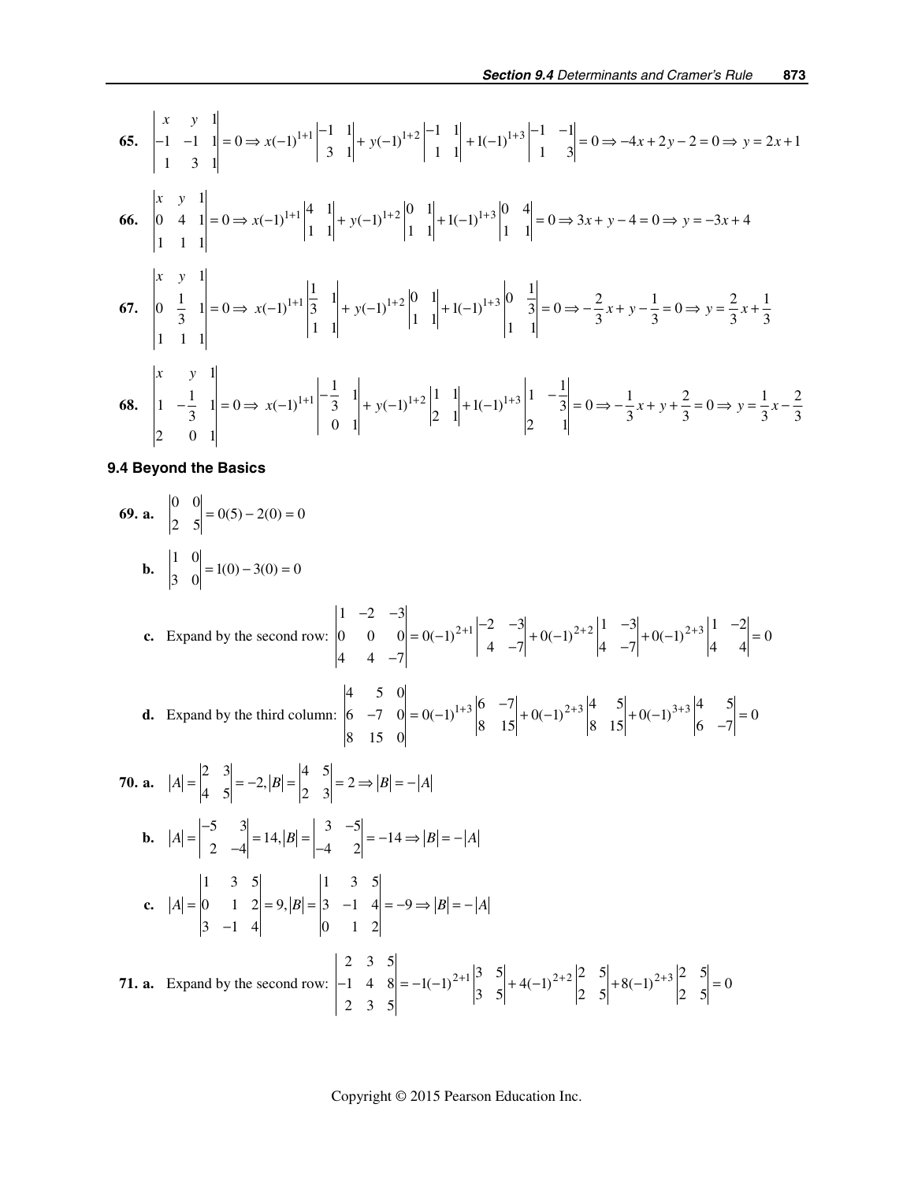**65.** $\begin{vmatrix} x & y & 1 \\ -1 & -1 & 1 \\ 1 & 3 & 1 \end{vmatrix} = 0 \Rightarrow x(-1)^{1+1}\begin{vmatrix} -1 & 1 \\ 3 & 1 \end{vmatrix} + y(-1)^{1+2}\begin{vmatrix} -1 & 1 \\ 1 & 1 \end{vmatrix} + 1(-1)^{1+3}\begin{vmatrix} -1 & -1 \\ 1 & 3 \end{vmatrix} = 0 \Rightarrow -4x + 2y - 2 = 0 \Rightarrow y = 2x + 1$

**66.** $\begin{vmatrix} x & y & 1 \\ 0 & 4 & 1 \\ 1 & 1 & 1 \end{vmatrix} = 0 \Rightarrow x(-1)^{1+1}\begin{vmatrix} 4 & 1 \\ 1 & 1 \end{vmatrix} + y(-1)^{1+2}\begin{vmatrix} 0 & 1 \\ 1 & 1 \end{vmatrix} + 1(-1)^{1+3}\begin{vmatrix} 0 & 4 \\ 1 & 1 \end{vmatrix} = 0 \Rightarrow 3x + y - 4 = 0 \Rightarrow y = -3x + 4$

**67.** $\begin{vmatrix} x & y & 1 \\ 0 & \frac{1}{3} & 1 \\ 1 & 1 & 1 \end{vmatrix} = 0 \Rightarrow x(-1)^{1+1}\begin{vmatrix} \frac{1}{3} & 1 \\ 1 & 1 \end{vmatrix} + y(-1)^{1+2}\begin{vmatrix} 0 & 1 \\ 1 & 1 \end{vmatrix} + 1(-1)^{1+3}\begin{vmatrix} 0 & \frac{1}{3} \\ 1 & 1 \end{vmatrix} = 0 \Rightarrow -\frac{2}{3}x + y - \frac{1}{3} = 0 \Rightarrow y = \frac{2}{3}x + \frac{1}{3}$

**68.** $\begin{vmatrix} x & y & 1 \\ 1 & -\frac{1}{3} & 1 \\ 2 & 0 & 1 \end{vmatrix} = 0 \Rightarrow x(-1)^{1+1}\begin{vmatrix} -\frac{1}{3} & 1 \\ 0 & 1 \end{vmatrix} + y(-1)^{1+2}\begin{vmatrix} 1 & 1 \\ 2 & 1 \end{vmatrix} + 1(-1)^{1+3}\begin{vmatrix} 1 & -\frac{1}{3} \\ 2 & 1 \end{vmatrix} = 0 \Rightarrow -\frac{1}{3}x + y + \frac{2}{3} = 0 \Rightarrow y = \frac{1}{3}x - \frac{2}{3}$

### 9.4 Beyond the Basics

**69. a.** $\begin{vmatrix} 0 & 0 \\ 2 & 5 \end{vmatrix} = 0(5) - 2(0) = 0$

**b.** $\begin{vmatrix} 1 & 0 \\ 3 & 0 \end{vmatrix} = 1(0) - 3(0) = 0$

**c.** Expand by the second row: $\begin{vmatrix} 1 & -2 & -3 \\ 0 & 0 & 0 \\ 4 & 4 & -7 \end{vmatrix} = 0(-1)^{2+1}\begin{vmatrix} -2 & -3 \\ 4 & -7 \end{vmatrix} + 0(-1)^{2+2}\begin{vmatrix} 1 & -3 \\ 4 & -7 \end{vmatrix} + 0(-1)^{2+3}\begin{vmatrix} 1 & -2 \\ 4 & 4 \end{vmatrix} = 0$

**d.** Expand by the third column: $\begin{vmatrix} 4 & 5 & 0 \\ 6 & -7 & 0 \\ 8 & 15 & 0 \end{vmatrix} = 0(-1)^{1+3}\begin{vmatrix} 6 & -7 \\ 8 & 15 \end{vmatrix} + 0(-1)^{2+3}\begin{vmatrix} 4 & 5 \\ 8 & 15 \end{vmatrix} + 0(-1)^{3+3}\begin{vmatrix} 4 & 5 \\ 6 & -7 \end{vmatrix} = 0$

**70. a.** $|A| = \begin{vmatrix} 2 & 3 \\ 4 & 5 \end{vmatrix} = -2, |B| = \begin{vmatrix} 4 & 5 \\ 2 & 3 \end{vmatrix} = 2 \Rightarrow |B| = -|A|$

**b.** $|A| = \begin{vmatrix} -5 & 3 \\ 2 & -4 \end{vmatrix} = 14, |B| = \begin{vmatrix} 3 & -5 \\ -4 & 2 \end{vmatrix} = -14 \Rightarrow |B| = -|A|$

**c.** $|A| = \begin{vmatrix} 1 & 3 & 5 \\ 0 & 1 & 2 \\ 3 & -1 & 4 \end{vmatrix} = 9, |B| = \begin{vmatrix} 1 & 3 & 5 \\ 3 & -1 & 4 \\ 0 & 1 & 2 \end{vmatrix} = -9 \Rightarrow |B| = -|A|$

**71. a.** Expand by the second row: $\begin{vmatrix} 2 & 3 & 5 \\ -1 & 4 & 8 \\ 2 & 3 & 5 \end{vmatrix} = -1(-1)^{2+1}\begin{vmatrix} 3 & 5 \\ 3 & 5 \end{vmatrix} + 4(-1)^{2+2}\begin{vmatrix} 2 & 5 \\ 2 & 5 \end{vmatrix} + 8(-1)^{2+3}\begin{vmatrix} 2 & 5 \\ 2 & 5 \end{vmatrix} = 0$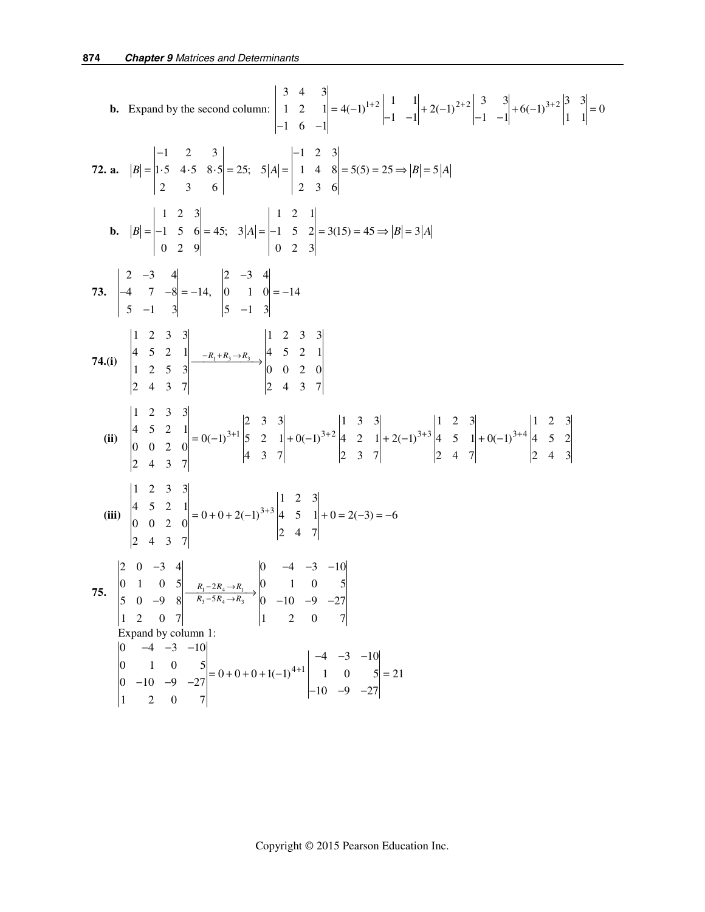**b.** Expand by the second column: $\begin{vmatrix} 3 & 4 & 3 \\ 1 & 2 & 1 \\ -1 & 6 & -1 \end{vmatrix} = 4(-1)^{1+2}\begin{vmatrix} 1 & 1 \\ -1 & -1 \end{vmatrix} + 2(-1)^{2+2}\begin{vmatrix} 3 & 3 \\ -1 & -1 \end{vmatrix} + 6(-1)^{3+2}\begin{vmatrix} 3 & 3 \\ 1 & 1 \end{vmatrix} = 0$

**72. a.** $|B| = \begin{vmatrix} -1 & 2 & 3 \\ 1\cdot 5 & 4\cdot 5 & 8\cdot 5 \\ 2 & 3 & 6 \end{vmatrix} = 25;\ \ 5|A| = \begin{vmatrix} -1 & 2 & 3 \\ 1 & 4 & 8 \\ 2 & 3 & 6 \end{vmatrix} = 5(5) = 25 \Rightarrow |B| = 5|A|$

**b.** $|B| = \begin{vmatrix} 1 & 2 & 3 \\ -1 & 5 & 6 \\ 0 & 2 & 9 \end{vmatrix} = 45;\ \ 3|A| = \begin{vmatrix} 1 & 2 & 1 \\ -1 & 5 & 2 \\ 0 & 2 & 3 \end{vmatrix} = 3(15) = 45 \Rightarrow |B| = 3|A|$

**73.** $\begin{vmatrix} 2 & -3 & 4 \\ -4 & 7 & -8 \\ 5 & -1 & 3 \end{vmatrix} = -14,\quad \begin{vmatrix} 2 & -3 & 4 \\ 0 & 1 & 0 \\ 5 & -1 & 3 \end{vmatrix} = -14$

**74.(i)** $\begin{vmatrix} 1 & 2 & 3 & 3 \\ 4 & 5 & 2 & 1 \\ 1 & 2 & 5 & 3 \\ 2 & 4 & 3 & 7 \end{vmatrix} \xrightarrow{-R_1 + R_3 \to R_3} \begin{vmatrix} 1 & 2 & 3 & 3 \\ 4 & 5 & 2 & 1 \\ 0 & 0 & 2 & 0 \\ 2 & 4 & 3 & 7 \end{vmatrix}$

**(ii)** $\begin{vmatrix} 1 & 2 & 3 & 3 \\ 4 & 5 & 2 & 1 \\ 0 & 0 & 2 & 0 \\ 2 & 4 & 3 & 7 \end{vmatrix} = 0(-1)^{3+1}\begin{vmatrix} 2 & 3 & 3 \\ 5 & 2 & 1 \\ 4 & 3 & 7 \end{vmatrix} + 0(-1)^{3+2}\begin{vmatrix} 1 & 3 & 3 \\ 4 & 2 & 1 \\ 2 & 3 & 7 \end{vmatrix} + 2(-1)^{3+3}\begin{vmatrix} 1 & 2 & 3 \\ 4 & 5 & 1 \\ 2 & 4 & 7 \end{vmatrix} + 0(-1)^{3+4}\begin{vmatrix} 1 & 2 & 3 \\ 4 & 5 & 2 \\ 2 & 4 & 3 \end{vmatrix}$

**(iii)** $\begin{vmatrix} 1 & 2 & 3 & 3 \\ 4 & 5 & 2 & 1 \\ 0 & 0 & 2 & 0 \\ 2 & 4 & 3 & 7 \end{vmatrix} = 0 + 0 + 2(-1)^{3+3}\begin{vmatrix} 1 & 2 & 3 \\ 4 & 5 & 1 \\ 2 & 4 & 7 \end{vmatrix} + 0 = 2(-3) = -6$

**75.** $\begin{vmatrix} 2 & 0 & -3 & 4 \\ 0 & 1 & 0 & 5 \\ 5 & 0 & -9 & 8 \\ 1 & 2 & 0 & 7 \end{vmatrix} \xrightarrow[R_3 - 5R_4 \to R_3]{R_1 - 2R_4 \to R_1} \begin{vmatrix} 0 & -4 & -3 & -10 \\ 0 & 1 & 0 & 5 \\ 0 & -10 & -9 & -27 \\ 1 & 2 & 0 & 7 \end{vmatrix}$

Expand by column 1:

$\begin{vmatrix} 0 & -4 & -3 & -10 \\ 0 & 1 & 0 & 5 \\ 0 & -10 & -9 & -27 \\ 1 & 2 & 0 & 7 \end{vmatrix} = 0 + 0 + 0 + 1(-1)^{4+1}\begin{vmatrix} -4 & -3 & -10 \\ 1 & 0 & 5 \\ -10 & -9 & -27 \end{vmatrix} = 21$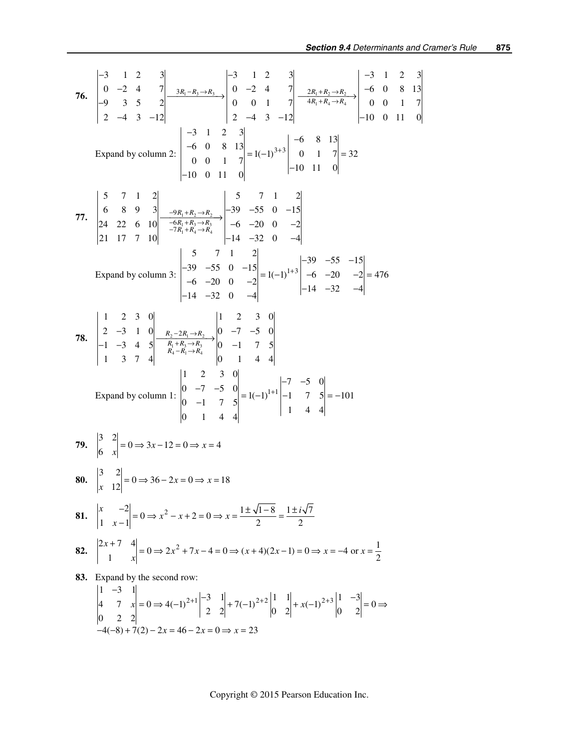**76.** $\begin{vmatrix} -3 & 1 & 2 & 3 \\ 0 & -2 & 4 & 7 \\ -9 & 3 & 5 & 2 \\ 2 & -4 & 3 & -12 \end{vmatrix} \xrightarrow{3R_1 - R_3 \to R_3} \begin{vmatrix} -3 & 1 & 2 & 3 \\ 0 & -2 & 4 & 7 \\ 0 & 0 & 1 & 7 \\ 2 & -4 & 3 & -12 \end{vmatrix} \xrightarrow[4R_1 + R_4 \to R_4]{2R_1 + R_2 \to R_2} \begin{vmatrix} -3 & 1 & 2 & 3 \\ -6 & 0 & 8 & 13 \\ 0 & 0 & 1 & 7 \\ -10 & 0 & 11 & 0 \end{vmatrix}$

Expand by column 2: $\begin{vmatrix} -3 & 1 & 2 & 3 \\ -6 & 0 & 8 & 13 \\ 0 & 0 & 1 & 7 \\ -10 & 0 & 11 & 0 \end{vmatrix} = 1(-1)^{3+3} \begin{vmatrix} -6 & 8 & 13 \\ 0 & 1 & 7 \\ -10 & 11 & 0 \end{vmatrix} = 32$

**77.** $\begin{vmatrix} 5 & 7 & 1 & 2 \\ 6 & 8 & 9 & 3 \\ 24 & 22 & 6 & 10 \\ 21 & 17 & 7 & 10 \end{vmatrix} \xrightarrow[\substack{-6R_1 + R_3 \to R_3 \\ -7R_1 + R_4 \to R_4}]{-9R_1 + R_2 \to R_2} \begin{vmatrix} 5 & 7 & 1 & 2 \\ -39 & -55 & 0 & -15 \\ -6 & -20 & 0 & -2 \\ -14 & -32 & 0 & -4 \end{vmatrix}$

Expand by column 3: $\begin{vmatrix} 5 & 7 & 1 & 2 \\ -39 & -55 & 0 & -15 \\ -6 & -20 & 0 & -2 \\ -14 & -32 & 0 & -4 \end{vmatrix} = 1(-1)^{1+3} \begin{vmatrix} -39 & -55 & -15 \\ -6 & -20 & -2 \\ -14 & -32 & -4 \end{vmatrix} = 476$

**78.** $\begin{vmatrix} 1 & 2 & 3 & 0 \\ 2 & -3 & 1 & 0 \\ -1 & -3 & 4 & 5 \\ 1 & 3 & 7 & 4 \end{vmatrix} \xrightarrow[\substack{R_1 + R_3 \to R_3 \\ R_4 - R_1 \to R_4}]{R_2 - 2R_1 \to R_2} \begin{vmatrix} 1 & 2 & 3 & 0 \\ 0 & -7 & -5 & 0 \\ 0 & -1 & 7 & 5 \\ 0 & 1 & 4 & 4 \end{vmatrix}$

Expand by column 1: $\begin{vmatrix} 1 & 2 & 3 & 0 \\ 0 & -7 & -5 & 0 \\ 0 & -1 & 7 & 5 \\ 0 & 1 & 4 & 4 \end{vmatrix} = 1(-1)^{1+1} \begin{vmatrix} -7 & -5 & 0 \\ -1 & 7 & 5 \\ 1 & 4 & 4 \end{vmatrix} = -101$

**79.** $\begin{vmatrix} 3 & 2 \\ 6 & x \end{vmatrix} = 0 \Rightarrow 3x - 12 = 0 \Rightarrow x = 4$

**80.** $\begin{vmatrix} 3 & 2 \\ x & 12 \end{vmatrix} = 0 \Rightarrow 36 - 2x = 0 \Rightarrow x = 18$

**81.** $\begin{vmatrix} x & -2 \\ 1 & x-1 \end{vmatrix} = 0 \Rightarrow x^2 - x + 2 = 0 \Rightarrow x = \dfrac{1 \pm \sqrt{1-8}}{2} = \dfrac{1 \pm i\sqrt{7}}{2}$

**82.** $\begin{vmatrix} 2x+7 & 4 \\ 1 & x \end{vmatrix} = 0 \Rightarrow 2x^2 + 7x - 4 = 0 \Rightarrow (x+4)(2x-1) = 0 \Rightarrow x = -4 \text{ or } x = \dfrac{1}{2}$

**83.** Expand by the second row:

$\begin{vmatrix} 1 & -3 & 1 \\ 4 & 7 & x \\ 0 & 2 & 2 \end{vmatrix} = 0 \Rightarrow 4(-1)^{2+1} \begin{vmatrix} -3 & 1 \\ 2 & 2 \end{vmatrix} + 7(-1)^{2+2} \begin{vmatrix} 1 & 1 \\ 0 & 2 \end{vmatrix} + x(-1)^{2+3} \begin{vmatrix} 1 & -3 \\ 0 & 2 \end{vmatrix} = 0 \Rightarrow$

$-4(-8) + 7(2) - 2x = 46 - 2x = 0 \Rightarrow x = 23$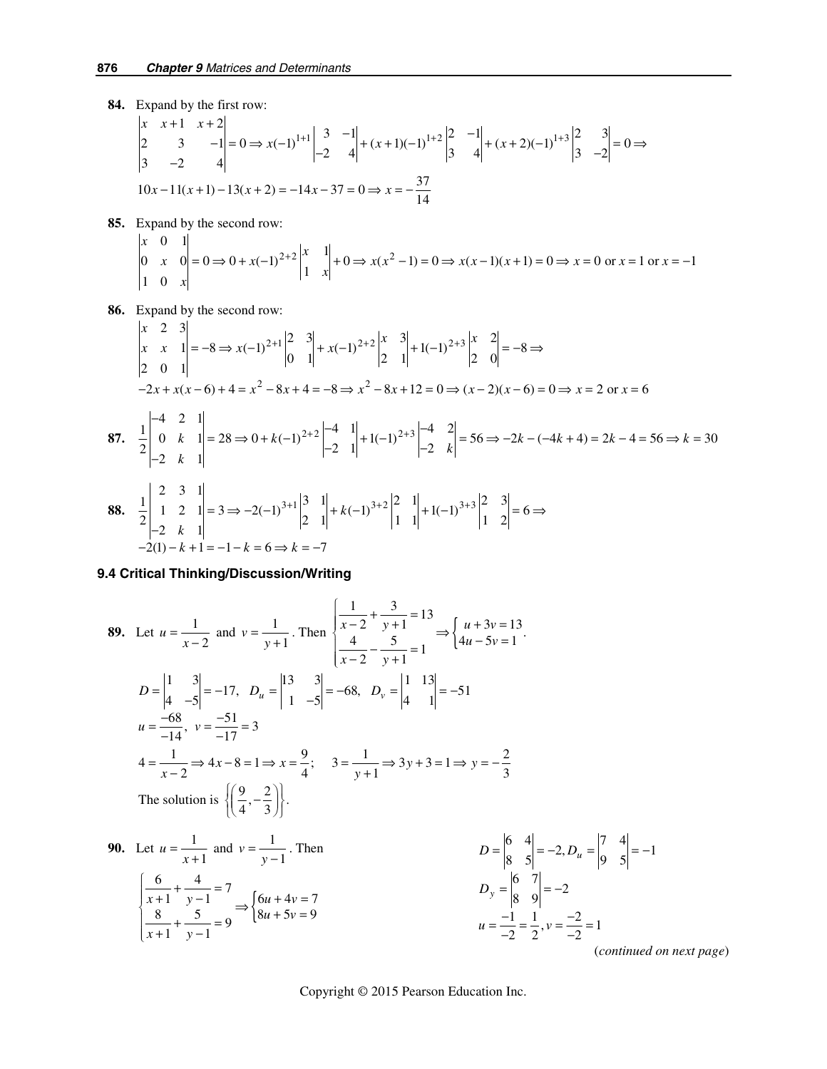**84.** Expand by the first row:

$$\begin{vmatrix} x & x+1 & x+2 \\ 2 & 3 & -1 \\ 3 & -2 & 4 \end{vmatrix} = 0 \Rightarrow x(-1)^{1+1}\begin{vmatrix} 3 & -1 \\ -2 & 4 \end{vmatrix} + (x+1)(-1)^{1+2}\begin{vmatrix} 2 & -1 \\ 3 & 4 \end{vmatrix} + (x+2)(-1)^{1+3}\begin{vmatrix} 2 & 3 \\ 3 & -2 \end{vmatrix} = 0 \Rightarrow$$

$$10x - 11(x+1) - 13(x+2) = -14x - 37 = 0 \Rightarrow x = -\frac{37}{14}$$

**85.** Expand by the second row:

$$\begin{vmatrix} x & 0 & 1 \\ 0 & x & 0 \\ 1 & 0 & x \end{vmatrix} = 0 \Rightarrow 0 + x(-1)^{2+2}\begin{vmatrix} x & 1 \\ 1 & x \end{vmatrix} + 0 \Rightarrow x(x^2-1) = 0 \Rightarrow x(x-1)(x+1) = 0 \Rightarrow x = 0 \text{ or } x = 1 \text{ or } x = -1$$

**86.** Expand by the second row:

$$\begin{vmatrix} x & 2 & 3 \\ x & x & 1 \\ 2 & 0 & 1 \end{vmatrix} = -8 \Rightarrow x(-1)^{2+1}\begin{vmatrix} 2 & 3 \\ 0 & 1 \end{vmatrix} + x(-1)^{2+2}\begin{vmatrix} x & 3 \\ 2 & 1 \end{vmatrix} + 1(-1)^{2+3}\begin{vmatrix} x & 2 \\ 2 & 0 \end{vmatrix} = -8 \Rightarrow$$

$$-2x + x(x-6) + 4 = x^2 - 8x + 4 = -8 \Rightarrow x^2 - 8x + 12 = 0 \Rightarrow (x-2)(x-6) = 0 \Rightarrow x = 2 \text{ or } x = 6$$

**87.** $$\frac{1}{2}\begin{vmatrix} -4 & 2 & 1 \\ 0 & k & 1 \\ -2 & k & 1 \end{vmatrix} = 28 \Rightarrow 0 + k(-1)^{2+2}\begin{vmatrix} -4 & 1 \\ -2 & 1 \end{vmatrix} + 1(-1)^{2+3}\begin{vmatrix} -4 & 2 \\ -2 & k \end{vmatrix} = 56 \Rightarrow -2k - (-4k+4) = 2k - 4 = 56 \Rightarrow k = 30$$

**88.** $$\frac{1}{2}\begin{vmatrix} 2 & 3 & 1 \\ 1 & 2 & 1 \\ -2 & k & 1 \end{vmatrix} = 3 \Rightarrow -2(-1)^{3+1}\begin{vmatrix} 3 & 1 \\ 2 & 1 \end{vmatrix} + k(-1)^{3+2}\begin{vmatrix} 2 & 1 \\ 1 & 1 \end{vmatrix} + 1(-1)^{3+3}\begin{vmatrix} 2 & 3 \\ 1 & 2 \end{vmatrix} = 6 \Rightarrow$$

$$-2(1) - k + 1 = -1 - k = 6 \Rightarrow k = -7$$

### 9.4 Critical Thinking/Discussion/Writing

**89.** Let $u = \frac{1}{x-2}$ and $v = \frac{1}{y+1}$. Then $\begin{cases} \frac{1}{x-2} + \frac{3}{y+1} = 13 \\ \frac{4}{x-2} - \frac{5}{y+1} = 1 \end{cases} \Rightarrow \begin{cases} u + 3v = 13 \\ 4u - 5v = 1 \end{cases}$.

$$D = \begin{vmatrix} 1 & 3 \\ 4 & -5 \end{vmatrix} = -17, \quad D_u = \begin{vmatrix} 13 & 3 \\ 1 & -5 \end{vmatrix} = -68, \quad D_v = \begin{vmatrix} 1 & 13 \\ 4 & 1 \end{vmatrix} = -51$$

$$u = \frac{-68}{-14}, \quad v = \frac{-51}{-17} = 3$$

$$4 = \frac{1}{x-2} \Rightarrow 4x - 8 = 1 \Rightarrow x = \frac{9}{4}; \qquad 3 = \frac{1}{y+1} \Rightarrow 3y + 3 = 1 \Rightarrow y = -\frac{2}{3}$$

The solution is $\left\{\left(\frac{9}{4}, -\frac{2}{3}\right)\right\}$.

**90.** Let $u = \frac{1}{x+1}$ and $v = \frac{1}{y-1}$. Then

$$\begin{cases} \frac{6}{x+1} + \frac{4}{y-1} = 7 \\ \frac{8}{x+1} + \frac{5}{y-1} = 9 \end{cases} \Rightarrow \begin{cases} 6u + 4v = 7 \\ 8u + 5v = 9 \end{cases}$$

$$D = \begin{vmatrix} 6 & 4 \\ 8 & 5 \end{vmatrix} = -2, D_u = \begin{vmatrix} 7 & 4 \\ 9 & 5 \end{vmatrix} = -1$$

$$D_y = \begin{vmatrix} 6 & 7 \\ 8 & 9 \end{vmatrix} = -2$$

$$u = \frac{-1}{-2} = \frac{1}{2}, v = \frac{-2}{-2} = 1$$

(*continued on next page*)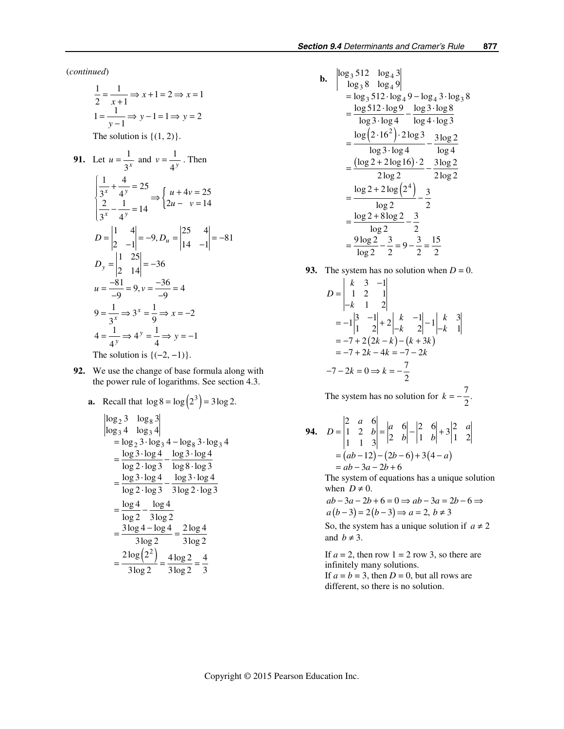(*continued*)

$$\frac{1}{2} = \frac{1}{x+1} \Rightarrow x+1 = 2 \Rightarrow x = 1$$
$$1 = \frac{1}{y-1} \Rightarrow y-1 = 1 \Rightarrow y = 2$$

The solution is $\{(1, 2)\}$.

**91.** Let $u = \dfrac{1}{3^x}$ and $v = \dfrac{1}{4^y}$. Then

$$\begin{cases} \dfrac{1}{3^x} + \dfrac{4}{4^y} = 25 \\ \dfrac{2}{3^x} - \dfrac{1}{4^y} = 14 \end{cases} \Rightarrow \begin{cases} u + 4v = 25 \\ 2u - \ \ v = 14 \end{cases}$$

$$D = \begin{vmatrix} 1 & 4 \\ 2 & -1 \end{vmatrix} = -9, D_u = \begin{vmatrix} 25 & 4 \\ 14 & -1 \end{vmatrix} = -81$$

$$D_y = \begin{vmatrix} 1 & 25 \\ 2 & 14 \end{vmatrix} = -36$$

$$u = \frac{-81}{-9} = 9, v = \frac{-36}{-9} = 4$$

$$9 = \frac{1}{3^x} \Rightarrow 3^x = \frac{1}{9} \Rightarrow x = -2$$

$$4 = \frac{1}{4^y} \Rightarrow 4^y = \frac{1}{4} \Rightarrow y = -1$$

The solution is $\{(-2, -1)\}$.

**92.** We use the change of base formula along with the power rule of logarithms. See section 4.3.

**a.** Recall that $\log 8 = \log\left(2^3\right) = 3\log 2$.

$$\begin{aligned}
&\begin{vmatrix} \log_2 3 & \log_8 3 \\ \log_3 4 & \log_3 4 \end{vmatrix} \\
&= \log_2 3 \cdot \log_3 4 - \log_8 3 \cdot \log_3 4 \\
&= \frac{\log 3 \cdot \log 4}{\log 2 \cdot \log 3} - \frac{\log 3 \cdot \log 4}{\log 8 \cdot \log 3} \\
&= \frac{\log 3 \cdot \log 4}{\log 2 \cdot \log 3} - \frac{\log 3 \cdot \log 4}{3\log 2 \cdot \log 3} \\
&= \frac{\log 4}{\log 2} - \frac{\log 4}{3\log 2} \\
&= \frac{3\log 4 - \log 4}{3\log 2} = \frac{2\log 4}{3\log 2} \\
&= \frac{2\log\left(2^2\right)}{3\log 2} = \frac{4\log 2}{3\log 2} = \frac{4}{3}
\end{aligned}$$

**b.**

$$\begin{aligned}
&\begin{vmatrix} \log_3 512 & \log_4 3 \\ \log_3 8 & \log_4 9 \end{vmatrix} \\
&= \log_3 512 \cdot \log_4 9 - \log_4 3 \cdot \log_3 8 \\
&= \frac{\log 512 \cdot \log 9}{\log 3 \cdot \log 4} - \frac{\log 3 \cdot \log 8}{\log 4 \cdot \log 3} \\
&= \frac{\log\left(2 \cdot 16^2\right) \cdot 2\log 3}{\log 3 \cdot \log 4} - \frac{3\log 2}{\log 4} \\
&= \frac{\left(\log 2 + 2\log 16\right) \cdot 2}{2\log 2} - \frac{3\log 2}{2\log 2} \\
&= \frac{\log 2 + 2\log\left(2^4\right)}{\log 2} - \frac{3}{2} \\
&= \frac{\log 2 + 8\log 2}{\log 2} - \frac{3}{2} \\
&= \frac{9\log 2}{\log 2} - \frac{3}{2} = 9 - \frac{3}{2} = \frac{15}{2}
\end{aligned}$$

**93.** The system has no solution when $D = 0$.

$$\begin{aligned}
D &= \begin{vmatrix} k & 3 & -1 \\ 1 & 2 & 1 \\ -k & 1 & 2 \end{vmatrix} \\
&= -1\begin{vmatrix} 3 & -1 \\ 1 & 2 \end{vmatrix} + 2\begin{vmatrix} k & -1 \\ -k & 2 \end{vmatrix} - 1\begin{vmatrix} k & 3 \\ -k & 1 \end{vmatrix} \\
&= -7 + 2(2k - k) - (k + 3k) \\
&= -7 + 2k - 4k = -7 - 2k
\end{aligned}$$

$$-7 - 2k = 0 \Rightarrow k = -\frac{7}{2}$$

The system has no solution for $k = -\dfrac{7}{2}$.

**94.**

$$\begin{aligned}
D &= \begin{vmatrix} 2 & a & 6 \\ 1 & 2 & b \\ 1 & 1 & 3 \end{vmatrix} = \begin{vmatrix} a & 6 \\ 2 & b \end{vmatrix} - \begin{vmatrix} 2 & 6 \\ 1 & b \end{vmatrix} + 3\begin{vmatrix} 2 & a \\ 1 & 2 \end{vmatrix} \\
&= (ab - 12) - (2b - 6) + 3(4 - a) \\
&= ab - 3a - 2b + 6
\end{aligned}$$

The system of equations has a unique solution when $D \neq 0$.

$$ab - 3a - 2b + 6 = 0 \Rightarrow ab - 3a = 2b - 6 \Rightarrow$$
$$a(b - 3) = 2(b - 3) \Rightarrow a = 2,\ b \neq 3$$

So, the system has a unique solution if $a \neq 2$ and $b \neq 3$.

If $a = 2$, then row 1 = 2 row 3, so there are infinitely many solutions.
If $a = b = 3$, then $D = 0$, but all rows are different, so there is no solution.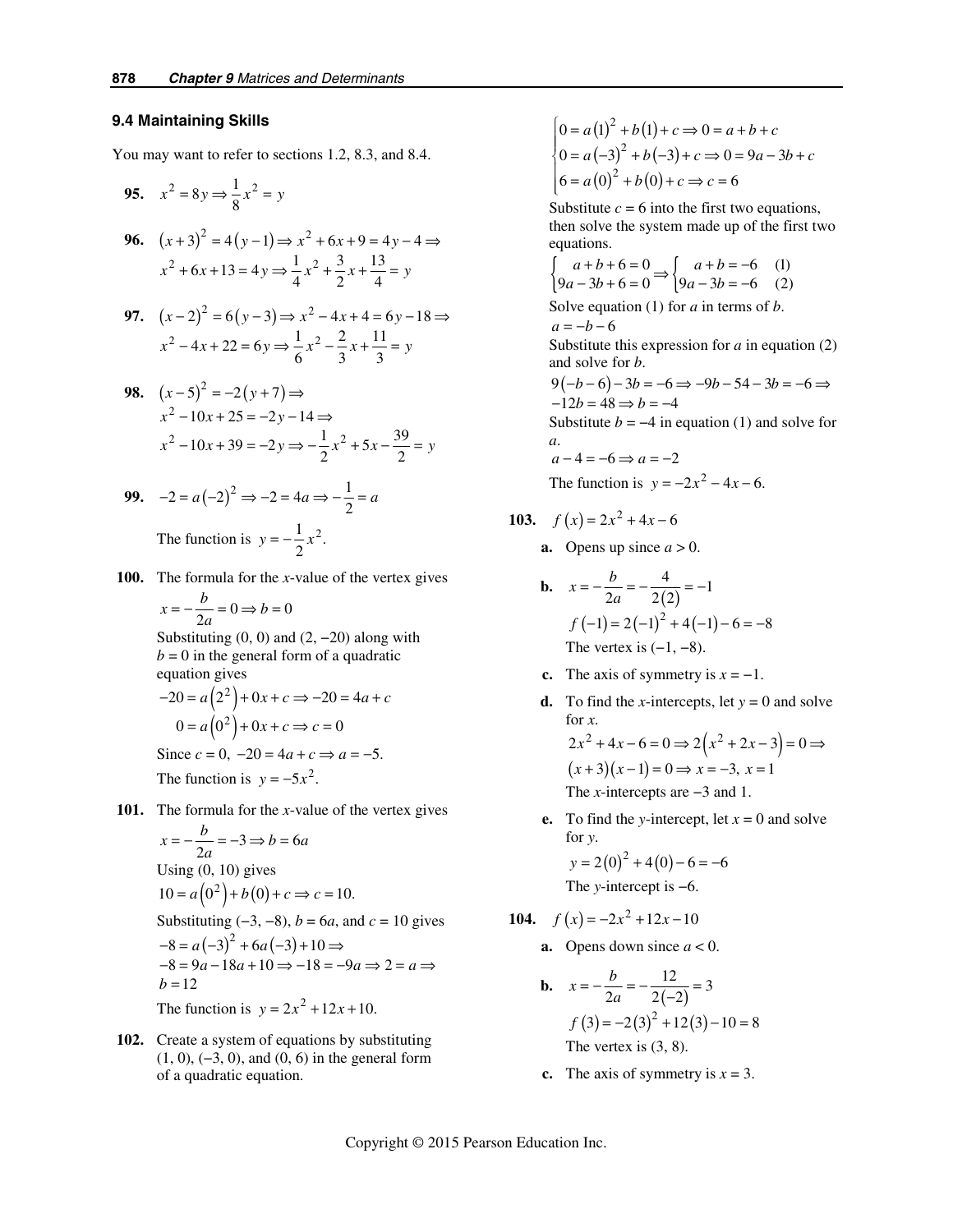## 9.4 Maintaining Skills

You may want to refer to sections 1.2, 8.3, and 8.4.

**95.** $x^2 = 8y \Rightarrow \frac{1}{8}x^2 = y$

**96.** $(x+3)^2 = 4(y-1) \Rightarrow x^2 + 6x + 9 = 4y - 4 \Rightarrow$
$x^2 + 6x + 13 = 4y \Rightarrow \frac{1}{4}x^2 + \frac{3}{2}x + \frac{13}{4} = y$

**97.** $(x-2)^2 = 6(y-3) \Rightarrow x^2 - 4x + 4 = 6y - 18 \Rightarrow$
$x^2 - 4x + 22 = 6y \Rightarrow \frac{1}{6}x^2 - \frac{2}{3}x + \frac{11}{3} = y$

**98.** $(x-5)^2 = -2(y+7) \Rightarrow$
$x^2 - 10x + 25 = -2y - 14 \Rightarrow$
$x^2 - 10x + 39 = -2y \Rightarrow -\frac{1}{2}x^2 + 5x - \frac{39}{2} = y$

**99.** $-2 = a(-2)^2 \Rightarrow -2 = 4a \Rightarrow -\frac{1}{2} = a$

The function is $y = -\frac{1}{2}x^2.$

**100.** The formula for the $x$-value of the vertex gives
$x = -\frac{b}{2a} = 0 \Rightarrow b = 0$
Substituting (0, 0) and (2, −20) along with $b = 0$ in the general form of a quadratic equation gives
$-20 = a(2^2) + 0x + c \Rightarrow -20 = 4a + c$
$0 = a(0^2) + 0x + c \Rightarrow c = 0$
Since $c = 0$, $-20 = 4a + c \Rightarrow a = -5.$
The function is $y = -5x^2.$

**101.** The formula for the $x$-value of the vertex gives
$x = -\frac{b}{2a} = -3 \Rightarrow b = 6a$
Using (0, 10) gives
$10 = a(0^2) + b(0) + c \Rightarrow c = 10.$
Substituting (−3, −8), $b = 6a$, and $c = 10$ gives
$-8 = a(-3)^2 + 6a(-3) + 10 \Rightarrow$
$-8 = 9a - 18a + 10 \Rightarrow -18 = -9a \Rightarrow 2 = a \Rightarrow$
$b = 12$
The function is $y = 2x^2 + 12x + 10.$

**102.** Create a system of equations by substituting (1, 0), (−3, 0), and (0, 6) in the general form of a quadratic equation.

$$\begin{cases} 0 = a(1)^2 + b(1) + c \Rightarrow 0 = a + b + c \\ 0 = a(-3)^2 + b(-3) + c \Rightarrow 0 = 9a - 3b + c \\ 6 = a(0)^2 + b(0) + c \Rightarrow c = 6 \end{cases}$$

Substitute $c = 6$ into the first two equations, then solve the system made up of the first two equations.

$$\begin{cases} a + b + 6 = 0 \\ 9a - 3b + 6 = 0 \end{cases} \Rightarrow \begin{cases} a + b = -6 & (1) \\ 9a - 3b = -6 & (2) \end{cases}$$

Solve equation (1) for $a$ in terms of $b$.
$a = -b - 6$
Substitute this expression for $a$ in equation (2) and solve for $b$.
$9(-b-6) - 3b = -6 \Rightarrow -9b - 54 - 3b = -6 \Rightarrow$
$-12b = 48 \Rightarrow b = -4$
Substitute $b = -4$ in equation (1) and solve for $a$.
$a - 4 = -6 \Rightarrow a = -2$
The function is $y = -2x^2 - 4x - 6.$

**103.** $f(x) = 2x^2 + 4x - 6$

**a.** Opens up since $a > 0$.

**b.** $x = -\frac{b}{2a} = -\frac{4}{2(2)} = -1$
$f(-1) = 2(-1)^2 + 4(-1) - 6 = -8$
The vertex is (−1, −8).

**c.** The axis of symmetry is $x = -1$.

**d.** To find the $x$-intercepts, let $y = 0$ and solve for $x$.
$2x^2 + 4x - 6 = 0 \Rightarrow 2(x^2 + 2x - 3) = 0 \Rightarrow$
$(x+3)(x-1) = 0 \Rightarrow x = -3,\ x = 1$
The $x$-intercepts are −3 and 1.

**e.** To find the $y$-intercept, let $x = 0$ and solve for $y$.
$y = 2(0)^2 + 4(0) - 6 = -6$
The $y$-intercept is −6.

**104.** $f(x) = -2x^2 + 12x - 10$

**a.** Opens down since $a < 0$.

**b.** $x = -\frac{b}{2a} = -\frac{12}{2(-2)} = 3$
$f(3) = -2(3)^2 + 12(3) - 10 = 8$
The vertex is (3, 8).

**c.** The axis of symmetry is $x = 3$.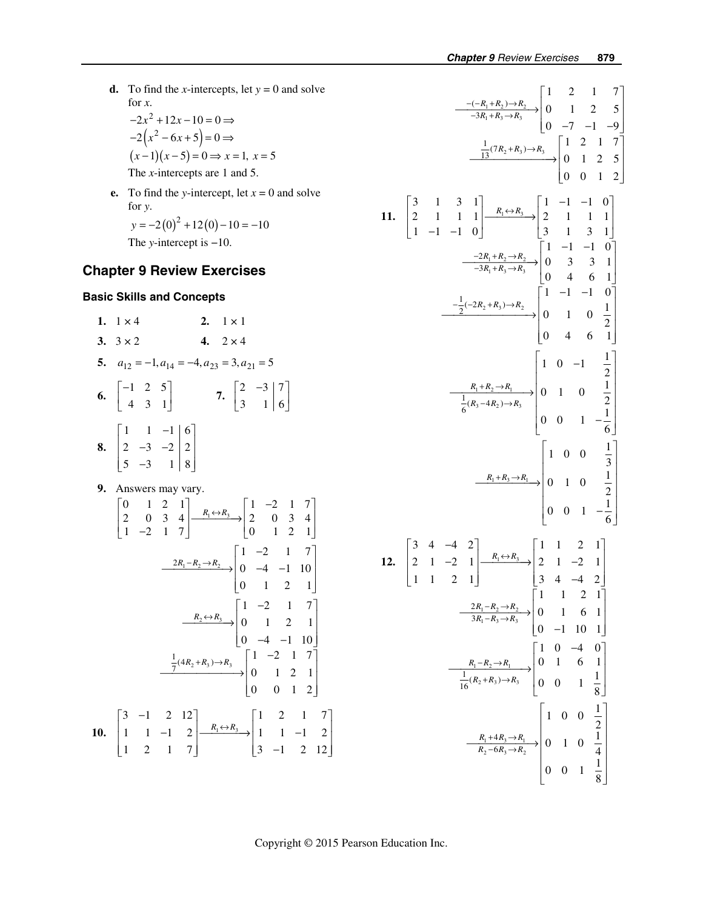**d.** To find the $x$-intercepts, let $y = 0$ and solve for $x$.

$-2x^2 + 12x - 10 = 0 \Rightarrow$

$-2\left(x^2 - 6x + 5\right) = 0 \Rightarrow$

$(x-1)(x-5) = 0 \Rightarrow x = 1,\ x = 5$

The $x$-intercepts are 1 and 5.

**e.** To find the $y$-intercept, let $x = 0$ and solve for $y$.

$y = -2(0)^2 + 12(0) - 10 = -10$

The $y$-intercept is $-10$.

## Chapter 9 Review Exercises

### Basic Skills and Concepts

**1.** $1 \times 4$ **2.** $1 \times 1$

**3.** $3 \times 2$ **4.** $2 \times 4$

**5.** $a_{12} = -1, a_{14} = -4, a_{23} = 3, a_{21} = 5$

**6.** $\begin{bmatrix} -1 & 2 & 5 \\ 4 & 3 & 1 \end{bmatrix}$ **7.** $\left[\begin{array}{cc|c} 2 & -3 & 7 \\ 3 & 1 & 6 \end{array}\right]$

**8.** $\left[\begin{array}{ccc|c} 1 & 1 & -1 & 6 \\ 2 & -3 & -2 & 2 \\ 5 & -3 & 1 & 8 \end{array}\right]$

**9.** Answers may vary.

$$\begin{bmatrix} 0 & 1 & 2 & 1 \\ 2 & 0 & 3 & 4 \\ 1 & -2 & 1 & 7 \end{bmatrix} \xrightarrow{R_1 \leftrightarrow R_3} \begin{bmatrix} 1 & -2 & 1 & 7 \\ 2 & 0 & 3 & 4 \\ 0 & 1 & 2 & 1 \end{bmatrix}$$

$$\xrightarrow{2R_1 - R_2 \to R_2} \begin{bmatrix} 1 & -2 & 1 & 7 \\ 0 & -4 & -1 & 10 \\ 0 & 1 & 2 & 1 \end{bmatrix}$$

$$\xrightarrow{R_2 \leftrightarrow R_3} \begin{bmatrix} 1 & -2 & 1 & 7 \\ 0 & 1 & 2 & 1 \\ 0 & -4 & -1 & 10 \end{bmatrix}$$

$$\xrightarrow{\frac{1}{7}(4R_2 + R_3) \to R_3} \begin{bmatrix} 1 & -2 & 1 & 7 \\ 0 & 1 & 2 & 1 \\ 0 & 0 & 1 & 2 \end{bmatrix}$$

**10.** $$\begin{bmatrix} 3 & -1 & 2 & 12 \\ 1 & 1 & -1 & 2 \\ 1 & 2 & 1 & 7 \end{bmatrix} \xrightarrow{R_1 \leftrightarrow R_3} \begin{bmatrix} 1 & 2 & 1 & 7 \\ 1 & 1 & -1 & 2 \\ 3 & -1 & 2 & 12 \end{bmatrix}$$

$$\xrightarrow[-3R_1 + R_3 \to R_3]{-(-R_1 + R_2) \to R_2} \begin{bmatrix} 1 & 2 & 1 & 7 \\ 0 & 1 & 2 & 5 \\ 0 & -7 & -1 & -9 \end{bmatrix}$$

$$\xrightarrow{\frac{1}{13}(7R_2 + R_3) \to R_3} \begin{bmatrix} 1 & 2 & 1 & 7 \\ 0 & 1 & 2 & 5 \\ 0 & 0 & 1 & 2 \end{bmatrix}$$

**11.** $$\begin{bmatrix} 3 & 1 & 3 & 1 \\ 2 & 1 & 1 & 1 \\ 1 & -1 & -1 & 0 \end{bmatrix} \xrightarrow{R_1 \leftrightarrow R_3} \begin{bmatrix} 1 & -1 & -1 & 0 \\ 2 & 1 & 1 & 1 \\ 3 & 1 & 3 & 1 \end{bmatrix}$$

$$\xrightarrow[-3R_1 + R_3 \to R_3]{-2R_1 + R_2 \to R_2} \begin{bmatrix} 1 & -1 & -1 & 0 \\ 0 & 3 & 3 & 1 \\ 0 & 4 & 6 & 1 \end{bmatrix}$$

$$\xrightarrow{-\frac{1}{2}(-2R_2 + R_3) \to R_2} \begin{bmatrix} 1 & -1 & -1 & 0 \\ 0 & 1 & 0 & \frac{1}{2} \\ 0 & 4 & 6 & 1 \end{bmatrix}$$

$$\xrightarrow[\frac{1}{6}(R_3 - 4R_2) \to R_3]{R_1 + R_2 \to R_1} \begin{bmatrix} 1 & 0 & -1 & \frac{1}{2} \\ 0 & 1 & 0 & \frac{1}{2} \\ 0 & 0 & 1 & -\frac{1}{6} \end{bmatrix}$$

$$\xrightarrow{R_1 + R_3 \to R_1} \begin{bmatrix} 1 & 0 & 0 & \frac{1}{3} \\ 0 & 1 & 0 & \frac{1}{2} \\ 0 & 0 & 1 & -\frac{1}{6} \end{bmatrix}$$

**12.** $$\begin{bmatrix} 3 & 4 & -4 & 2 \\ 2 & 1 & -2 & 1 \\ 1 & 1 & 2 & 1 \end{bmatrix} \xrightarrow{R_1 \leftrightarrow R_3} \begin{bmatrix} 1 & 1 & 2 & 1 \\ 2 & 1 & -2 & 1 \\ 3 & 4 & -4 & 2 \end{bmatrix}$$

$$\xrightarrow[3R_1 - R_3 \to R_3]{2R_1 - R_2 \to R_2} \begin{bmatrix} 1 & 1 & 2 & 1 \\ 0 & 1 & 6 & 1 \\ 0 & -1 & 10 & 1 \end{bmatrix}$$

$$\xrightarrow[\frac{1}{16}(R_2 + R_3) \to R_3]{R_1 - R_2 \to R_1} \begin{bmatrix} 1 & 0 & -4 & 0 \\ 0 & 1 & 6 & 1 \\ 0 & 0 & 1 & \frac{1}{8} \end{bmatrix}$$

$$\xrightarrow[R_2 - 6R_3 \to R_2]{R_1 + 4R_3 \to R_1} \begin{bmatrix} 1 & 0 & 0 & \frac{1}{2} \\ 0 & 1 & 0 & \frac{1}{4} \\ 0 & 0 & 1 & \frac{1}{8} \end{bmatrix}$$

Copyright © 2015 Pearson Education Inc.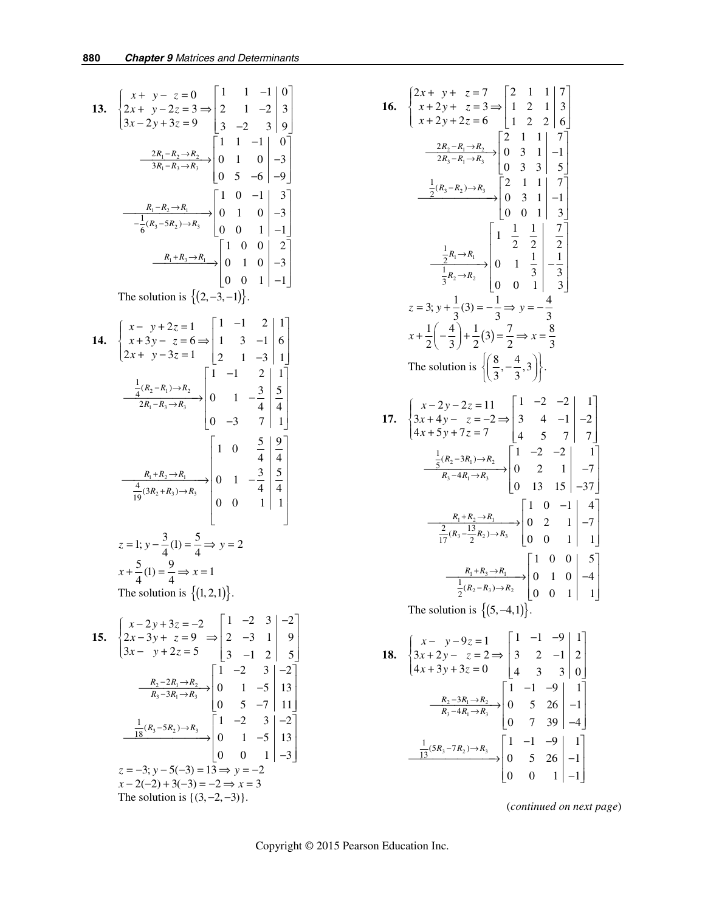**13.** $\begin{cases} x + y - z = 0 \\ 2x + y - 2z = 3 \\ 3x - 2y + 3z = 9 \end{cases} \Rightarrow \left[\begin{array}{ccc|c} 1 & 1 & -1 & 0 \\ 2 & 1 & -2 & 3 \\ 3 & -2 & 3 & 9 \end{array}\right]$

$$\xrightarrow[3R_1 - R_3 \to R_3]{2R_1 - R_2 \to R_2} \left[\begin{array}{ccc|c} 1 & 1 & -1 & 0 \\ 0 & 1 & 0 & -3 \\ 0 & 5 & -6 & -9 \end{array}\right]$$

$$\xrightarrow[-\frac{1}{6}(R_3 - 5R_2) \to R_3]{R_1 - R_2 \to R_1} \left[\begin{array}{ccc|c} 1 & 0 & -1 & 3 \\ 0 & 1 & 0 & -3 \\ 0 & 0 & 1 & -1 \end{array}\right]$$

$$\xrightarrow{R_1 + R_3 \to R_1} \left[\begin{array}{ccc|c} 1 & 0 & 0 & 2 \\ 0 & 1 & 0 & -3 \\ 0 & 0 & 1 & -1 \end{array}\right]$$

The solution is $\{(2, -3, -1)\}$.

**14.** $\begin{cases} x - y + 2z = 1 \\ x + 3y - z = 6 \\ 2x + y - 3z = 1 \end{cases} \Rightarrow \left[\begin{array}{ccc|c} 1 & -1 & 2 & 1 \\ 1 & 3 & -1 & 6 \\ 2 & 1 & -3 & 1 \end{array}\right]$

$$\xrightarrow[2R_1 - R_3 \to R_3]{\frac{1}{4}(R_2 - R_1) \to R_2} \left[\begin{array}{ccc|c} 1 & -1 & 2 & 1 \\ 0 & 1 & -\frac{3}{4} & \frac{5}{4} \\ 0 & -3 & 7 & 1 \end{array}\right]$$

$$\xrightarrow[\frac{4}{19}(3R_2 + R_3) \to R_3]{R_1 + R_2 \to R_1} \left[\begin{array}{ccc|c} 1 & 0 & \frac{5}{4} & \frac{9}{4} \\ 0 & 1 & -\frac{3}{4} & \frac{5}{4} \\ 0 & 0 & 1 & 1 \end{array}\right]$$

$z = 1;\ y - \frac{3}{4}(1) = \frac{5}{4} \Rightarrow y = 2$

$x + \frac{5}{4}(1) = \frac{9}{4} \Rightarrow x = 1$

The solution is $\{(1, 2, 1)\}$.

**15.** $\begin{cases} x - 2y + 3z = -2 \\ 2x - 3y + z = 9 \\ 3x - y + 2z = 5 \end{cases} \Rightarrow \left[\begin{array}{ccc|c} 1 & -2 & 3 & -2 \\ 2 & -3 & 1 & 9 \\ 3 & -1 & 2 & 5 \end{array}\right]$

$$\xrightarrow[R_3 - 3R_1 \to R_3]{R_2 - 2R_1 \to R_2} \left[\begin{array}{ccc|c} 1 & -2 & 3 & -2 \\ 0 & 1 & -5 & 13 \\ 0 & 5 & -7 & 11 \end{array}\right]$$

$$\xrightarrow{\frac{1}{18}(R_3 - 5R_2) \to R_3} \left[\begin{array}{ccc|c} 1 & -2 & 3 & -2 \\ 0 & 1 & -5 & 13 \\ 0 & 0 & 1 & -3 \end{array}\right]$$

$z = -3;\ y - 5(-3) = 13 \Rightarrow y = -2$

$x - 2(-2) + 3(-3) = -2 \Rightarrow x = 3$

The solution is $\{(3, -2, -3)\}$.

**16.** $\begin{cases} 2x + y + z = 7 \\ x + 2y + z = 3 \\ x + 2y + 2z = 6 \end{cases} \Rightarrow \left[\begin{array}{ccc|c} 2 & 1 & 1 & 7 \\ 1 & 2 & 1 & 3 \\ 1 & 2 & 2 & 6 \end{array}\right]$

$$\xrightarrow[2R_3 - R_1 \to R_3]{2R_2 - R_1 \to R_2} \left[\begin{array}{ccc|c} 2 & 1 & 1 & 7 \\ 0 & 3 & 1 & -1 \\ 0 & 3 & 3 & 5 \end{array}\right]$$

$$\xrightarrow{\frac{1}{2}(R_3 - R_2) \to R_3} \left[\begin{array}{ccc|c} 2 & 1 & 1 & 7 \\ 0 & 3 & 1 & -1 \\ 0 & 0 & 1 & 3 \end{array}\right]$$

$$\xrightarrow[\frac{1}{3}R_2 \to R_2]{\frac{1}{2}R_1 \to R_1} \left[\begin{array}{ccc|c} 1 & \frac{1}{2} & \frac{1}{2} & \frac{7}{2} \\ 0 & 1 & \frac{1}{3} & -\frac{1}{3} \\ 0 & 0 & 1 & 3 \end{array}\right]$$

$z = 3;\ y + \frac{1}{3}(3) = -\frac{1}{3} \Rightarrow y = -\frac{4}{3}$

$x + \frac{1}{2}\left(-\frac{4}{3}\right) + \frac{1}{2}(3) = \frac{7}{2} \Rightarrow x = \frac{8}{3}$

The solution is $\left\{\left(\frac{8}{3}, -\frac{4}{3}, 3\right)\right\}$.

**17.** $\begin{cases} x - 2y - 2z = 11 \\ 3x + 4y - z = -2 \\ 4x + 5y + 7z = 7 \end{cases} \Rightarrow \left[\begin{array}{ccc|c} 1 & -2 & -2 & 1 \\ 3 & 4 & -1 & -2 \\ 4 & 5 & 7 & 7 \end{array}\right]$

$$\xrightarrow[R_3 - 4R_1 \to R_3]{\frac{1}{5}(R_2 - 3R_1) \to R_2} \left[\begin{array}{ccc|c} 1 & -2 & -2 & 1 \\ 0 & 2 & 1 & -7 \\ 0 & 13 & 15 & -37 \end{array}\right]$$

$$\xrightarrow[\frac{2}{17}(R_3 - \frac{13}{2}R_2) \to R_3]{R_1 + R_2 \to R_1} \left[\begin{array}{ccc|c} 1 & 0 & -1 & 4 \\ 0 & 2 & 1 & -7 \\ 0 & 0 & 1 & 1 \end{array}\right]$$

$$\xrightarrow[\frac{1}{2}(R_2 - R_3) \to R_2]{R_1 + R_3 \to R_1} \left[\begin{array}{ccc|c} 1 & 0 & 0 & 5 \\ 0 & 1 & 0 & -4 \\ 0 & 0 & 1 & 1 \end{array}\right]$$

The solution is $\{(5, -4, 1)\}$.

**18.** $\begin{cases} x - y - 9z = 1 \\ 3x + 2y - z = 2 \\ 4x + 3y + 3z = 0 \end{cases} \Rightarrow \left[\begin{array}{ccc|c} 1 & -1 & -9 & 1 \\ 3 & 2 & -1 & 2 \\ 4 & 3 & 3 & 0 \end{array}\right]$

$$\xrightarrow[R_3 - 4R_1 \to R_3]{R_2 - 3R_1 \to R_2} \left[\begin{array}{ccc|c} 1 & -1 & -9 & 1 \\ 0 & 5 & 26 & -1 \\ 0 & 7 & 39 & -4 \end{array}\right]$$

$$\xrightarrow{\frac{1}{13}(5R_3 - 7R_2) \to R_3} \left[\begin{array}{ccc|c} 1 & -1 & -9 & 1 \\ 0 & 5 & 26 & -1 \\ 0 & 0 & 1 & -1 \end{array}\right]$$

(*continued on next page*)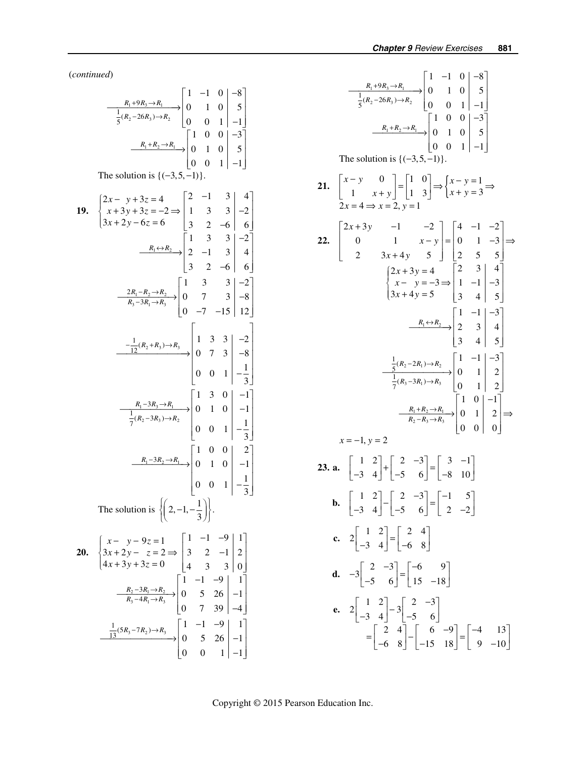(*continued*)

$$\xrightarrow[\frac{1}{5}(R_2-26R_3)\to R_2]{R_1+9R_3\to R_1}\left[\begin{array}{ccc|c}1&-1&0&-8\\0&1&0&5\\0&0&1&-1\end{array}\right]$$

$$\xrightarrow{R_1+R_2\to R_1}\left[\begin{array}{ccc|c}1&0&0&-3\\0&1&0&5\\0&0&1&-1\end{array}\right]$$

The solution is $\{(-3,5,-1)\}$.

**19.** $$\begin{cases}2x-\ y+3z=4\\ x+3y+3z=-2\\ 3x+2y-6z=6\end{cases}\Rightarrow\left[\begin{array}{ccc|c}2&-1&3&4\\1&3&3&-2\\3&2&-6&6\end{array}\right]$$

$$\xrightarrow{R_1\leftrightarrow R_2}\left[\begin{array}{ccc|c}1&3&3&-2\\2&-1&3&4\\3&2&-6&6\end{array}\right]$$

$$\xrightarrow[R_3-3R_1\to R_3]{2R_1-R_2\to R_2}\left[\begin{array}{ccc|c}1&3&3&-2\\0&7&3&-8\\0&-7&-15&12\end{array}\right]$$

$$\xrightarrow{-\frac{1}{12}(R_2+R_3)\to R_3}\left[\begin{array}{ccc|c}1&3&3&-2\\0&7&3&-8\\0&0&1&-\frac{1}{3}\end{array}\right]$$

$$\xrightarrow[\frac{1}{7}(R_2-3R_3)\to R_2]{R_1-3R_3\to R_1}\left[\begin{array}{ccc|c}1&3&0&-1\\0&1&0&-1\\0&0&1&-\frac{1}{3}\end{array}\right]$$

$$\xrightarrow{R_1-3R_2\to R_1}\left[\begin{array}{ccc|c}1&0&0&2\\0&1&0&-1\\0&0&1&-\frac{1}{3}\end{array}\right]$$

The solution is $\left\{\left(2,-1,-\frac{1}{3}\right)\right\}$.

**20.** $$\begin{cases}x-\ y-9z=1\\ 3x+2y-\ z=2\\ 4x+3y+3z=0\end{cases}\Rightarrow\left[\begin{array}{ccc|c}1&-1&-9&1\\3&2&-1&2\\4&3&3&0\end{array}\right]$$

$$\xrightarrow[R_3-4R_1\to R_3]{R_2-3R_1\to R_2}\left[\begin{array}{ccc|c}1&-1&-9&1\\0&5&26&-1\\0&7&39&-4\end{array}\right]$$

$$\xrightarrow{\frac{1}{13}(5R_3-7R_2)\to R_3}\left[\begin{array}{ccc|c}1&-1&-9&1\\0&5&26&-1\\0&0&1&-1\end{array}\right]$$

$$\xrightarrow[\frac{1}{5}(R_2-26R_3)\to R_2]{R_1+9R_3\to R_1}\left[\begin{array}{ccc|c}1&-1&0&-8\\0&1&0&5\\0&0&1&-1\end{array}\right]$$

$$\xrightarrow{R_1+R_2\to R_1}\left[\begin{array}{ccc|c}1&0&0&-3\\0&1&0&5\\0&0&1&-1\end{array}\right]$$

The solution is $\{(-3,5,-1)\}$.

**21.** $\begin{bmatrix}x-y&0\\1&x+y\end{bmatrix}=\begin{bmatrix}1&0\\1&3\end{bmatrix}\Rightarrow\begin{cases}x-y=1\\x+y=3\end{cases}\Rightarrow$
$2x=4\Rightarrow x=2,\ y=1$

**22.** $\begin{bmatrix}2x+3y&-1&-2\\0&1&x-y\\2&3x+4y&5\end{bmatrix}=\begin{bmatrix}4&-1&-2\\0&1&-3\\2&5&5\end{bmatrix}\Rightarrow$

$$\begin{cases}2x+3y=4\\ x-\ y=-3\\ 3x+4y=5\end{cases}\Rightarrow\left[\begin{array}{cc|c}2&3&4\\1&-1&-3\\3&4&5\end{array}\right]$$

$$\xrightarrow{R_1\leftrightarrow R_2}\left[\begin{array}{cc|c}1&-1&-3\\2&3&4\\3&4&5\end{array}\right]$$

$$\xrightarrow[\frac{1}{7}(R_3-3R_1)\to R_3]{\frac{1}{5}(R_2-2R_1)\to R_2}\left[\begin{array}{cc|c}1&-1&-3\\0&1&2\\0&1&2\end{array}\right]$$

$$\xrightarrow[R_2-R_3\to R_3]{R_1+R_2\to R_1}\left[\begin{array}{cc|c}1&0&-1\\0&1&2\\0&0&0\end{array}\right]\Rightarrow$$

$x=-1,\ y=2$

**23. a.** $\begin{bmatrix}1&2\\-3&4\end{bmatrix}+\begin{bmatrix}2&-3\\-5&6\end{bmatrix}=\begin{bmatrix}3&-1\\-8&10\end{bmatrix}$

**b.** $\begin{bmatrix}1&2\\-3&4\end{bmatrix}-\begin{bmatrix}2&-3\\-5&6\end{bmatrix}=\begin{bmatrix}-1&5\\2&-2\end{bmatrix}$

**c.** $2\begin{bmatrix}1&2\\-3&4\end{bmatrix}=\begin{bmatrix}2&4\\-6&8\end{bmatrix}$

**d.** $-3\begin{bmatrix}2&-3\\-5&6\end{bmatrix}=\begin{bmatrix}-6&9\\15&-18\end{bmatrix}$

**e.** $2\begin{bmatrix}1&2\\-3&4\end{bmatrix}-3\begin{bmatrix}2&-3\\-5&6\end{bmatrix}$
$=\begin{bmatrix}2&4\\-6&8\end{bmatrix}-\begin{bmatrix}6&-9\\-15&18\end{bmatrix}=\begin{bmatrix}-4&13\\9&-10\end{bmatrix}$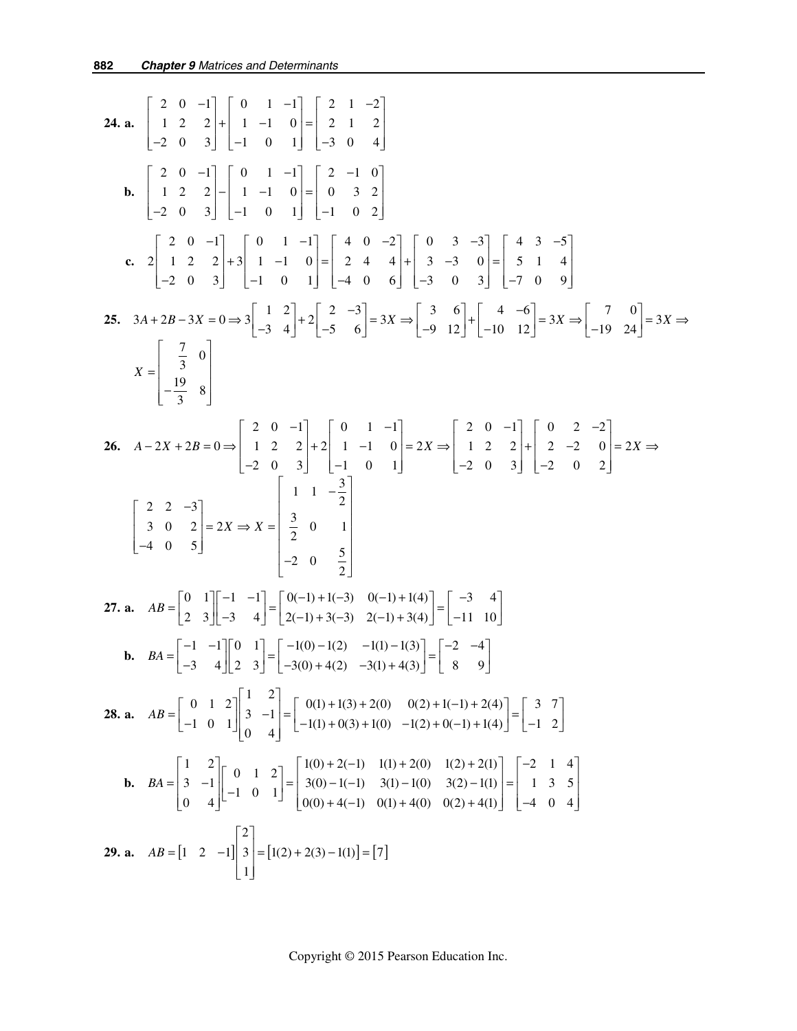**24. a.** $\begin{bmatrix} 2 & 0 & -1 \\ 1 & 2 & 2 \\ -2 & 0 & 3 \end{bmatrix} + \begin{bmatrix} 0 & 1 & -1 \\ 1 & -1 & 0 \\ -1 & 0 & 1 \end{bmatrix} = \begin{bmatrix} 2 & 1 & -2 \\ 2 & 1 & 2 \\ -3 & 0 & 4 \end{bmatrix}$

**b.** $\begin{bmatrix} 2 & 0 & -1 \\ 1 & 2 & 2 \\ -2 & 0 & 3 \end{bmatrix} - \begin{bmatrix} 0 & 1 & -1 \\ 1 & -1 & 0 \\ -1 & 0 & 1 \end{bmatrix} = \begin{bmatrix} 2 & -1 & 0 \\ 0 & 3 & 2 \\ -1 & 0 & 2 \end{bmatrix}$

**c.** $2\begin{bmatrix} 2 & 0 & -1 \\ 1 & 2 & 2 \\ -2 & 0 & 3 \end{bmatrix} + 3\begin{bmatrix} 0 & 1 & -1 \\ 1 & -1 & 0 \\ -1 & 0 & 1 \end{bmatrix} = \begin{bmatrix} 4 & 0 & -2 \\ 2 & 4 & 4 \\ -4 & 0 & 6 \end{bmatrix} + \begin{bmatrix} 0 & 3 & -3 \\ 3 & -3 & 0 \\ -3 & 0 & 3 \end{bmatrix} = \begin{bmatrix} 4 & 3 & -5 \\ 5 & 1 & 4 \\ -7 & 0 & 9 \end{bmatrix}$

**25.** $3A + 2B - 3X = 0 \Rightarrow 3\begin{bmatrix} 1 & 2 \\ -3 & 4 \end{bmatrix} + 2\begin{bmatrix} 2 & -3 \\ -5 & 6 \end{bmatrix} = 3X \Rightarrow \begin{bmatrix} 3 & 6 \\ -9 & 12 \end{bmatrix} + \begin{bmatrix} 4 & -6 \\ -10 & 12 \end{bmatrix} = 3X \Rightarrow \begin{bmatrix} 7 & 0 \\ -19 & 24 \end{bmatrix} = 3X \Rightarrow$

$X = \begin{bmatrix} \frac{7}{3} & 0 \\ -\frac{19}{3} & 8 \end{bmatrix}$

**26.** $A - 2X + 2B = 0 \Rightarrow \begin{bmatrix} 2 & 0 & -1 \\ 1 & 2 & 2 \\ -2 & 0 & 3 \end{bmatrix} + 2\begin{bmatrix} 0 & 1 & -1 \\ 1 & -1 & 0 \\ -1 & 0 & 1 \end{bmatrix} = 2X \Rightarrow \begin{bmatrix} 2 & 0 & -1 \\ 1 & 2 & 2 \\ -2 & 0 & 3 \end{bmatrix} + \begin{bmatrix} 0 & 2 & -2 \\ 2 & -2 & 0 \\ -2 & 0 & 2 \end{bmatrix} = 2X \Rightarrow$

$\begin{bmatrix} 2 & 2 & -3 \\ 3 & 0 & 2 \\ -4 & 0 & 5 \end{bmatrix} = 2X \Rightarrow X = \begin{bmatrix} 1 & 1 & -\frac{3}{2} \\ \frac{3}{2} & 0 & 1 \\ -2 & 0 & \frac{5}{2} \end{bmatrix}$

**27. a.** $AB = \begin{bmatrix} 0 & 1 \\ 2 & 3 \end{bmatrix}\begin{bmatrix} -1 & -1 \\ -3 & 4 \end{bmatrix} = \begin{bmatrix} 0(-1)+1(-3) & 0(-1)+1(4) \\ 2(-1)+3(-3) & 2(-1)+3(4) \end{bmatrix} = \begin{bmatrix} -3 & 4 \\ -11 & 10 \end{bmatrix}$

**b.** $BA = \begin{bmatrix} -1 & -1 \\ -3 & 4 \end{bmatrix}\begin{bmatrix} 0 & 1 \\ 2 & 3 \end{bmatrix} = \begin{bmatrix} -1(0)-1(2) & -1(1)-1(3) \\ -3(0)+4(2) & -3(1)+4(3) \end{bmatrix} = \begin{bmatrix} -2 & -4 \\ 8 & 9 \end{bmatrix}$

**28. a.** $AB = \begin{bmatrix} 0 & 1 & 2 \\ -1 & 0 & 1 \end{bmatrix}\begin{bmatrix} 1 & 2 \\ 3 & -1 \\ 0 & 4 \end{bmatrix} = \begin{bmatrix} 0(1)+1(3)+2(0) & 0(2)+1(-1)+2(4) \\ -1(1)+0(3)+1(0) & -1(2)+0(-1)+1(4) \end{bmatrix} = \begin{bmatrix} 3 & 7 \\ -1 & 2 \end{bmatrix}$

**b.** $BA = \begin{bmatrix} 1 & 2 \\ 3 & -1 \\ 0 & 4 \end{bmatrix}\begin{bmatrix} 0 & 1 & 2 \\ -1 & 0 & 1 \end{bmatrix} = \begin{bmatrix} 1(0)+2(-1) & 1(1)+2(0) & 1(2)+2(1) \\ 3(0)-1(-1) & 3(1)-1(0) & 3(2)-1(1) \\ 0(0)+4(-1) & 0(1)+4(0) & 0(2)+4(1) \end{bmatrix} = \begin{bmatrix} -2 & 1 & 4 \\ 1 & 3 & 5 \\ -4 & 0 & 4 \end{bmatrix}$

**29. a.** $AB = \begin{bmatrix} 1 & 2 & -1 \end{bmatrix}\begin{bmatrix} 2 \\ 3 \\ 1 \end{bmatrix} = \begin{bmatrix} 1(2)+2(3)-1(1) \end{bmatrix} = \begin{bmatrix} 7 \end{bmatrix}$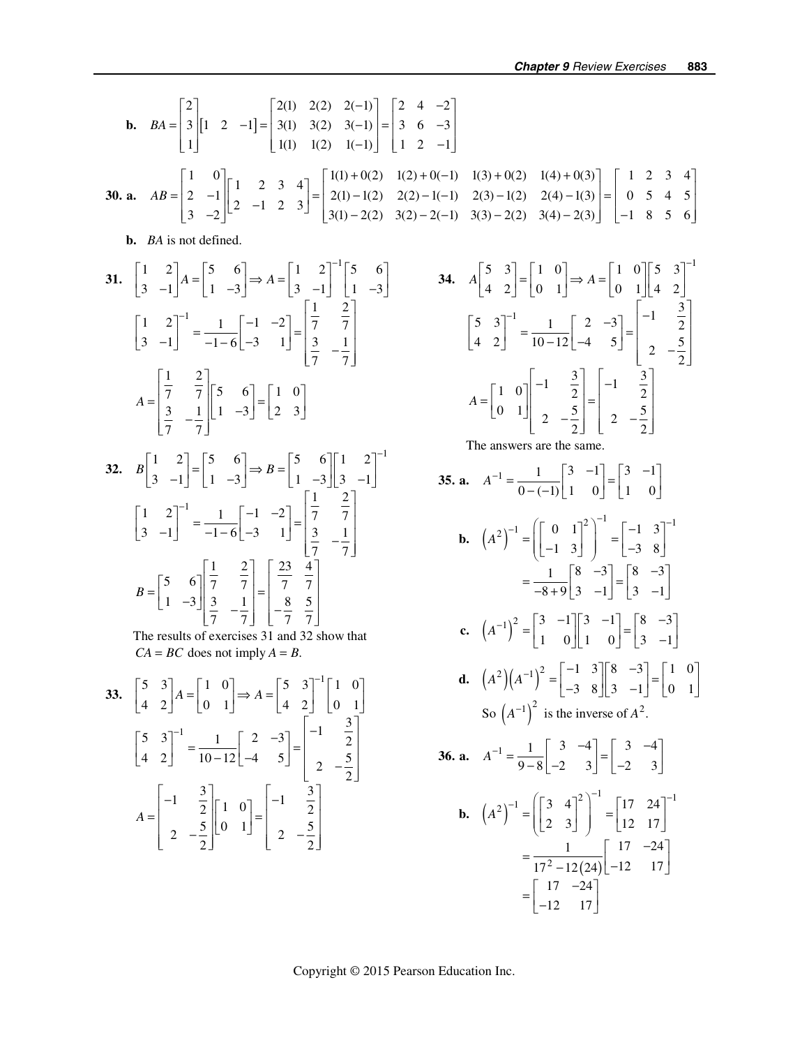**b.** $BA = \begin{bmatrix} 2 \\ 3 \\ 1 \end{bmatrix} \begin{bmatrix} 1 & 2 & -1 \end{bmatrix} = \begin{bmatrix} 2(1) & 2(2) & 2(-1) \\ 3(1) & 3(2) & 3(-1) \\ 1(1) & 1(2) & 1(-1) \end{bmatrix} = \begin{bmatrix} 2 & 4 & -2 \\ 3 & 6 & -3 \\ 1 & 2 & -1 \end{bmatrix}$

**30. a.** $AB = \begin{bmatrix} 1 & 0 \\ 2 & -1 \\ 3 & -2 \end{bmatrix} \begin{bmatrix} 1 & 2 & 3 & 4 \\ 2 & -1 & 2 & 3 \end{bmatrix} = \begin{bmatrix} 1(1)+0(2) & 1(2)+0(-1) & 1(3)+0(2) & 1(4)+0(3) \\ 2(1)-1(2) & 2(2)-1(-1) & 2(3)-1(2) & 2(4)-1(3) \\ 3(1)-2(2) & 3(2)-2(-1) & 3(3)-2(2) & 3(4)-2(3) \end{bmatrix} = \begin{bmatrix} 1 & 2 & 3 & 4 \\ 0 & 5 & 4 & 5 \\ -1 & 8 & 5 & 6 \end{bmatrix}$

**b.** $BA$ is not defined.

**31.** $\begin{bmatrix} 1 & 2 \\ 3 & -1 \end{bmatrix} A = \begin{bmatrix} 5 & 6 \\ 1 & -3 \end{bmatrix} \Rightarrow A = \begin{bmatrix} 1 & 2 \\ 3 & -1 \end{bmatrix}^{-1} \begin{bmatrix} 5 & 6 \\ 1 & -3 \end{bmatrix}$

$\begin{bmatrix} 1 & 2 \\ 3 & -1 \end{bmatrix}^{-1} = \dfrac{1}{-1-6} \begin{bmatrix} -1 & -2 \\ -3 & 1 \end{bmatrix} = \begin{bmatrix} \frac{1}{7} & \frac{2}{7} \\ \frac{3}{7} & -\frac{1}{7} \end{bmatrix}$

$A = \begin{bmatrix} \frac{1}{7} & \frac{2}{7} \\ \frac{3}{7} & -\frac{1}{7} \end{bmatrix} \begin{bmatrix} 5 & 6 \\ 1 & -3 \end{bmatrix} = \begin{bmatrix} 1 & 0 \\ 2 & 3 \end{bmatrix}$

**32.** $B \begin{bmatrix} 1 & 2 \\ 3 & -1 \end{bmatrix} = \begin{bmatrix} 5 & 6 \\ 1 & -3 \end{bmatrix} \Rightarrow B = \begin{bmatrix} 5 & 6 \\ 1 & -3 \end{bmatrix} \begin{bmatrix} 1 & 2 \\ 3 & -1 \end{bmatrix}^{-1}$

$\begin{bmatrix} 1 & 2 \\ 3 & -1 \end{bmatrix}^{-1} = \dfrac{1}{-1-6} \begin{bmatrix} -1 & -2 \\ -3 & 1 \end{bmatrix} = \begin{bmatrix} \frac{1}{7} & \frac{2}{7} \\ \frac{3}{7} & -\frac{1}{7} \end{bmatrix}$

$B = \begin{bmatrix} 5 & 6 \\ 1 & -3 \end{bmatrix} \begin{bmatrix} \frac{1}{7} & \frac{2}{7} \\ \frac{3}{7} & -\frac{1}{7} \end{bmatrix} = \begin{bmatrix} \frac{23}{7} & \frac{4}{7} \\ -\frac{8}{7} & \frac{5}{7} \end{bmatrix}$

The results of exercises 31 and 32 show that $CA = BC$ does not imply $A = B$.

**33.** $\begin{bmatrix} 5 & 3 \\ 4 & 2 \end{bmatrix} A = \begin{bmatrix} 1 & 0 \\ 0 & 1 \end{bmatrix} \Rightarrow A = \begin{bmatrix} 5 & 3 \\ 4 & 2 \end{bmatrix}^{-1} \begin{bmatrix} 1 & 0 \\ 0 & 1 \end{bmatrix}$

$\begin{bmatrix} 5 & 3 \\ 4 & 2 \end{bmatrix}^{-1} = \dfrac{1}{10-12} \begin{bmatrix} 2 & -3 \\ -4 & 5 \end{bmatrix} = \begin{bmatrix} -1 & \frac{3}{2} \\ 2 & -\frac{5}{2} \end{bmatrix}$

$A = \begin{bmatrix} -1 & \frac{3}{2} \\ 2 & -\frac{5}{2} \end{bmatrix} \begin{bmatrix} 1 & 0 \\ 0 & 1 \end{bmatrix} = \begin{bmatrix} -1 & \frac{3}{2} \\ 2 & -\frac{5}{2} \end{bmatrix}$

**34.** $A \begin{bmatrix} 5 & 3 \\ 4 & 2 \end{bmatrix} = \begin{bmatrix} 1 & 0 \\ 0 & 1 \end{bmatrix} \Rightarrow A = \begin{bmatrix} 1 & 0 \\ 0 & 1 \end{bmatrix} \begin{bmatrix} 5 & 3 \\ 4 & 2 \end{bmatrix}^{-1}$

$\begin{bmatrix} 5 & 3 \\ 4 & 2 \end{bmatrix}^{-1} = \dfrac{1}{10-12} \begin{bmatrix} 2 & -3 \\ -4 & 5 \end{bmatrix} = \begin{bmatrix} -1 & \frac{3}{2} \\ 2 & -\frac{5}{2} \end{bmatrix}$

$A = \begin{bmatrix} 1 & 0 \\ 0 & 1 \end{bmatrix} \begin{bmatrix} -1 & \frac{3}{2} \\ 2 & -\frac{5}{2} \end{bmatrix} = \begin{bmatrix} -1 & \frac{3}{2} \\ 2 & -\frac{5}{2} \end{bmatrix}$

The answers are the same.

**35. a.** $A^{-1} = \dfrac{1}{0-(-1)} \begin{bmatrix} 3 & -1 \\ 1 & 0 \end{bmatrix} = \begin{bmatrix} 3 & -1 \\ 1 & 0 \end{bmatrix}$

**b.** $\left(A^2\right)^{-1} = \left( \begin{bmatrix} 0 & 1 \\ -1 & 3 \end{bmatrix}^2 \right)^{-1} = \begin{bmatrix} -1 & 3 \\ -3 & 8 \end{bmatrix}^{-1}$

$= \dfrac{1}{-8+9} \begin{bmatrix} 8 & -3 \\ 3 & -1 \end{bmatrix} = \begin{bmatrix} 8 & -3 \\ 3 & -1 \end{bmatrix}$

**c.** $\left(A^{-1}\right)^2 = \begin{bmatrix} 3 & -1 \\ 1 & 0 \end{bmatrix} \begin{bmatrix} 3 & -1 \\ 1 & 0 \end{bmatrix} = \begin{bmatrix} 8 & -3 \\ 3 & -1 \end{bmatrix}$

**d.** $\left(A^2\right)\left(A^{-1}\right)^2 = \begin{bmatrix} -1 & 3 \\ -3 & 8 \end{bmatrix} \begin{bmatrix} 8 & -3 \\ 3 & -1 \end{bmatrix} = \begin{bmatrix} 1 & 0 \\ 0 & 1 \end{bmatrix}$

So $\left(A^{-1}\right)^2$ is the inverse of $A^2$.

**36. a.** $A^{-1} = \dfrac{1}{9-8} \begin{bmatrix} 3 & -4 \\ -2 & 3 \end{bmatrix} = \begin{bmatrix} 3 & -4 \\ -2 & 3 \end{bmatrix}$

**b.** $\left(A^2\right)^{-1} = \left( \begin{bmatrix} 3 & 4 \\ 2 & 3 \end{bmatrix}^2 \right)^{-1} = \begin{bmatrix} 17 & 24 \\ 12 & 17 \end{bmatrix}^{-1}$

$= \dfrac{1}{17^2 - 12(24)} \begin{bmatrix} 17 & -24 \\ -12 & 17 \end{bmatrix}$

$= \begin{bmatrix} 17 & -24 \\ -12 & 17 \end{bmatrix}$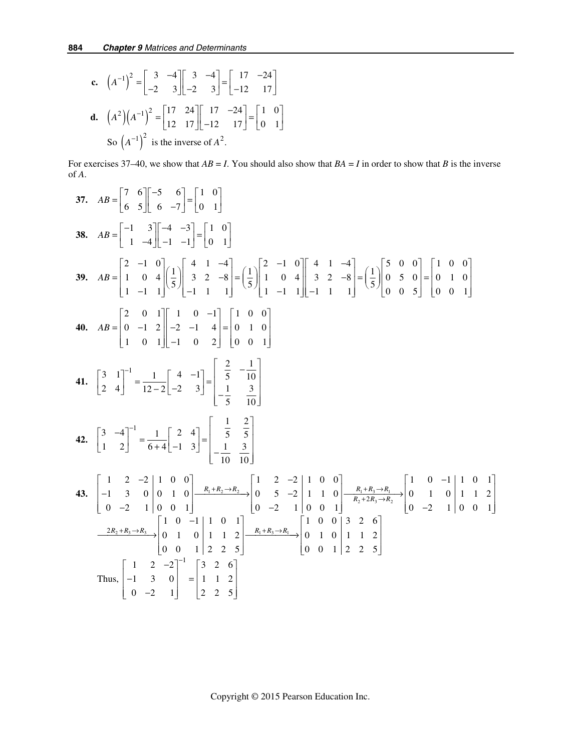**c.** $\left(A^{-1}\right)^2 = \begin{bmatrix} 3 & -4 \\ -2 & 3 \end{bmatrix}\begin{bmatrix} 3 & -4 \\ -2 & 3 \end{bmatrix} = \begin{bmatrix} 17 & -24 \\ -12 & 17 \end{bmatrix}$

**d.** $\left(A^2\right)\left(A^{-1}\right)^2 = \begin{bmatrix} 17 & 24 \\ 12 & 17 \end{bmatrix}\begin{bmatrix} 17 & -24 \\ -12 & 17 \end{bmatrix} = \begin{bmatrix} 1 & 0 \\ 0 & 1 \end{bmatrix}$

So $\left(A^{-1}\right)^2$ is the inverse of $A^2$.

For exercises 37–40, we show that $AB = I$. You should also show that $BA = I$ in order to show that $B$ is the inverse of $A$.

**37.** $AB = \begin{bmatrix} 7 & 6 \\ 6 & 5 \end{bmatrix}\begin{bmatrix} -5 & 6 \\ 6 & -7 \end{bmatrix} = \begin{bmatrix} 1 & 0 \\ 0 & 1 \end{bmatrix}$

**38.** $AB = \begin{bmatrix} -1 & 3 \\ 1 & -4 \end{bmatrix}\begin{bmatrix} -4 & -3 \\ -1 & -1 \end{bmatrix} = \begin{bmatrix} 1 & 0 \\ 0 & 1 \end{bmatrix}$

**39.** $AB = \begin{bmatrix} 2 & -1 & 0 \\ 1 & 0 & 4 \\ 1 & -1 & 1 \end{bmatrix}\left(\frac{1}{5}\right)\begin{bmatrix} 4 & 1 & -4 \\ 3 & 2 & -8 \\ -1 & 1 & 1 \end{bmatrix} = \left(\frac{1}{5}\right)\begin{bmatrix} 2 & -1 & 0 \\ 1 & 0 & 4 \\ 1 & -1 & 1 \end{bmatrix}\begin{bmatrix} 4 & 1 & -4 \\ 3 & 2 & -8 \\ -1 & 1 & 1 \end{bmatrix} = \left(\frac{1}{5}\right)\begin{bmatrix} 5 & 0 & 0 \\ 0 & 5 & 0 \\ 0 & 0 & 5 \end{bmatrix} = \begin{bmatrix} 1 & 0 & 0 \\ 0 & 1 & 0 \\ 0 & 0 & 1 \end{bmatrix}$

**40.** $AB = \begin{bmatrix} 2 & 0 & 1 \\ 0 & -1 & 2 \\ 1 & 0 & 1 \end{bmatrix}\begin{bmatrix} 1 & 0 & -1 \\ -2 & -1 & 4 \\ -1 & 0 & 2 \end{bmatrix} = \begin{bmatrix} 1 & 0 & 0 \\ 0 & 1 & 0 \\ 0 & 0 & 1 \end{bmatrix}$

**41.** $\begin{bmatrix} 3 & 1 \\ 2 & 4 \end{bmatrix}^{-1} = \frac{1}{12-2}\begin{bmatrix} 4 & -1 \\ -2 & 3 \end{bmatrix} = \begin{bmatrix} \frac{2}{5} & -\frac{1}{10} \\ -\frac{1}{5} & \frac{3}{10} \end{bmatrix}$

**42.** $\begin{bmatrix} 3 & -4 \\ 1 & 2 \end{bmatrix}^{-1} = \frac{1}{6+4}\begin{bmatrix} 2 & 4 \\ -1 & 3 \end{bmatrix} = \begin{bmatrix} \frac{1}{5} & \frac{2}{5} \\ -\frac{1}{10} & \frac{3}{10} \end{bmatrix}$

**43.** $\left[\begin{array}{ccc|ccc} 1 & 2 & -2 & 1 & 0 & 0 \\ -1 & 3 & 0 & 0 & 1 & 0 \\ 0 & -2 & 1 & 0 & 0 & 1 \end{array}\right] \xrightarrow{R_1+R_2 \to R_2} \left[\begin{array}{ccc|ccc} 1 & 2 & -2 & 1 & 0 & 0 \\ 0 & 5 & -2 & 1 & 1 & 0 \\ 0 & -2 & 1 & 0 & 0 & 1 \end{array}\right] \xrightarrow[R_2+2R_3 \to R_2]{R_1+R_3 \to R_1} \left[\begin{array}{ccc|ccc} 1 & 0 & -1 & 1 & 0 & 1 \\ 0 & 1 & 0 & 1 & 1 & 2 \\ 0 & -2 & 1 & 0 & 0 & 1 \end{array}\right]$

$\xrightarrow{2R_2+R_3 \to R_3} \left[\begin{array}{ccc|ccc} 1 & 0 & -1 & 1 & 0 & 1 \\ 0 & 1 & 0 & 1 & 1 & 2 \\ 0 & 0 & 1 & 2 & 2 & 5 \end{array}\right] \xrightarrow{R_1+R_3 \to R_1} \left[\begin{array}{ccc|ccc} 1 & 0 & 0 & 3 & 2 & 6 \\ 0 & 1 & 0 & 1 & 1 & 2 \\ 0 & 0 & 1 & 2 & 2 & 5 \end{array}\right]$

Thus, $\begin{bmatrix} 1 & 2 & -2 \\ -1 & 3 & 0 \\ 0 & -2 & 1 \end{bmatrix}^{-1} = \begin{bmatrix} 3 & 2 & 6 \\ 1 & 1 & 2 \\ 2 & 2 & 5 \end{bmatrix}$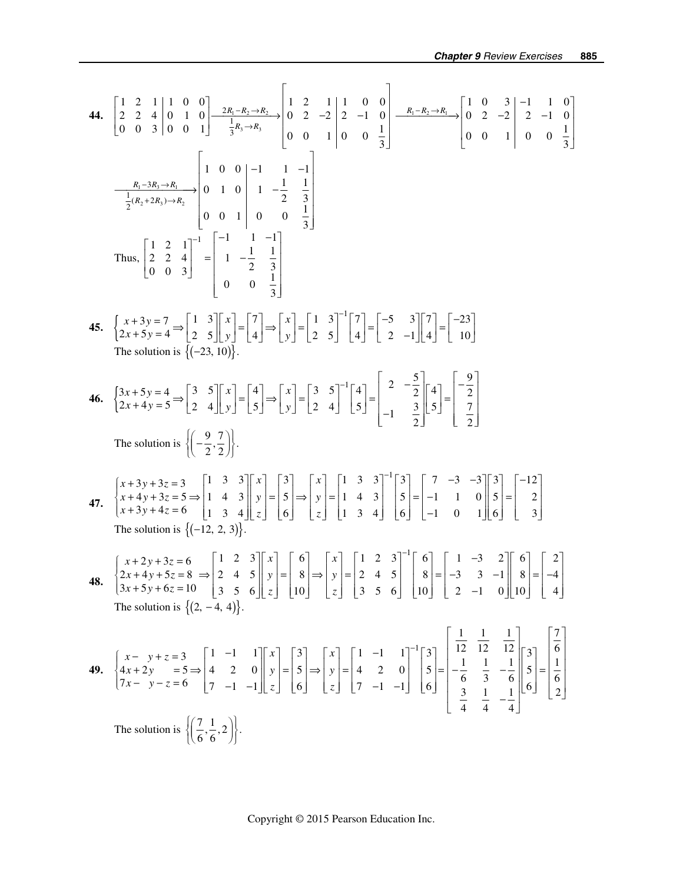**44.** $\left[\begin{array}{ccc|ccc} 1 & 2 & 1 & 1 & 0 & 0 \\ 2 & 2 & 4 & 0 & 1 & 0 \\ 0 & 0 & 3 & 0 & 0 & 1 \end{array}\right] \xrightarrow[\frac{1}{3}R_3 \to R_3]{2R_1 - R_2 \to R_2} \left[\begin{array}{ccc|ccc} 1 & 2 & 1 & 1 & 0 & 0 \\ 0 & 2 & -2 & 2 & -1 & 0 \\ 0 & 0 & 1 & 0 & 0 & \frac{1}{3} \end{array}\right] \xrightarrow{R_1 - R_2 \to R_1} \left[\begin{array}{ccc|ccc} 1 & 0 & 3 & -1 & 1 & 0 \\ 0 & 2 & -2 & 2 & -1 & 0 \\ 0 & 0 & 1 & 0 & 0 & \frac{1}{3} \end{array}\right]$

$\xrightarrow[\frac{1}{2}(R_2 + 2R_3) \to R_2]{R_1 - 3R_3 \to R_1} \left[\begin{array}{ccc|ccc} 1 & 0 & 0 & -1 & 1 & -1 \\ 0 & 1 & 0 & 1 & -\frac{1}{2} & \frac{1}{3} \\ 0 & 0 & 1 & 0 & 0 & \frac{1}{3} \end{array}\right]$

Thus, $\begin{bmatrix} 1 & 2 & 1 \\ 2 & 2 & 4 \\ 0 & 0 & 3 \end{bmatrix}^{-1} = \begin{bmatrix} -1 & 1 & -1 \\ 1 & -\frac{1}{2} & \frac{1}{3} \\ 0 & 0 & \frac{1}{3} \end{bmatrix}$

**45.** $\begin{cases} x + 3y = 7 \\ 2x + 5y = 4 \end{cases} \Rightarrow \begin{bmatrix} 1 & 3 \\ 2 & 5 \end{bmatrix} \begin{bmatrix} x \\ y \end{bmatrix} = \begin{bmatrix} 7 \\ 4 \end{bmatrix} \Rightarrow \begin{bmatrix} x \\ y \end{bmatrix} = \begin{bmatrix} 1 & 3 \\ 2 & 5 \end{bmatrix}^{-1} \begin{bmatrix} 7 \\ 4 \end{bmatrix} = \begin{bmatrix} -5 & 3 \\ 2 & -1 \end{bmatrix} \begin{bmatrix} 7 \\ 4 \end{bmatrix} = \begin{bmatrix} -23 \\ 10 \end{bmatrix}$

The solution is $\{(-23, 10)\}$.

**46.** $\begin{cases} 3x + 5y = 4 \\ 2x + 4y = 5 \end{cases} \Rightarrow \begin{bmatrix} 3 & 5 \\ 2 & 4 \end{bmatrix} \begin{bmatrix} x \\ y \end{bmatrix} = \begin{bmatrix} 4 \\ 5 \end{bmatrix} \Rightarrow \begin{bmatrix} x \\ y \end{bmatrix} = \begin{bmatrix} 3 & 5 \\ 2 & 4 \end{bmatrix}^{-1} \begin{bmatrix} 4 \\ 5 \end{bmatrix} = \begin{bmatrix} 2 & -\frac{5}{2} \\ -1 & \frac{3}{2} \end{bmatrix} \begin{bmatrix} 4 \\ 5 \end{bmatrix} = \begin{bmatrix} -\frac{9}{2} \\ \frac{7}{2} \end{bmatrix}$

The solution is $\left\{\left(-\frac{9}{2}, \frac{7}{2}\right)\right\}$.

**47.** $\begin{cases} x + 3y + 3z = 3 \\ x + 4y + 3z = 5 \\ x + 3y + 4z = 6 \end{cases} \Rightarrow \begin{bmatrix} 1 & 3 & 3 \\ 1 & 4 & 3 \\ 1 & 3 & 4 \end{bmatrix} \begin{bmatrix} x \\ y \\ z \end{bmatrix} = \begin{bmatrix} 3 \\ 5 \\ 6 \end{bmatrix} \Rightarrow \begin{bmatrix} x \\ y \\ z \end{bmatrix} = \begin{bmatrix} 1 & 3 & 3 \\ 1 & 4 & 3 \\ 1 & 3 & 4 \end{bmatrix}^{-1} \begin{bmatrix} 3 \\ 5 \\ 6 \end{bmatrix} = \begin{bmatrix} 7 & -3 & -3 \\ -1 & 1 & 0 \\ -1 & 0 & 1 \end{bmatrix} \begin{bmatrix} 3 \\ 5 \\ 6 \end{bmatrix} = \begin{bmatrix} -12 \\ 2 \\ 3 \end{bmatrix}$

The solution is $\{(-12, 2, 3)\}$.

**48.** $\begin{cases} x + 2y + 3z = 6 \\ 2x + 4y + 5z = 8 \\ 3x + 5y + 6z = 10 \end{cases} \Rightarrow \begin{bmatrix} 1 & 2 & 3 \\ 2 & 4 & 5 \\ 3 & 5 & 6 \end{bmatrix} \begin{bmatrix} x \\ y \\ z \end{bmatrix} = \begin{bmatrix} 6 \\ 8 \\ 10 \end{bmatrix} \Rightarrow \begin{bmatrix} x \\ y \\ z \end{bmatrix} = \begin{bmatrix} 1 & 2 & 3 \\ 2 & 4 & 5 \\ 3 & 5 & 6 \end{bmatrix}^{-1} \begin{bmatrix} 6 \\ 8 \\ 10 \end{bmatrix} = \begin{bmatrix} 1 & -3 & 2 \\ -3 & 3 & -1 \\ 2 & -1 & 0 \end{bmatrix} \begin{bmatrix} 6 \\ 8 \\ 10 \end{bmatrix} = \begin{bmatrix} 2 \\ -4 \\ 4 \end{bmatrix}$

The solution is $\{(2, -4, 4)\}$.

**49.** $\begin{cases} x - y + z = 3 \\ 4x + 2y = 5 \\ 7x - y - z = 6 \end{cases} \Rightarrow \begin{bmatrix} 1 & -1 & 1 \\ 4 & 2 & 0 \\ 7 & -1 & -1 \end{bmatrix} \begin{bmatrix} x \\ y \\ z \end{bmatrix} = \begin{bmatrix} 3 \\ 5 \\ 6 \end{bmatrix} \Rightarrow \begin{bmatrix} x \\ y \\ z \end{bmatrix} = \begin{bmatrix} 1 & -1 & 1 \\ 4 & 2 & 0 \\ 7 & -1 & -1 \end{bmatrix}^{-1} \begin{bmatrix} 3 \\ 5 \\ 6 \end{bmatrix} = \begin{bmatrix} \frac{1}{12} & \frac{1}{12} & \frac{1}{12} \\ -\frac{1}{6} & \frac{1}{3} & -\frac{1}{6} \\ \frac{3}{4} & \frac{1}{4} & -\frac{1}{4} \end{bmatrix} \begin{bmatrix} 3 \\ 5 \\ 6 \end{bmatrix} = \begin{bmatrix} \frac{7}{6} \\ \frac{1}{6} \\ 2 \end{bmatrix}$

The solution is $\left\{\left(\frac{7}{6}, \frac{1}{6}, 2\right)\right\}$.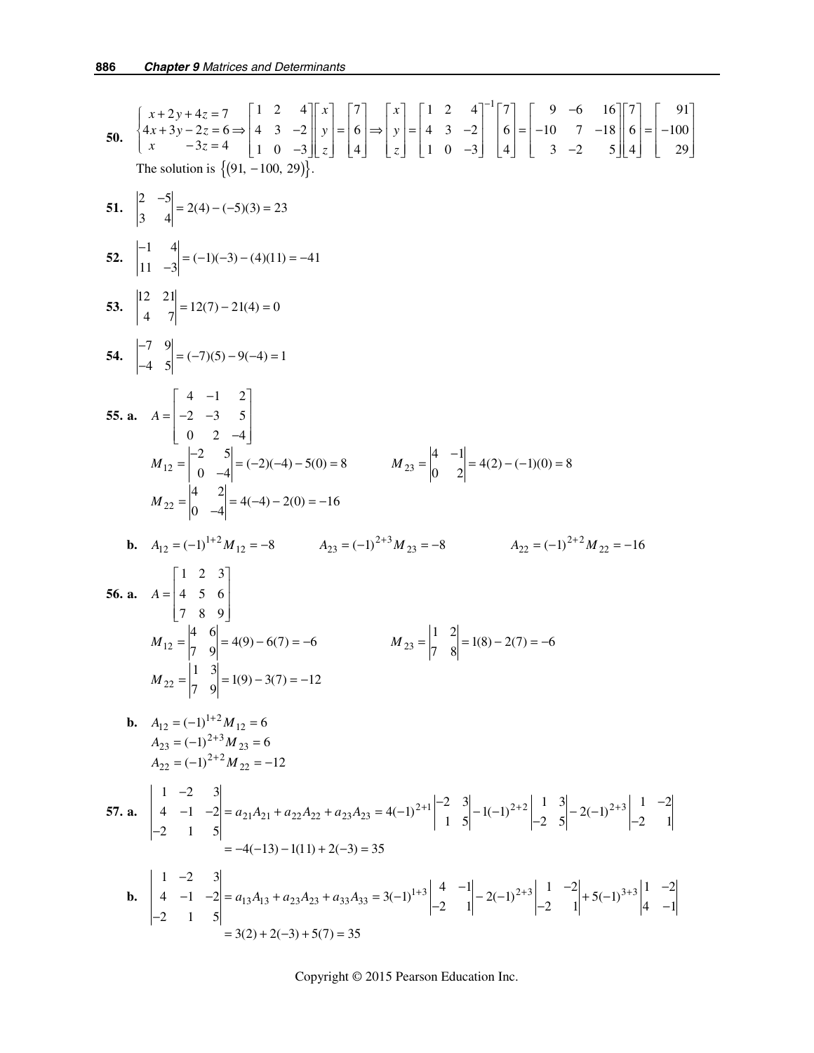**50.** $\begin{cases} x+2y+4z=7 \\ 4x+3y-2z=6 \\ x \quad\quad -3z=4 \end{cases} \Rightarrow \begin{bmatrix} 1 & 2 & 4 \\ 4 & 3 & -2 \\ 1 & 0 & -3 \end{bmatrix}\begin{bmatrix} x \\ y \\ z \end{bmatrix} = \begin{bmatrix} 7 \\ 6 \\ 4 \end{bmatrix} \Rightarrow \begin{bmatrix} x \\ y \\ z \end{bmatrix} = \begin{bmatrix} 1 & 2 & 4 \\ 4 & 3 & -2 \\ 1 & 0 & -3 \end{bmatrix}^{-1}\begin{bmatrix} 7 \\ 6 \\ 4 \end{bmatrix} = \begin{bmatrix} 9 & -6 & 16 \\ -10 & 7 & -18 \\ 3 & -2 & 5 \end{bmatrix}\begin{bmatrix} 7 \\ 6 \\ 4 \end{bmatrix} = \begin{bmatrix} 91 \\ -100 \\ 29 \end{bmatrix}$

The solution is $\{(91, -100, 29)\}$.

**51.** $\begin{vmatrix} 2 & -5 \\ 3 & 4 \end{vmatrix} = 2(4)-(-5)(3)=23$

**52.** $\begin{vmatrix} -1 & 4 \\ 11 & -3 \end{vmatrix} = (-1)(-3)-(4)(11)=-41$

**53.** $\begin{vmatrix} 12 & 21 \\ 4 & 7 \end{vmatrix} = 12(7)-21(4)=0$

**54.** $\begin{vmatrix} -7 & 9 \\ -4 & 5 \end{vmatrix} = (-7)(5)-9(-4)=1$

**55. a.** $A = \begin{bmatrix} 4 & -1 & 2 \\ -2 & -3 & 5 \\ 0 & 2 & -4 \end{bmatrix}$

$M_{12} = \begin{vmatrix} -2 & 5 \\ 0 & -4 \end{vmatrix} = (-2)(-4)-5(0)=8 \qquad M_{23} = \begin{vmatrix} 4 & -1 \\ 0 & 2 \end{vmatrix} = 4(2)-(-1)(0)=8$

$M_{22} = \begin{vmatrix} 4 & 2 \\ 0 & -4 \end{vmatrix} = 4(-4)-2(0)=-16$

**b.** $A_{12}=(-1)^{1+2}M_{12}=-8 \qquad A_{23}=(-1)^{2+3}M_{23}=-8 \qquad A_{22}=(-1)^{2+2}M_{22}=-16$

**56. a.** $A = \begin{bmatrix} 1 & 2 & 3 \\ 4 & 5 & 6 \\ 7 & 8 & 9 \end{bmatrix}$

$M_{12} = \begin{vmatrix} 4 & 6 \\ 7 & 9 \end{vmatrix} = 4(9)-6(7)=-6 \qquad M_{23} = \begin{vmatrix} 1 & 2 \\ 7 & 8 \end{vmatrix} = 1(8)-2(7)=-6$

$M_{22} = \begin{vmatrix} 1 & 3 \\ 7 & 9 \end{vmatrix} = 1(9)-3(7)=-12$

**b.** $A_{12}=(-1)^{1+2}M_{12}=6$
$A_{23}=(-1)^{2+3}M_{23}=6$
$A_{22}=(-1)^{2+2}M_{22}=-12$

**57. a.** $\begin{vmatrix} 1 & -2 & 3 \\ 4 & -1 & -2 \\ -2 & 1 & 5 \end{vmatrix} = a_{21}A_{21}+a_{22}A_{22}+a_{23}A_{23} = 4(-1)^{2+1}\begin{vmatrix} -2 & 3 \\ 1 & 5 \end{vmatrix} - 1(-1)^{2+2}\begin{vmatrix} 1 & 3 \\ -2 & 5 \end{vmatrix} - 2(-1)^{2+3}\begin{vmatrix} 1 & -2 \\ -2 & 1 \end{vmatrix}$

$= -4(-13)-1(11)+2(-3)=35$

**b.** $\begin{vmatrix} 1 & -2 & 3 \\ 4 & -1 & -2 \\ -2 & 1 & 5 \end{vmatrix} = a_{13}A_{13}+a_{23}A_{23}+a_{33}A_{33} = 3(-1)^{1+3}\begin{vmatrix} 4 & -1 \\ -2 & 1 \end{vmatrix} - 2(-1)^{2+3}\begin{vmatrix} 1 & -2 \\ -2 & 1 \end{vmatrix} + 5(-1)^{3+3}\begin{vmatrix} 1 & -2 \\ 4 & -1 \end{vmatrix}$

$= 3(2)+2(-3)+5(7)=35$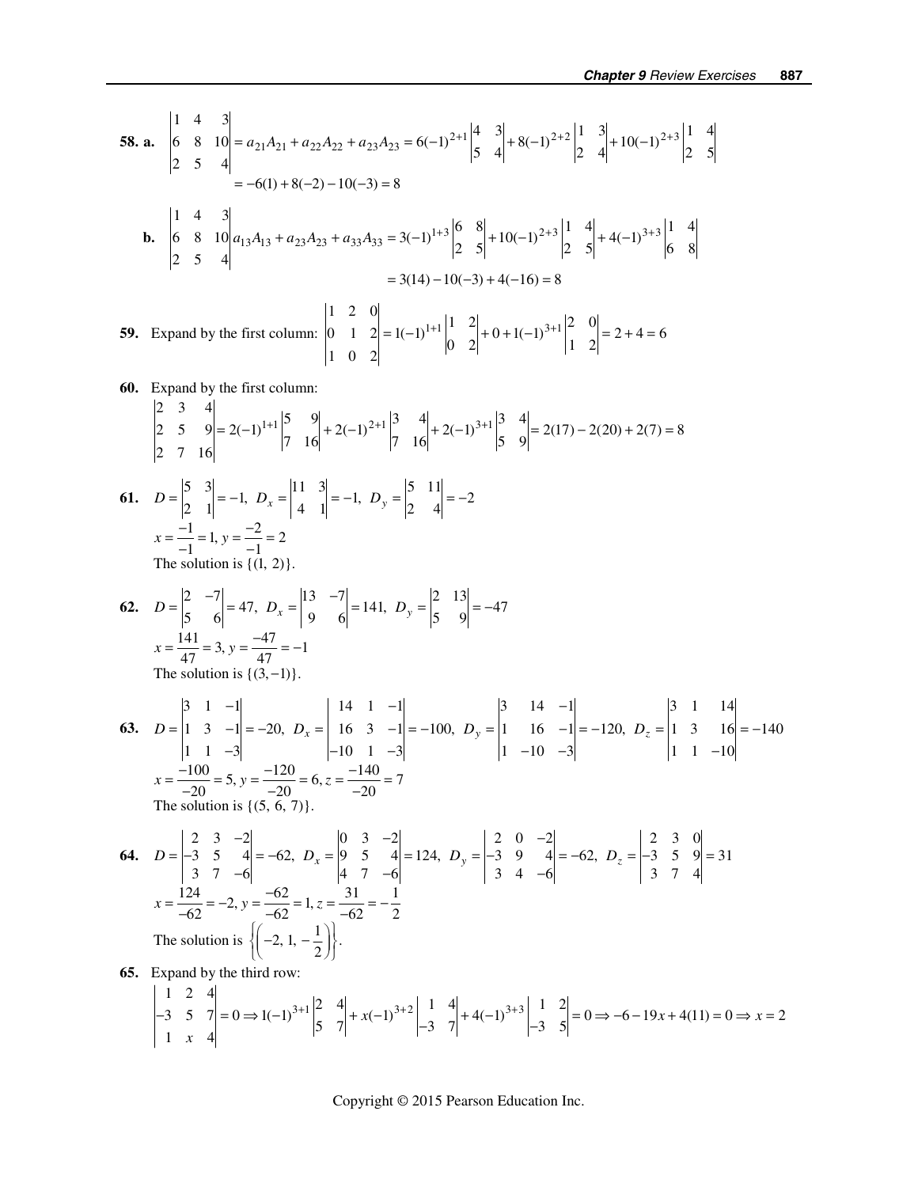**58. a.** $\begin{vmatrix} 1 & 4 & 3 \\ 6 & 8 & 10 \\ 2 & 5 & 4 \end{vmatrix} = a_{21}A_{21} + a_{22}A_{22} + a_{23}A_{23} = 6(-1)^{2+1}\begin{vmatrix} 4 & 3 \\ 5 & 4 \end{vmatrix} + 8(-1)^{2+2}\begin{vmatrix} 1 & 3 \\ 2 & 4 \end{vmatrix} + 10(-1)^{2+3}\begin{vmatrix} 1 & 4 \\ 2 & 5 \end{vmatrix}$

$= -6(1) + 8(-2) - 10(-3) = 8$

**b.** $\begin{vmatrix} 1 & 4 & 3 \\ 6 & 8 & 10 \\ 2 & 5 & 4 \end{vmatrix} a_{13}A_{13} + a_{23}A_{23} + a_{33}A_{33} = 3(-1)^{1+3}\begin{vmatrix} 6 & 8 \\ 2 & 5 \end{vmatrix} + 10(-1)^{2+3}\begin{vmatrix} 1 & 4 \\ 2 & 5 \end{vmatrix} + 4(-1)^{3+3}\begin{vmatrix} 1 & 4 \\ 6 & 8 \end{vmatrix}$

$= 3(14) - 10(-3) + 4(-16) = 8$

**59.** Expand by the first column: $\begin{vmatrix} 1 & 2 & 0 \\ 0 & 1 & 2 \\ 1 & 0 & 2 \end{vmatrix} = 1(-1)^{1+1}\begin{vmatrix} 1 & 2 \\ 0 & 2 \end{vmatrix} + 0 + 1(-1)^{3+1}\begin{vmatrix} 2 & 0 \\ 1 & 2 \end{vmatrix} = 2 + 4 = 6$

**60.** Expand by the first column:

$\begin{vmatrix} 2 & 3 & 4 \\ 2 & 5 & 9 \\ 2 & 7 & 16 \end{vmatrix} = 2(-1)^{1+1}\begin{vmatrix} 5 & 9 \\ 7 & 16 \end{vmatrix} + 2(-1)^{2+1}\begin{vmatrix} 3 & 4 \\ 7 & 16 \end{vmatrix} + 2(-1)^{3+1}\begin{vmatrix} 3 & 4 \\ 5 & 9 \end{vmatrix} = 2(17) - 2(20) + 2(7) = 8$

**61.** $D = \begin{vmatrix} 5 & 3 \\ 2 & 1 \end{vmatrix} = -1,\ D_x = \begin{vmatrix} 11 & 3 \\ 4 & 1 \end{vmatrix} = -1,\ D_y = \begin{vmatrix} 5 & 11 \\ 2 & 4 \end{vmatrix} = -2$

$x = \frac{-1}{-1} = 1,\ y = \frac{-2}{-1} = 2$

The solution is {(1, 2)}.

**62.** $D = \begin{vmatrix} 2 & -7 \\ 5 & 6 \end{vmatrix} = 47,\ D_x = \begin{vmatrix} 13 & -7 \\ 9 & 6 \end{vmatrix} = 141,\ D_y = \begin{vmatrix} 2 & 13 \\ 5 & 9 \end{vmatrix} = -47$

$x = \frac{141}{47} = 3,\ y = \frac{-47}{47} = -1$

The solution is {(3, −1)}.

**63.** $D = \begin{vmatrix} 3 & 1 & -1 \\ 1 & 3 & -1 \\ 1 & 1 & -3 \end{vmatrix} = -20,\ D_x = \begin{vmatrix} 14 & 1 & -1 \\ 16 & 3 & -1 \\ -10 & 1 & -3 \end{vmatrix} = -100,\ D_y = \begin{vmatrix} 3 & 14 & -1 \\ 1 & 16 & -1 \\ 1 & -10 & -3 \end{vmatrix} = -120,\ D_z = \begin{vmatrix} 3 & 1 & 14 \\ 1 & 3 & 16 \\ 1 & 1 & -10 \end{vmatrix} = -140$

$x = \frac{-100}{-20} = 5,\ y = \frac{-120}{-20} = 6,\ z = \frac{-140}{-20} = 7$

The solution is {(5, 6, 7)}.

**64.** $D = \begin{vmatrix} 2 & 3 & -2 \\ -3 & 5 & 4 \\ 3 & 7 & -6 \end{vmatrix} = -62,\ D_x = \begin{vmatrix} 0 & 3 & -2 \\ 9 & 5 & 4 \\ 4 & 7 & -6 \end{vmatrix} = 124,\ D_y = \begin{vmatrix} 2 & 0 & -2 \\ -3 & 9 & 4 \\ 3 & 4 & -6 \end{vmatrix} = -62,\ D_z = \begin{vmatrix} 2 & 3 & 0 \\ -3 & 5 & 9 \\ 3 & 7 & 4 \end{vmatrix} = 31$

$x = \frac{124}{-62} = -2,\ y = \frac{-62}{-62} = 1,\ z = \frac{31}{-62} = -\frac{1}{2}$

The solution is $\left\{\left(-2, 1, -\frac{1}{2}\right)\right\}$.

**65.** Expand by the third row:

$\begin{vmatrix} 1 & 2 & 4 \\ -3 & 5 & 7 \\ 1 & x & 4 \end{vmatrix} = 0 \Rightarrow 1(-1)^{3+1}\begin{vmatrix} 2 & 4 \\ 5 & 7 \end{vmatrix} + x(-1)^{3+2}\begin{vmatrix} 1 & 4 \\ -3 & 7 \end{vmatrix} + 4(-1)^{3+3}\begin{vmatrix} 1 & 2 \\ -3 & 5 \end{vmatrix} = 0 \Rightarrow -6 - 19x + 4(11) = 0 \Rightarrow x = 2$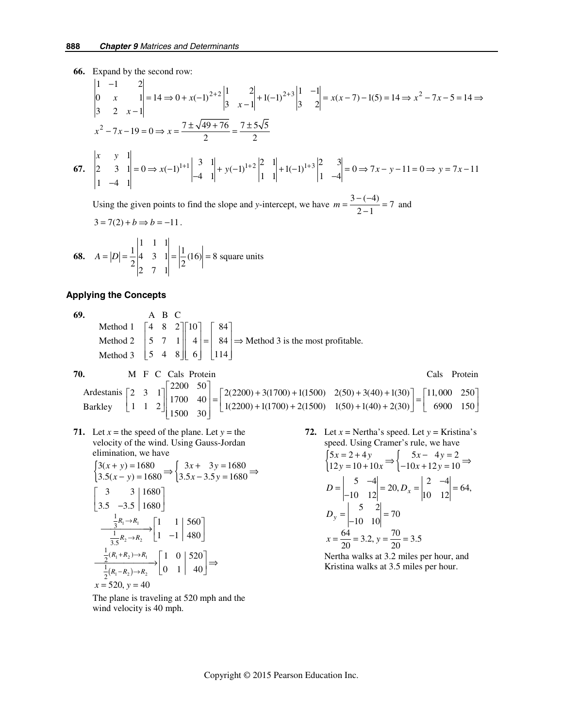**66.** Expand by the second row:

$$\begin{vmatrix} 1 & -1 & 2 \\ 0 & x & 1 \\ 3 & 2 & x-1 \end{vmatrix} = 14 \Rightarrow 0 + x(-1)^{2+2}\begin{vmatrix} 1 & 2 \\ 3 & x-1 \end{vmatrix} + 1(-1)^{2+3}\begin{vmatrix} 1 & -1 \\ 3 & 2 \end{vmatrix} = x(x-7) - 1(5) = 14 \Rightarrow x^2 - 7x - 5 = 14 \Rightarrow$$

$$x^2 - 7x - 19 = 0 \Rightarrow x = \frac{7 \pm \sqrt{49+76}}{2} = \frac{7 \pm 5\sqrt{5}}{2}$$

**67.** $$\begin{vmatrix} x & y & 1 \\ 2 & 3 & 1 \\ 1 & -4 & 1 \end{vmatrix} = 0 \Rightarrow x(-1)^{1+1}\begin{vmatrix} 3 & 1 \\ -4 & 1 \end{vmatrix} + y(-1)^{1+2}\begin{vmatrix} 2 & 1 \\ 1 & 1 \end{vmatrix} + 1(-1)^{1+3}\begin{vmatrix} 2 & 3 \\ 1 & -4 \end{vmatrix} = 0 \Rightarrow 7x - y - 11 = 0 \Rightarrow y = 7x - 11$$

Using the given points to find the slope and $y$-intercept, we have $m = \frac{3-(-4)}{2-1} = 7$ and $3 = 7(2) + b \Rightarrow b = -11$.

**68.** $$A = |D| = \frac{1}{2}\begin{vmatrix} 1 & 1 & 1 \\ 4 & 3 & 1 \\ 2 & 7 & 1 \end{vmatrix} = \left|\frac{1}{2}(16)\right| = 8 \text{ square units}$$

## Applying the Concepts

**69.**

$$\begin{array}{l} \\ \text{Method 1} \\ \text{Method 2} \\ \text{Method 3} \end{array} \begin{array}{c} \text{A B C} \\ \begin{bmatrix} 4 & 8 & 2 \\ 5 & 7 & 1 \\ 5 & 4 & 8 \end{bmatrix} \end{array} \begin{bmatrix} 10 \\ 4 \\ 6 \end{bmatrix} = \begin{bmatrix} 84 \\ 84 \\ 114 \end{bmatrix} \Rightarrow \text{Method 3 is the most profitable.}$$

**70.**

$$\begin{array}{l} \\ \text{Ardestanis} \\ \text{Barkley} \end{array} \begin{array}{c} \text{M F C} \\ \begin{bmatrix} 2 & 3 & 1 \\ 1 & 1 & 2 \end{bmatrix} \end{array} \begin{array}{c} \text{Cals Protein} \\ \begin{bmatrix} 2200 & 50 \\ 1700 & 40 \\ 1500 & 30 \end{bmatrix} \end{array} = \begin{bmatrix} 2(2200)+3(1700)+1(1500) & 2(50)+3(40)+1(30) \\ 1(2200)+1(1700)+2(1500) & 1(50)+1(40)+2(30) \end{bmatrix} = \begin{array}{c} \text{Cals Protein} \\ \begin{bmatrix} 11,000 & 250 \\ 6900 & 150 \end{bmatrix} \end{array}$$

**71.** Let $x$ = the speed of the plane. Let $y$ = the velocity of the wind. Using Gauss-Jordan elimination, we have

$$\begin{cases} 3(x+y) = 1680 \\ 3.5(x-y) = 1680 \end{cases} \Rightarrow \begin{cases} 3x + 3y = 1680 \\ 3.5x - 3.5y = 1680 \end{cases} \Rightarrow$$

$$\left[\begin{array}{cc|c} 3 & 3 & 1680 \\ 3.5 & -3.5 & 1680 \end{array}\right] \xrightarrow[\frac{1}{3.5}R_2 \to R_2]{\frac{1}{3}R_1 \to R_1} \left[\begin{array}{cc|c} 1 & 1 & 560 \\ 1 & -1 & 480 \end{array}\right]$$

$$\xrightarrow[\frac{1}{2}(R_1 - R_2) \to R_2]{\frac{1}{2}(R_1 + R_2) \to R_1} \left[\begin{array}{cc|c} 1 & 0 & 520 \\ 0 & 1 & 40 \end{array}\right] \Rightarrow$$

$x = 520, y = 40$

The plane is traveling at 520 mph and the wind velocity is 40 mph.

**72.** Let $x$ = Nertha's speed. Let $y$ = Kristina's speed. Using Cramer's rule, we have

$$\begin{cases} 5x = 2 + 4y \\ 12y = 10 + 10x \end{cases} \Rightarrow \begin{cases} 5x - 4y = 2 \\ -10x + 12y = 10 \end{cases} \Rightarrow$$

$$D = \begin{vmatrix} 5 & -4 \\ -10 & 12 \end{vmatrix} = 20, D_x = \begin{vmatrix} 2 & -4 \\ 10 & 12 \end{vmatrix} = 64,$$

$$D_y = \begin{vmatrix} 5 & 2 \\ -10 & 10 \end{vmatrix} = 70$$

$$x = \frac{64}{20} = 3.2, y = \frac{70}{20} = 3.5$$

Nertha walks at 3.2 miles per hour, and Kristina walks at 3.5 miles per hour.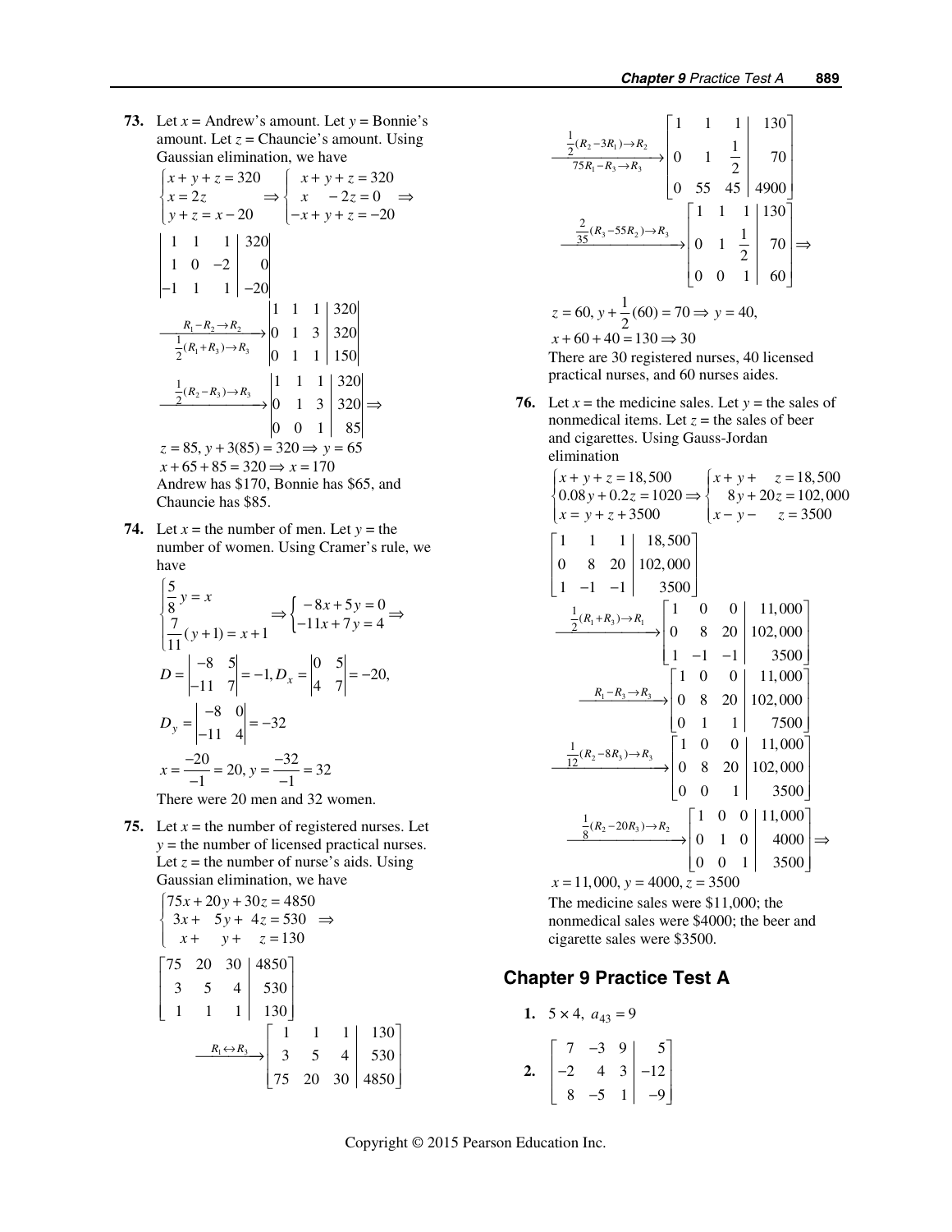**73.** Let $x$ = Andrew's amount. Let $y$ = Bonnie's amount. Let $z$ = Chauncie's amount. Using Gaussian elimination, we have

$$\begin{cases} x+y+z=320 \\ x=2z \\ y+z=x-20 \end{cases} \Rightarrow \begin{cases} x+y+z=320 \\ x\quad -2z=0 \\ -x+y+z=-20 \end{cases} \Rightarrow$$

$$\left|\begin{array}{ccc|c} 1 & 1 & 1 & 320 \\ 1 & 0 & -2 & 0 \\ -1 & 1 & 1 & -20 \end{array}\right|$$

$$\xrightarrow[\frac{1}{2}(R_1+R_3)\to R_3]{R_1-R_2\to R_2} \left|\begin{array}{ccc|c} 1 & 1 & 1 & 320 \\ 0 & 1 & 3 & 320 \\ 0 & 1 & 1 & 150 \end{array}\right|$$

$$\xrightarrow{\frac{1}{2}(R_2-R_3)\to R_3} \left|\begin{array}{ccc|c} 1 & 1 & 1 & 320 \\ 0 & 1 & 3 & 320 \\ 0 & 0 & 1 & 85 \end{array}\right| \Rightarrow$$

$z=85,\ y+3(85)=320 \Rightarrow y=65$

$x+65+85=320 \Rightarrow x=170$

Andrew has \$170, Bonnie has \$65, and Chauncie has \$85.

**74.** Let $x$ = the number of men. Let $y$ = the number of women. Using Cramer's rule, we have

$$\begin{cases} \frac{5}{8}y=x \\ \frac{7}{11}(y+1)=x+1 \end{cases} \Rightarrow \begin{cases} -8x+5y=0 \\ -11x+7y=4 \end{cases} \Rightarrow$$

$$D=\begin{vmatrix} -8 & 5 \\ -11 & 7 \end{vmatrix}=-1, D_x=\begin{vmatrix} 0 & 5 \\ 4 & 7 \end{vmatrix}=-20,$$

$$D_y=\begin{vmatrix} -8 & 0 \\ -11 & 4 \end{vmatrix}=-32$$

$$x=\frac{-20}{-1}=20,\ y=\frac{-32}{-1}=32$$

There were 20 men and 32 women.

**75.** Let $x$ = the number of registered nurses. Let $y$ = the number of licensed practical nurses. Let $z$ = the number of nurse's aids. Using Gaussian elimination, we have

$$\begin{cases} 75x+20y+30z=4850 \\ 3x+\ 5y+\ 4z=530 \\ x+\quad y+\quad z=130 \end{cases} \Rightarrow$$

$$\left[\begin{array}{ccc|c} 75 & 20 & 30 & 4850 \\ 3 & 5 & 4 & 530 \\ 1 & 1 & 1 & 130 \end{array}\right]$$

$$\xrightarrow{R_1\leftrightarrow R_3} \left[\begin{array}{ccc|c} 1 & 1 & 1 & 130 \\ 3 & 5 & 4 & 530 \\ 75 & 20 & 30 & 4850 \end{array}\right]$$

$$\xrightarrow[75R_1-R_3\to R_3]{\frac{1}{2}(R_2-3R_1)\to R_2} \left[\begin{array}{ccc|c} 1 & 1 & 1 & 130 \\ 0 & 1 & \frac{1}{2} & 70 \\ 0 & 55 & 45 & 4900 \end{array}\right]$$

$$\xrightarrow{\frac{2}{35}(R_3-55R_2)\to R_3} \left[\begin{array}{ccc|c} 1 & 1 & 1 & 130 \\ 0 & 1 & \frac{1}{2} & 70 \\ 0 & 0 & 1 & 60 \end{array}\right] \Rightarrow$$

$z=60,\ y+\frac{1}{2}(60)=70 \Rightarrow y=40,$

$x+60+40=130 \Rightarrow 30$

There are 30 registered nurses, 40 licensed practical nurses, and 60 nurses aides.

**76.** Let $x$ = the medicine sales. Let $y$ = the sales of nonmedical items. Let $z$ = the sales of beer and cigarettes. Using Gauss-Jordan elimination

$$\begin{cases} x+y+z=18{,}500 \\ 0.08y+0.2z=1020 \\ x=y+z+3500 \end{cases} \Rightarrow \begin{cases} x+y+\quad z=18{,}500 \\ 8y+20z=102{,}000 \\ x-y-\quad z=3500 \end{cases}$$

$$\left[\begin{array}{ccc|c} 1 & 1 & 1 & 18{,}500 \\ 0 & 8 & 20 & 102{,}000 \\ 1 & -1 & -1 & 3500 \end{array}\right]$$

$$\xrightarrow{\frac{1}{2}(R_1+R_3)\to R_1} \left[\begin{array}{ccc|c} 1 & 0 & 0 & 11{,}000 \\ 0 & 8 & 20 & 102{,}000 \\ 1 & -1 & -1 & 3500 \end{array}\right]$$

$$\xrightarrow{R_1-R_3\to R_3} \left[\begin{array}{ccc|c} 1 & 0 & 0 & 11{,}000 \\ 0 & 8 & 20 & 102{,}000 \\ 0 & 1 & 1 & 7500 \end{array}\right]$$

$$\xrightarrow{\frac{1}{12}(R_2-8R_3)\to R_3} \left[\begin{array}{ccc|c} 1 & 0 & 0 & 11{,}000 \\ 0 & 8 & 20 & 102{,}000 \\ 0 & 0 & 1 & 3500 \end{array}\right]$$

$$\xrightarrow{\frac{1}{8}(R_2-20R_3)\to R_2} \left[\begin{array}{ccc|c} 1 & 0 & 0 & 11{,}000 \\ 0 & 1 & 0 & 4000 \\ 0 & 0 & 1 & 3500 \end{array}\right] \Rightarrow$$

$x=11{,}000,\ y=4000,\ z=3500$

The medicine sales were \$11,000; the nonmedical sales were \$4000; the beer and cigarette sales were \$3500.

## Chapter 9 Practice Test A

**1.** $5\times 4,\ a_{43}=9$

**2.** $$\left[\begin{array}{ccc|c} 7 & -3 & 9 & 5 \\ -2 & 4 & 3 & -12 \\ 8 & -5 & 1 & -9 \end{array}\right]$$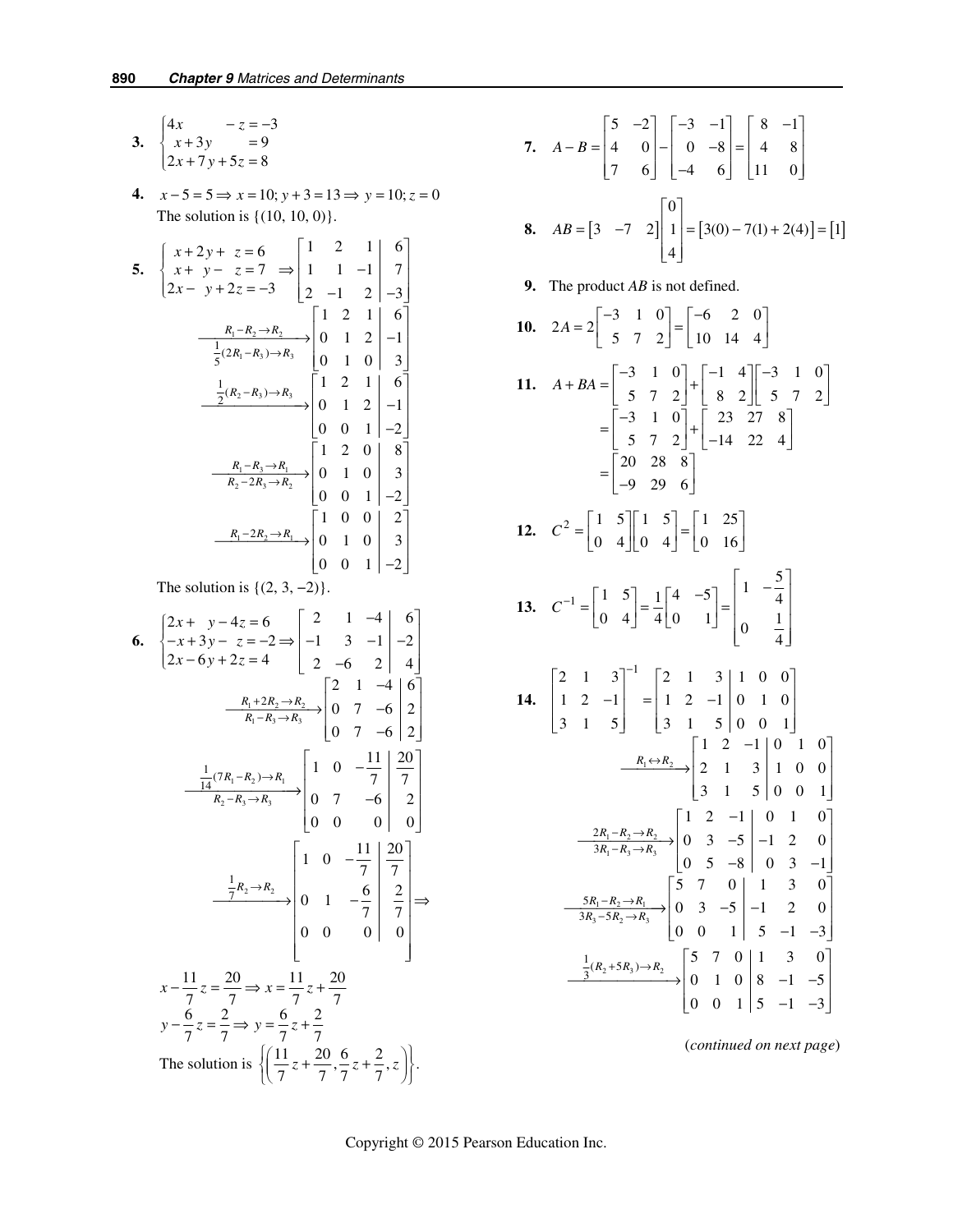**3.** $\begin{cases} 4x \qquad\; - z = -3 \\ x + 3y \qquad = 9 \\ 2x + 7y + 5z = 8 \end{cases}$

**4.** $x - 5 = 5 \Rightarrow x = 10;\ y + 3 = 13 \Rightarrow y = 10;\ z = 0$
The solution is $\{(10, 10, 0)\}$.

**5.** $\begin{cases} x + 2y + \ z = 6 \\ x + \ y - \ z = 7 \\ 2x - \ y + 2z = -3 \end{cases} \Rightarrow \left[\begin{array}{ccc|c} 1 & 2 & 1 & 6 \\ 1 & 1 & -1 & 7 \\ 2 & -1 & 2 & -3 \end{array}\right]$

$$\xrightarrow[\frac{1}{5}(2R_1 - R_3) \to R_3]{R_1 - R_2 \to R_2} \left[\begin{array}{ccc|c} 1 & 2 & 1 & 6 \\ 0 & 1 & 2 & -1 \\ 0 & 1 & 0 & 3 \end{array}\right]$$

$$\xrightarrow{\frac{1}{2}(R_2 - R_3) \to R_3} \left[\begin{array}{ccc|c} 1 & 2 & 1 & 6 \\ 0 & 1 & 2 & -1 \\ 0 & 0 & 1 & -2 \end{array}\right]$$

$$\xrightarrow[R_2 - 2R_3 \to R_2]{R_1 - R_3 \to R_1} \left[\begin{array}{ccc|c} 1 & 2 & 0 & 8 \\ 0 & 1 & 0 & 3 \\ 0 & 0 & 1 & -2 \end{array}\right]$$

$$\xrightarrow{R_1 - 2R_2 \to R_1} \left[\begin{array}{ccc|c} 1 & 0 & 0 & 2 \\ 0 & 1 & 0 & 3 \\ 0 & 0 & 1 & -2 \end{array}\right]$$

The solution is $\{(2, 3, -2)\}$.

**6.** $\begin{cases} 2x + \ y - 4z = 6 \\ -x + 3y - \ z = -2 \\ 2x - 6y + 2z = 4 \end{cases} \Rightarrow \left[\begin{array}{ccc|c} 2 & 1 & -4 & 6 \\ -1 & 3 & -1 & -2 \\ 2 & -6 & 2 & 4 \end{array}\right]$

$$\xrightarrow[R_1 - R_3 \to R_3]{R_1 + 2R_2 \to R_2} \left[\begin{array}{ccc|c} 2 & 1 & -4 & 6 \\ 0 & 7 & -6 & 2 \\ 0 & 7 & -6 & 2 \end{array}\right]$$

$$\xrightarrow[R_2 - R_3 \to R_3]{\frac{1}{14}(7R_1 - R_2) \to R_1} \left[\begin{array}{ccc|c} 1 & 0 & -\frac{11}{7} & \frac{20}{7} \\ 0 & 7 & -6 & 2 \\ 0 & 0 & 0 & 0 \end{array}\right]$$

$$\xrightarrow{\frac{1}{7}R_2 \to R_2} \left[\begin{array}{ccc|c} 1 & 0 & -\frac{11}{7} & \frac{20}{7} \\ 0 & 1 & -\frac{6}{7} & \frac{2}{7} \\ 0 & 0 & 0 & 0 \end{array}\right] \Rightarrow$$

$x - \frac{11}{7}z = \frac{20}{7} \Rightarrow x = \frac{11}{7}z + \frac{20}{7}$

$y - \frac{6}{7}z = \frac{2}{7} \Rightarrow y = \frac{6}{7}z + \frac{2}{7}$

The solution is $\left\{\left(\frac{11}{7}z + \frac{20}{7}, \frac{6}{7}z + \frac{2}{7}, z\right)\right\}$.

**7.** $A - B = \begin{bmatrix} 5 & -2 \\ 4 & 0 \\ 7 & 6 \end{bmatrix} - \begin{bmatrix} -3 & -1 \\ 0 & -8 \\ -4 & 6 \end{bmatrix} = \begin{bmatrix} 8 & -1 \\ 4 & 8 \\ 11 & 0 \end{bmatrix}$

**8.** $AB = \begin{bmatrix} 3 & -7 & 2 \end{bmatrix} \begin{bmatrix} 0 \\ 1 \\ 4 \end{bmatrix} = \begin{bmatrix} 3(0) - 7(1) + 2(4) \end{bmatrix} = \begin{bmatrix} 1 \end{bmatrix}$

**9.** The product $AB$ is not defined.

**10.** $2A = 2\begin{bmatrix} -3 & 1 & 0 \\ 5 & 7 & 2 \end{bmatrix} = \begin{bmatrix} -6 & 2 & 0 \\ 10 & 14 & 4 \end{bmatrix}$

**11.**
$$\begin{aligned} A + BA &= \begin{bmatrix} -3 & 1 & 0 \\ 5 & 7 & 2 \end{bmatrix} + \begin{bmatrix} -1 & 4 \\ 8 & 2 \end{bmatrix}\begin{bmatrix} -3 & 1 & 0 \\ 5 & 7 & 2 \end{bmatrix} \\ &= \begin{bmatrix} -3 & 1 & 0 \\ 5 & 7 & 2 \end{bmatrix} + \begin{bmatrix} 23 & 27 & 8 \\ -14 & 22 & 4 \end{bmatrix} \\ &= \begin{bmatrix} 20 & 28 & 8 \\ -9 & 29 & 6 \end{bmatrix} \end{aligned}$$

**12.** $C^2 = \begin{bmatrix} 1 & 5 \\ 0 & 4 \end{bmatrix}\begin{bmatrix} 1 & 5 \\ 0 & 4 \end{bmatrix} = \begin{bmatrix} 1 & 25 \\ 0 & 16 \end{bmatrix}$

**13.** $C^{-1} = \begin{bmatrix} 1 & 5 \\ 0 & 4 \end{bmatrix} = \frac{1}{4}\begin{bmatrix} 4 & -5 \\ 0 & 1 \end{bmatrix} = \begin{bmatrix} 1 & -\frac{5}{4} \\ 0 & \frac{1}{4} \end{bmatrix}$

**14.** $\begin{bmatrix} 2 & 1 & 3 \\ 1 & 2 & -1 \\ 3 & 1 & 5 \end{bmatrix}^{-1} = \left[\begin{array}{ccc|ccc} 2 & 1 & 3 & 1 & 0 & 0 \\ 1 & 2 & -1 & 0 & 1 & 0 \\ 3 & 1 & 5 & 0 & 0 & 1 \end{array}\right]$

$$\xrightarrow{R_1 \leftrightarrow R_2} \left[\begin{array}{ccc|ccc} 1 & 2 & -1 & 0 & 1 & 0 \\ 2 & 1 & 3 & 1 & 0 & 0 \\ 3 & 1 & 5 & 0 & 0 & 1 \end{array}\right]$$

$$\xrightarrow[3R_1 - R_3 \to R_3]{2R_1 - R_2 \to R_2} \left[\begin{array}{ccc|ccc} 1 & 2 & -1 & 0 & 1 & 0 \\ 0 & 3 & -5 & -1 & 2 & 0 \\ 0 & 5 & -8 & 0 & 3 & -1 \end{array}\right]$$

$$\xrightarrow[3R_3 - 5R_2 \to R_3]{5R_1 - R_2 \to R_1} \left[\begin{array}{ccc|ccc} 5 & 7 & 0 & 1 & 3 & 0 \\ 0 & 3 & -5 & -1 & 2 & 0 \\ 0 & 0 & 1 & 5 & -1 & -3 \end{array}\right]$$

$$\xrightarrow{\frac{1}{3}(R_2 + 5R_3) \to R_2} \left[\begin{array}{ccc|ccc} 5 & 7 & 0 & 1 & 3 & 0 \\ 0 & 1 & 0 & 8 & -1 & -5 \\ 0 & 0 & 1 & 5 & -1 & -3 \end{array}\right]$$

(*continued on next page*)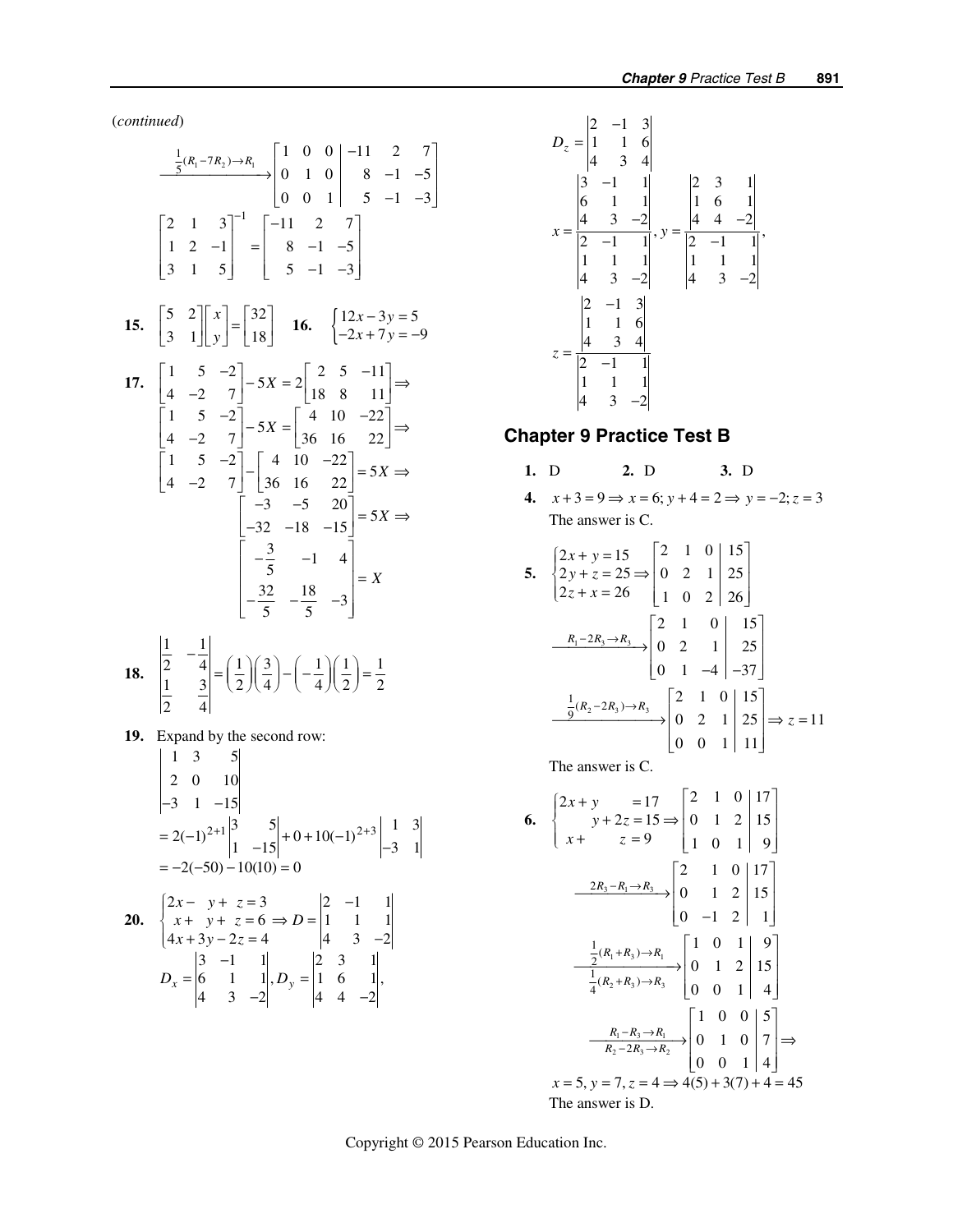(*continued*)

$$\xrightarrow{\frac{1}{5}(R_1-7R_2)\to R_1}\left[\begin{array}{ccc|ccc} 1 & 0 & 0 & -11 & 2 & 7 \\ 0 & 1 & 0 & 8 & -1 & -5 \\ 0 & 0 & 1 & 5 & -1 & -3 \end{array}\right]$$

$$\begin{bmatrix} 2 & 1 & 3 \\ 1 & 2 & -1 \\ 3 & 1 & 5 \end{bmatrix}^{-1} = \begin{bmatrix} -11 & 2 & 7 \\ 8 & -1 & -5 \\ 5 & -1 & -3 \end{bmatrix}$$

**15.** $\begin{bmatrix} 5 & 2 \\ 3 & 1 \end{bmatrix}\begin{bmatrix} x \\ y \end{bmatrix} = \begin{bmatrix} 32 \\ 18 \end{bmatrix}$ **16.** $\begin{cases} 12x-3y=5 \\ -2x+7y=-9 \end{cases}$

**17.**

$$\begin{bmatrix} 1 & 5 & -2 \\ 4 & -2 & 7 \end{bmatrix} - 5X = 2\begin{bmatrix} 2 & 5 & -11 \\ 18 & 8 & 11 \end{bmatrix} \Rightarrow$$

$$\begin{bmatrix} 1 & 5 & -2 \\ 4 & -2 & 7 \end{bmatrix} - 5X = \begin{bmatrix} 4 & 10 & -22 \\ 36 & 16 & 22 \end{bmatrix} \Rightarrow$$

$$\begin{bmatrix} 1 & 5 & -2 \\ 4 & -2 & 7 \end{bmatrix} - \begin{bmatrix} 4 & 10 & -22 \\ 36 & 16 & 22 \end{bmatrix} = 5X \Rightarrow$$

$$\begin{bmatrix} -3 & -5 & 20 \\ -32 & -18 & -15 \end{bmatrix} = 5X \Rightarrow$$

$$\begin{bmatrix} -\frac{3}{5} & -1 & 4 \\ -\frac{32}{5} & -\frac{18}{5} & -3 \end{bmatrix} = X$$

**18.**

$$\begin{vmatrix} \frac{1}{2} & -\frac{1}{4} \\ \frac{1}{2} & \frac{3}{4} \end{vmatrix} = \left(\frac{1}{2}\right)\left(\frac{3}{4}\right) - \left(-\frac{1}{4}\right)\left(\frac{1}{2}\right) = \frac{1}{2}$$

**19.** Expand by the second row:

$$\begin{vmatrix} 1 & 3 & 5 \\ 2 & 0 & 10 \\ -3 & 1 & -15 \end{vmatrix}$$

$$= 2(-1)^{2+1}\begin{vmatrix} 3 & 5 \\ 1 & -15 \end{vmatrix} + 0 + 10(-1)^{2+3}\begin{vmatrix} 1 & 3 \\ -3 & 1 \end{vmatrix}$$

$$= -2(-50) - 10(10) = 0$$

**20.**

$$\begin{cases} 2x - y + z = 3 \\ x + y + z = 6 \\ 4x + 3y - 2z = 4 \end{cases} \Rightarrow D = \begin{vmatrix} 2 & -1 & 1 \\ 1 & 1 & 1 \\ 4 & 3 & -2 \end{vmatrix}$$

$$D_x = \begin{vmatrix} 3 & -1 & 1 \\ 6 & 1 & 1 \\ 4 & 3 & -2 \end{vmatrix}, D_y = \begin{vmatrix} 2 & 3 & 1 \\ 1 & 6 & 1 \\ 4 & 4 & -2 \end{vmatrix},$$

$$D_z = \begin{vmatrix} 2 & -1 & 3 \\ 1 & 1 & 6 \\ 4 & 3 & 4 \end{vmatrix}$$

$$x = \frac{\begin{vmatrix} 3 & -1 & 1 \\ 6 & 1 & 1 \\ 4 & 3 & -2 \end{vmatrix}}{\begin{vmatrix} 2 & -1 & 1 \\ 1 & 1 & 1 \\ 4 & 3 & -2 \end{vmatrix}}, y = \frac{\begin{vmatrix} 2 & 3 & 1 \\ 1 & 6 & 1 \\ 4 & 4 & -2 \end{vmatrix}}{\begin{vmatrix} 2 & -1 & 1 \\ 1 & 1 & 1 \\ 4 & 3 & -2 \end{vmatrix}},$$

$$z = \frac{\begin{vmatrix} 2 & -1 & 3 \\ 1 & 1 & 6 \\ 4 & 3 & 4 \end{vmatrix}}{\begin{vmatrix} 2 & -1 & 1 \\ 1 & 1 & 1 \\ 4 & 3 & -2 \end{vmatrix}}$$

## Chapter 9 Practice Test B

**1.** D **2.** D **3.** D

**4.** $x+3=9 \Rightarrow x=6; y+4=2 \Rightarrow y=-2; z=3$

The answer is C.

**5.**

$$\begin{cases} 2x+y=15 \\ 2y+z=25 \\ 2z+x=26 \end{cases} \Rightarrow \left[\begin{array}{ccc|c} 2 & 1 & 0 & 15 \\ 0 & 2 & 1 & 25 \\ 1 & 0 & 2 & 26 \end{array}\right]$$

$$\xrightarrow{R_1-2R_3\to R_3}\left[\begin{array}{ccc|c} 2 & 1 & 0 & 15 \\ 0 & 2 & 1 & 25 \\ 0 & 1 & -4 & -37 \end{array}\right]$$

$$\xrightarrow{\frac{1}{9}(R_2-2R_3)\to R_3}\left[\begin{array}{ccc|c} 2 & 1 & 0 & 15 \\ 0 & 2 & 1 & 25 \\ 0 & 0 & 1 & 11 \end{array}\right] \Rightarrow z=11$$

The answer is C.

**6.**

$$\begin{cases} 2x+y = 17 \\ y+2z=15 \\ x+z=9 \end{cases} \Rightarrow \left[\begin{array}{ccc|c} 2 & 1 & 0 & 17 \\ 0 & 1 & 2 & 15 \\ 1 & 0 & 1 & 9 \end{array}\right]$$

$$\xrightarrow{2R_3-R_1\to R_3}\left[\begin{array}{ccc|c} 2 & 1 & 0 & 17 \\ 0 & 1 & 2 & 15 \\ 0 & -1 & 2 & 1 \end{array}\right]$$

$$\xrightarrow[\frac{1}{4}(R_2+R_3)\to R_3]{\frac{1}{2}(R_1+R_3)\to R_1}\left[\begin{array}{ccc|c} 1 & 0 & 1 & 9 \\ 0 & 1 & 2 & 15 \\ 0 & 0 & 1 & 4 \end{array}\right]$$

$$\xrightarrow[R_2-2R_3\to R_2]{R_1-R_3\to R_1}\left[\begin{array}{ccc|c} 1 & 0 & 0 & 5 \\ 0 & 1 & 0 & 7 \\ 0 & 0 & 1 & 4 \end{array}\right] \Rightarrow$$

$x=5, y=7, z=4 \Rightarrow 4(5)+3(7)+4=45$

The answer is D.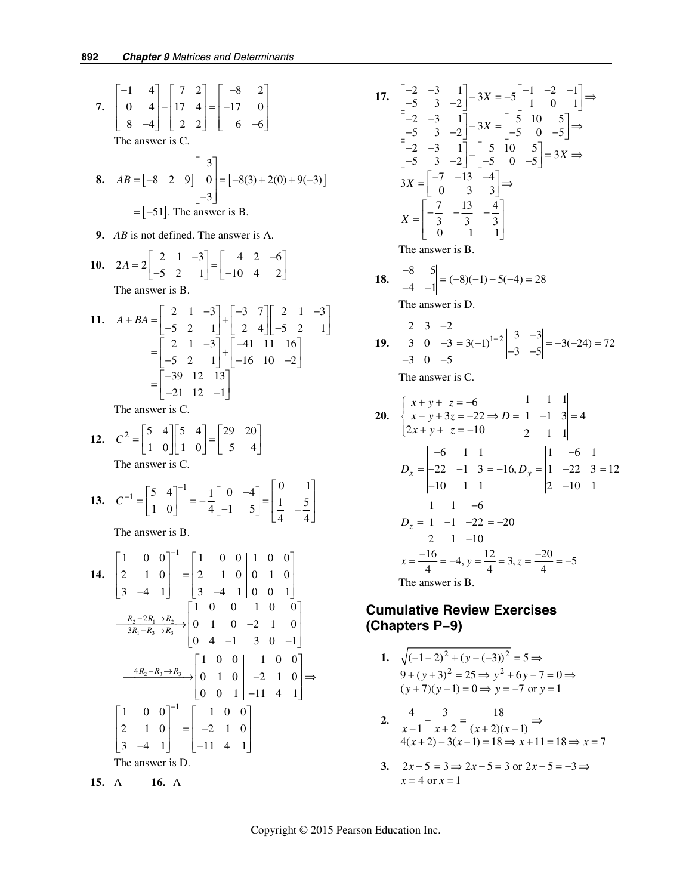**7.** $\begin{bmatrix} -1 & 4 \\ 0 & 4 \\ 8 & -4 \end{bmatrix} - \begin{bmatrix} 7 & 2 \\ 17 & 4 \\ 2 & 2 \end{bmatrix} = \begin{bmatrix} -8 & 2 \\ -17 & 0 \\ 6 & -6 \end{bmatrix}$

The answer is C.

**8.** $AB = \begin{bmatrix} -8 & 2 & 9 \end{bmatrix} \begin{bmatrix} 3 \\ 0 \\ -3 \end{bmatrix} = \begin{bmatrix} -8(3) + 2(0) + 9(-3) \end{bmatrix}$

$= \begin{bmatrix} -51 \end{bmatrix}$. The answer is B.

**9.** $AB$ is not defined. The answer is A.

**10.** $2A = 2\begin{bmatrix} 2 & 1 & -3 \\ -5 & 2 & 1 \end{bmatrix} = \begin{bmatrix} 4 & 2 & -6 \\ -10 & 4 & 2 \end{bmatrix}$

The answer is B.

**11.** 
$$A + BA = \begin{bmatrix} 2 & 1 & -3 \\ -5 & 2 & 1 \end{bmatrix} + \begin{bmatrix} -3 & 7 \\ 2 & 4 \end{bmatrix}\begin{bmatrix} 2 & 1 & -3 \\ -5 & 2 & 1 \end{bmatrix}$$
$$= \begin{bmatrix} 2 & 1 & -3 \\ -5 & 2 & 1 \end{bmatrix} + \begin{bmatrix} -41 & 11 & 16 \\ -16 & 10 & -2 \end{bmatrix}$$
$$= \begin{bmatrix} -39 & 12 & 13 \\ -21 & 12 & -1 \end{bmatrix}$$

The answer is C.

**12.** $C^2 = \begin{bmatrix} 5 & 4 \\ 1 & 0 \end{bmatrix}\begin{bmatrix} 5 & 4 \\ 1 & 0 \end{bmatrix} = \begin{bmatrix} 29 & 20 \\ 5 & 4 \end{bmatrix}$

The answer is C.

**13.** $C^{-1} = \begin{bmatrix} 5 & 4 \\ 1 & 0 \end{bmatrix}^{-1} = -\dfrac{1}{4}\begin{bmatrix} 0 & -4 \\ -1 & 5 \end{bmatrix} = \begin{bmatrix} 0 & 1 \\ \frac{1}{4} & -\frac{5}{4} \end{bmatrix}$

The answer is B.

**14.** 
$$\begin{bmatrix} 1 & 0 & 0 \\ 2 & 1 & 0 \\ 3 & -4 & 1 \end{bmatrix}^{-1} = \left[\begin{array}{ccc|ccc} 1 & 0 & 0 & 1 & 0 & 0 \\ 2 & 1 & 0 & 0 & 1 & 0 \\ 3 & -4 & 1 & 0 & 0 & 1 \end{array}\right]$$
$$\xrightarrow[3R_1 - R_3 \to R_3]{R_2 - 2R_1 \to R_2} \left[\begin{array}{ccc|ccc} 1 & 0 & 0 & 1 & 0 & 0 \\ 0 & 1 & 0 & -2 & 1 & 0 \\ 0 & 4 & -1 & 3 & 0 & -1 \end{array}\right]$$
$$\xrightarrow{4R_2 - R_3 \to R_3} \left[\begin{array}{ccc|ccc} 1 & 0 & 0 & 1 & 0 & 0 \\ 0 & 1 & 0 & -2 & 1 & 0 \\ 0 & 0 & 1 & -11 & 4 & 1 \end{array}\right] \Rightarrow$$
$$\begin{bmatrix} 1 & 0 & 0 \\ 2 & 1 & 0 \\ 3 & -4 & 1 \end{bmatrix}^{-1} = \begin{bmatrix} 1 & 0 & 0 \\ -2 & 1 & 0 \\ -11 & 4 & 1 \end{bmatrix}$$

The answer is D.

**15.** A  **16.** A

**17.** 
$$\begin{bmatrix} -2 & -3 & 1 \\ -5 & 3 & -2 \end{bmatrix} - 3X = -5\begin{bmatrix} -1 & -2 & -1 \\ 1 & 0 & 1 \end{bmatrix} \Rightarrow$$
$$\begin{bmatrix} -2 & -3 & 1 \\ -5 & 3 & -2 \end{bmatrix} - 3X = \begin{bmatrix} 5 & 10 & 5 \\ -5 & 0 & -5 \end{bmatrix} \Rightarrow$$
$$\begin{bmatrix} -2 & -3 & 1 \\ -5 & 3 & -2 \end{bmatrix} - \begin{bmatrix} 5 & 10 & 5 \\ -5 & 0 & -5 \end{bmatrix} = 3X \Rightarrow$$
$$3X = \begin{bmatrix} -7 & -13 & -4 \\ 0 & 3 & 3 \end{bmatrix} \Rightarrow$$
$$X = \begin{bmatrix} -\frac{7}{3} & -\frac{13}{3} & -\frac{4}{3} \\ 0 & 1 & 1 \end{bmatrix}$$

The answer is B.

**18.** $\begin{vmatrix} -8 & 5 \\ -4 & -1 \end{vmatrix} = (-8)(-1) - 5(-4) = 28$

The answer is D.

**19.** $\begin{vmatrix} 2 & 3 & -2 \\ 3 & 0 & -3 \\ -3 & 0 & -5 \end{vmatrix} = 3(-1)^{1+2}\begin{vmatrix} 3 & -3 \\ -3 & -5 \end{vmatrix} = -3(-24) = 72$

The answer is C.

**20.** 
$$\begin{cases} x + y + z = -6 \\ x - y + 3z = -22 \\ 2x + y + z = -10 \end{cases} \Rightarrow D = \begin{vmatrix} 1 & 1 & 1 \\ 1 & -1 & 3 \\ 2 & 1 & 1 \end{vmatrix} = 4$$
$$D_x = \begin{vmatrix} -6 & 1 & 1 \\ -22 & -1 & 3 \\ -10 & 1 & 1 \end{vmatrix} = -16, D_y = \begin{vmatrix} 1 & -6 & 1 \\ 1 & -22 & 3 \\ 2 & -10 & 1 \end{vmatrix} = 12$$
$$D_z = \begin{vmatrix} 1 & 1 & -6 \\ 1 & -1 & -22 \\ 2 & 1 & -10 \end{vmatrix} = -20$$
$$x = \frac{-16}{4} = -4, y = \frac{12}{4} = 3, z = \frac{-20}{4} = -5$$

The answer is B.

## Cumulative Review Exercises (Chapters P–9)

**1.** $\sqrt{(-1-2)^2 + (y - (-3))^2} = 5 \Rightarrow$
$9 + (y+3)^2 = 25 \Rightarrow y^2 + 6y - 7 = 0 \Rightarrow$
$(y+7)(y-1) = 0 \Rightarrow y = -7$ or $y = 1$

**2.** $\dfrac{4}{x-1} - \dfrac{3}{x+2} = \dfrac{18}{(x+2)(x-1)} \Rightarrow$
$4(x+2) - 3(x-1) = 18 \Rightarrow x + 11 = 18 \Rightarrow x = 7$

**3.** $|2x - 5| = 3 \Rightarrow 2x - 5 = 3$ or $2x - 5 = -3 \Rightarrow$
$x = 4$ or $x = 1$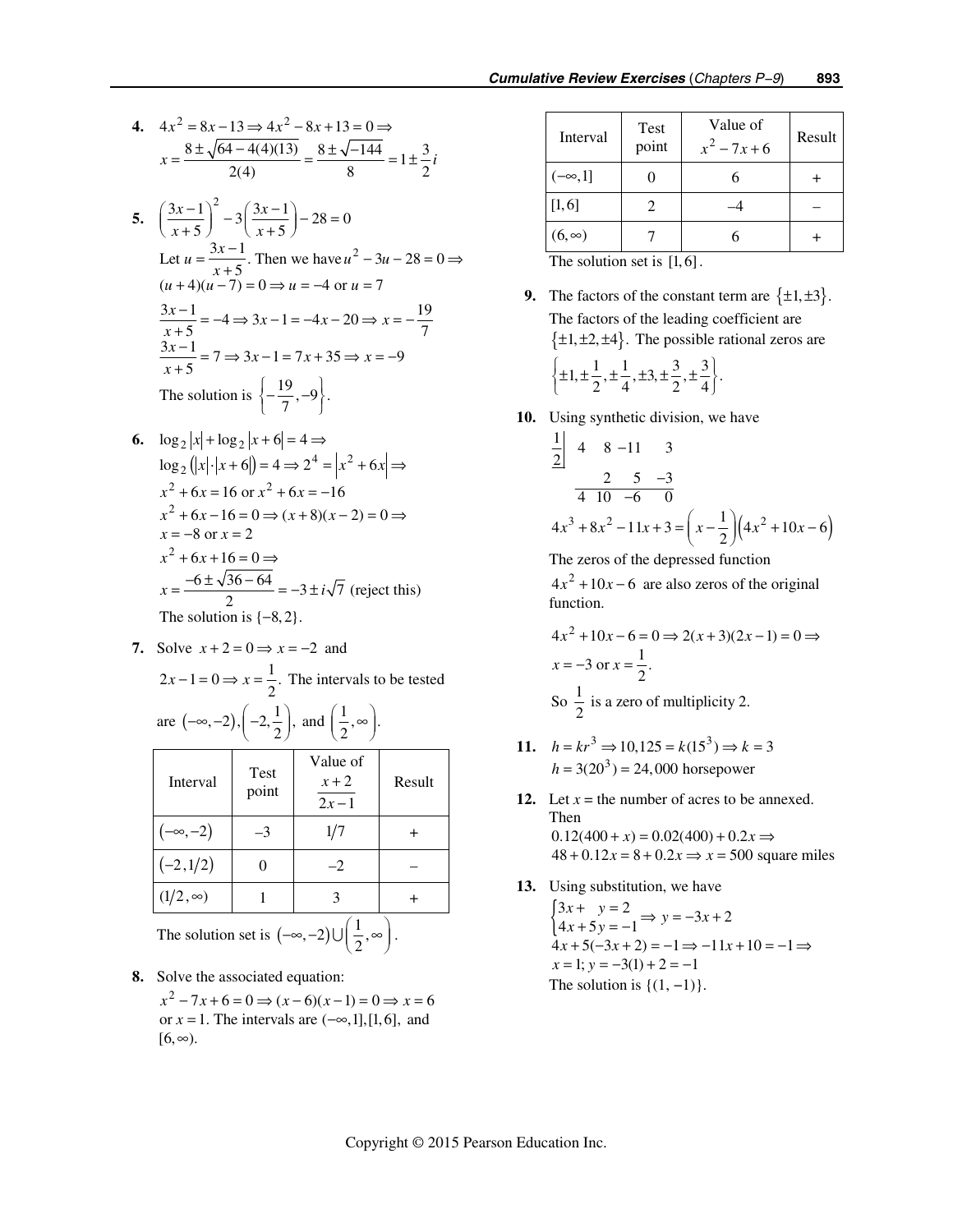**4.** $4x^2 = 8x - 13 \Rightarrow 4x^2 - 8x + 13 = 0 \Rightarrow$
$x = \dfrac{8 \pm \sqrt{64 - 4(4)(13)}}{2(4)} = \dfrac{8 \pm \sqrt{-144}}{8} = 1 \pm \dfrac{3}{2}i$

**5.** $\left(\dfrac{3x-1}{x+5}\right)^2 - 3\left(\dfrac{3x-1}{x+5}\right) - 28 = 0$

Let $u = \dfrac{3x-1}{x+5}$. Then we have $u^2 - 3u - 28 = 0 \Rightarrow$
$(u+4)(u-7) = 0 \Rightarrow u = -4$ or $u = 7$

$\dfrac{3x-1}{x+5} = -4 \Rightarrow 3x - 1 = -4x - 20 \Rightarrow x = -\dfrac{19}{7}$

$\dfrac{3x-1}{x+5} = 7 \Rightarrow 3x - 1 = 7x + 35 \Rightarrow x = -9$

The solution is $\left\{-\dfrac{19}{7}, -9\right\}$.

**6.** $\log_2 |x| + \log_2 |x+6| = 4 \Rightarrow$
$\log_2 (|x| \cdot |x+6|) = 4 \Rightarrow 2^4 = |x^2 + 6x| \Rightarrow$
$x^2 + 6x = 16$ or $x^2 + 6x = -16$
$x^2 + 6x - 16 = 0 \Rightarrow (x+8)(x-2) = 0 \Rightarrow$
$x = -8$ or $x = 2$
$x^2 + 6x + 16 = 0 \Rightarrow$
$x = \dfrac{-6 \pm \sqrt{36 - 64}}{2} = -3 \pm i\sqrt{7}$ (reject this)
The solution is $\{-8, 2\}$.

**7.** Solve $x + 2 = 0 \Rightarrow x = -2$ and
$2x - 1 = 0 \Rightarrow x = \dfrac{1}{2}$. The intervals to be tested are $(-\infty, -2), \left(-2, \dfrac{1}{2}\right)$, and $\left(\dfrac{1}{2}, \infty\right)$.

| Interval | Test point | Value of $\dfrac{x+2}{2x-1}$ | Result |
|---|---|---|---|
| $(-\infty, -2)$ | $-3$ | $1/7$ | + |
| $(-2, 1/2)$ | 0 | $-2$ | – |
| $(1/2, \infty)$ | 1 | 3 | + |

The solution set is $(-\infty, -2) \cup \left(\dfrac{1}{2}, \infty\right)$.

**8.** Solve the associated equation:
$x^2 - 7x + 6 = 0 \Rightarrow (x-6)(x-1) = 0 \Rightarrow x = 6$ or $x = 1$. The intervals are $(-\infty, 1], [1, 6]$, and $[6, \infty)$.

| Interval | Test point | Value of $x^2 - 7x + 6$ | Result |
|---|---|---|---|
| $(-\infty, 1]$ | 0 | 6 | + |
| $[1, 6]$ | 2 | $-4$ | – |
| $(6, \infty)$ | 7 | 6 | + |

The solution set is $[1, 6]$.

**9.** The factors of the constant term are $\{\pm 1, \pm 3\}$. The factors of the leading coefficient are $\{\pm 1, \pm 2, \pm 4\}$. The possible rational zeros are $\left\{\pm 1, \pm \dfrac{1}{2}, \pm \dfrac{1}{4}, \pm 3, \pm \dfrac{3}{2}, \pm \dfrac{3}{4}\right\}$.

**10.** Using synthetic division, we have

$$\begin{array}{r|rrrr} \frac{1}{2} & 4 & 8 & -11 & 3 \\ & & 2 & 5 & -3 \\ \hline & 4 & 10 & -6 & 0 \end{array}$$

$4x^3 + 8x^2 - 11x + 3 = \left(x - \dfrac{1}{2}\right)\left(4x^2 + 10x - 6\right)$

The zeros of the depressed function $4x^2 + 10x - 6$ are also zeros of the original function.

$4x^2 + 10x - 6 = 0 \Rightarrow 2(x+3)(2x-1) = 0 \Rightarrow$
$x = -3$ or $x = \dfrac{1}{2}$.

So $\dfrac{1}{2}$ is a zero of multiplicity 2.

**11.** $h = kr^3 \Rightarrow 10{,}125 = k(15^3) \Rightarrow k = 3$
$h = 3(20^3) = 24{,}000$ horsepower

**12.** Let $x$ = the number of acres to be annexed. Then
$0.12(400 + x) = 0.02(400) + 0.2x \Rightarrow$
$48 + 0.12x = 8 + 0.2x \Rightarrow x = 500$ square miles

**13.** Using substitution, we have
$\begin{cases} 3x + \phantom{5}y = 2 \\ 4x + 5y = -1 \end{cases} \Rightarrow y = -3x + 2$
$4x + 5(-3x + 2) = -1 \Rightarrow -11x + 10 = -1 \Rightarrow$
$x = 1; y = -3(1) + 2 = -1$
The solution is $\{(1, -1)\}$.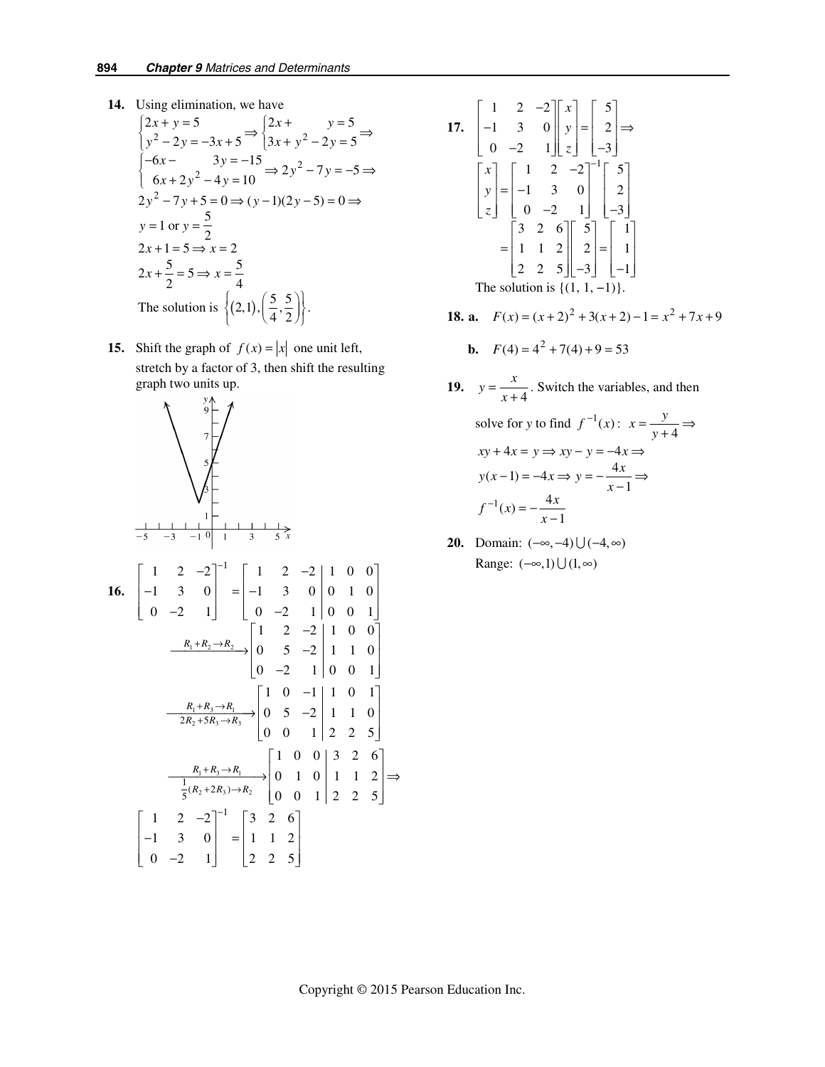**14.** Using elimination, we have

$$\begin{cases} 2x + y = 5 \\ y^2 - 2y = -3x + 5 \end{cases} \Rightarrow \begin{cases} 2x + \quad\quad y = 5 \\ 3x + y^2 - 2y = 5 \end{cases} \Rightarrow$$

$$\begin{cases} -6x - \quad\quad 3y = -15 \\ 6x + 2y^2 - 4y = 10 \end{cases} \Rightarrow 2y^2 - 7y = -5 \Rightarrow$$

$$2y^2 - 7y + 5 = 0 \Rightarrow (y-1)(2y-5) = 0 \Rightarrow$$

$$y = 1 \text{ or } y = \frac{5}{2}$$

$$2x + 1 = 5 \Rightarrow x = 2$$

$$2x + \frac{5}{2} = 5 \Rightarrow x = \frac{5}{4}$$

The solution is $\left\{(2,1), \left(\frac{5}{4}, \frac{5}{2}\right)\right\}$.

**15.** Shift the graph of $f(x) = |x|$ one unit left, stretch by a factor of 3, then shift the resulting graph two units up.

y
9
7
5
3
1
−5 −3 −1 0 1 3 5 x

**16.**

$$\begin{bmatrix} 1 & 2 & -2 \\ -1 & 3 & 0 \\ 0 & -2 & 1 \end{bmatrix}^{-1} = \left[\begin{array}{rrr|rrr} 1 & 2 & -2 & 1 & 0 & 0 \\ -1 & 3 & 0 & 0 & 1 & 0 \\ 0 & -2 & 1 & 0 & 0 & 1 \end{array}\right]$$

$$\xrightarrow{R_1 + R_2 \to R_2} \left[\begin{array}{rrr|rrr} 1 & 2 & -2 & 1 & 0 & 0 \\ 0 & 5 & -2 & 1 & 1 & 0 \\ 0 & -2 & 1 & 0 & 0 & 1 \end{array}\right]$$

$$\xrightarrow[2R_2 + 5R_3 \to R_3]{R_1 + R_3 \to R_1} \left[\begin{array}{rrr|rrr} 1 & 0 & -1 & 1 & 0 & 1 \\ 0 & 5 & -2 & 1 & 1 & 0 \\ 0 & 0 & 1 & 2 & 2 & 5 \end{array}\right]$$

$$\xrightarrow[\frac{1}{5}(R_2 + 2R_3) \to R_2]{R_1 + R_3 \to R_1} \left[\begin{array}{rrr|rrr} 1 & 0 & 0 & 3 & 2 & 6 \\ 0 & 1 & 0 & 1 & 1 & 2 \\ 0 & 0 & 1 & 2 & 2 & 5 \end{array}\right] \Rightarrow$$

$$\begin{bmatrix} 1 & 2 & -2 \\ -1 & 3 & 0 \\ 0 & -2 & 1 \end{bmatrix}^{-1} = \begin{bmatrix} 3 & 2 & 6 \\ 1 & 1 & 2 \\ 2 & 2 & 5 \end{bmatrix}$$

**17.**

$$\begin{bmatrix} 1 & 2 & -2 \\ -1 & 3 & 0 \\ 0 & -2 & 1 \end{bmatrix} \begin{bmatrix} x \\ y \\ z \end{bmatrix} = \begin{bmatrix} 5 \\ 2 \\ -3 \end{bmatrix} \Rightarrow$$

$$\begin{bmatrix} x \\ y \\ z \end{bmatrix} = \begin{bmatrix} 1 & 2 & -2 \\ -1 & 3 & 0 \\ 0 & -2 & 1 \end{bmatrix}^{-1} \begin{bmatrix} 5 \\ 2 \\ -3 \end{bmatrix}$$

$$= \begin{bmatrix} 3 & 2 & 6 \\ 1 & 1 & 2 \\ 2 & 2 & 5 \end{bmatrix} \begin{bmatrix} 5 \\ 2 \\ -3 \end{bmatrix} = \begin{bmatrix} 1 \\ 1 \\ -1 \end{bmatrix}$$

The solution is $\{(1, 1, -1)\}$.

**18. a.** $F(x) = (x+2)^2 + 3(x+2) - 1 = x^2 + 7x + 9$

**b.** $F(4) = 4^2 + 7(4) + 9 = 53$

**19.** $y = \dfrac{x}{x+4}$. Switch the variables, and then solve for $y$ to find $f^{-1}(x)$: $x = \dfrac{y}{y+4} \Rightarrow$

$$xy + 4x = y \Rightarrow xy - y = -4x \Rightarrow$$

$$y(x-1) = -4x \Rightarrow y = -\frac{4x}{x-1} \Rightarrow$$

$$f^{-1}(x) = -\frac{4x}{x-1}$$

**20.** Domain: $(-\infty, -4) \cup (-4, \infty)$

Range: $(-\infty, 1) \cup (1, \infty)$